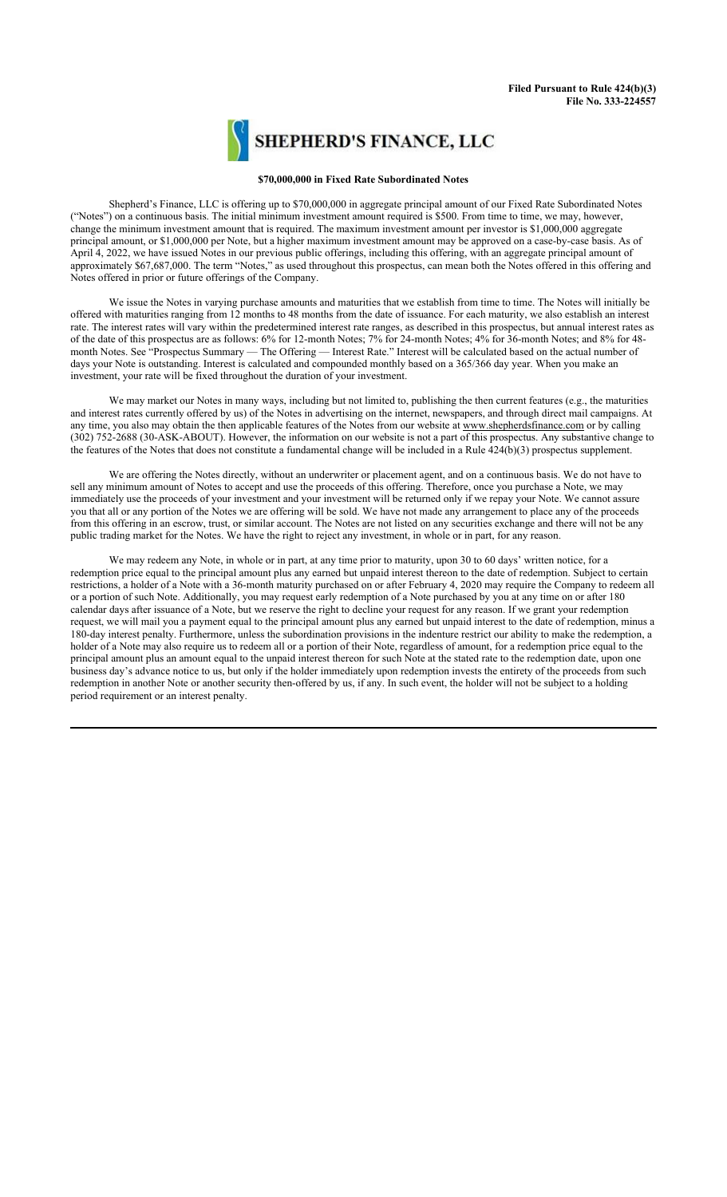**Filed Pursuant to Rule 424(b)(3)**
**File No. 333-224557**

# SHEPHERD'S FINANCE, LLC

**$70,000,000 in Fixed Rate Subordinated Notes**

Shepherd's Finance, LLC is offering up to $70,000,000 in aggregate principal amount of our Fixed Rate Subordinated Notes ("Notes") on a continuous basis. The initial minimum investment amount required is $500. From time to time, we may, however, change the minimum investment amount that is required. The maximum investment amount per investor is $1,000,000 aggregate principal amount, or $1,000,000 per Note, but a higher maximum investment amount may be approved on a case-by-case basis. As of April 4, 2022, we have issued Notes in our previous public offerings, including this offering, with an aggregate principal amount of approximately $67,687,000. The term "Notes," as used throughout this prospectus, can mean both the Notes offered in this offering and Notes offered in prior or future offerings of the Company.

We issue the Notes in varying purchase amounts and maturities that we establish from time to time. The Notes will initially be offered with maturities ranging from 12 months to 48 months from the date of issuance. For each maturity, we also establish an interest rate. The interest rates will vary within the predetermined interest rate ranges, as described in this prospectus, but annual interest rates as of the date of this prospectus are as follows: 6% for 12-month Notes; 7% for 24-month Notes; 4% for 36-month Notes; and 8% for 48-month Notes. See "Prospectus Summary — The Offering — Interest Rate." Interest will be calculated based on the actual number of days your Note is outstanding. Interest is calculated and compounded monthly based on a 365/366 day year. When you make an investment, your rate will be fixed throughout the duration of your investment.

We may market our Notes in many ways, including but not limited to, publishing the then current features (e.g., the maturities and interest rates currently offered by us) of the Notes in advertising on the internet, newspapers, and through direct mail campaigns. At any time, you also may obtain the then applicable features of the Notes from our website at www.shepherdsfinance.com or by calling (302) 752-2688 (30-ASK-ABOUT). However, the information on our website is not a part of this prospectus. Any substantive change to the features of the Notes that does not constitute a fundamental change will be included in a Rule 424(b)(3) prospectus supplement.

We are offering the Notes directly, without an underwriter or placement agent, and on a continuous basis. We do not have to sell any minimum amount of Notes to accept and use the proceeds of this offering. Therefore, once you purchase a Note, we may immediately use the proceeds of your investment and your investment will be returned only if we repay your Note. We cannot assure you that all or any portion of the Notes we are offering will be sold. We have not made any arrangement to place any of the proceeds from this offering in an escrow, trust, or similar account. The Notes are not listed on any securities exchange and there will not be any public trading market for the Notes. We have the right to reject any investment, in whole or in part, for any reason.

We may redeem any Note, in whole or in part, at any time prior to maturity, upon 30 to 60 days' written notice, for a redemption price equal to the principal amount plus any earned but unpaid interest thereon to the date of redemption. Subject to certain restrictions, a holder of a Note with a 36-month maturity purchased on or after February 4, 2020 may require the Company to redeem all or a portion of such Note. Additionally, you may request early redemption of a Note purchased by you at any time on or after 180 calendar days after issuance of a Note, but we reserve the right to decline your request for any reason. If we grant your redemption request, we will mail you a payment equal to the principal amount plus any earned but unpaid interest to the date of redemption, minus a 180-day interest penalty. Furthermore, unless the subordination provisions in the indenture restrict our ability to make the redemption, a holder of a Note may also require us to redeem all or a portion of their Note, regardless of amount, for a redemption price equal to the principal amount plus an amount equal to the unpaid interest thereon for such Note at the stated rate to the redemption date, upon one business day's advance notice to us, but only if the holder immediately upon redemption invests the entirety of the proceeds from such redemption in another Note or another security then-offered by us, if any. In such event, the holder will not be subject to a holding period requirement or an interest penalty.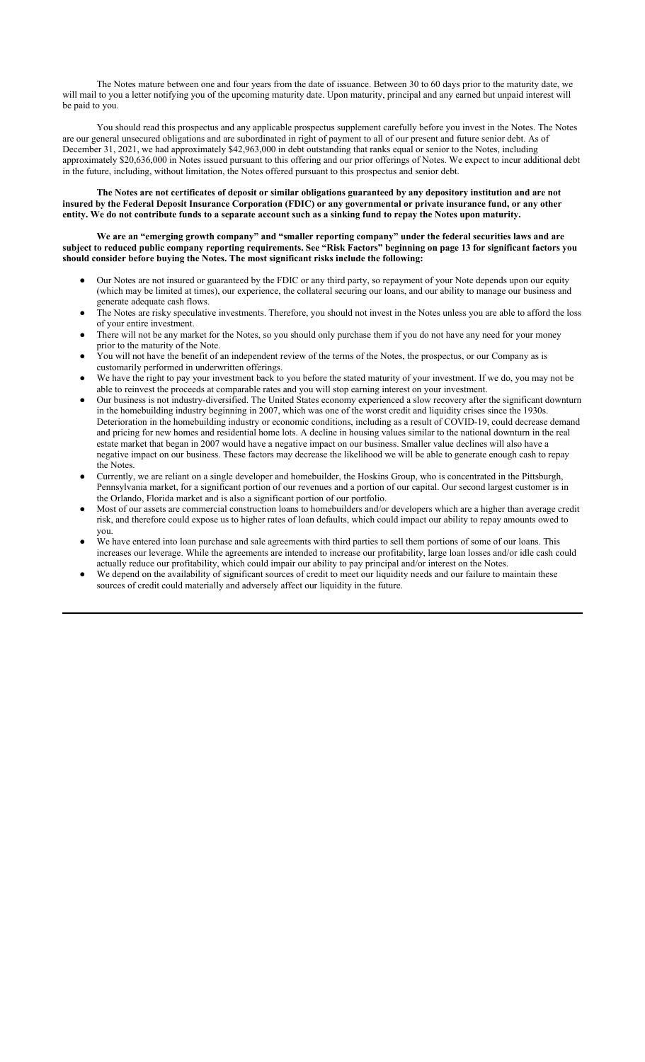The Notes mature between one and four years from the date of issuance. Between 30 to 60 days prior to the maturity date, we will mail to you a letter notifying you of the upcoming maturity date. Upon maturity, principal and any earned but unpaid interest will be paid to you.

You should read this prospectus and any applicable prospectus supplement carefully before you invest in the Notes. The Notes are our general unsecured obligations and are subordinated in right of payment to all of our present and future senior debt. As of December 31, 2021, we had approximately $42,963,000 in debt outstanding that ranks equal or senior to the Notes, including approximately $20,636,000 in Notes issued pursuant to this offering and our prior offerings of Notes. We expect to incur additional debt in the future, including, without limitation, the Notes offered pursuant to this prospectus and senior debt.

**The Notes are not certificates of deposit or similar obligations guaranteed by any depository institution and are not insured by the Federal Deposit Insurance Corporation (FDIC) or any governmental or private insurance fund, or any other entity. We do not contribute funds to a separate account such as a sinking fund to repay the Notes upon maturity.**

**We are an "emerging growth company" and "smaller reporting company" under the federal securities laws and are subject to reduced public company reporting requirements. See "Risk Factors" beginning on page 13 for significant factors you should consider before buying the Notes. The most significant risks include the following:**

- Our Notes are not insured or guaranteed by the FDIC or any third party, so repayment of your Note depends upon our equity (which may be limited at times), our experience, the collateral securing our loans, and our ability to manage our business and generate adequate cash flows.
- The Notes are risky speculative investments. Therefore, you should not invest in the Notes unless you are able to afford the loss of your entire investment.
- There will not be any market for the Notes, so you should only purchase them if you do not have any need for your money prior to the maturity of the Note.
- You will not have the benefit of an independent review of the terms of the Notes, the prospectus, or our Company as is customarily performed in underwritten offerings.
- We have the right to pay your investment back to you before the stated maturity of your investment. If we do, you may not be able to reinvest the proceeds at comparable rates and you will stop earning interest on your investment.
- Our business is not industry-diversified. The United States economy experienced a slow recovery after the significant downturn in the homebuilding industry beginning in 2007, which was one of the worst credit and liquidity crises since the 1930s. Deterioration in the homebuilding industry or economic conditions, including as a result of COVID-19, could decrease demand and pricing for new homes and residential home lots. A decline in housing values similar to the national downturn in the real estate market that began in 2007 would have a negative impact on our business. Smaller value declines will also have a negative impact on our business. These factors may decrease the likelihood we will be able to generate enough cash to repay the Notes.
- Currently, we are reliant on a single developer and homebuilder, the Hoskins Group, who is concentrated in the Pittsburgh, Pennsylvania market, for a significant portion of our revenues and a portion of our capital. Our second largest customer is in the Orlando, Florida market and is also a significant portion of our portfolio.
- Most of our assets are commercial construction loans to homebuilders and/or developers which are a higher than average credit risk, and therefore could expose us to higher rates of loan defaults, which could impact our ability to repay amounts owed to you.
- We have entered into loan purchase and sale agreements with third parties to sell them portions of some of our loans. This increases our leverage. While the agreements are intended to increase our profitability, large loan losses and/or idle cash could actually reduce our profitability, which could impair our ability to pay principal and/or interest on the Notes.
- We depend on the availability of significant sources of credit to meet our liquidity needs and our failure to maintain these sources of credit could materially and adversely affect our liquidity in the future.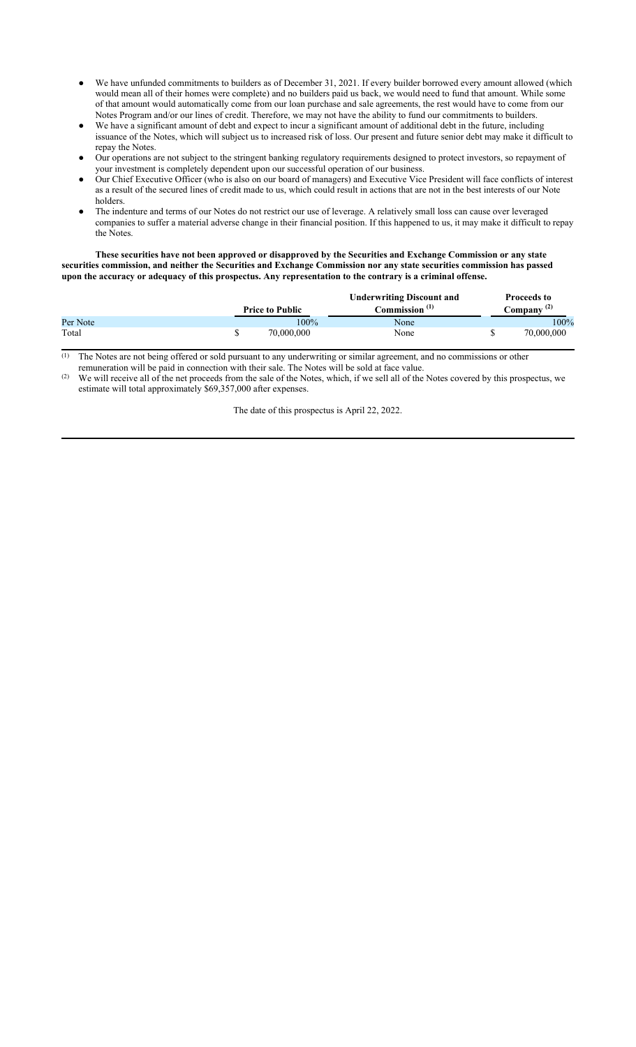- We have unfunded commitments to builders as of December 31, 2021. If every builder borrowed every amount allowed (which would mean all of their homes were complete) and no builders paid us back, we would need to fund that amount. While some of that amount would automatically come from our loan purchase and sale agreements, the rest would have to come from our Notes Program and/or our lines of credit. Therefore, we may not have the ability to fund our commitments to builders.
- We have a significant amount of debt and expect to incur a significant amount of additional debt in the future, including issuance of the Notes, which will subject us to increased risk of loss. Our present and future senior debt may make it difficult to repay the Notes.
- Our operations are not subject to the stringent banking regulatory requirements designed to protect investors, so repayment of your investment is completely dependent upon our successful operation of our business.
- Our Chief Executive Officer (who is also on our board of managers) and Executive Vice President will face conflicts of interest as a result of the secured lines of credit made to us, which could result in actions that are not in the best interests of our Note holders.
- The indenture and terms of our Notes do not restrict our use of leverage. A relatively small loss can cause over leveraged companies to suffer a material adverse change in their financial position. If this happened to us, it may make it difficult to repay the Notes.

**These securities have not been approved or disapproved by the Securities and Exchange Commission or any state securities commission, and neither the Securities and Exchange Commission nor any state securities commission has passed upon the accuracy or adequacy of this prospectus. Any representation to the contrary is a criminal offense.**

| | Price to Public | Underwriting Discount and Commission [(1)] | Proceeds to Company [(2)] |
|---|---|---|---|
| Per Note | 100% | None | 100% |
| Total | $ 70,000,000 | None | $ 70,000,000 |

(1) The Notes are not being offered or sold pursuant to any underwriting or similar agreement, and no commissions or other remuneration will be paid in connection with their sale. The Notes will be sold at face value.

(2) We will receive all of the net proceeds from the sale of the Notes, which, if we sell all of the Notes covered by this prospectus, we estimate will total approximately $69,357,000 after expenses.

The date of this prospectus is April 22, 2022.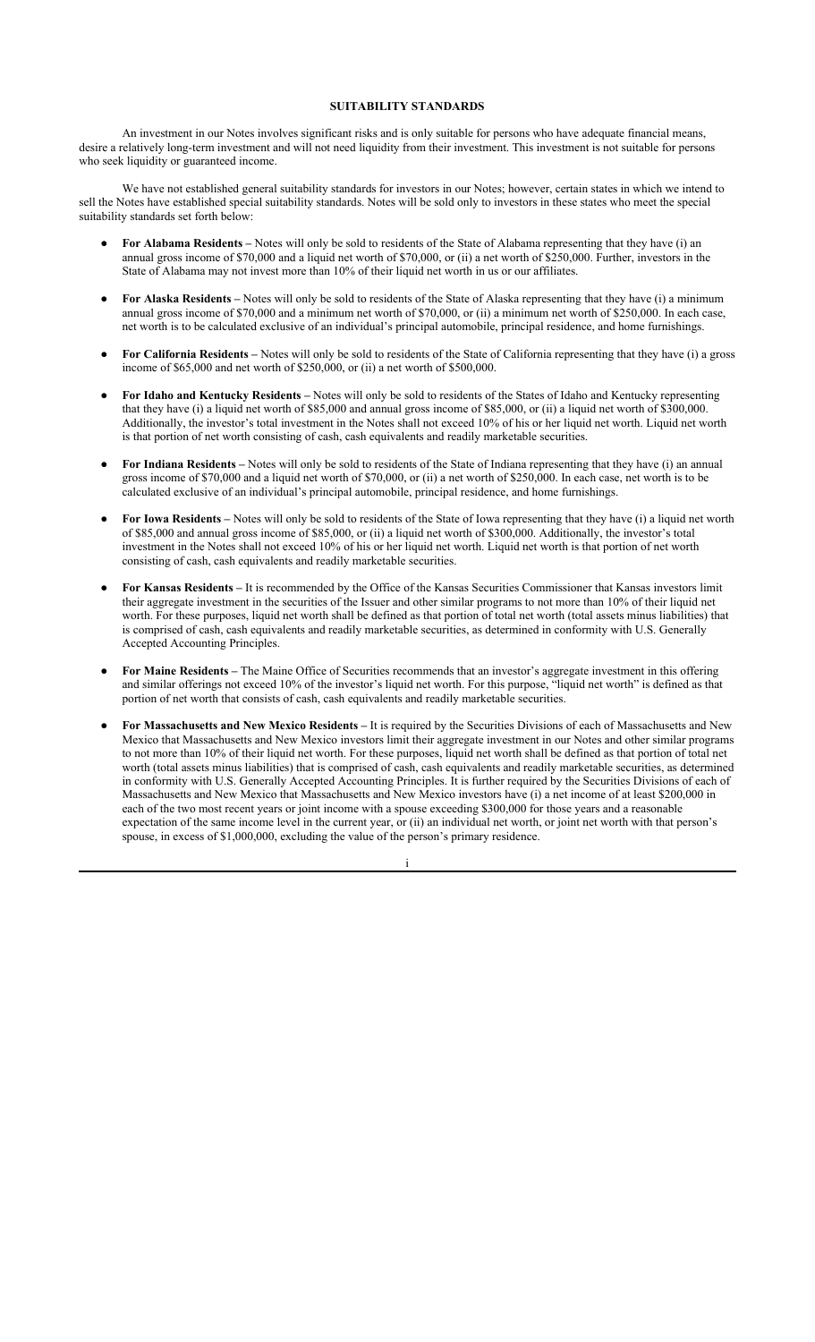## SUITABILITY STANDARDS

An investment in our Notes involves significant risks and is only suitable for persons who have adequate financial means, desire a relatively long-term investment and will not need liquidity from their investment. This investment is not suitable for persons who seek liquidity or guaranteed income.

We have not established general suitability standards for investors in our Notes; however, certain states in which we intend to sell the Notes have established special suitability standards. Notes will be sold only to investors in these states who meet the special suitability standards set forth below:

- **For Alabama Residents –** Notes will only be sold to residents of the State of Alabama representing that they have (i) an annual gross income of $70,000 and a liquid net worth of $70,000, or (ii) a net worth of $250,000. Further, investors in the State of Alabama may not invest more than 10% of their liquid net worth in us or our affiliates.
- **For Alaska Residents –** Notes will only be sold to residents of the State of Alaska representing that they have (i) a minimum annual gross income of $70,000 and a minimum net worth of $70,000, or (ii) a minimum net worth of $250,000. In each case, net worth is to be calculated exclusive of an individual's principal automobile, principal residence, and home furnishings.
- **For California Residents –** Notes will only be sold to residents of the State of California representing that they have (i) a gross income of $65,000 and net worth of $250,000, or (ii) a net worth of $500,000.
- **For Idaho and Kentucky Residents –** Notes will only be sold to residents of the States of Idaho and Kentucky representing that they have (i) a liquid net worth of $85,000 and annual gross income of $85,000, or (ii) a liquid net worth of $300,000. Additionally, the investor's total investment in the Notes shall not exceed 10% of his or her liquid net worth. Liquid net worth is that portion of net worth consisting of cash, cash equivalents and readily marketable securities.
- **For Indiana Residents –** Notes will only be sold to residents of the State of Indiana representing that they have (i) an annual gross income of $70,000 and a liquid net worth of $70,000, or (ii) a net worth of $250,000. In each case, net worth is to be calculated exclusive of an individual's principal automobile, principal residence, and home furnishings.
- **For Iowa Residents –** Notes will only be sold to residents of the State of Iowa representing that they have (i) a liquid net worth of $85,000 and annual gross income of $85,000, or (ii) a liquid net worth of $300,000. Additionally, the investor's total investment in the Notes shall not exceed 10% of his or her liquid net worth. Liquid net worth is that portion of net worth consisting of cash, cash equivalents and readily marketable securities.
- **For Kansas Residents –** It is recommended by the Office of the Kansas Securities Commissioner that Kansas investors limit their aggregate investment in the securities of the Issuer and other similar programs to not more than 10% of their liquid net worth. For these purposes, liquid net worth shall be defined as that portion of total net worth (total assets minus liabilities) that is comprised of cash, cash equivalents and readily marketable securities, as determined in conformity with U.S. Generally Accepted Accounting Principles.
- **For Maine Residents –** The Maine Office of Securities recommends that an investor's aggregate investment in this offering and similar offerings not exceed 10% of the investor's liquid net worth. For this purpose, "liquid net worth" is defined as that portion of net worth that consists of cash, cash equivalents and readily marketable securities.
- **For Massachusetts and New Mexico Residents –** It is required by the Securities Divisions of each of Massachusetts and New Mexico that Massachusetts and New Mexico investors limit their aggregate investment in our Notes and other similar programs to not more than 10% of their liquid net worth. For these purposes, liquid net worth shall be defined as that portion of total net worth (total assets minus liabilities) that is comprised of cash, cash equivalents and readily marketable securities, as determined in conformity with U.S. Generally Accepted Accounting Principles. It is further required by the Securities Divisions of each of Massachusetts and New Mexico that Massachusetts and New Mexico investors have (i) a net income of at least $200,000 in each of the two most recent years or joint income with a spouse exceeding $300,000 for those years and a reasonable expectation of the same income level in the current year, or (ii) an individual net worth, or joint net worth with that person's spouse, in excess of $1,000,000, excluding the value of the person's primary residence.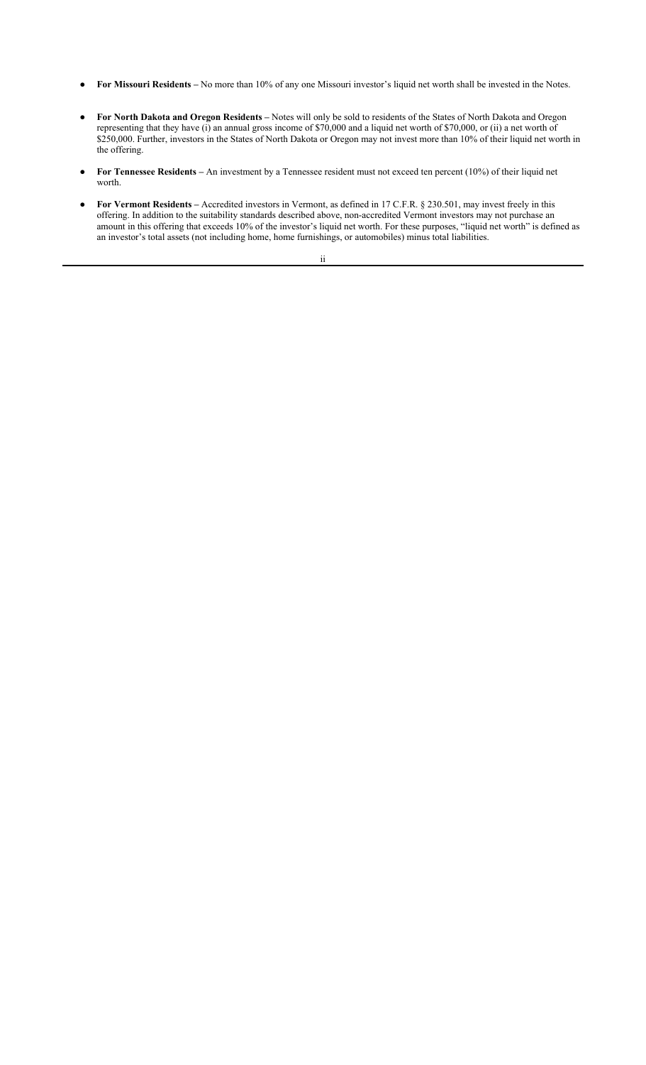- **For Missouri Residents –** No more than 10% of any one Missouri investor's liquid net worth shall be invested in the Notes.

- **For North Dakota and Oregon Residents –** Notes will only be sold to residents of the States of North Dakota and Oregon representing that they have (i) an annual gross income of $70,000 and a liquid net worth of $70,000, or (ii) a net worth of $250,000. Further, investors in the States of North Dakota or Oregon may not invest more than 10% of their liquid net worth in the offering.

- **For Tennessee Residents –** An investment by a Tennessee resident must not exceed ten percent (10%) of their liquid net worth.

- **For Vermont Residents –** Accredited investors in Vermont, as defined in 17 C.F.R. § 230.501, may invest freely in this offering. In addition to the suitability standards described above, non-accredited Vermont investors may not purchase an amount in this offering that exceeds 10% of the investor's liquid net worth. For these purposes, "liquid net worth" is defined as an investor's total assets (not including home, home furnishings, or automobiles) minus total liabilities.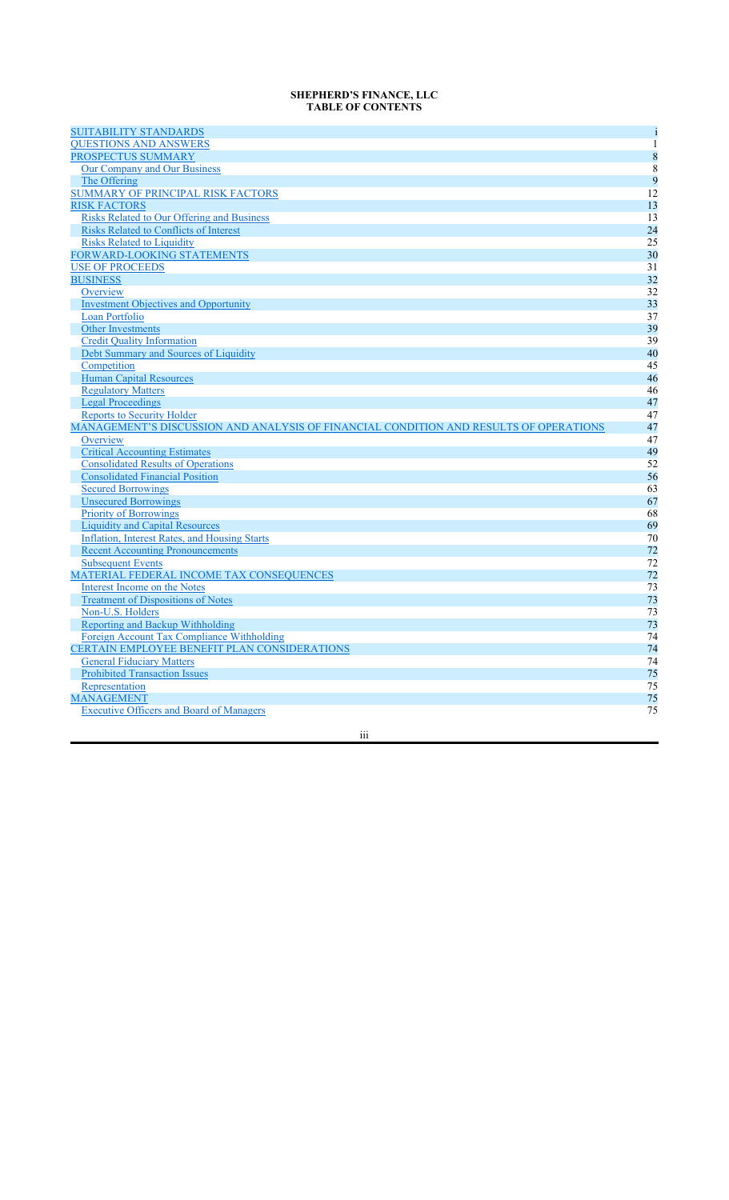**SHEPHERD'S FINANCE, LLC**
**TABLE OF CONTENTS**

| | |
|---|---|
| SUITABILITY STANDARDS | i |
| QUESTIONS AND ANSWERS | 1 |
| PROSPECTUS SUMMARY | 8 |
| Our Company and Our Business | 8 |
| The Offering | 9 |
| SUMMARY OF PRINCIPAL RISK FACTORS | 12 |
| RISK FACTORS | 13 |
| Risks Related to Our Offering and Business | 13 |
| Risks Related to Conflicts of Interest | 24 |
| Risks Related to Liquidity | 25 |
| FORWARD-LOOKING STATEMENTS | 30 |
| USE OF PROCEEDS | 31 |
| BUSINESS | 32 |
| Overview | 32 |
| Investment Objectives and Opportunity | 33 |
| Loan Portfolio | 37 |
| Other Investments | 39 |
| Credit Quality Information | 39 |
| Debt Summary and Sources of Liquidity | 40 |
| Competition | 45 |
| Human Capital Resources | 46 |
| Regulatory Matters | 46 |
| Legal Proceedings | 47 |
| Reports to Security Holder | 47 |
| MANAGEMENT'S DISCUSSION AND ANALYSIS OF FINANCIAL CONDITION AND RESULTS OF OPERATIONS | 47 |
| Overview | 47 |
| Critical Accounting Estimates | 49 |
| Consolidated Results of Operations | 52 |
| Consolidated Financial Position | 56 |
| Secured Borrowings | 63 |
| Unsecured Borrowings | 67 |
| Priority of Borrowings | 68 |
| Liquidity and Capital Resources | 69 |
| Inflation, Interest Rates, and Housing Starts | 70 |
| Recent Accounting Pronouncements | 72 |
| Subsequent Events | 72 |
| MATERIAL FEDERAL INCOME TAX CONSEQUENCES | 72 |
| Interest Income on the Notes | 73 |
| Treatment of Dispositions of Notes | 73 |
| Non-U.S. Holders | 73 |
| Reporting and Backup Withholding | 73 |
| Foreign Account Tax Compliance Withholding | 74 |
| CERTAIN EMPLOYEE BENEFIT PLAN CONSIDERATIONS | 74 |
| General Fiduciary Matters | 74 |
| Prohibited Transaction Issues | 75 |
| Representation | 75 |
| MANAGEMENT | 75 |
| Executive Officers and Board of Managers | 75 |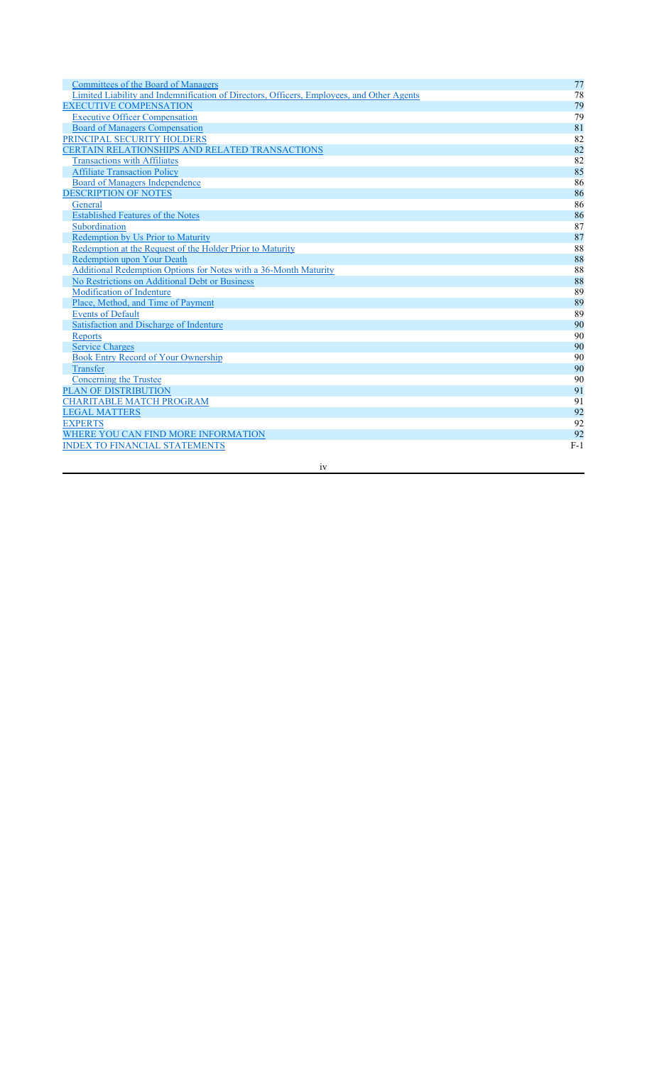| | |
|---|---|
| Committees of the Board of Managers | 77 |
| Limited Liability and Indemnification of Directors, Officers, Employees, and Other Agents | 78 |
| EXECUTIVE COMPENSATION | 79 |
| Executive Officer Compensation | 79 |
| Board of Managers Compensation | 81 |
| PRINCIPAL SECURITY HOLDERS | 82 |
| CERTAIN RELATIONSHIPS AND RELATED TRANSACTIONS | 82 |
| Transactions with Affiliates | 82 |
| Affiliate Transaction Policy | 85 |
| Board of Managers Independence | 86 |
| DESCRIPTION OF NOTES | 86 |
| General | 86 |
| Established Features of the Notes | 86 |
| Subordination | 87 |
| Redemption by Us Prior to Maturity | 87 |
| Redemption at the Request of the Holder Prior to Maturity | 88 |
| Redemption upon Your Death | 88 |
| Additional Redemption Options for Notes with a 36-Month Maturity | 88 |
| No Restrictions on Additional Debt or Business | 88 |
| Modification of Indenture | 89 |
| Place, Method, and Time of Payment | 89 |
| Events of Default | 89 |
| Satisfaction and Discharge of Indenture | 90 |
| Reports | 90 |
| Service Charges | 90 |
| Book Entry Record of Your Ownership | 90 |
| Transfer | 90 |
| Concerning the Trustee | 90 |
| PLAN OF DISTRIBUTION | 91 |
| CHARITABLE MATCH PROGRAM | 91 |
| LEGAL MATTERS | 92 |
| EXPERTS | 92 |
| WHERE YOU CAN FIND MORE INFORMATION | 92 |
| INDEX TO FINANCIAL STATEMENTS | F-1 |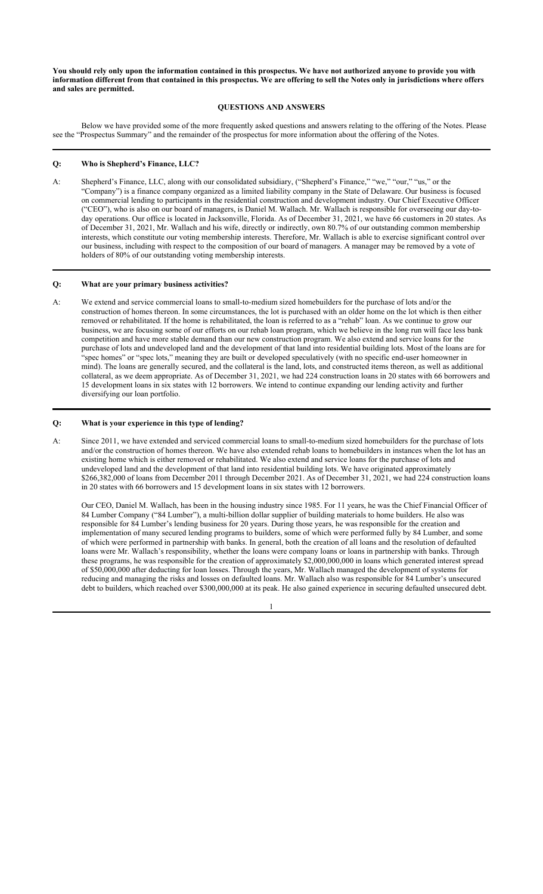**You should rely only upon the information contained in this prospectus. We have not authorized anyone to provide you with information different from that contained in this prospectus. We are offering to sell the Notes only in jurisdictions where offers and sales are permitted.**

## QUESTIONS AND ANSWERS

Below we have provided some of the more frequently asked questions and answers relating to the offering of the Notes. Please see the "Prospectus Summary" and the remainder of the prospectus for more information about the offering of the Notes.

---

**Q: Who is Shepherd's Finance, LLC?**

A: Shepherd's Finance, LLC, along with our consolidated subsidiary, ("Shepherd's Finance," "we," "our," "us," or the "Company") is a finance company organized as a limited liability company in the State of Delaware. Our business is focused on commercial lending to participants in the residential construction and development industry. Our Chief Executive Officer ("CEO"), who is also on our board of managers, is Daniel M. Wallach. Mr. Wallach is responsible for overseeing our day-to-day operations. Our office is located in Jacksonville, Florida. As of December 31, 2021, we have 66 customers in 20 states. As of December 31, 2021, Mr. Wallach and his wife, directly or indirectly, own 80.7% of our outstanding common membership interests, which constitute our voting membership interests. Therefore, Mr. Wallach is able to exercise significant control over our business, including with respect to the composition of our board of managers. A manager may be removed by a vote of holders of 80% of our outstanding voting membership interests.

---

**Q: What are your primary business activities?**

A: We extend and service commercial loans to small-to-medium sized homebuilders for the purchase of lots and/or the construction of homes thereon. In some circumstances, the lot is purchased with an older home on the lot which is then either removed or rehabilitated. If the home is rehabilitated, the loan is referred to as a "rehab" loan. As we continue to grow our business, we are focusing some of our efforts on our rehab loan program, which we believe in the long run will face less bank competition and have more stable demand than our new construction program. We also extend and service loans for the purchase of lots and undeveloped land and the development of that land into residential building lots. Most of the loans are for "spec homes" or "spec lots," meaning they are built or developed speculatively (with no specific end-user homeowner in mind). The loans are generally secured, and the collateral is the land, lots, and constructed items thereon, as well as additional collateral, as we deem appropriate. As of December 31, 2021, we had 224 construction loans in 20 states with 66 borrowers and 15 development loans in six states with 12 borrowers. We intend to continue expanding our lending activity and further diversifying our loan portfolio.

---

**Q: What is your experience in this type of lending?**

A: Since 2011, we have extended and serviced commercial loans to small-to-medium sized homebuilders for the purchase of lots and/or the construction of homes thereon. We have also extended rehab loans to homebuilders in instances when the lot has an existing home which is either removed or rehabilitated. We also extend and service loans for the purchase of lots and undeveloped land and the development of that land into residential building lots. We have originated approximately $266,382,000 of loans from December 2011 through December 2021. As of December 31, 2021, we had 224 construction loans in 20 states with 66 borrowers and 15 development loans in six states with 12 borrowers.

Our CEO, Daniel M. Wallach, has been in the housing industry since 1985. For 11 years, he was the Chief Financial Officer of 84 Lumber Company ("84 Lumber"), a multi-billion dollar supplier of building materials to home builders. He also was responsible for 84 Lumber's lending business for 20 years. During those years, he was responsible for the creation and implementation of many secured lending programs to builders, some of which were performed fully by 84 Lumber, and some of which were performed in partnership with banks. In general, both the creation of all loans and the resolution of defaulted loans were Mr. Wallach's responsibility, whether the loans were company loans or loans in partnership with banks. Through these programs, he was responsible for the creation of approximately $2,000,000,000 in loans which generated interest spread of $50,000,000 after deducting for loan losses. Through the years, Mr. Wallach managed the development of systems for reducing and managing the risks and losses on defaulted loans. Mr. Wallach also was responsible for 84 Lumber's unsecured debt to builders, which reached over $300,000,000 at its peak. He also gained experience in securing defaulted unsecured debt.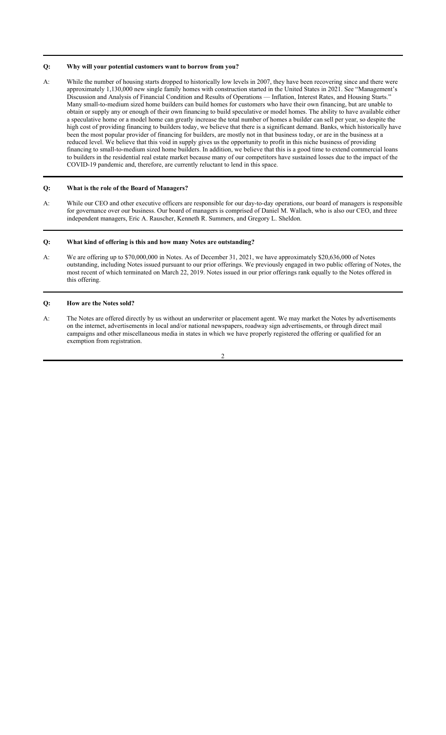**Q: Why will your potential customers want to borrow from you?**

A: While the number of housing starts dropped to historically low levels in 2007, they have been recovering since and there were approximately 1,130,000 new single family homes with construction started in the United States in 2021. See "Management's Discussion and Analysis of Financial Condition and Results of Operations — Inflation, Interest Rates, and Housing Starts." Many small-to-medium sized home builders can build homes for customers who have their own financing, but are unable to obtain or supply any or enough of their own financing to build speculative or model homes. The ability to have available either a speculative home or a model home can greatly increase the total number of homes a builder can sell per year, so despite the high cost of providing financing to builders today, we believe that there is a significant demand. Banks, which historically have been the most popular provider of financing for builders, are mostly not in that business today, or are in the business at a reduced level. We believe that this void in supply gives us the opportunity to profit in this niche business of providing financing to small-to-medium sized home builders. In addition, we believe that this is a good time to extend commercial loans to builders in the residential real estate market because many of our competitors have sustained losses due to the impact of the COVID-19 pandemic and, therefore, are currently reluctant to lend in this space.

**Q: What is the role of the Board of Managers?**

A: While our CEO and other executive officers are responsible for our day-to-day operations, our board of managers is responsible for governance over our business. Our board of managers is comprised of Daniel M. Wallach, who is also our CEO, and three independent managers, Eric A. Rauscher, Kenneth R. Summers, and Gregory L. Sheldon.

**Q: What kind of offering is this and how many Notes are outstanding?**

A: We are offering up to $70,000,000 in Notes. As of December 31, 2021, we have approximately $20,636,000 of Notes outstanding, including Notes issued pursuant to our prior offerings. We previously engaged in two public offering of Notes, the most recent of which terminated on March 22, 2019. Notes issued in our prior offerings rank equally to the Notes offered in this offering.

**Q: How are the Notes sold?**

A: The Notes are offered directly by us without an underwriter or placement agent. We may market the Notes by advertisements on the internet, advertisements in local and/or national newspapers, roadway sign advertisements, or through direct mail campaigns and other miscellaneous media in states in which we have properly registered the offering or qualified for an exemption from registration.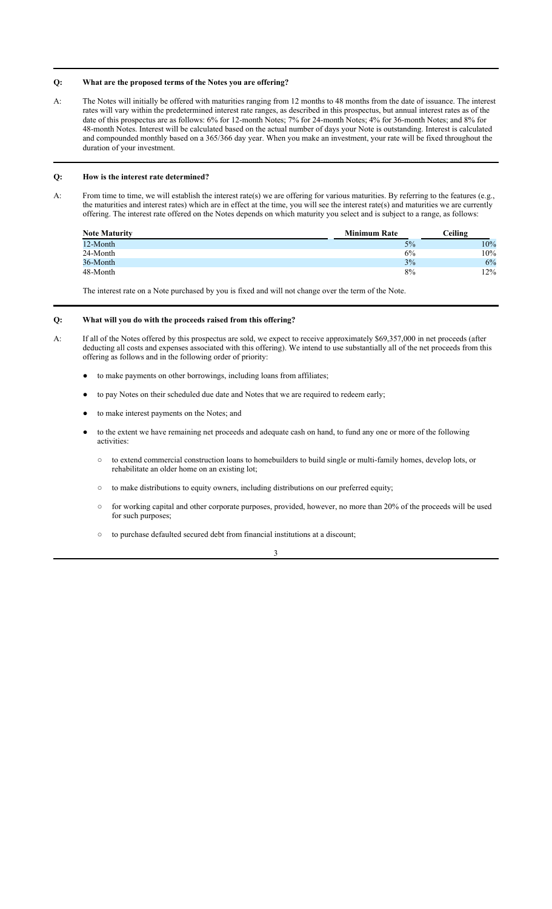**Q: What are the proposed terms of the Notes you are offering?**

A: The Notes will initially be offered with maturities ranging from 12 months to 48 months from the date of issuance. The interest rates will vary within the predetermined interest rate ranges, as described in this prospectus, but annual interest rates as of the date of this prospectus are as follows: 6% for 12-month Notes; 7% for 24-month Notes; 4% for 36-month Notes; and 8% for 48-month Notes. Interest will be calculated based on the actual number of days your Note is outstanding. Interest is calculated and compounded monthly based on a 365/366 day year. When you make an investment, your rate will be fixed throughout the duration of your investment.

**Q: How is the interest rate determined?**

A: From time to time, we will establish the interest rate(s) we are offering for various maturities. By referring to the features (e.g., the maturities and interest rates) which are in effect at the time, you will see the interest rate(s) and maturities we are currently offering. The interest rate offered on the Notes depends on which maturity you select and is subject to a range, as follows:

| Note Maturity | Minimum Rate | Ceiling |
| --- | --- | --- |
| 12-Month | 5% | 10% |
| 24-Month | 6% | 10% |
| 36-Month | 3% | 6% |
| 48-Month | 8% | 12% |

The interest rate on a Note purchased by you is fixed and will not change over the term of the Note.

**Q: What will you do with the proceeds raised from this offering?**

A: If all of the Notes offered by this prospectus are sold, we expect to receive approximately $69,357,000 in net proceeds (after deducting all costs and expenses associated with this offering). We intend to use substantially all of the net proceeds from this offering as follows and in the following order of priority:

- to make payments on other borrowings, including loans from affiliates;
- to pay Notes on their scheduled due date and Notes that we are required to redeem early;
- to make interest payments on the Notes; and
- to the extent we have remaining net proceeds and adequate cash on hand, to fund any one or more of the following activities:
  - to extend commercial construction loans to homebuilders to build single or multi-family homes, develop lots, or rehabilitate an older home on an existing lot;
  - to make distributions to equity owners, including distributions on our preferred equity;
  - for working capital and other corporate purposes, provided, however, no more than 20% of the proceeds will be used for such purposes;
  - to purchase defaulted secured debt from financial institutions at a discount;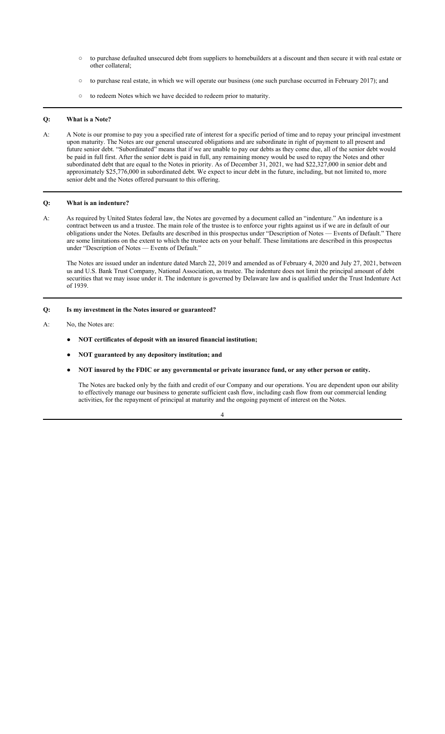- to purchase defaulted unsecured debt from suppliers to homebuilders at a discount and then secure it with real estate or other collateral;
- to purchase real estate, in which we will operate our business (one such purchase occurred in February 2017); and
- to redeem Notes which we have decided to redeem prior to maturity.

---

**Q: What is a Note?**

A: A Note is our promise to pay you a specified rate of interest for a specific period of time and to repay your principal investment upon maturity. The Notes are our general unsecured obligations and are subordinate in right of payment to all present and future senior debt. "Subordinated" means that if we are unable to pay our debts as they come due, all of the senior debt would be paid in full first. After the senior debt is paid in full, any remaining money would be used to repay the Notes and other subordinated debt that are equal to the Notes in priority. As of December 31, 2021, we had $22,327,000 in senior debt and approximately $25,776,000 in subordinated debt. We expect to incur debt in the future, including, but not limited to, more senior debt and the Notes offered pursuant to this offering.

---

**Q: What is an indenture?**

A: As required by United States federal law, the Notes are governed by a document called an "indenture." An indenture is a contract between us and a trustee. The main role of the trustee is to enforce your rights against us if we are in default of our obligations under the Notes. Defaults are described in this prospectus under "Description of Notes — Events of Default." There are some limitations on the extent to which the trustee acts on your behalf. These limitations are described in this prospectus under "Description of Notes — Events of Default."

The Notes are issued under an indenture dated March 22, 2019 and amended as of February 4, 2020 and July 27, 2021, between us and U.S. Bank Trust Company, National Association, as trustee. The indenture does not limit the principal amount of debt securities that we may issue under it. The indenture is governed by Delaware law and is qualified under the Trust Indenture Act of 1939.

---

**Q: Is my investment in the Notes insured or guaranteed?**

A: No, the Notes are:

- **NOT certificates of deposit with an insured financial institution;**
- **NOT guaranteed by any depository institution; and**
- **NOT insured by the FDIC or any governmental or private insurance fund, or any other person or entity.**

The Notes are backed only by the faith and credit of our Company and our operations. You are dependent upon our ability to effectively manage our business to generate sufficient cash flow, including cash flow from our commercial lending activities, for the repayment of principal at maturity and the ongoing payment of interest on the Notes.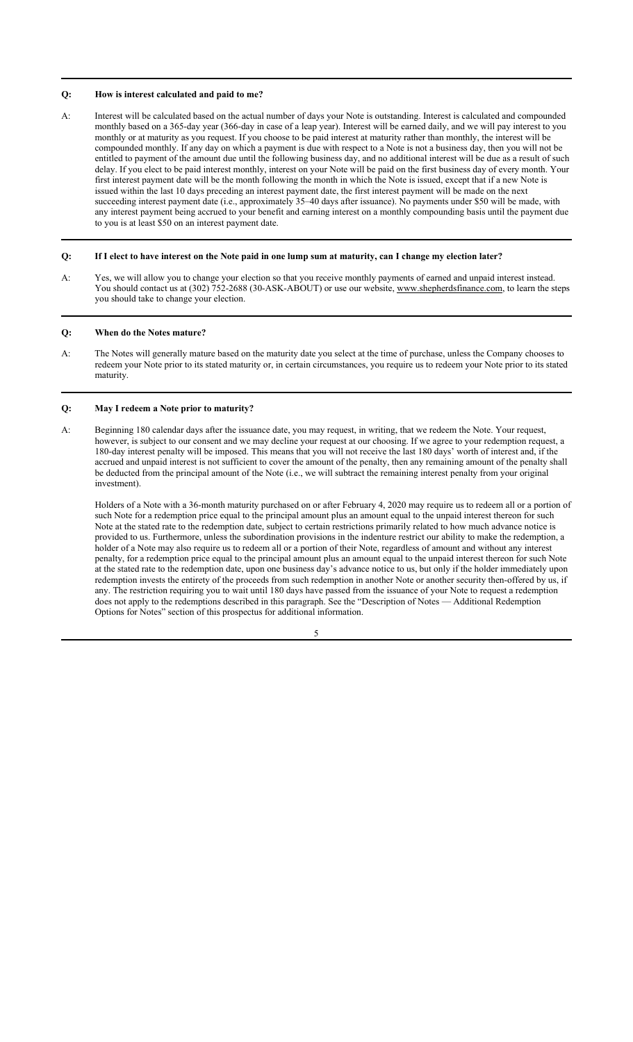**Q: How is interest calculated and paid to me?**

A: Interest will be calculated based on the actual number of days your Note is outstanding. Interest is calculated and compounded monthly based on a 365-day year (366-day in case of a leap year). Interest will be earned daily, and we will pay interest to you monthly or at maturity as you request. If you choose to be paid interest at maturity rather than monthly, the interest will be compounded monthly. If any day on which a payment is due with respect to a Note is not a business day, then you will not be entitled to payment of the amount due until the following business day, and no additional interest will be due as a result of such delay. If you elect to be paid interest monthly, interest on your Note will be paid on the first business day of every month. Your first interest payment date will be the month following the month in which the Note is issued, except that if a new Note is issued within the last 10 days preceding an interest payment date, the first interest payment will be made on the next succeeding interest payment date (i.e., approximately 35–40 days after issuance). No payments under $50 will be made, with any interest payment being accrued to your benefit and earning interest on a monthly compounding basis until the payment due to you is at least $50 on an interest payment date.

**Q: If I elect to have interest on the Note paid in one lump sum at maturity, can I change my election later?**

A: Yes, we will allow you to change your election so that you receive monthly payments of earned and unpaid interest instead. You should contact us at (302) 752-2688 (30-ASK-ABOUT) or use our website, www.shepherdsfinance.com, to learn the steps you should take to change your election.

**Q: When do the Notes mature?**

A: The Notes will generally mature based on the maturity date you select at the time of purchase, unless the Company chooses to redeem your Note prior to its stated maturity or, in certain circumstances, you require us to redeem your Note prior to its stated maturity.

**Q: May I redeem a Note prior to maturity?**

A: Beginning 180 calendar days after the issuance date, you may request, in writing, that we redeem the Note. Your request, however, is subject to our consent and we may decline your request at our choosing. If we agree to your redemption request, a 180-day interest penalty will be imposed. This means that you will not receive the last 180 days' worth of interest and, if the accrued and unpaid interest is not sufficient to cover the amount of the penalty, then any remaining amount of the penalty shall be deducted from the principal amount of the Note (i.e., we will subtract the remaining interest penalty from your original investment).

Holders of a Note with a 36-month maturity purchased on or after February 4, 2020 may require us to redeem all or a portion of such Note for a redemption price equal to the principal amount plus an amount equal to the unpaid interest thereon for such Note at the stated rate to the redemption date, subject to certain restrictions primarily related to how much advance notice is provided to us. Furthermore, unless the subordination provisions in the indenture restrict our ability to make the redemption, a holder of a Note may also require us to redeem all or a portion of their Note, regardless of amount and without any interest penalty, for a redemption price equal to the principal amount plus an amount equal to the unpaid interest thereon for such Note at the stated rate to the redemption date, upon one business day's advance notice to us, but only if the holder immediately upon redemption invests the entirety of the proceeds from such redemption in another Note or another security then-offered by us, if any. The restriction requiring you to wait until 180 days have passed from the issuance of your Note to request a redemption does not apply to the redemptions described in this paragraph. See the "Description of Notes — Additional Redemption Options for Notes" section of this prospectus for additional information.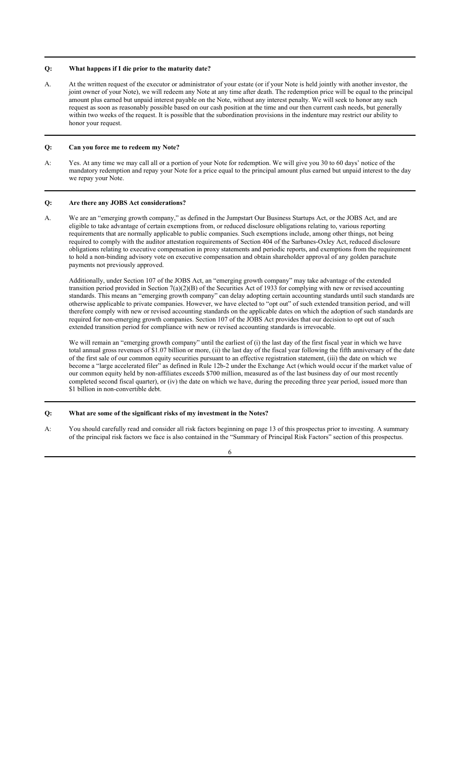**Q: What happens if I die prior to the maturity date?**

A. At the written request of the executor or administrator of your estate (or if your Note is held jointly with another investor, the joint owner of your Note), we will redeem any Note at any time after death. The redemption price will be equal to the principal amount plus earned but unpaid interest payable on the Note, without any interest penalty. We will seek to honor any such request as soon as reasonably possible based on our cash position at the time and our then current cash needs, but generally within two weeks of the request. It is possible that the subordination provisions in the indenture may restrict our ability to honor your request.

**Q: Can you force me to redeem my Note?**

A: Yes. At any time we may call all or a portion of your Note for redemption. We will give you 30 to 60 days' notice of the mandatory redemption and repay your Note for a price equal to the principal amount plus earned but unpaid interest to the day we repay your Note.

**Q: Are there any JOBS Act considerations?**

A. We are an "emerging growth company," as defined in the Jumpstart Our Business Startups Act, or the JOBS Act, and are eligible to take advantage of certain exemptions from, or reduced disclosure obligations relating to, various reporting requirements that are normally applicable to public companies. Such exemptions include, among other things, not being required to comply with the auditor attestation requirements of Section 404 of the Sarbanes-Oxley Act, reduced disclosure obligations relating to executive compensation in proxy statements and periodic reports, and exemptions from the requirement to hold a non-binding advisory vote on executive compensation and obtain shareholder approval of any golden parachute payments not previously approved.

Additionally, under Section 107 of the JOBS Act, an "emerging growth company" may take advantage of the extended transition period provided in Section 7(a)(2)(B) of the Securities Act of 1933 for complying with new or revised accounting standards. This means an "emerging growth company" can delay adopting certain accounting standards until such standards are otherwise applicable to private companies. However, we have elected to "opt out" of such extended transition period, and will therefore comply with new or revised accounting standards on the applicable dates on which the adoption of such standards are required for non-emerging growth companies. Section 107 of the JOBS Act provides that our decision to opt out of such extended transition period for compliance with new or revised accounting standards is irrevocable.

We will remain an "emerging growth company" until the earliest of (i) the last day of the first fiscal year in which we have total annual gross revenues of $1.07 billion or more, (ii) the last day of the fiscal year following the fifth anniversary of the date of the first sale of our common equity securities pursuant to an effective registration statement, (iii) the date on which we become a "large accelerated filer" as defined in Rule 12b-2 under the Exchange Act (which would occur if the market value of our common equity held by non-affiliates exceeds $700 million, measured as of the last business day of our most recently completed second fiscal quarter), or (iv) the date on which we have, during the preceding three year period, issued more than $1 billion in non-convertible debt.

**Q: What are some of the significant risks of my investment in the Notes?**

A: You should carefully read and consider all risk factors beginning on page 13 of this prospectus prior to investing. A summary of the principal risk factors we face is also contained in the "Summary of Principal Risk Factors" section of this prospectus.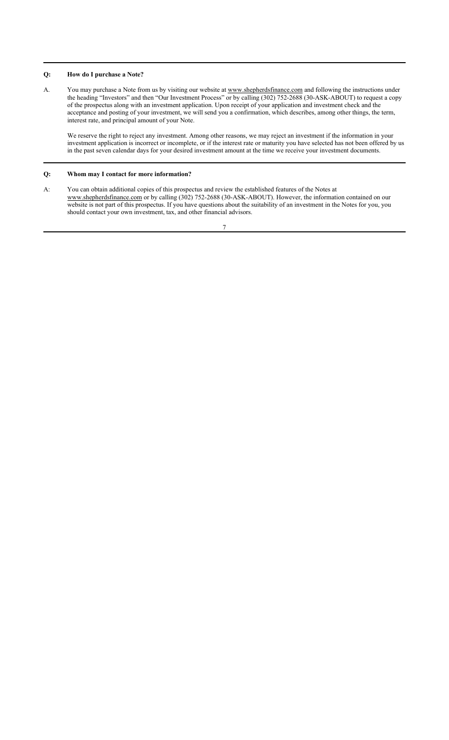**Q: How do I purchase a Note?**

A. You may purchase a Note from us by visiting our website at www.shepherdsfinance.com and following the instructions under the heading "Investors" and then "Our Investment Process" or by calling (302) 752-2688 (30-ASK-ABOUT) to request a copy of the prospectus along with an investment application. Upon receipt of your application and investment check and the acceptance and posting of your investment, we will send you a confirmation, which describes, among other things, the term, interest rate, and principal amount of your Note.

We reserve the right to reject any investment. Among other reasons, we may reject an investment if the information in your investment application is incorrect or incomplete, or if the interest rate or maturity you have selected has not been offered by us in the past seven calendar days for your desired investment amount at the time we receive your investment documents.

**Q: Whom may I contact for more information?**

A: You can obtain additional copies of this prospectus and review the established features of the Notes at www.shepherdsfinance.com or by calling (302) 752-2688 (30-ASK-ABOUT). However, the information contained on our website is not part of this prospectus. If you have questions about the suitability of an investment in the Notes for you, you should contact your own investment, tax, and other financial advisors.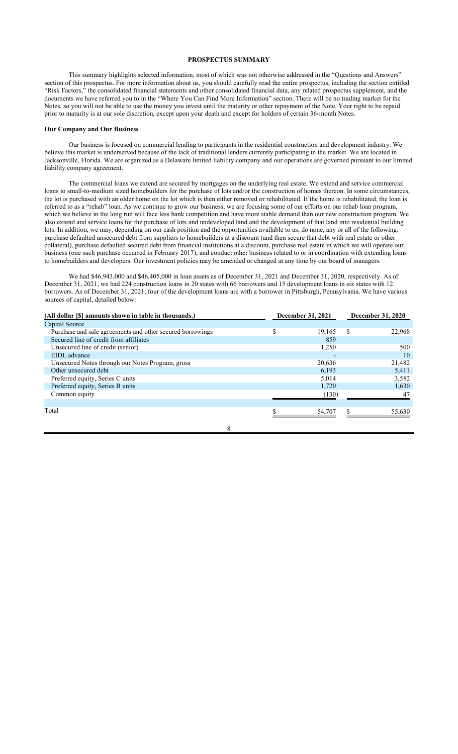# PROSPECTUS SUMMARY

This summary highlights selected information, most of which was not otherwise addressed in the "Questions and Answers" section of this prospectus. For more information about us, you should carefully read the entire prospectus, including the section entitled "Risk Factors," the consolidated financial statements and other consolidated financial data, any related prospectus supplement, and the documents we have referred you to in the "Where You Can Find More Information" section. There will be no trading market for the Notes, so you will not be able to use the money you invest until the maturity or other repayment of the Note. Your right to be repaid prior to maturity is at our sole discretion, except upon your death and except for holders of certain 36-month Notes.

## Our Company and Our Business

Our business is focused on commercial lending to participants in the residential construction and development industry. We believe this market is underserved because of the lack of traditional lenders currently participating in the market. We are located in Jacksonville, Florida. We are organized as a Delaware limited liability company and our operations are governed pursuant to our limited liability company agreement.

The commercial loans we extend are secured by mortgages on the underlying real estate. We extend and service commercial loans to small-to-medium sized homebuilders for the purchase of lots and/or the construction of homes thereon. In some circumstances, the lot is purchased with an older home on the lot which is then either removed or rehabilitated. If the home is rehabilitated, the loan is referred to as a "rehab" loan. As we continue to grow our business, we are focusing some of our efforts on our rehab loan program, which we believe in the long run will face less bank competition and have more stable demand than our new construction program. We also extend and service loans for the purchase of lots and undeveloped land and the development of that land into residential building lots. In addition, we may, depending on our cash position and the opportunities available to us, do none, any or all of the following: purchase defaulted unsecured debt from suppliers to homebuilders at a discount (and then secure that debt with real estate or other collateral), purchase defaulted secured debt from financial institutions at a discount, purchase real estate in which we will operate our business (one such purchase occurred in February 2017), and conduct other business related to or in coordination with extending loans to homebuilders and developers. Our investment policies may be amended or changed at any time by our board of managers.

We had $46,943,000 and $46,405,000 in loan assets as of December 31, 2021 and December 31, 2020, respectively. As of December 31, 2021, we had 224 construction loans in 20 states with 66 borrowers and 15 development loans in six states with 12 borrowers. As of December 31, 2021, four of the development loans are with a borrower in Pittsburgh, Pennsylvania. We have various sources of capital, detailed below:

| (All dollar [$] amounts shown in table in thousands.) | December 31, 2021 | December 31, 2020 |
|---|---|---|
| Capital Source | | |
| Purchase and sale agreements and other secured borrowings | $ 19,165 | $ 22,968 |
| Secured line of credit from affiliates | 859 | – |
| Unsecured line of credit (senior) | 1,250 | 500 |
| EIDL advance | - | 10 |
| Unsecured Notes through our Notes Program, gross | 20,636 | 21,482 |
| Other unsecured debt | 6,193 | 5,411 |
| Preferred equity, Series C units | 5,014 | 3,582 |
| Preferred equity, Series B units | 1,720 | 1,630 |
| Common equity | (130) | 47 |
| Total | $ 54,707 | $ 55,630 |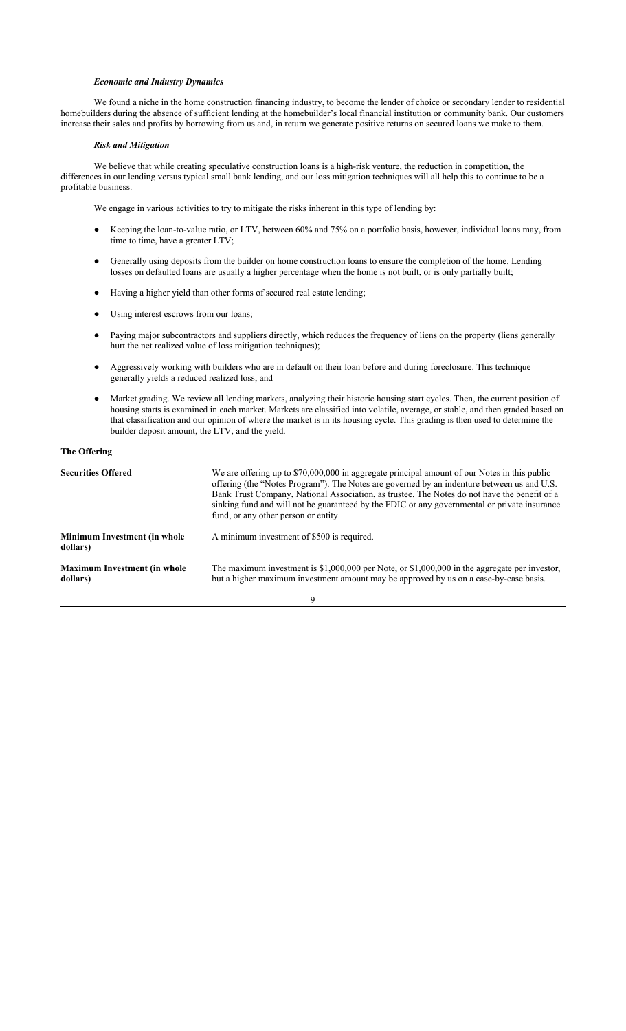***Economic and Industry Dynamics***

We found a niche in the home construction financing industry, to become the lender of choice or secondary lender to residential homebuilders during the absence of sufficient lending at the homebuilder's local financial institution or community bank. Our customers increase their sales and profits by borrowing from us and, in return we generate positive returns on secured loans we make to them.

***Risk and Mitigation***

We believe that while creating speculative construction loans is a high-risk venture, the reduction in competition, the differences in our lending versus typical small bank lending, and our loss mitigation techniques will all help this to continue to be a profitable business.

We engage in various activities to try to mitigate the risks inherent in this type of lending by:

- Keeping the loan-to-value ratio, or LTV, between 60% and 75% on a portfolio basis, however, individual loans may, from time to time, have a greater LTV;
- Generally using deposits from the builder on home construction loans to ensure the completion of the home. Lending losses on defaulted loans are usually a higher percentage when the home is not built, or is only partially built;
- Having a higher yield than other forms of secured real estate lending;
- Using interest escrows from our loans;
- Paying major subcontractors and suppliers directly, which reduces the frequency of liens on the property (liens generally hurt the net realized value of loss mitigation techniques);
- Aggressively working with builders who are in default on their loan before and during foreclosure. This technique generally yields a reduced realized loss; and
- Market grading. We review all lending markets, analyzing their historic housing start cycles. Then, the current position of housing starts is examined in each market. Markets are classified into volatile, average, or stable, and then graded based on that classification and our opinion of where the market is in its housing cycle. This grading is then used to determine the builder deposit amount, the LTV, and the yield.

**The Offering**

| | |
|---|---|
| **Securities Offered** | We are offering up to $70,000,000 in aggregate principal amount of our Notes in this public offering (the "Notes Program"). The Notes are governed by an indenture between us and U.S. Bank Trust Company, National Association, as trustee. The Notes do not have the benefit of a sinking fund and will not be guaranteed by the FDIC or any governmental or private insurance fund, or any other person or entity. |
| **Minimum Investment (in whole dollars)** | A minimum investment of $500 is required. |
| **Maximum Investment (in whole dollars)** | The maximum investment is $1,000,000 per Note, or $1,000,000 in the aggregate per investor, but a higher maximum investment amount may be approved by us on a case-by-case basis. |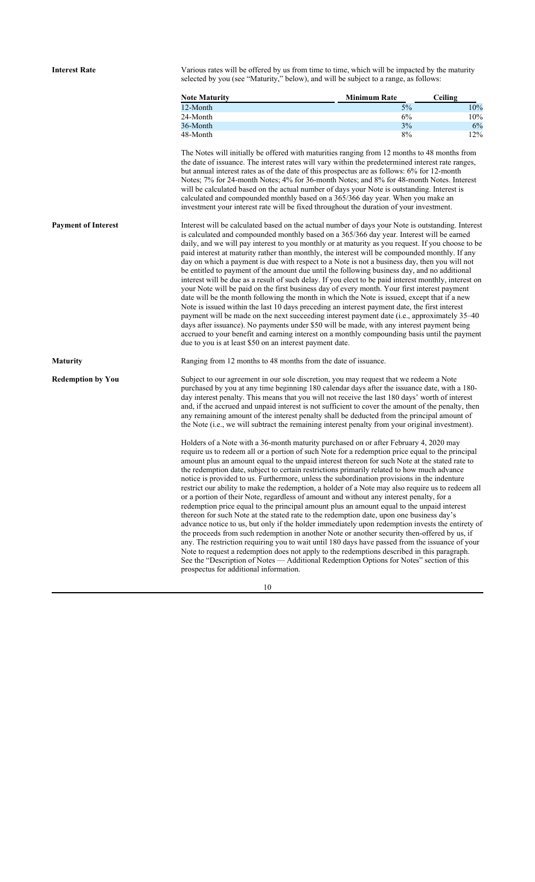**Interest Rate**

Various rates will be offered by us from time to time, which will be impacted by the maturity selected by you (see "Maturity," below), and will be subject to a range, as follows:

| Note Maturity | Minimum Rate | Ceiling |
|---|---|---|
| 12-Month | 5% | 10% |
| 24-Month | 6% | 10% |
| 36-Month | 3% | 6% |
| 48-Month | 8% | 12% |

The Notes will initially be offered with maturities ranging from 12 months to 48 months from the date of issuance. The interest rates will vary within the predetermined interest rate ranges, but annual interest rates as of the date of this prospectus are as follows: 6% for 12-month Notes; 7% for 24-month Notes; 4% for 36-month Notes; and 8% for 48-month Notes. Interest will be calculated based on the actual number of days your Note is outstanding. Interest is calculated and compounded monthly based on a 365/366 day year. When you make an investment your interest rate will be fixed throughout the duration of your investment.

**Payment of Interest**

Interest will be calculated based on the actual number of days your Note is outstanding. Interest is calculated and compounded monthly based on a 365/366 day year. Interest will be earned daily, and we will pay interest to you monthly or at maturity as you request. If you choose to be paid interest at maturity rather than monthly, the interest will be compounded monthly. If any day on which a payment is due with respect to a Note is not a business day, then you will not be entitled to payment of the amount due until the following business day, and no additional interest will be due as a result of such delay. If you elect to be paid interest monthly, interest on your Note will be paid on the first business day of every month. Your first interest payment date will be the month following the month in which the Note is issued, except that if a new Note is issued within the last 10 days preceding an interest payment date, the first interest payment will be made on the next succeeding interest payment date (i.e., approximately 35–40 days after issuance). No payments under $50 will be made, with any interest payment being accrued to your benefit and earning interest on a monthly compounding basis until the payment due to you is at least $50 on an interest payment date.

**Maturity**

Ranging from 12 months to 48 months from the date of issuance.

**Redemption by You**

Subject to our agreement in our sole discretion, you may request that we redeem a Note purchased by you at any time beginning 180 calendar days after the issuance date, with a 180-day interest penalty. This means that you will not receive the last 180 days' worth of interest and, if the accrued and unpaid interest is not sufficient to cover the amount of the penalty, then any remaining amount of the interest penalty shall be deducted from the principal amount of the Note (i.e., we will subtract the remaining interest penalty from your original investment).

Holders of a Note with a 36-month maturity purchased on or after February 4, 2020 may require us to redeem all or a portion of such Note for a redemption price equal to the principal amount plus an amount equal to the unpaid interest thereon for such Note at the stated rate to the redemption date, subject to certain restrictions primarily related to how much advance notice is provided to us. Furthermore, unless the subordination provisions in the indenture restrict our ability to make the redemption, a holder of a Note may also require us to redeem all or a portion of their Note, regardless of amount and without any interest penalty, for a redemption price equal to the principal amount plus an amount equal to the unpaid interest thereon for such Note at the stated rate to the redemption date, upon one business day's advance notice to us, but only if the holder immediately upon redemption invests the entirety of the proceeds from such redemption in another Note or another security then-offered by us, if any. The restriction requiring you to wait until 180 days have passed from the issuance of your Note to request a redemption does not apply to the redemptions described in this paragraph. See the "Description of Notes — Additional Redemption Options for Notes" section of this prospectus for additional information.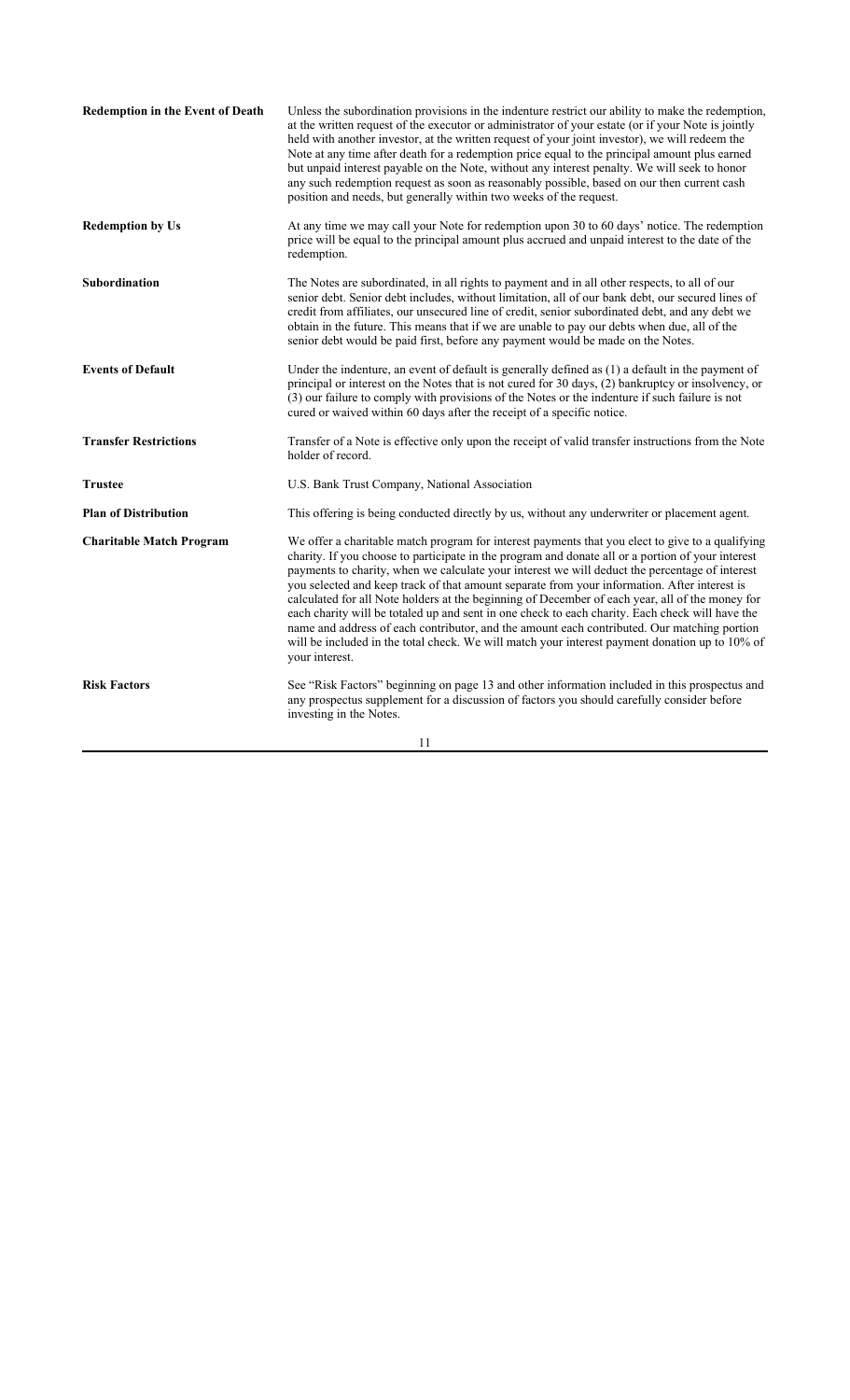| | |
|---|---|
| **Redemption in the Event of Death** | Unless the subordination provisions in the indenture restrict our ability to make the redemption, at the written request of the executor or administrator of your estate (or if your Note is jointly held with another investor, at the written request of your joint investor), we will redeem the Note at any time after death for a redemption price equal to the principal amount plus earned but unpaid interest payable on the Note, without any interest penalty. We will seek to honor any such redemption request as soon as reasonably possible, based on our then current cash position and needs, but generally within two weeks of the request. |
| **Redemption by Us** | At any time we may call your Note for redemption upon 30 to 60 days' notice. The redemption price will be equal to the principal amount plus accrued and unpaid interest to the date of the redemption. |
| **Subordination** | The Notes are subordinated, in all rights to payment and in all other respects, to all of our senior debt. Senior debt includes, without limitation, all of our bank debt, our secured lines of credit from affiliates, our unsecured line of credit, senior subordinated debt, and any debt we obtain in the future. This means that if we are unable to pay our debts when due, all of the senior debt would be paid first, before any payment would be made on the Notes. |
| **Events of Default** | Under the indenture, an event of default is generally defined as (1) a default in the payment of principal or interest on the Notes that is not cured for 30 days, (2) bankruptcy or insolvency, or (3) our failure to comply with provisions of the Notes or the indenture if such failure is not cured or waived within 60 days after the receipt of a specific notice. |
| **Transfer Restrictions** | Transfer of a Note is effective only upon the receipt of valid transfer instructions from the Note holder of record. |
| **Trustee** | U.S. Bank Trust Company, National Association |
| **Plan of Distribution** | This offering is being conducted directly by us, without any underwriter or placement agent. |
| **Charitable Match Program** | We offer a charitable match program for interest payments that you elect to give to a qualifying charity. If you choose to participate in the program and donate all or a portion of your interest payments to charity, when we calculate your interest we will deduct the percentage of interest you selected and keep track of that amount separate from your information. After interest is calculated for all Note holders at the beginning of December of each year, all of the money for each charity will be totaled up and sent in one check to each charity. Each check will have the name and address of each contributor, and the amount each contributed. Our matching portion will be included in the total check. We will match your interest payment donation up to 10% of your interest. |
| **Risk Factors** | See "Risk Factors" beginning on page 13 and other information included in this prospectus and any prospectus supplement for a discussion of factors you should carefully consider before investing in the Notes. |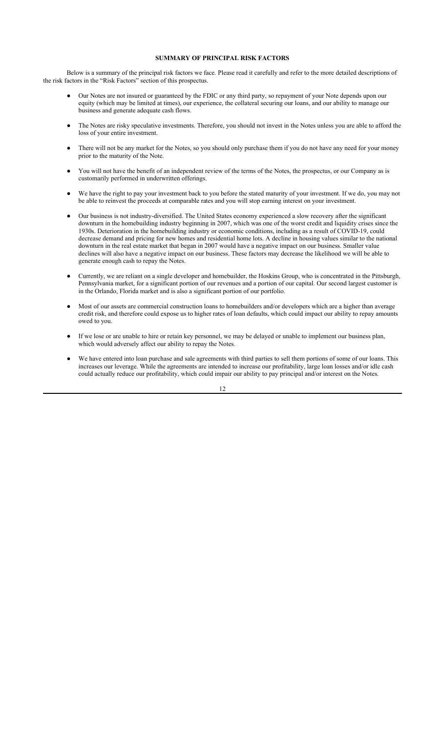## SUMMARY OF PRINCIPAL RISK FACTORS

Below is a summary of the principal risk factors we face. Please read it carefully and refer to the more detailed descriptions of the risk factors in the "Risk Factors" section of this prospectus.

- Our Notes are not insured or guaranteed by the FDIC or any third party, so repayment of your Note depends upon our equity (which may be limited at times), our experience, the collateral securing our loans, and our ability to manage our business and generate adequate cash flows.
- The Notes are risky speculative investments. Therefore, you should not invest in the Notes unless you are able to afford the loss of your entire investment.
- There will not be any market for the Notes, so you should only purchase them if you do not have any need for your money prior to the maturity of the Note.
- You will not have the benefit of an independent review of the terms of the Notes, the prospectus, or our Company as is customarily performed in underwritten offerings.
- We have the right to pay your investment back to you before the stated maturity of your investment. If we do, you may not be able to reinvest the proceeds at comparable rates and you will stop earning interest on your investment.
- Our business is not industry-diversified. The United States economy experienced a slow recovery after the significant downturn in the homebuilding industry beginning in 2007, which was one of the worst credit and liquidity crises since the 1930s. Deterioration in the homebuilding industry or economic conditions, including as a result of COVID-19, could decrease demand and pricing for new homes and residential home lots. A decline in housing values similar to the national downturn in the real estate market that began in 2007 would have a negative impact on our business. Smaller value declines will also have a negative impact on our business. These factors may decrease the likelihood we will be able to generate enough cash to repay the Notes.
- Currently, we are reliant on a single developer and homebuilder, the Hoskins Group, who is concentrated in the Pittsburgh, Pennsylvania market, for a significant portion of our revenues and a portion of our capital. Our second largest customer is in the Orlando, Florida market and is also a significant portion of our portfolio.
- Most of our assets are commercial construction loans to homebuilders and/or developers which are a higher than average credit risk, and therefore could expose us to higher rates of loan defaults, which could impact our ability to repay amounts owed to you.
- If we lose or are unable to hire or retain key personnel, we may be delayed or unable to implement our business plan, which would adversely affect our ability to repay the Notes.
- We have entered into loan purchase and sale agreements with third parties to sell them portions of some of our loans. This increases our leverage. While the agreements are intended to increase our profitability, large loan losses and/or idle cash could actually reduce our profitability, which could impair our ability to pay principal and/or interest on the Notes.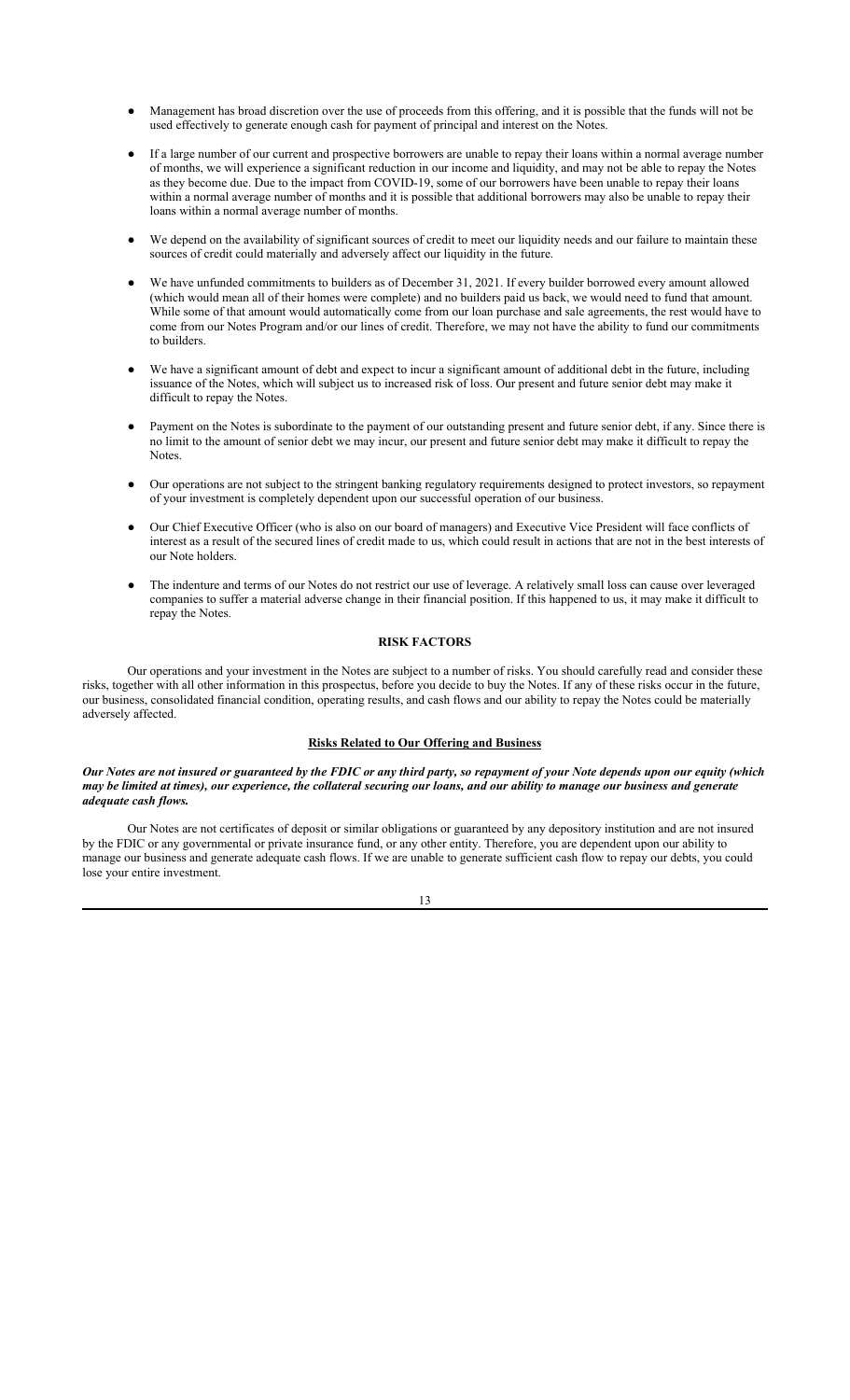- Management has broad discretion over the use of proceeds from this offering, and it is possible that the funds will not be used effectively to generate enough cash for payment of principal and interest on the Notes.
- If a large number of our current and prospective borrowers are unable to repay their loans within a normal average number of months, we will experience a significant reduction in our income and liquidity, and may not be able to repay the Notes as they become due. Due to the impact from COVID-19, some of our borrowers have been unable to repay their loans within a normal average number of months and it is possible that additional borrowers may also be unable to repay their loans within a normal average number of months.
- We depend on the availability of significant sources of credit to meet our liquidity needs and our failure to maintain these sources of credit could materially and adversely affect our liquidity in the future.
- We have unfunded commitments to builders as of December 31, 2021. If every builder borrowed every amount allowed (which would mean all of their homes were complete) and no builders paid us back, we would need to fund that amount. While some of that amount would automatically come from our loan purchase and sale agreements, the rest would have to come from our Notes Program and/or our lines of credit. Therefore, we may not have the ability to fund our commitments to builders.
- We have a significant amount of debt and expect to incur a significant amount of additional debt in the future, including issuance of the Notes, which will subject us to increased risk of loss. Our present and future senior debt may make it difficult to repay the Notes.
- Payment on the Notes is subordinate to the payment of our outstanding present and future senior debt, if any. Since there is no limit to the amount of senior debt we may incur, our present and future senior debt may make it difficult to repay the Notes.
- Our operations are not subject to the stringent banking regulatory requirements designed to protect investors, so repayment of your investment is completely dependent upon our successful operation of our business.
- Our Chief Executive Officer (who is also on our board of managers) and Executive Vice President will face conflicts of interest as a result of the secured lines of credit made to us, which could result in actions that are not in the best interests of our Note holders.
- The indenture and terms of our Notes do not restrict our use of leverage. A relatively small loss can cause over leveraged companies to suffer a material adverse change in their financial position. If this happened to us, it may make it difficult to repay the Notes.

## RISK FACTORS

Our operations and your investment in the Notes are subject to a number of risks. You should carefully read and consider these risks, together with all other information in this prospectus, before you decide to buy the Notes. If any of these risks occur in the future, our business, consolidated financial condition, operating results, and cash flows and our ability to repay the Notes could be materially adversely affected.

### Risks Related to Our Offering and Business

***Our Notes are not insured or guaranteed by the FDIC or any third party, so repayment of your Note depends upon our equity (which may be limited at times), our experience, the collateral securing our loans, and our ability to manage our business and generate adequate cash flows.***

Our Notes are not certificates of deposit or similar obligations or guaranteed by any depository institution and are not insured by the FDIC or any governmental or private insurance fund, or any other entity. Therefore, you are dependent upon our ability to manage our business and generate adequate cash flows. If we are unable to generate sufficient cash flow to repay our debts, you could lose your entire investment.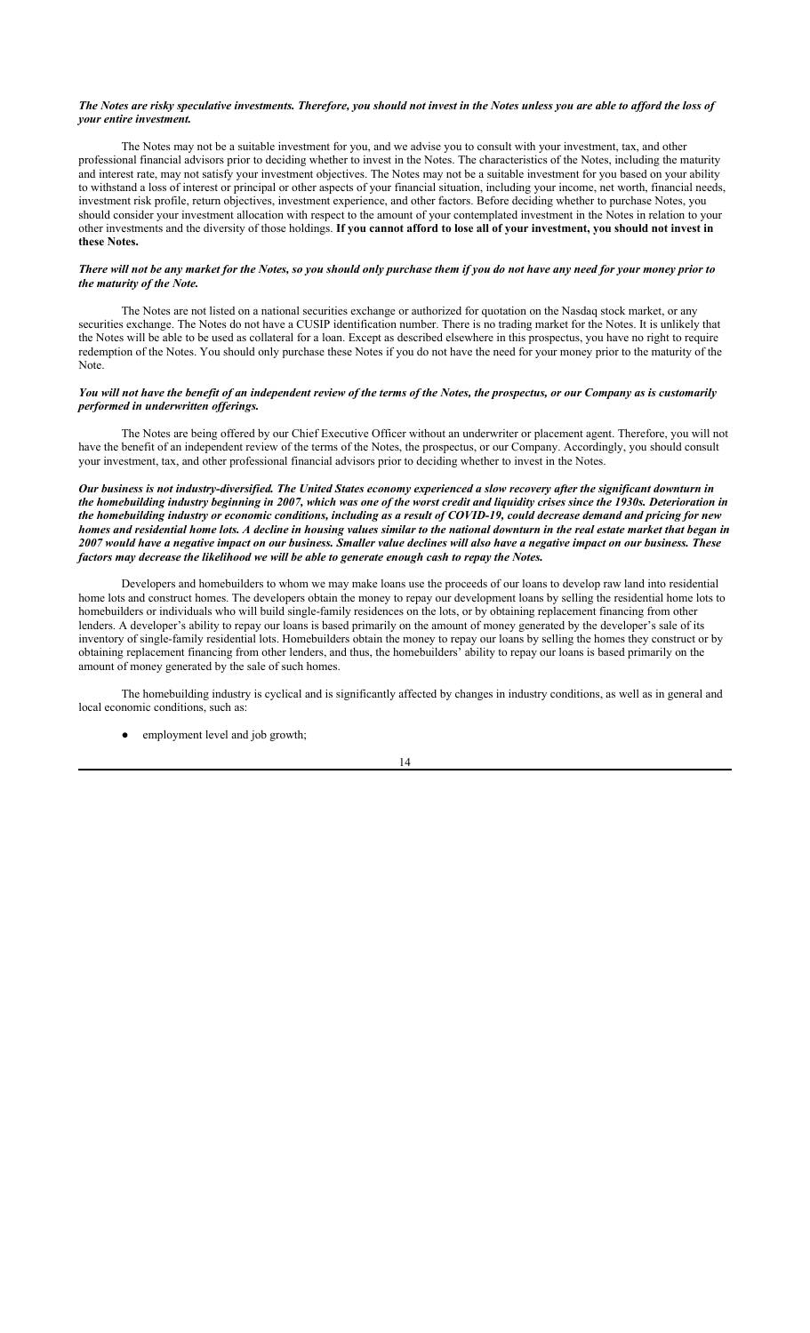***The Notes are risky speculative investments. Therefore, you should not invest in the Notes unless you are able to afford the loss of your entire investment.***

The Notes may not be a suitable investment for you, and we advise you to consult with your investment, tax, and other professional financial advisors prior to deciding whether to invest in the Notes. The characteristics of the Notes, including the maturity and interest rate, may not satisfy your investment objectives. The Notes may not be a suitable investment for you based on your ability to withstand a loss of interest or principal or other aspects of your financial situation, including your income, net worth, financial needs, investment risk profile, return objectives, investment experience, and other factors. Before deciding whether to purchase Notes, you should consider your investment allocation with respect to the amount of your contemplated investment in the Notes in relation to your other investments and the diversity of those holdings. **If you cannot afford to lose all of your investment, you should not invest in these Notes.**

***There will not be any market for the Notes, so you should only purchase them if you do not have any need for your money prior to the maturity of the Note.***

The Notes are not listed on a national securities exchange or authorized for quotation on the Nasdaq stock market, or any securities exchange. The Notes do not have a CUSIP identification number. There is no trading market for the Notes. It is unlikely that the Notes will be able to be used as collateral for a loan. Except as described elsewhere in this prospectus, you have no right to require redemption of the Notes. You should only purchase these Notes if you do not have the need for your money prior to the maturity of the Note.

***You will not have the benefit of an independent review of the terms of the Notes, the prospectus, or our Company as is customarily performed in underwritten offerings.***

The Notes are being offered by our Chief Executive Officer without an underwriter or placement agent. Therefore, you will not have the benefit of an independent review of the terms of the Notes, the prospectus, or our Company. Accordingly, you should consult your investment, tax, and other professional financial advisors prior to deciding whether to invest in the Notes.

***Our business is not industry-diversified. The United States economy experienced a slow recovery after the significant downturn in the homebuilding industry beginning in 2007, which was one of the worst credit and liquidity crises since the 1930s. Deterioration in the homebuilding industry or economic conditions, including as a result of COVID-19, could decrease demand and pricing for new homes and residential home lots. A decline in housing values similar to the national downturn in the real estate market that began in 2007 would have a negative impact on our business. Smaller value declines will also have a negative impact on our business. These factors may decrease the likelihood we will be able to generate enough cash to repay the Notes.***

Developers and homebuilders to whom we may make loans use the proceeds of our loans to develop raw land into residential home lots and construct homes. The developers obtain the money to repay our development loans by selling the residential home lots to homebuilders or individuals who will build single-family residences on the lots, or by obtaining replacement financing from other lenders. A developer's ability to repay our loans is based primarily on the amount of money generated by the developer's sale of its inventory of single-family residential lots. Homebuilders obtain the money to repay our loans by selling the homes they construct or by obtaining replacement financing from other lenders, and thus, the homebuilders' ability to repay our loans is based primarily on the amount of money generated by the sale of such homes.

The homebuilding industry is cyclical and is significantly affected by changes in industry conditions, as well as in general and local economic conditions, such as:

- employment level and job growth;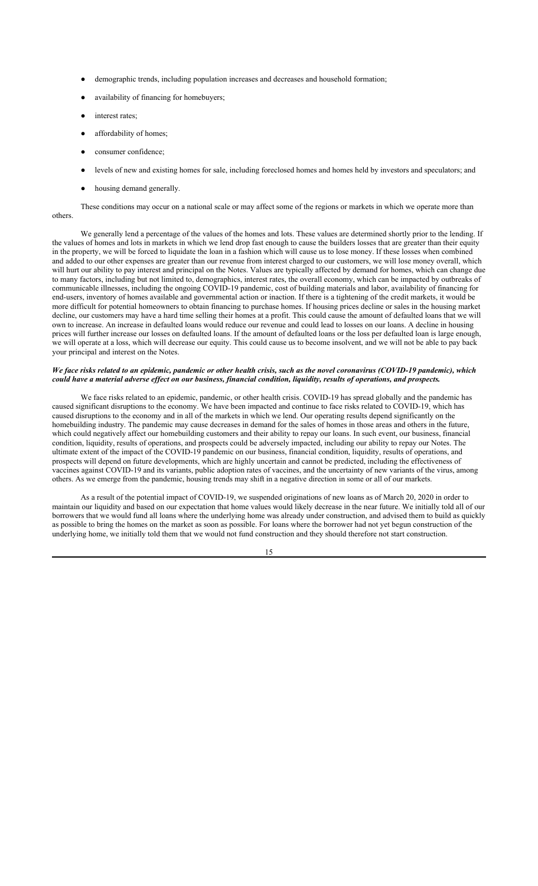- demographic trends, including population increases and decreases and household formation;
- availability of financing for homebuyers;
- interest rates;
- affordability of homes;
- consumer confidence;
- levels of new and existing homes for sale, including foreclosed homes and homes held by investors and speculators; and
- housing demand generally.

These conditions may occur on a national scale or may affect some of the regions or markets in which we operate more than others.

We generally lend a percentage of the values of the homes and lots. These values are determined shortly prior to the lending. If the values of homes and lots in markets in which we lend drop fast enough to cause the builders losses that are greater than their equity in the property, we will be forced to liquidate the loan in a fashion which will cause us to lose money. If these losses when combined and added to our other expenses are greater than our revenue from interest charged to our customers, we will lose money overall, which will hurt our ability to pay interest and principal on the Notes. Values are typically affected by demand for homes, which can change due to many factors, including but not limited to, demographics, interest rates, the overall economy, which can be impacted by outbreaks of communicable illnesses, including the ongoing COVID-19 pandemic, cost of building materials and labor, availability of financing for end-users, inventory of homes available and governmental action or inaction. If there is a tightening of the credit markets, it would be more difficult for potential homeowners to obtain financing to purchase homes. If housing prices decline or sales in the housing market decline, our customers may have a hard time selling their homes at a profit. This could cause the amount of defaulted loans that we will own to increase. An increase in defaulted loans would reduce our revenue and could lead to losses on our loans. A decline in housing prices will further increase our losses on defaulted loans. If the amount of defaulted loans or the loss per defaulted loan is large enough, we will operate at a loss, which will decrease our equity. This could cause us to become insolvent, and we will not be able to pay back your principal and interest on the Notes.

***We face risks related to an epidemic, pandemic or other health crisis, such as the novel coronavirus (COVID-19 pandemic), which could have a material adverse effect on our business, financial condition, liquidity, results of operations, and prospects.***

We face risks related to an epidemic, pandemic, or other health crisis. COVID-19 has spread globally and the pandemic has caused significant disruptions to the economy. We have been impacted and continue to face risks related to COVID-19, which has caused disruptions to the economy and in all of the markets in which we lend. Our operating results depend significantly on the homebuilding industry. The pandemic may cause decreases in demand for the sales of homes in those areas and others in the future, which could negatively affect our homebuilding customers and their ability to repay our loans. In such event, our business, financial condition, liquidity, results of operations, and prospects could be adversely impacted, including our ability to repay our Notes. The ultimate extent of the impact of the COVID-19 pandemic on our business, financial condition, liquidity, results of operations, and prospects will depend on future developments, which are highly uncertain and cannot be predicted, including the effectiveness of vaccines against COVID-19 and its variants, public adoption rates of vaccines, and the uncertainty of new variants of the virus, among others. As we emerge from the pandemic, housing trends may shift in a negative direction in some or all of our markets.

As a result of the potential impact of COVID-19, we suspended originations of new loans as of March 20, 2020 in order to maintain our liquidity and based on our expectation that home values would likely decrease in the near future. We initially told all of our borrowers that we would fund all loans where the underlying home was already under construction, and advised them to build as quickly as possible to bring the homes on the market as soon as possible. For loans where the borrower had not yet begun construction of the underlying home, we initially told them that we would not fund construction and they should therefore not start construction.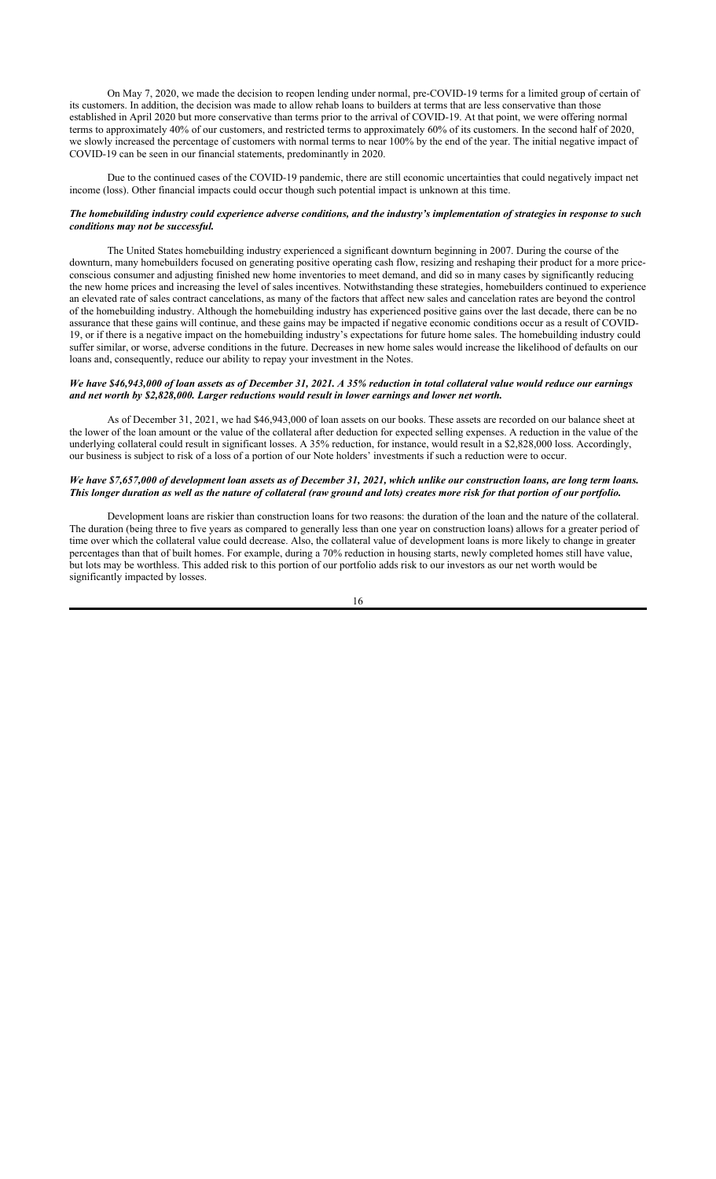On May 7, 2020, we made the decision to reopen lending under normal, pre-COVID-19 terms for a limited group of certain of its customers. In addition, the decision was made to allow rehab loans to builders at terms that are less conservative than those established in April 2020 but more conservative than terms prior to the arrival of COVID-19. At that point, we were offering normal terms to approximately 40% of our customers, and restricted terms to approximately 60% of its customers. In the second half of 2020, we slowly increased the percentage of customers with normal terms to near 100% by the end of the year. The initial negative impact of COVID-19 can be seen in our financial statements, predominantly in 2020.

Due to the continued cases of the COVID-19 pandemic, there are still economic uncertainties that could negatively impact net income (loss). Other financial impacts could occur though such potential impact is unknown at this time.

***The homebuilding industry could experience adverse conditions, and the industry's implementation of strategies in response to such conditions may not be successful.***

The United States homebuilding industry experienced a significant downturn beginning in 2007. During the course of the downturn, many homebuilders focused on generating positive operating cash flow, resizing and reshaping their product for a more price-conscious consumer and adjusting finished new home inventories to meet demand, and did so in many cases by significantly reducing the new home prices and increasing the level of sales incentives. Notwithstanding these strategies, homebuilders continued to experience an elevated rate of sales contract cancelations, as many of the factors that affect new sales and cancelation rates are beyond the control of the homebuilding industry. Although the homebuilding industry has experienced positive gains over the last decade, there can be no assurance that these gains will continue, and these gains may be impacted if negative economic conditions occur as a result of COVID-19, or if there is a negative impact on the homebuilding industry's expectations for future home sales. The homebuilding industry could suffer similar, or worse, adverse conditions in the future. Decreases in new home sales would increase the likelihood of defaults on our loans and, consequently, reduce our ability to repay your investment in the Notes.

***We have $46,943,000 of loan assets as of December 31, 2021. A 35% reduction in total collateral value would reduce our earnings and net worth by $2,828,000. Larger reductions would result in lower earnings and lower net worth.***

As of December 31, 2021, we had $46,943,000 of loan assets on our books. These assets are recorded on our balance sheet at the lower of the loan amount or the value of the collateral after deduction for expected selling expenses. A reduction in the value of the underlying collateral could result in significant losses. A 35% reduction, for instance, would result in a $2,828,000 loss. Accordingly, our business is subject to risk of a loss of a portion of our Note holders' investments if such a reduction were to occur.

***We have $7,657,000 of development loan assets as of December 31, 2021, which unlike our construction loans, are long term loans. This longer duration as well as the nature of collateral (raw ground and lots) creates more risk for that portion of our portfolio.***

Development loans are riskier than construction loans for two reasons: the duration of the loan and the nature of the collateral. The duration (being three to five years as compared to generally less than one year on construction loans) allows for a greater period of time over which the collateral value could decrease. Also, the collateral value of development loans is more likely to change in greater percentages than that of built homes. For example, during a 70% reduction in housing starts, newly completed homes still have value, but lots may be worthless. This added risk to this portion of our portfolio adds risk to our investors as our net worth would be significantly impacted by losses.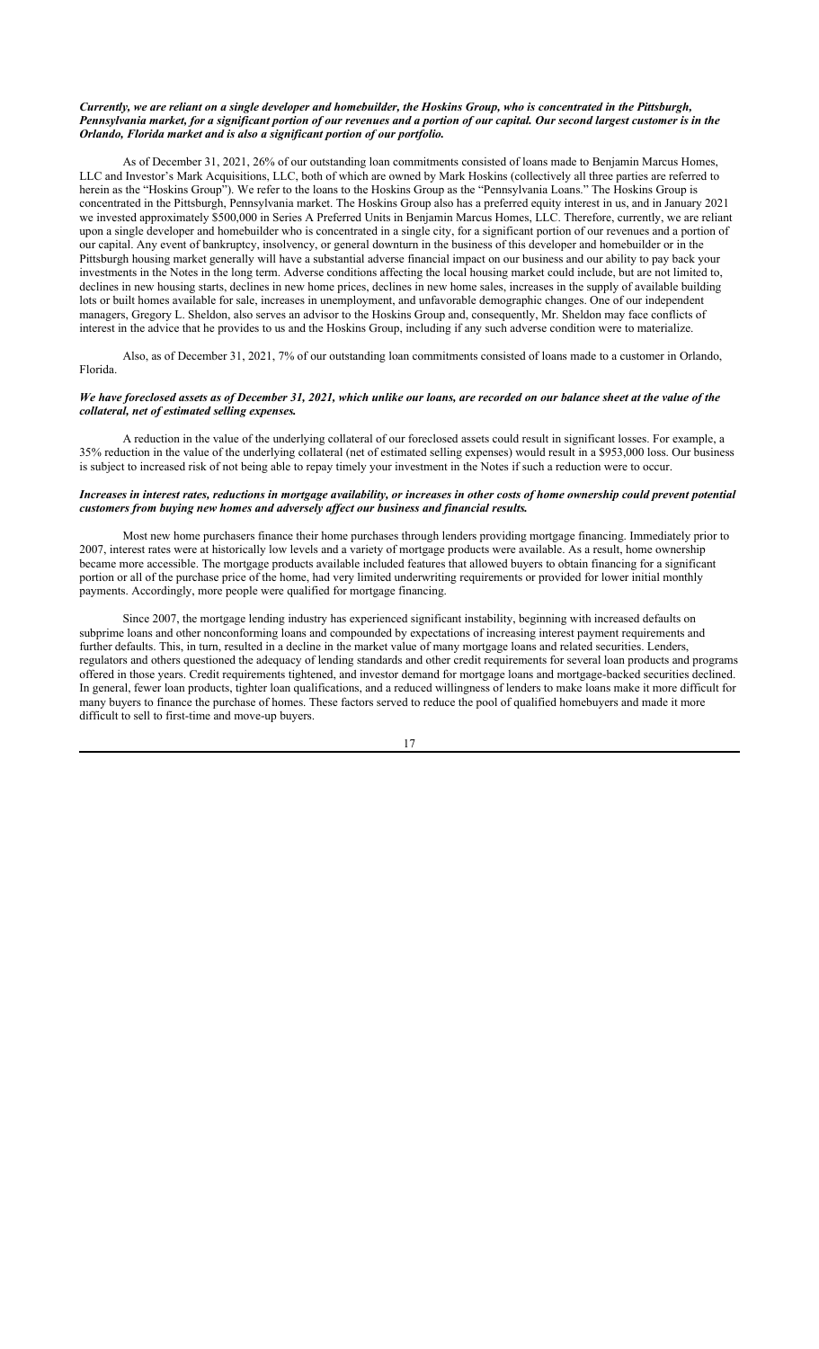***Currently, we are reliant on a single developer and homebuilder, the Hoskins Group, who is concentrated in the Pittsburgh, Pennsylvania market, for a significant portion of our revenues and a portion of our capital. Our second largest customer is in the Orlando, Florida market and is also a significant portion of our portfolio.***

As of December 31, 2021, 26% of our outstanding loan commitments consisted of loans made to Benjamin Marcus Homes, LLC and Investor's Mark Acquisitions, LLC, both of which are owned by Mark Hoskins (collectively all three parties are referred to herein as the "Hoskins Group"). We refer to the loans to the Hoskins Group as the "Pennsylvania Loans." The Hoskins Group is concentrated in the Pittsburgh, Pennsylvania market. The Hoskins Group also has a preferred equity interest in us, and in January 2021 we invested approximately $500,000 in Series A Preferred Units in Benjamin Marcus Homes, LLC. Therefore, currently, we are reliant upon a single developer and homebuilder who is concentrated in a single city, for a significant portion of our revenues and a portion of our capital. Any event of bankruptcy, insolvency, or general downturn in the business of this developer and homebuilder or in the Pittsburgh housing market generally will have a substantial adverse financial impact on our business and our ability to pay back your investments in the Notes in the long term. Adverse conditions affecting the local housing market could include, but are not limited to, declines in new housing starts, declines in new home prices, declines in new home sales, increases in the supply of available building lots or built homes available for sale, increases in unemployment, and unfavorable demographic changes. One of our independent managers, Gregory L. Sheldon, also serves an advisor to the Hoskins Group and, consequently, Mr. Sheldon may face conflicts of interest in the advice that he provides to us and the Hoskins Group, including if any such adverse condition were to materialize.

Also, as of December 31, 2021, 7% of our outstanding loan commitments consisted of loans made to a customer in Orlando, Florida.

***We have foreclosed assets as of December 31, 2021, which unlike our loans, are recorded on our balance sheet at the value of the collateral, net of estimated selling expenses.***

A reduction in the value of the underlying collateral of our foreclosed assets could result in significant losses. For example, a 35% reduction in the value of the underlying collateral (net of estimated selling expenses) would result in a $953,000 loss. Our business is subject to increased risk of not being able to repay timely your investment in the Notes if such a reduction were to occur.

***Increases in interest rates, reductions in mortgage availability, or increases in other costs of home ownership could prevent potential customers from buying new homes and adversely affect our business and financial results.***

Most new home purchasers finance their home purchases through lenders providing mortgage financing. Immediately prior to 2007, interest rates were at historically low levels and a variety of mortgage products were available. As a result, home ownership became more accessible. The mortgage products available included features that allowed buyers to obtain financing for a significant portion or all of the purchase price of the home, had very limited underwriting requirements or provided for lower initial monthly payments. Accordingly, more people were qualified for mortgage financing.

Since 2007, the mortgage lending industry has experienced significant instability, beginning with increased defaults on subprime loans and other nonconforming loans and compounded by expectations of increasing interest payment requirements and further defaults. This, in turn, resulted in a decline in the market value of many mortgage loans and related securities. Lenders, regulators and others questioned the adequacy of lending standards and other credit requirements for several loan products and programs offered in those years. Credit requirements tightened, and investor demand for mortgage loans and mortgage-backed securities declined. In general, fewer loan products, tighter loan qualifications, and a reduced willingness of lenders to make loans make it more difficult for many buyers to finance the purchase of homes. These factors served to reduce the pool of qualified homebuyers and made it more difficult to sell to first-time and move-up buyers.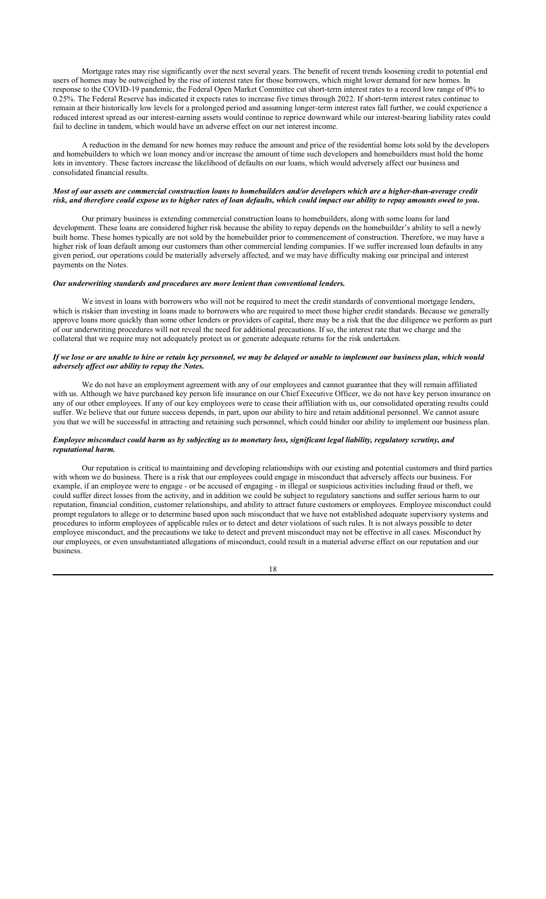Mortgage rates may rise significantly over the next several years. The benefit of recent trends loosening credit to potential end users of homes may be outweighed by the rise of interest rates for those borrowers, which might lower demand for new homes. In response to the COVID-19 pandemic, the Federal Open Market Committee cut short-term interest rates to a record low range of 0% to 0.25%. The Federal Reserve has indicated it expects rates to increase five times through 2022. If short-term interest rates continue to remain at their historically low levels for a prolonged period and assuming longer-term interest rates fall further, we could experience a reduced interest spread as our interest-earning assets would continue to reprice downward while our interest-bearing liability rates could fail to decline in tandem, which would have an adverse effect on our net interest income.

A reduction in the demand for new homes may reduce the amount and price of the residential home lots sold by the developers and homebuilders to which we loan money and/or increase the amount of time such developers and homebuilders must hold the home lots in inventory. These factors increase the likelihood of defaults on our loans, which would adversely affect our business and consolidated financial results.

***Most of our assets are commercial construction loans to homebuilders and/or developers which are a higher-than-average credit risk, and therefore could expose us to higher rates of loan defaults, which could impact our ability to repay amounts owed to you.***

Our primary business is extending commercial construction loans to homebuilders, along with some loans for land development. These loans are considered higher risk because the ability to repay depends on the homebuilder's ability to sell a newly built home. These homes typically are not sold by the homebuilder prior to commencement of construction. Therefore, we may have a higher risk of loan default among our customers than other commercial lending companies. If we suffer increased loan defaults in any given period, our operations could be materially adversely affected, and we may have difficulty making our principal and interest payments on the Notes.

***Our underwriting standards and procedures are more lenient than conventional lenders.***

We invest in loans with borrowers who will not be required to meet the credit standards of conventional mortgage lenders, which is riskier than investing in loans made to borrowers who are required to meet those higher credit standards. Because we generally approve loans more quickly than some other lenders or providers of capital, there may be a risk that the due diligence we perform as part of our underwriting procedures will not reveal the need for additional precautions. If so, the interest rate that we charge and the collateral that we require may not adequately protect us or generate adequate returns for the risk undertaken.

***If we lose or are unable to hire or retain key personnel, we may be delayed or unable to implement our business plan, which would adversely affect our ability to repay the Notes.***

We do not have an employment agreement with any of our employees and cannot guarantee that they will remain affiliated with us. Although we have purchased key person life insurance on our Chief Executive Officer, we do not have key person insurance on any of our other employees. If any of our key employees were to cease their affiliation with us, our consolidated operating results could suffer. We believe that our future success depends, in part, upon our ability to hire and retain additional personnel. We cannot assure you that we will be successful in attracting and retaining such personnel, which could hinder our ability to implement our business plan.

***Employee misconduct could harm us by subjecting us to monetary loss, significant legal liability, regulatory scrutiny, and reputational harm.***

Our reputation is critical to maintaining and developing relationships with our existing and potential customers and third parties with whom we do business. There is a risk that our employees could engage in misconduct that adversely affects our business. For example, if an employee were to engage - or be accused of engaging - in illegal or suspicious activities including fraud or theft, we could suffer direct losses from the activity, and in addition we could be subject to regulatory sanctions and suffer serious harm to our reputation, financial condition, customer relationships, and ability to attract future customers or employees. Employee misconduct could prompt regulators to allege or to determine based upon such misconduct that we have not established adequate supervisory systems and procedures to inform employees of applicable rules or to detect and deter violations of such rules. It is not always possible to deter employee misconduct, and the precautions we take to detect and prevent misconduct may not be effective in all cases. Misconduct by our employees, or even unsubstantiated allegations of misconduct, could result in a material adverse effect on our reputation and our business.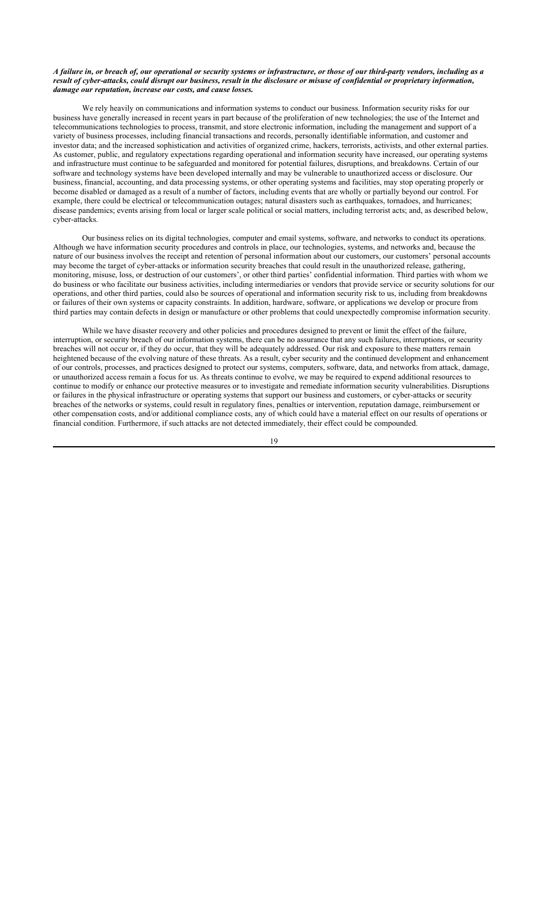***A failure in, or breach of, our operational or security systems or infrastructure, or those of our third-party vendors, including as a result of cyber-attacks, could disrupt our business, result in the disclosure or misuse of confidential or proprietary information, damage our reputation, increase our costs, and cause losses.***

We rely heavily on communications and information systems to conduct our business. Information security risks for our business have generally increased in recent years in part because of the proliferation of new technologies; the use of the Internet and telecommunications technologies to process, transmit, and store electronic information, including the management and support of a variety of business processes, including financial transactions and records, personally identifiable information, and customer and investor data; and the increased sophistication and activities of organized crime, hackers, terrorists, activists, and other external parties. As customer, public, and regulatory expectations regarding operational and information security have increased, our operating systems and infrastructure must continue to be safeguarded and monitored for potential failures, disruptions, and breakdowns. Certain of our software and technology systems have been developed internally and may be vulnerable to unauthorized access or disclosure. Our business, financial, accounting, and data processing systems, or other operating systems and facilities, may stop operating properly or become disabled or damaged as a result of a number of factors, including events that are wholly or partially beyond our control. For example, there could be electrical or telecommunication outages; natural disasters such as earthquakes, tornadoes, and hurricanes; disease pandemics; events arising from local or larger scale political or social matters, including terrorist acts; and, as described below, cyber-attacks.

Our business relies on its digital technologies, computer and email systems, software, and networks to conduct its operations. Although we have information security procedures and controls in place, our technologies, systems, and networks and, because the nature of our business involves the receipt and retention of personal information about our customers, our customers' personal accounts may become the target of cyber-attacks or information security breaches that could result in the unauthorized release, gathering, monitoring, misuse, loss, or destruction of our customers', or other third parties' confidential information. Third parties with whom we do business or who facilitate our business activities, including intermediaries or vendors that provide service or security solutions for our operations, and other third parties, could also be sources of operational and information security risk to us, including from breakdowns or failures of their own systems or capacity constraints. In addition, hardware, software, or applications we develop or procure from third parties may contain defects in design or manufacture or other problems that could unexpectedly compromise information security.

While we have disaster recovery and other policies and procedures designed to prevent or limit the effect of the failure, interruption, or security breach of our information systems, there can be no assurance that any such failures, interruptions, or security breaches will not occur or, if they do occur, that they will be adequately addressed. Our risk and exposure to these matters remain heightened because of the evolving nature of these threats. As a result, cyber security and the continued development and enhancement of our controls, processes, and practices designed to protect our systems, computers, software, data, and networks from attack, damage, or unauthorized access remain a focus for us. As threats continue to evolve, we may be required to expend additional resources to continue to modify or enhance our protective measures or to investigate and remediate information security vulnerabilities. Disruptions or failures in the physical infrastructure or operating systems that support our business and customers, or cyber-attacks or security breaches of the networks or systems, could result in regulatory fines, penalties or intervention, reputation damage, reimbursement or other compensation costs, and/or additional compliance costs, any of which could have a material effect on our results of operations or financial condition. Furthermore, if such attacks are not detected immediately, their effect could be compounded.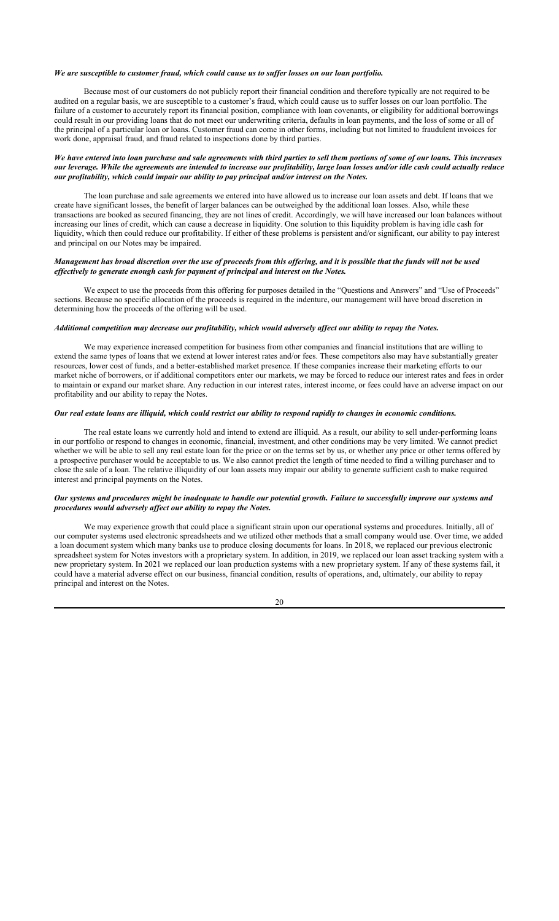***We are susceptible to customer fraud, which could cause us to suffer losses on our loan portfolio.***

Because most of our customers do not publicly report their financial condition and therefore typically are not required to be audited on a regular basis, we are susceptible to a customer's fraud, which could cause us to suffer losses on our loan portfolio. The failure of a customer to accurately report its financial position, compliance with loan covenants, or eligibility for additional borrowings could result in our providing loans that do not meet our underwriting criteria, defaults in loan payments, and the loss of some or all of the principal of a particular loan or loans. Customer fraud can come in other forms, including but not limited to fraudulent invoices for work done, appraisal fraud, and fraud related to inspections done by third parties.

***We have entered into loan purchase and sale agreements with third parties to sell them portions of some of our loans. This increases our leverage. While the agreements are intended to increase our profitability, large loan losses and/or idle cash could actually reduce our profitability, which could impair our ability to pay principal and/or interest on the Notes.***

The loan purchase and sale agreements we entered into have allowed us to increase our loan assets and debt. If loans that we create have significant losses, the benefit of larger balances can be outweighed by the additional loan losses. Also, while these transactions are booked as secured financing, they are not lines of credit. Accordingly, we will have increased our loan balances without increasing our lines of credit, which can cause a decrease in liquidity. One solution to this liquidity problem is having idle cash for liquidity, which then could reduce our profitability. If either of these problems is persistent and/or significant, our ability to pay interest and principal on our Notes may be impaired.

***Management has broad discretion over the use of proceeds from this offering, and it is possible that the funds will not be used effectively to generate enough cash for payment of principal and interest on the Notes.***

We expect to use the proceeds from this offering for purposes detailed in the "Questions and Answers" and "Use of Proceeds" sections. Because no specific allocation of the proceeds is required in the indenture, our management will have broad discretion in determining how the proceeds of the offering will be used.

***Additional competition may decrease our profitability, which would adversely affect our ability to repay the Notes.***

We may experience increased competition for business from other companies and financial institutions that are willing to extend the same types of loans that we extend at lower interest rates and/or fees. These competitors also may have substantially greater resources, lower cost of funds, and a better-established market presence. If these companies increase their marketing efforts to our market niche of borrowers, or if additional competitors enter our markets, we may be forced to reduce our interest rates and fees in order to maintain or expand our market share. Any reduction in our interest rates, interest income, or fees could have an adverse impact on our profitability and our ability to repay the Notes.

***Our real estate loans are illiquid, which could restrict our ability to respond rapidly to changes in economic conditions.***

The real estate loans we currently hold and intend to extend are illiquid. As a result, our ability to sell under-performing loans in our portfolio or respond to changes in economic, financial, investment, and other conditions may be very limited. We cannot predict whether we will be able to sell any real estate loan for the price or on the terms set by us, or whether any price or other terms offered by a prospective purchaser would be acceptable to us. We also cannot predict the length of time needed to find a willing purchaser and to close the sale of a loan. The relative illiquidity of our loan assets may impair our ability to generate sufficient cash to make required interest and principal payments on the Notes.

***Our systems and procedures might be inadequate to handle our potential growth. Failure to successfully improve our systems and procedures would adversely affect our ability to repay the Notes.***

We may experience growth that could place a significant strain upon our operational systems and procedures. Initially, all of our computer systems used electronic spreadsheets and we utilized other methods that a small company would use. Over time, we added a loan document system which many banks use to produce closing documents for loans. In 2018, we replaced our previous electronic spreadsheet system for Notes investors with a proprietary system. In addition, in 2019, we replaced our loan asset tracking system with a new proprietary system. In 2021 we replaced our loan production systems with a new proprietary system. If any of these systems fail, it could have a material adverse effect on our business, financial condition, results of operations, and, ultimately, our ability to repay principal and interest on the Notes.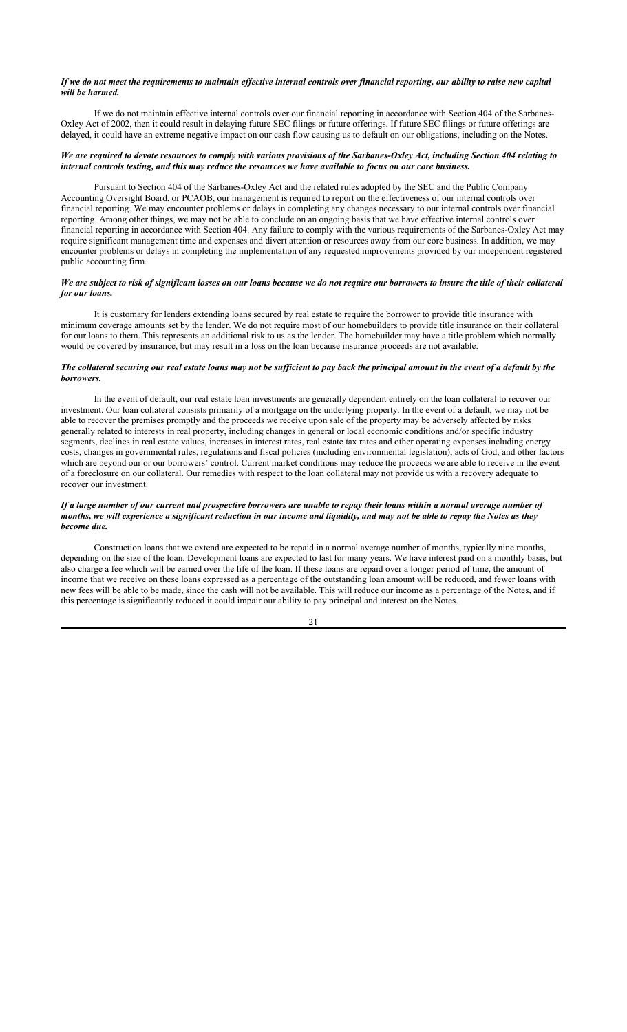***If we do not meet the requirements to maintain effective internal controls over financial reporting, our ability to raise new capital will be harmed.***

If we do not maintain effective internal controls over our financial reporting in accordance with Section 404 of the Sarbanes-Oxley Act of 2002, then it could result in delaying future SEC filings or future offerings. If future SEC filings or future offerings are delayed, it could have an extreme negative impact on our cash flow causing us to default on our obligations, including on the Notes.

***We are required to devote resources to comply with various provisions of the Sarbanes-Oxley Act, including Section 404 relating to internal controls testing, and this may reduce the resources we have available to focus on our core business.***

Pursuant to Section 404 of the Sarbanes-Oxley Act and the related rules adopted by the SEC and the Public Company Accounting Oversight Board, or PCAOB, our management is required to report on the effectiveness of our internal controls over financial reporting. We may encounter problems or delays in completing any changes necessary to our internal controls over financial reporting. Among other things, we may not be able to conclude on an ongoing basis that we have effective internal controls over financial reporting in accordance with Section 404. Any failure to comply with the various requirements of the Sarbanes-Oxley Act may require significant management time and expenses and divert attention or resources away from our core business. In addition, we may encounter problems or delays in completing the implementation of any requested improvements provided by our independent registered public accounting firm.

***We are subject to risk of significant losses on our loans because we do not require our borrowers to insure the title of their collateral for our loans.***

It is customary for lenders extending loans secured by real estate to require the borrower to provide title insurance with minimum coverage amounts set by the lender. We do not require most of our homebuilders to provide title insurance on their collateral for our loans to them. This represents an additional risk to us as the lender. The homebuilder may have a title problem which normally would be covered by insurance, but may result in a loss on the loan because insurance proceeds are not available.

***The collateral securing our real estate loans may not be sufficient to pay back the principal amount in the event of a default by the borrowers.***

In the event of default, our real estate loan investments are generally dependent entirely on the loan collateral to recover our investment. Our loan collateral consists primarily of a mortgage on the underlying property. In the event of a default, we may not be able to recover the premises promptly and the proceeds we receive upon sale of the property may be adversely affected by risks generally related to interests in real property, including changes in general or local economic conditions and/or specific industry segments, declines in real estate values, increases in interest rates, real estate tax rates and other operating expenses including energy costs, changes in governmental rules, regulations and fiscal policies (including environmental legislation), acts of God, and other factors which are beyond our or our borrowers' control. Current market conditions may reduce the proceeds we are able to receive in the event of a foreclosure on our collateral. Our remedies with respect to the loan collateral may not provide us with a recovery adequate to recover our investment.

***If a large number of our current and prospective borrowers are unable to repay their loans within a normal average number of months, we will experience a significant reduction in our income and liquidity, and may not be able to repay the Notes as they become due.***

Construction loans that we extend are expected to be repaid in a normal average number of months, typically nine months, depending on the size of the loan. Development loans are expected to last for many years. We have interest paid on a monthly basis, but also charge a fee which will be earned over the life of the loan. If these loans are repaid over a longer period of time, the amount of income that we receive on these loans expressed as a percentage of the outstanding loan amount will be reduced, and fewer loans with new fees will be able to be made, since the cash will not be available. This will reduce our income as a percentage of the Notes, and if this percentage is significantly reduced it could impair our ability to pay principal and interest on the Notes.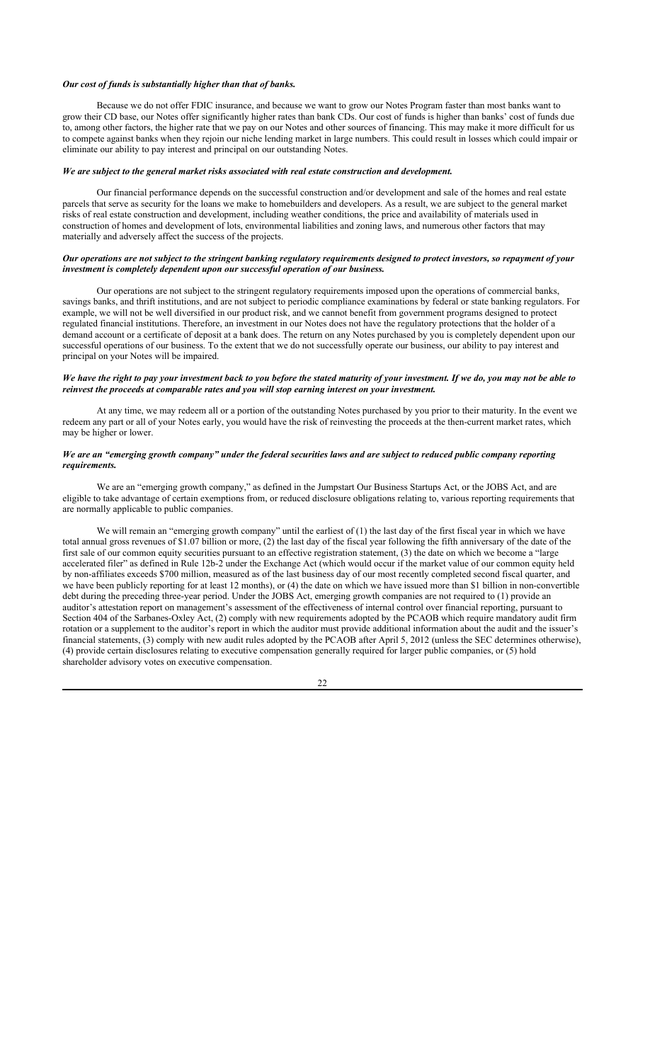***Our cost of funds is substantially higher than that of banks.***

Because we do not offer FDIC insurance, and because we want to grow our Notes Program faster than most banks want to grow their CD base, our Notes offer significantly higher rates than bank CDs. Our cost of funds is higher than banks' cost of funds due to, among other factors, the higher rate that we pay on our Notes and other sources of financing. This may make it more difficult for us to compete against banks when they rejoin our niche lending market in large numbers. This could result in losses which could impair or eliminate our ability to pay interest and principal on our outstanding Notes.

***We are subject to the general market risks associated with real estate construction and development.***

Our financial performance depends on the successful construction and/or development and sale of the homes and real estate parcels that serve as security for the loans we make to homebuilders and developers. As a result, we are subject to the general market risks of real estate construction and development, including weather conditions, the price and availability of materials used in construction of homes and development of lots, environmental liabilities and zoning laws, and numerous other factors that may materially and adversely affect the success of the projects.

***Our operations are not subject to the stringent banking regulatory requirements designed to protect investors, so repayment of your investment is completely dependent upon our successful operation of our business.***

Our operations are not subject to the stringent regulatory requirements imposed upon the operations of commercial banks, savings banks, and thrift institutions, and are not subject to periodic compliance examinations by federal or state banking regulators. For example, we will not be well diversified in our product risk, and we cannot benefit from government programs designed to protect regulated financial institutions. Therefore, an investment in our Notes does not have the regulatory protections that the holder of a demand account or a certificate of deposit at a bank does. The return on any Notes purchased by you is completely dependent upon our successful operations of our business. To the extent that we do not successfully operate our business, our ability to pay interest and principal on your Notes will be impaired.

***We have the right to pay your investment back to you before the stated maturity of your investment. If we do, you may not be able to reinvest the proceeds at comparable rates and you will stop earning interest on your investment.***

At any time, we may redeem all or a portion of the outstanding Notes purchased by you prior to their maturity. In the event we redeem any part or all of your Notes early, you would have the risk of reinvesting the proceeds at the then-current market rates, which may be higher or lower.

***We are an "emerging growth company" under the federal securities laws and are subject to reduced public company reporting requirements.***

We are an "emerging growth company," as defined in the Jumpstart Our Business Startups Act, or the JOBS Act, and are eligible to take advantage of certain exemptions from, or reduced disclosure obligations relating to, various reporting requirements that are normally applicable to public companies.

We will remain an "emerging growth company" until the earliest of (1) the last day of the first fiscal year in which we have total annual gross revenues of $1.07 billion or more, (2) the last day of the fiscal year following the fifth anniversary of the date of the first sale of our common equity securities pursuant to an effective registration statement, (3) the date on which we become a "large accelerated filer" as defined in Rule 12b-2 under the Exchange Act (which would occur if the market value of our common equity held by non-affiliates exceeds $700 million, measured as of the last business day of our most recently completed second fiscal quarter, and we have been publicly reporting for at least 12 months), or (4) the date on which we have issued more than $1 billion in non-convertible debt during the preceding three-year period. Under the JOBS Act, emerging growth companies are not required to (1) provide an auditor's attestation report on management's assessment of the effectiveness of internal control over financial reporting, pursuant to Section 404 of the Sarbanes-Oxley Act, (2) comply with new requirements adopted by the PCAOB which require mandatory audit firm rotation or a supplement to the auditor's report in which the auditor must provide additional information about the audit and the issuer's financial statements, (3) comply with new audit rules adopted by the PCAOB after April 5, 2012 (unless the SEC determines otherwise), (4) provide certain disclosures relating to executive compensation generally required for larger public companies, or (5) hold shareholder advisory votes on executive compensation.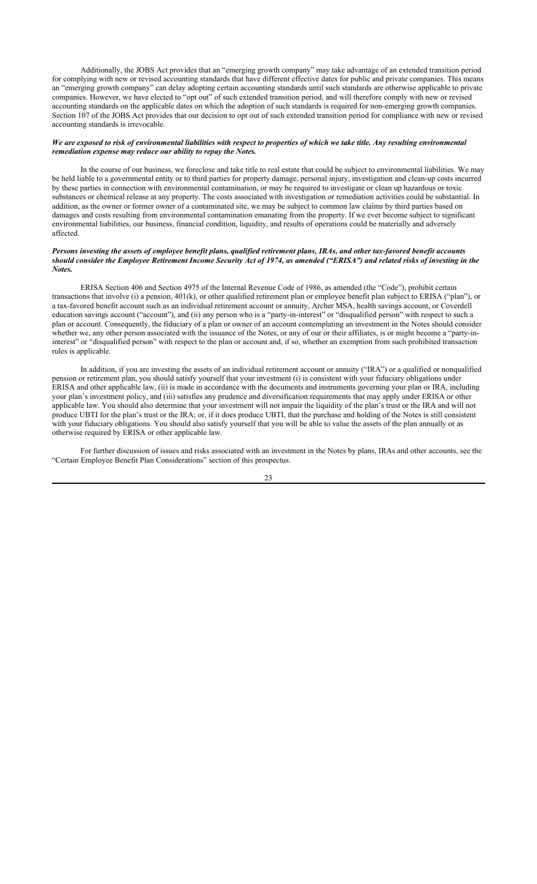Additionally, the JOBS Act provides that an "emerging growth company" may take advantage of an extended transition period for complying with new or revised accounting standards that have different effective dates for public and private companies. This means an "emerging growth company" can delay adopting certain accounting standards until such standards are otherwise applicable to private companies. However, we have elected to "opt out" of such extended transition period, and will therefore comply with new or revised accounting standards on the applicable dates on which the adoption of such standards is required for non-emerging growth companies. Section 107 of the JOBS Act provides that our decision to opt out of such extended transition period for compliance with new or revised accounting standards is irrevocable.

***We are exposed to risk of environmental liabilities with respect to properties of which we take title. Any resulting environmental remediation expense may reduce our ability to repay the Notes.***

In the course of our business, we foreclose and take title to real estate that could be subject to environmental liabilities. We may be held liable to a governmental entity or to third parties for property damage, personal injury, investigation and clean-up costs incurred by these parties in connection with environmental contamination, or may be required to investigate or clean up hazardous or toxic substances or chemical release at any property. The costs associated with investigation or remediation activities could be substantial. In addition, as the owner or former owner of a contaminated site, we may be subject to common law claims by third parties based on damages and costs resulting from environmental contamination emanating from the property. If we ever become subject to significant environmental liabilities, our business, financial condition, liquidity, and results of operations could be materially and adversely affected.

***Persons investing the assets of employee benefit plans, qualified retirement plans, IRAs, and other tax-favored benefit accounts should consider the Employee Retirement Income Security Act of 1974, as amended ("ERISA") and related risks of investing in the Notes.***

ERISA Section 406 and Section 4975 of the Internal Revenue Code of 1986, as amended (the "Code"), prohibit certain transactions that involve (i) a pension, 401(k), or other qualified retirement plan or employee benefit plan subject to ERISA ("plan"), or a tax-favored benefit account such as an individual retirement account or annuity, Archer MSA, health savings account, or Coverdell education savings account ("account"), and (ii) any person who is a "party-in-interest" or "disqualified person" with respect to such a plan or account. Consequently, the fiduciary of a plan or owner of an account contemplating an investment in the Notes should consider whether we, any other person associated with the issuance of the Notes, or any of our or their affiliates, is or might become a "party-in-interest" or "disqualified person" with respect to the plan or account and, if so, whether an exemption from such prohibited transaction rules is applicable.

In addition, if you are investing the assets of an individual retirement account or annuity ("IRA") or a qualified or nonqualified pension or retirement plan, you should satisfy yourself that your investment (i) is consistent with your fiduciary obligations under ERISA and other applicable law, (ii) is made in accordance with the documents and instruments governing your plan or IRA, including your plan's investment policy, and (iii) satisfies any prudence and diversification requirements that may apply under ERISA or other applicable law. You should also determine that your investment will not impair the liquidity of the plan's trust or the IRA and will not produce UBTI for the plan's trust or the IRA; or, if it does produce UBTI, that the purchase and holding of the Notes is still consistent with your fiduciary obligations. You should also satisfy yourself that you will be able to value the assets of the plan annually or as otherwise required by ERISA or other applicable law.

For further discussion of issues and risks associated with an investment in the Notes by plans, IRAs and other accounts, see the "Certain Employee Benefit Plan Considerations" section of this prospectus.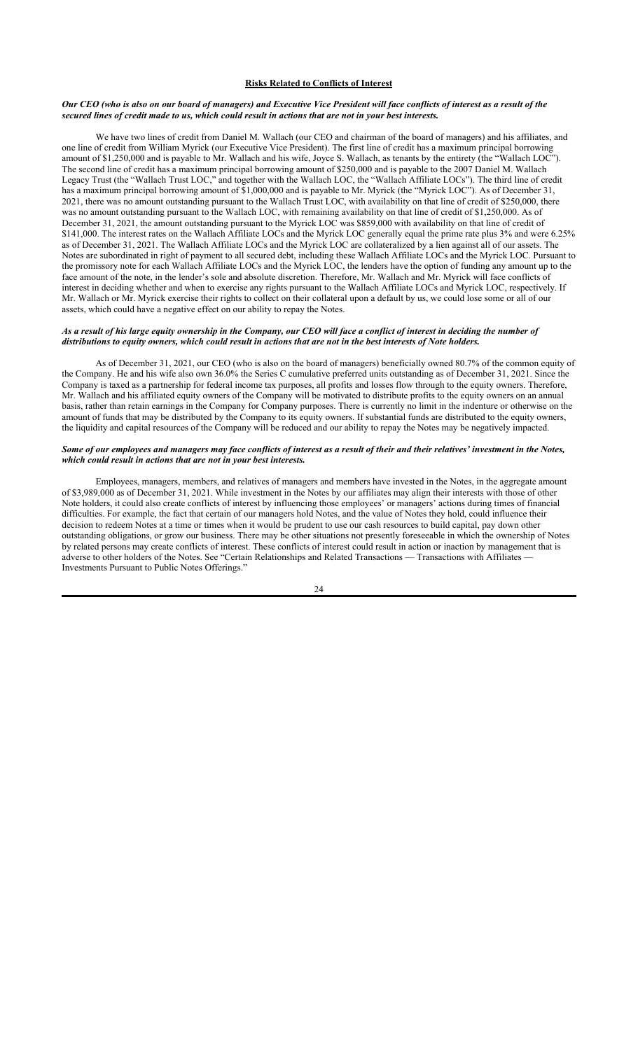**Risks Related to Conflicts of Interest**

***Our CEO (who is also on our board of managers) and Executive Vice President will face conflicts of interest as a result of the secured lines of credit made to us, which could result in actions that are not in your best interests.***

We have two lines of credit from Daniel M. Wallach (our CEO and chairman of the board of managers) and his affiliates, and one line of credit from William Myrick (our Executive Vice President). The first line of credit has a maximum principal borrowing amount of $1,250,000 and is payable to Mr. Wallach and his wife, Joyce S. Wallach, as tenants by the entirety (the "Wallach LOC"). The second line of credit has a maximum principal borrowing amount of $250,000 and is payable to the 2007 Daniel M. Wallach Legacy Trust (the "Wallach Trust LOC," and together with the Wallach LOC, the "Wallach Affiliate LOCs"). The third line of credit has a maximum principal borrowing amount of $1,000,000 and is payable to Mr. Myrick (the "Myrick LOC"). As of December 31, 2021, there was no amount outstanding pursuant to the Wallach Trust LOC, with availability on that line of credit of $250,000, there was no amount outstanding pursuant to the Wallach LOC, with remaining availability on that line of credit of $1,250,000. As of December 31, 2021, the amount outstanding pursuant to the Myrick LOC was $859,000 with availability on that line of credit of $141,000. The interest rates on the Wallach Affiliate LOCs and the Myrick LOC generally equal the prime rate plus 3% and were 6.25% as of December 31, 2021. The Wallach Affiliate LOCs and the Myrick LOC are collateralized by a lien against all of our assets. The Notes are subordinated in right of payment to all secured debt, including these Wallach Affiliate LOCs and the Myrick LOC. Pursuant to the promissory note for each Wallach Affiliate LOCs and the Myrick LOC, the lenders have the option of funding any amount up to the face amount of the note, in the lender's sole and absolute discretion. Therefore, Mr. Wallach and Mr. Myrick will face conflicts of interest in deciding whether and when to exercise any rights pursuant to the Wallach Affiliate LOCs and Myrick LOC, respectively. If Mr. Wallach or Mr. Myrick exercise their rights to collect on their collateral upon a default by us, we could lose some or all of our assets, which could have a negative effect on our ability to repay the Notes.

***As a result of his large equity ownership in the Company, our CEO will face a conflict of interest in deciding the number of distributions to equity owners, which could result in actions that are not in the best interests of Note holders.***

As of December 31, 2021, our CEO (who is also on the board of managers) beneficially owned 80.7% of the common equity of the Company. He and his wife also own 36.0% the Series C cumulative preferred units outstanding as of December 31, 2021. Since the Company is taxed as a partnership for federal income tax purposes, all profits and losses flow through to the equity owners. Therefore, Mr. Wallach and his affiliated equity owners of the Company will be motivated to distribute profits to the equity owners on an annual basis, rather than retain earnings in the Company for Company purposes. There is currently no limit in the indenture or otherwise on the amount of funds that may be distributed by the Company to its equity owners. If substantial funds are distributed to the equity owners, the liquidity and capital resources of the Company will be reduced and our ability to repay the Notes may be negatively impacted.

***Some of our employees and managers may face conflicts of interest as a result of their and their relatives' investment in the Notes, which could result in actions that are not in your best interests.***

Employees, managers, members, and relatives of managers and members have invested in the Notes, in the aggregate amount of $3,989,000 as of December 31, 2021. While investment in the Notes by our affiliates may align their interests with those of other Note holders, it could also create conflicts of interest by influencing those employees' or managers' actions during times of financial difficulties. For example, the fact that certain of our managers hold Notes, and the value of Notes they hold, could influence their decision to redeem Notes at a time or times when it would be prudent to use our cash resources to build capital, pay down other outstanding obligations, or grow our business. There may be other situations not presently foreseeable in which the ownership of Notes by related persons may create conflicts of interest. These conflicts of interest could result in action or inaction by management that is adverse to other holders of the Notes. See "Certain Relationships and Related Transactions — Transactions with Affiliates — Investments Pursuant to Public Notes Offerings."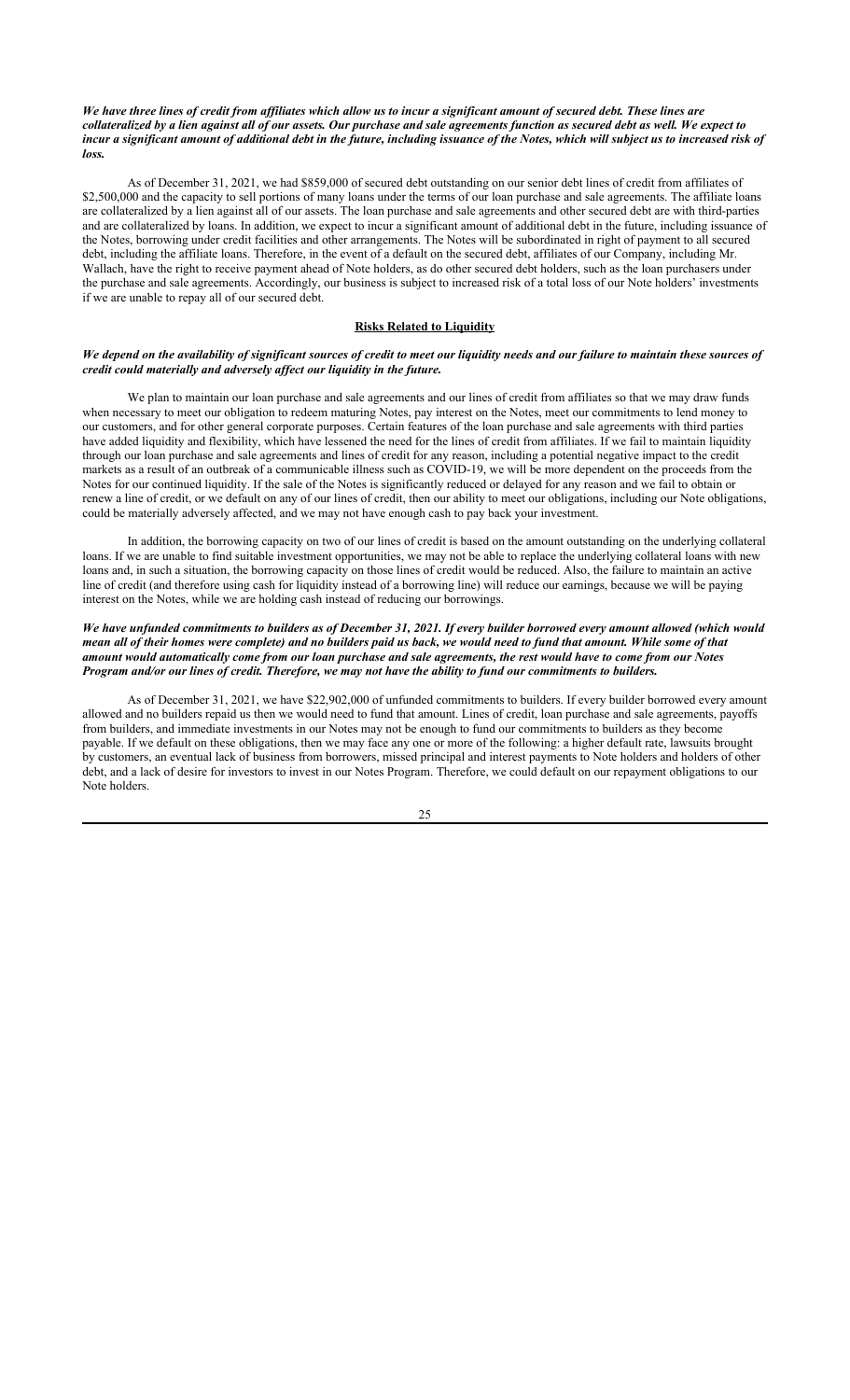***We have three lines of credit from affiliates which allow us to incur a significant amount of secured debt. These lines are collateralized by a lien against all of our assets. Our purchase and sale agreements function as secured debt as well. We expect to incur a significant amount of additional debt in the future, including issuance of the Notes, which will subject us to increased risk of loss.***

As of December 31, 2021, we had $859,000 of secured debt outstanding on our senior debt lines of credit from affiliates of $2,500,000 and the capacity to sell portions of many loans under the terms of our loan purchase and sale agreements. The affiliate loans are collateralized by a lien against all of our assets. The loan purchase and sale agreements and other secured debt are with third-parties and are collateralized by loans. In addition, we expect to incur a significant amount of additional debt in the future, including issuance of the Notes, borrowing under credit facilities and other arrangements. The Notes will be subordinated in right of payment to all secured debt, including the affiliate loans. Therefore, in the event of a default on the secured debt, affiliates of our Company, including Mr. Wallach, have the right to receive payment ahead of Note holders, as do other secured debt holders, such as the loan purchasers under the purchase and sale agreements. Accordingly, our business is subject to increased risk of a total loss of our Note holders' investments if we are unable to repay all of our secured debt.

## Risks Related to Liquidity

***We depend on the availability of significant sources of credit to meet our liquidity needs and our failure to maintain these sources of credit could materially and adversely affect our liquidity in the future.***

We plan to maintain our loan purchase and sale agreements and our lines of credit from affiliates so that we may draw funds when necessary to meet our obligation to redeem maturing Notes, pay interest on the Notes, meet our commitments to lend money to our customers, and for other general corporate purposes. Certain features of the loan purchase and sale agreements with third parties have added liquidity and flexibility, which have lessened the need for the lines of credit from affiliates. If we fail to maintain liquidity through our loan purchase and sale agreements and lines of credit for any reason, including a potential negative impact to the credit markets as a result of an outbreak of a communicable illness such as COVID-19, we will be more dependent on the proceeds from the Notes for our continued liquidity. If the sale of the Notes is significantly reduced or delayed for any reason and we fail to obtain or renew a line of credit, or we default on any of our lines of credit, then our ability to meet our obligations, including our Note obligations, could be materially adversely affected, and we may not have enough cash to pay back your investment.

In addition, the borrowing capacity on two of our lines of credit is based on the amount outstanding on the underlying collateral loans. If we are unable to find suitable investment opportunities, we may not be able to replace the underlying collateral loans with new loans and, in such a situation, the borrowing capacity on those lines of credit would be reduced. Also, the failure to maintain an active line of credit (and therefore using cash for liquidity instead of a borrowing line) will reduce our earnings, because we will be paying interest on the Notes, while we are holding cash instead of reducing our borrowings.

***We have unfunded commitments to builders as of December 31, 2021. If every builder borrowed every amount allowed (which would mean all of their homes were complete) and no builders paid us back, we would need to fund that amount. While some of that amount would automatically come from our loan purchase and sale agreements, the rest would have to come from our Notes Program and/or our lines of credit. Therefore, we may not have the ability to fund our commitments to builders.***

As of December 31, 2021, we have $22,902,000 of unfunded commitments to builders. If every builder borrowed every amount allowed and no builders repaid us then we would need to fund that amount. Lines of credit, loan purchase and sale agreements, payoffs from builders, and immediate investments in our Notes may not be enough to fund our commitments to builders as they become payable. If we default on these obligations, then we may face any one or more of the following: a higher default rate, lawsuits brought by customers, an eventual lack of business from borrowers, missed principal and interest payments to Note holders and holders of other debt, and a lack of desire for investors to invest in our Notes Program. Therefore, we could default on our repayment obligations to our Note holders.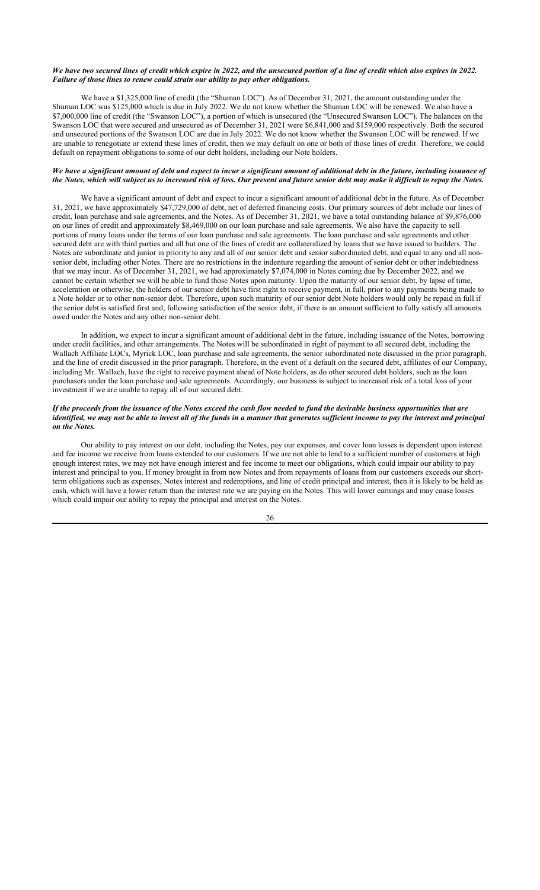***We have two secured lines of credit which expire in 2022, and the unsecured portion of a line of credit which also expires in 2022. Failure of those lines to renew could strain our ability to pay other obligations.***

We have a $1,325,000 line of credit (the "Shuman LOC"). As of December 31, 2021, the amount outstanding under the Shuman LOC was $125,000 which is due in July 2022. We do not know whether the Shuman LOC will be renewed. We also have a $7,000,000 line of credit (the "Swanson LOC"), a portion of which is unsecured (the "Unsecured Swanson LOC"). The balances on the Swanson LOC that were secured and unsecured as of December 31, 2021 were $6,841,000 and $159,000 respectively. Both the secured and unsecured portions of the Swanson LOC are due in July 2022. We do not know whether the Swanson LOC will be renewed. If we are unable to renegotiate or extend these lines of credit, then we may default on one or both of those lines of credit. Therefore, we could default on repayment obligations to some of our debt holders, including our Note holders.

***We have a significant amount of debt and expect to incur a significant amount of additional debt in the future, including issuance of the Notes, which will subject us to increased risk of loss. Our present and future senior debt may make it difficult to repay the Notes.***

We have a significant amount of debt and expect to incur a significant amount of additional debt in the future. As of December 31, 2021, we have approximately $47,729,000 of debt, net of deferred financing costs. Our primary sources of debt include our lines of credit, loan purchase and sale agreements, and the Notes. As of December 31, 2021, we have a total outstanding balance of $9,876,000 on our lines of credit and approximately $8,469,000 on our loan purchase and sale agreements. We also have the capacity to sell portions of many loans under the terms of our loan purchase and sale agreements. The loan purchase and sale agreements and other secured debt are with third parties and all but one of the lines of credit are collateralized by loans that we have issued to builders. The Notes are subordinate and junior in priority to any and all of our senior debt and senior subordinated debt, and equal to any and all non-senior debt, including other Notes. There are no restrictions in the indenture regarding the amount of senior debt or other indebtedness that we may incur. As of December 31, 2021, we had approximately $7,074,000 in Notes coming due by December 2022, and we cannot be certain whether we will be able to fund those Notes upon maturity. Upon the maturity of our senior debt, by lapse of time, acceleration or otherwise, the holders of our senior debt have first right to receive payment, in full, prior to any payments being made to a Note holder or to other non-senior debt. Therefore, upon such maturity of our senior debt Note holders would only be repaid in full if the senior debt is satisfied first and, following satisfaction of the senior debt, if there is an amount sufficient to fully satisfy all amounts owed under the Notes and any other non-senior debt.

In addition, we expect to incur a significant amount of additional debt in the future, including issuance of the Notes, borrowing under credit facilities, and other arrangements. The Notes will be subordinated in right of payment to all secured debt, including the Wallach Affiliate LOCs, Myrick LOC, loan purchase and sale agreements, the senior subordinated note discussed in the prior paragraph, and the line of credit discussed in the prior paragraph. Therefore, in the event of a default on the secured debt, affiliates of our Company, including Mr. Wallach, have the right to receive payment ahead of Note holders, as do other secured debt holders, such as the loan purchasers under the loan purchase and sale agreements. Accordingly, our business is subject to increased risk of a total loss of your investment if we are unable to repay all of our secured debt.

***If the proceeds from the issuance of the Notes exceed the cash flow needed to fund the desirable business opportunities that are identified, we may not be able to invest all of the funds in a manner that generates sufficient income to pay the interest and principal on the Notes.***

Our ability to pay interest on our debt, including the Notes, pay our expenses, and cover loan losses is dependent upon interest and fee income we receive from loans extended to our customers. If we are not able to lend to a sufficient number of customers at high enough interest rates, we may not have enough interest and fee income to meet our obligations, which could impair our ability to pay interest and principal to you. If money brought in from new Notes and from repayments of loans from our customers exceeds our short-term obligations such as expenses, Notes interest and redemptions, and line of credit principal and interest, then it is likely to be held as cash, which will have a lower return than the interest rate we are paying on the Notes. This will lower earnings and may cause losses which could impair our ability to repay the principal and interest on the Notes.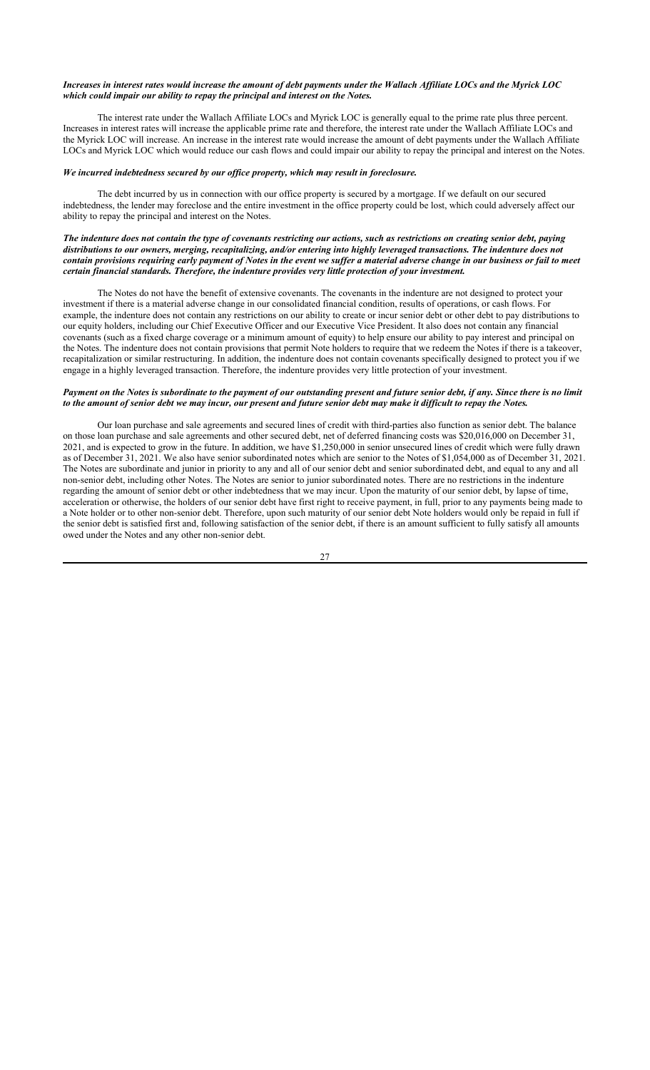***Increases in interest rates would increase the amount of debt payments under the Wallach Affiliate LOCs and the Myrick LOC which could impair our ability to repay the principal and interest on the Notes.***

The interest rate under the Wallach Affiliate LOCs and Myrick LOC is generally equal to the prime rate plus three percent. Increases in interest rates will increase the applicable prime rate and therefore, the interest rate under the Wallach Affiliate LOCs and the Myrick LOC will increase. An increase in the interest rate would increase the amount of debt payments under the Wallach Affiliate LOCs and Myrick LOC which would reduce our cash flows and could impair our ability to repay the principal and interest on the Notes.

***We incurred indebtedness secured by our office property, which may result in foreclosure.***

The debt incurred by us in connection with our office property is secured by a mortgage. If we default on our secured indebtedness, the lender may foreclose and the entire investment in the office property could be lost, which could adversely affect our ability to repay the principal and interest on the Notes.

***The indenture does not contain the type of covenants restricting our actions, such as restrictions on creating senior debt, paying distributions to our owners, merging, recapitalizing, and/or entering into highly leveraged transactions. The indenture does not contain provisions requiring early payment of Notes in the event we suffer a material adverse change in our business or fail to meet certain financial standards. Therefore, the indenture provides very little protection of your investment.***

The Notes do not have the benefit of extensive covenants. The covenants in the indenture are not designed to protect your investment if there is a material adverse change in our consolidated financial condition, results of operations, or cash flows. For example, the indenture does not contain any restrictions on our ability to create or incur senior debt or other debt to pay distributions to our equity holders, including our Chief Executive Officer and our Executive Vice President. It also does not contain any financial covenants (such as a fixed charge coverage or a minimum amount of equity) to help ensure our ability to pay interest and principal on the Notes. The indenture does not contain provisions that permit Note holders to require that we redeem the Notes if there is a takeover, recapitalization or similar restructuring. In addition, the indenture does not contain covenants specifically designed to protect you if we engage in a highly leveraged transaction. Therefore, the indenture provides very little protection of your investment.

***Payment on the Notes is subordinate to the payment of our outstanding present and future senior debt, if any. Since there is no limit to the amount of senior debt we may incur, our present and future senior debt may make it difficult to repay the Notes.***

Our loan purchase and sale agreements and secured lines of credit with third-parties also function as senior debt. The balance on those loan purchase and sale agreements and other secured debt, net of deferred financing costs was $20,016,000 on December 31, 2021, and is expected to grow in the future. In addition, we have $1,250,000 in senior unsecured lines of credit which were fully drawn as of December 31, 2021. We also have senior subordinated notes which are senior to the Notes of $1,054,000 as of December 31, 2021. The Notes are subordinate and junior in priority to any and all of our senior debt and senior subordinated debt, and equal to any and all non-senior debt, including other Notes. The Notes are senior to junior subordinated notes. There are no restrictions in the indenture regarding the amount of senior debt or other indebtedness that we may incur. Upon the maturity of our senior debt, by lapse of time, acceleration or otherwise, the holders of our senior debt have first right to receive payment, in full, prior to any payments being made to a Note holder or to other non-senior debt. Therefore, upon such maturity of our senior debt Note holders would only be repaid in full if the senior debt is satisfied first and, following satisfaction of the senior debt, if there is an amount sufficient to fully satisfy all amounts owed under the Notes and any other non-senior debt.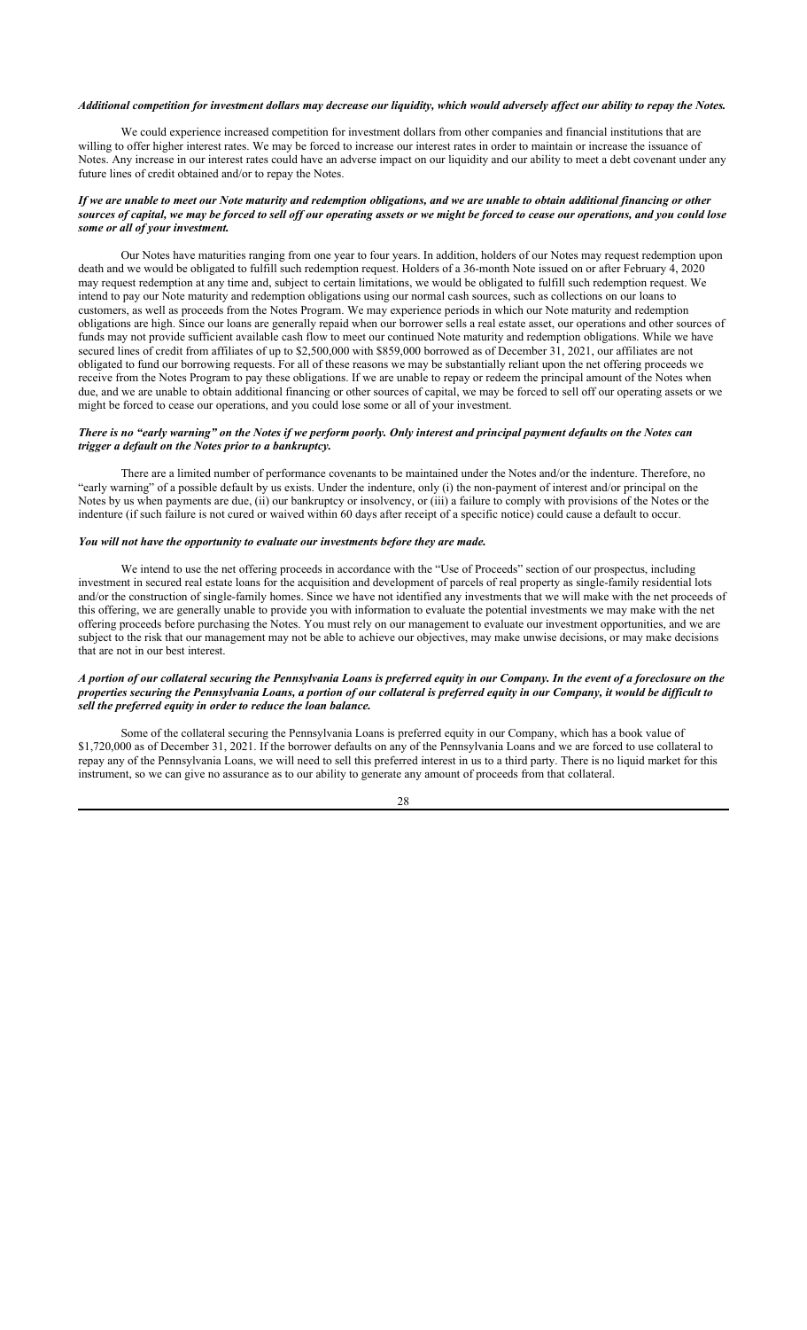***Additional competition for investment dollars may decrease our liquidity, which would adversely affect our ability to repay the Notes.***

We could experience increased competition for investment dollars from other companies and financial institutions that are willing to offer higher interest rates. We may be forced to increase our interest rates in order to maintain or increase the issuance of Notes. Any increase in our interest rates could have an adverse impact on our liquidity and our ability to meet a debt covenant under any future lines of credit obtained and/or to repay the Notes.

***If we are unable to meet our Note maturity and redemption obligations, and we are unable to obtain additional financing or other sources of capital, we may be forced to sell off our operating assets or we might be forced to cease our operations, and you could lose some or all of your investment.***

Our Notes have maturities ranging from one year to four years. In addition, holders of our Notes may request redemption upon death and we would be obligated to fulfill such redemption request. Holders of a 36-month Note issued on or after February 4, 2020 may request redemption at any time and, subject to certain limitations, we would be obligated to fulfill such redemption request. We intend to pay our Note maturity and redemption obligations using our normal cash sources, such as collections on our loans to customers, as well as proceeds from the Notes Program. We may experience periods in which our Note maturity and redemption obligations are high. Since our loans are generally repaid when our borrower sells a real estate asset, our operations and other sources of funds may not provide sufficient available cash flow to meet our continued Note maturity and redemption obligations. While we have secured lines of credit from affiliates of up to $2,500,000 with $859,000 borrowed as of December 31, 2021, our affiliates are not obligated to fund our borrowing requests. For all of these reasons we may be substantially reliant upon the net offering proceeds we receive from the Notes Program to pay these obligations. If we are unable to repay or redeem the principal amount of the Notes when due, and we are unable to obtain additional financing or other sources of capital, we may be forced to sell off our operating assets or we might be forced to cease our operations, and you could lose some or all of your investment.

***There is no "early warning" on the Notes if we perform poorly. Only interest and principal payment defaults on the Notes can trigger a default on the Notes prior to a bankruptcy.***

There are a limited number of performance covenants to be maintained under the Notes and/or the indenture. Therefore, no "early warning" of a possible default by us exists. Under the indenture, only (i) the non-payment of interest and/or principal on the Notes by us when payments are due, (ii) our bankruptcy or insolvency, or (iii) a failure to comply with provisions of the Notes or the indenture (if such failure is not cured or waived within 60 days after receipt of a specific notice) could cause a default to occur.

***You will not have the opportunity to evaluate our investments before they are made.***

We intend to use the net offering proceeds in accordance with the "Use of Proceeds" section of our prospectus, including investment in secured real estate loans for the acquisition and development of parcels of real property as single-family residential lots and/or the construction of single-family homes. Since we have not identified any investments that we will make with the net proceeds of this offering, we are generally unable to provide you with information to evaluate the potential investments we may make with the net offering proceeds before purchasing the Notes. You must rely on our management to evaluate our investment opportunities, and we are subject to the risk that our management may not be able to achieve our objectives, may make unwise decisions, or may make decisions that are not in our best interest.

***A portion of our collateral securing the Pennsylvania Loans is preferred equity in our Company. In the event of a foreclosure on the properties securing the Pennsylvania Loans, a portion of our collateral is preferred equity in our Company, it would be difficult to sell the preferred equity in order to reduce the loan balance.***

Some of the collateral securing the Pennsylvania Loans is preferred equity in our Company, which has a book value of $1,720,000 as of December 31, 2021. If the borrower defaults on any of the Pennsylvania Loans and we are forced to use collateral to repay any of the Pennsylvania Loans, we will need to sell this preferred interest in us to a third party. There is no liquid market for this instrument, so we can give no assurance as to our ability to generate any amount of proceeds from that collateral.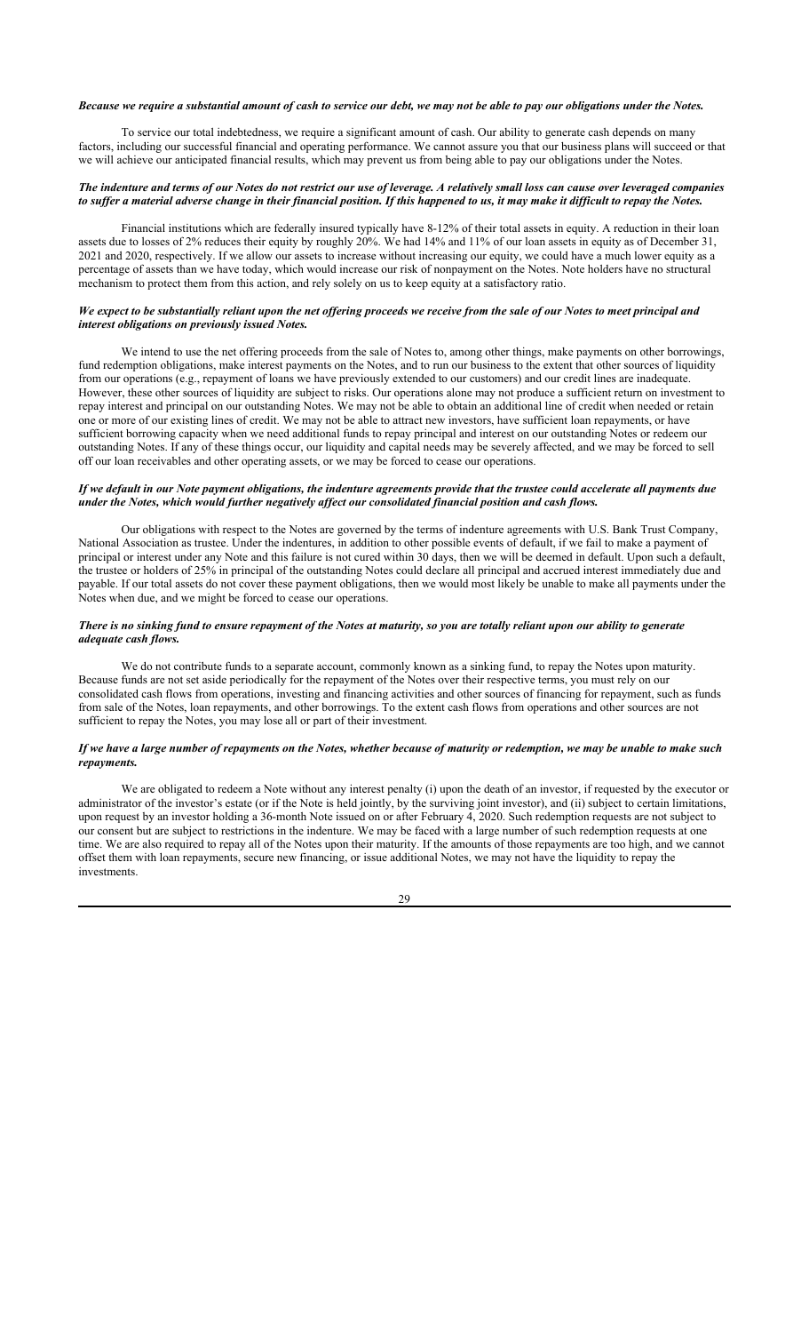***Because we require a substantial amount of cash to service our debt, we may not be able to pay our obligations under the Notes.***

To service our total indebtedness, we require a significant amount of cash. Our ability to generate cash depends on many factors, including our successful financial and operating performance. We cannot assure you that our business plans will succeed or that we will achieve our anticipated financial results, which may prevent us from being able to pay our obligations under the Notes.

***The indenture and terms of our Notes do not restrict our use of leverage. A relatively small loss can cause over leveraged companies to suffer a material adverse change in their financial position. If this happened to us, it may make it difficult to repay the Notes.***

Financial institutions which are federally insured typically have 8-12% of their total assets in equity. A reduction in their loan assets due to losses of 2% reduces their equity by roughly 20%. We had 14% and 11% of our loan assets in equity as of December 31, 2021 and 2020, respectively. If we allow our assets to increase without increasing our equity, we could have a much lower equity as a percentage of assets than we have today, which would increase our risk of nonpayment on the Notes. Note holders have no structural mechanism to protect them from this action, and rely solely on us to keep equity at a satisfactory ratio.

***We expect to be substantially reliant upon the net offering proceeds we receive from the sale of our Notes to meet principal and interest obligations on previously issued Notes.***

We intend to use the net offering proceeds from the sale of Notes to, among other things, make payments on other borrowings, fund redemption obligations, make interest payments on the Notes, and to run our business to the extent that other sources of liquidity from our operations (e.g., repayment of loans we have previously extended to our customers) and our credit lines are inadequate. However, these other sources of liquidity are subject to risks. Our operations alone may not produce a sufficient return on investment to repay interest and principal on our outstanding Notes. We may not be able to obtain an additional line of credit when needed or retain one or more of our existing lines of credit. We may not be able to attract new investors, have sufficient loan repayments, or have sufficient borrowing capacity when we need additional funds to repay principal and interest on our outstanding Notes or redeem our outstanding Notes. If any of these things occur, our liquidity and capital needs may be severely affected, and we may be forced to sell off our loan receivables and other operating assets, or we may be forced to cease our operations.

***If we default in our Note payment obligations, the indenture agreements provide that the trustee could accelerate all payments due under the Notes, which would further negatively affect our consolidated financial position and cash flows.***

Our obligations with respect to the Notes are governed by the terms of indenture agreements with U.S. Bank Trust Company, National Association as trustee. Under the indentures, in addition to other possible events of default, if we fail to make a payment of principal or interest under any Note and this failure is not cured within 30 days, then we will be deemed in default. Upon such a default, the trustee or holders of 25% in principal of the outstanding Notes could declare all principal and accrued interest immediately due and payable. If our total assets do not cover these payment obligations, then we would most likely be unable to make all payments under the Notes when due, and we might be forced to cease our operations.

***There is no sinking fund to ensure repayment of the Notes at maturity, so you are totally reliant upon our ability to generate adequate cash flows.***

We do not contribute funds to a separate account, commonly known as a sinking fund, to repay the Notes upon maturity. Because funds are not set aside periodically for the repayment of the Notes over their respective terms, you must rely on our consolidated cash flows from operations, investing and financing activities and other sources of financing for repayment, such as funds from sale of the Notes, loan repayments, and other borrowings. To the extent cash flows from operations and other sources are not sufficient to repay the Notes, you may lose all or part of their investment.

***If we have a large number of repayments on the Notes, whether because of maturity or redemption, we may be unable to make such repayments.***

We are obligated to redeem a Note without any interest penalty (i) upon the death of an investor, if requested by the executor or administrator of the investor's estate (or if the Note is held jointly, by the surviving joint investor), and (ii) subject to certain limitations, upon request by an investor holding a 36-month Note issued on or after February 4, 2020. Such redemption requests are not subject to our consent but are subject to restrictions in the indenture. We may be faced with a large number of such redemption requests at one time. We are also required to repay all of the Notes upon their maturity. If the amounts of those repayments are too high, and we cannot offset them with loan repayments, secure new financing, or issue additional Notes, we may not have the liquidity to repay the investments.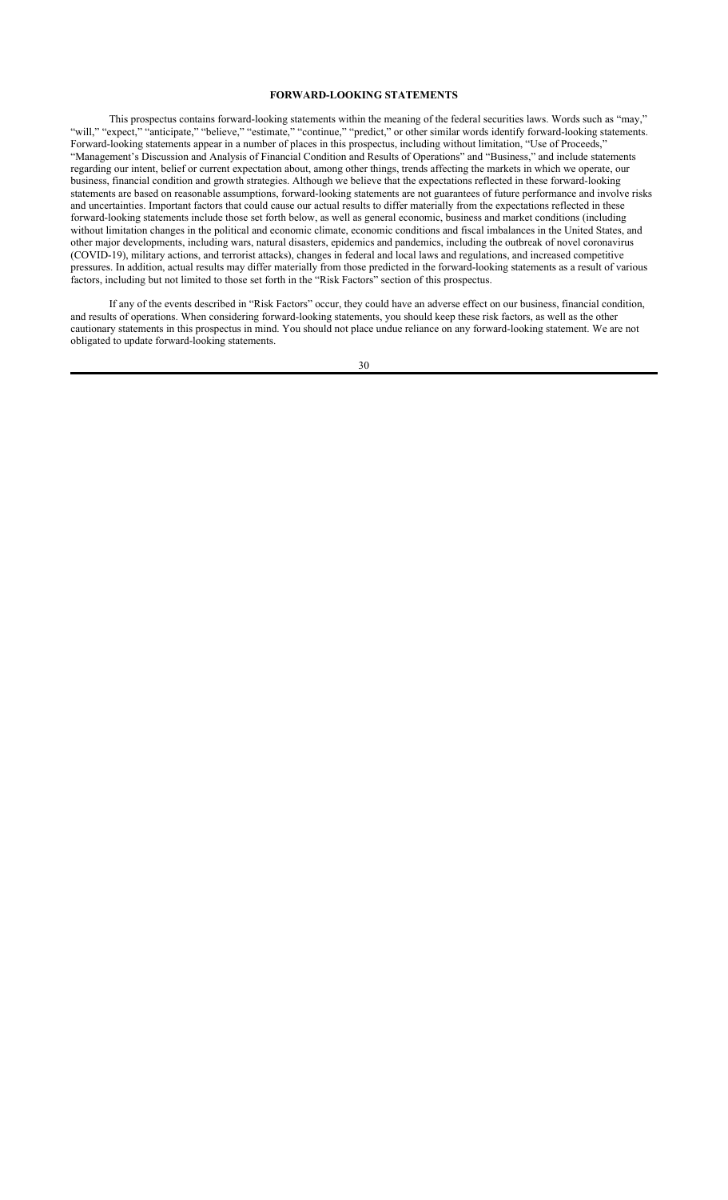# FORWARD-LOOKING STATEMENTS

This prospectus contains forward-looking statements within the meaning of the federal securities laws. Words such as "may," "will," "expect," "anticipate," "believe," "estimate," "continue," "predict," or other similar words identify forward-looking statements. Forward-looking statements appear in a number of places in this prospectus, including without limitation, "Use of Proceeds," "Management's Discussion and Analysis of Financial Condition and Results of Operations" and "Business," and include statements regarding our intent, belief or current expectation about, among other things, trends affecting the markets in which we operate, our business, financial condition and growth strategies. Although we believe that the expectations reflected in these forward-looking statements are based on reasonable assumptions, forward-looking statements are not guarantees of future performance and involve risks and uncertainties. Important factors that could cause our actual results to differ materially from the expectations reflected in these forward-looking statements include those set forth below, as well as general economic, business and market conditions (including without limitation changes in the political and economic climate, economic conditions and fiscal imbalances in the United States, and other major developments, including wars, natural disasters, epidemics and pandemics, including the outbreak of novel coronavirus (COVID-19), military actions, and terrorist attacks), changes in federal and local laws and regulations, and increased competitive pressures. In addition, actual results may differ materially from those predicted in the forward-looking statements as a result of various factors, including but not limited to those set forth in the "Risk Factors" section of this prospectus.

If any of the events described in "Risk Factors" occur, they could have an adverse effect on our business, financial condition, and results of operations. When considering forward-looking statements, you should keep these risk factors, as well as the other cautionary statements in this prospectus in mind. You should not place undue reliance on any forward-looking statement. We are not obligated to update forward-looking statements.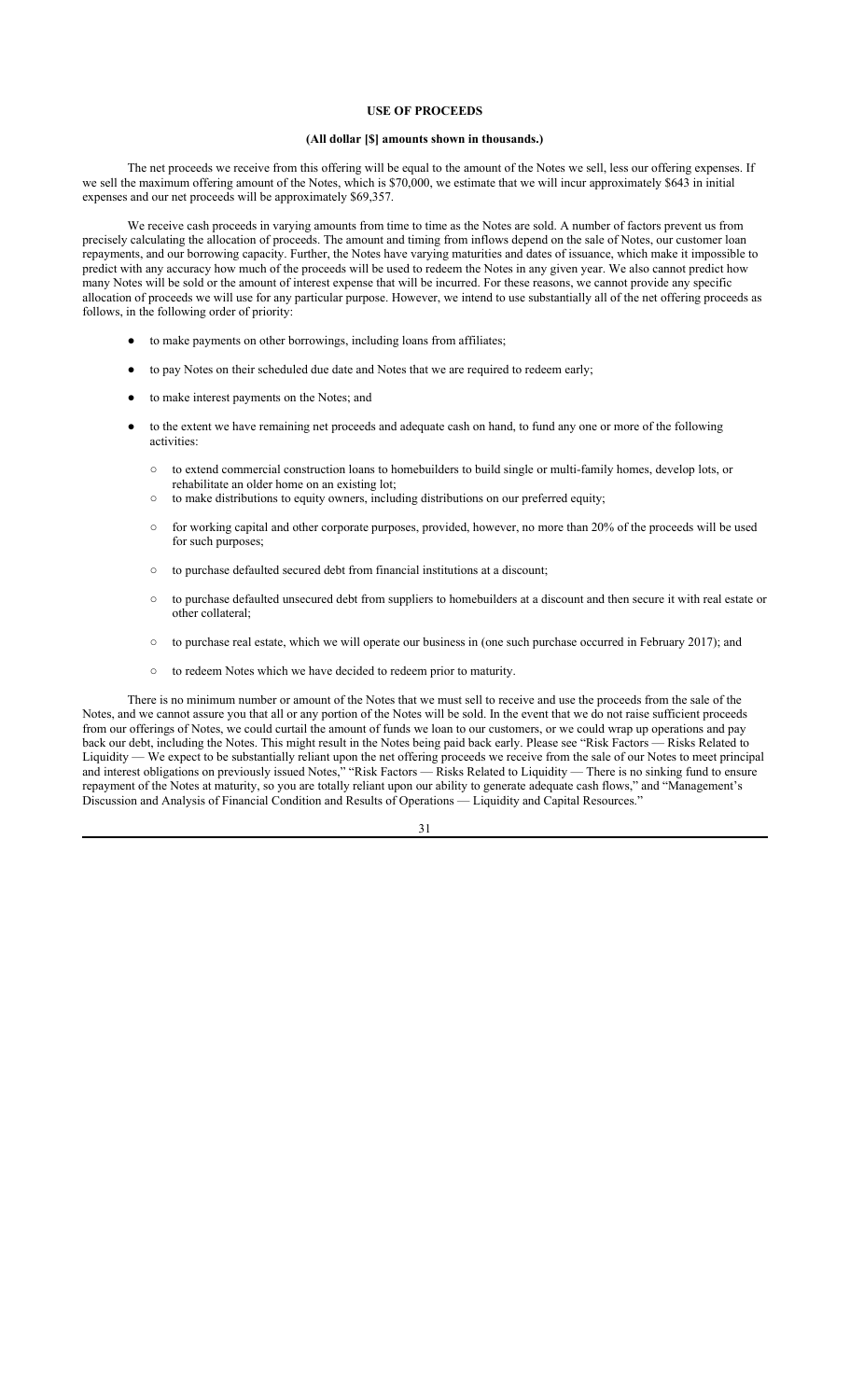## USE OF PROCEEDS

**(All dollar [$] amounts shown in thousands.)**

The net proceeds we receive from this offering will be equal to the amount of the Notes we sell, less our offering expenses. If we sell the maximum offering amount of the Notes, which is $70,000, we estimate that we will incur approximately $643 in initial expenses and our net proceeds will be approximately $69,357.

We receive cash proceeds in varying amounts from time to time as the Notes are sold. A number of factors prevent us from precisely calculating the allocation of proceeds. The amount and timing from inflows depend on the sale of Notes, our customer loan repayments, and our borrowing capacity. Further, the Notes have varying maturities and dates of issuance, which make it impossible to predict with any accuracy how much of the proceeds will be used to redeem the Notes in any given year. We also cannot predict how many Notes will be sold or the amount of interest expense that will be incurred. For these reasons, we cannot provide any specific allocation of proceeds we will use for any particular purpose. However, we intend to use substantially all of the net offering proceeds as follows, in the following order of priority:

- to make payments on other borrowings, including loans from affiliates;
- to pay Notes on their scheduled due date and Notes that we are required to redeem early;
- to make interest payments on the Notes; and
- to the extent we have remaining net proceeds and adequate cash on hand, to fund any one or more of the following activities:
  - to extend commercial construction loans to homebuilders to build single or multi-family homes, develop lots, or rehabilitate an older home on an existing lot;
  - to make distributions to equity owners, including distributions on our preferred equity;
  - for working capital and other corporate purposes, provided, however, no more than 20% of the proceeds will be used for such purposes;
  - to purchase defaulted secured debt from financial institutions at a discount;
  - to purchase defaulted unsecured debt from suppliers to homebuilders at a discount and then secure it with real estate or other collateral;
  - to purchase real estate, which we will operate our business in (one such purchase occurred in February 2017); and
  - to redeem Notes which we have decided to redeem prior to maturity.

There is no minimum number or amount of the Notes that we must sell to receive and use the proceeds from the sale of the Notes, and we cannot assure you that all or any portion of the Notes will be sold. In the event that we do not raise sufficient proceeds from our offerings of Notes, we could curtail the amount of funds we loan to our customers, or we could wrap up operations and pay back our debt, including the Notes. This might result in the Notes being paid back early. Please see "Risk Factors — Risks Related to Liquidity — We expect to be substantially reliant upon the net offering proceeds we receive from the sale of our Notes to meet principal and interest obligations on previously issued Notes," "Risk Factors — Risks Related to Liquidity — There is no sinking fund to ensure repayment of the Notes at maturity, so you are totally reliant upon our ability to generate adequate cash flows," and "Management's Discussion and Analysis of Financial Condition and Results of Operations — Liquidity and Capital Resources."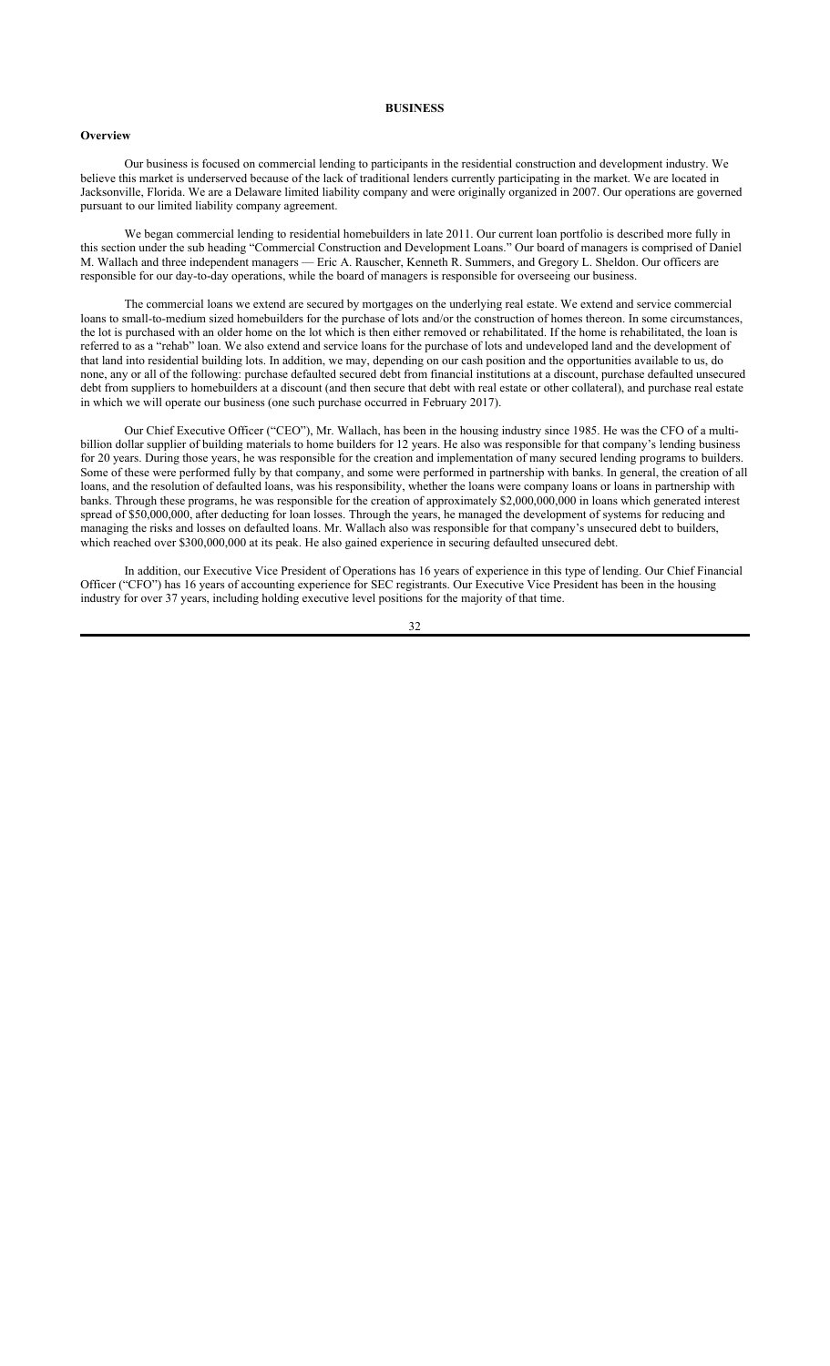## BUSINESS

### Overview

Our business is focused on commercial lending to participants in the residential construction and development industry. We believe this market is underserved because of the lack of traditional lenders currently participating in the market. We are located in Jacksonville, Florida. We are a Delaware limited liability company and were originally organized in 2007. Our operations are governed pursuant to our limited liability company agreement.

We began commercial lending to residential homebuilders in late 2011. Our current loan portfolio is described more fully in this section under the sub heading "Commercial Construction and Development Loans." Our board of managers is comprised of Daniel M. Wallach and three independent managers — Eric A. Rauscher, Kenneth R. Summers, and Gregory L. Sheldon. Our officers are responsible for our day-to-day operations, while the board of managers is responsible for overseeing our business.

The commercial loans we extend are secured by mortgages on the underlying real estate. We extend and service commercial loans to small-to-medium sized homebuilders for the purchase of lots and/or the construction of homes thereon. In some circumstances, the lot is purchased with an older home on the lot which is then either removed or rehabilitated. If the home is rehabilitated, the loan is referred to as a "rehab" loan. We also extend and service loans for the purchase of lots and undeveloped land and the development of that land into residential building lots. In addition, we may, depending on our cash position and the opportunities available to us, do none, any or all of the following: purchase defaulted secured debt from financial institutions at a discount, purchase defaulted unsecured debt from suppliers to homebuilders at a discount (and then secure that debt with real estate or other collateral), and purchase real estate in which we will operate our business (one such purchase occurred in February 2017).

Our Chief Executive Officer ("CEO"), Mr. Wallach, has been in the housing industry since 1985. He was the CFO of a multi-billion dollar supplier of building materials to home builders for 12 years. He also was responsible for that company's lending business for 20 years. During those years, he was responsible for the creation and implementation of many secured lending programs to builders. Some of these were performed fully by that company, and some were performed in partnership with banks. In general, the creation of all loans, and the resolution of defaulted loans, was his responsibility, whether the loans were company loans or loans in partnership with banks. Through these programs, he was responsible for the creation of approximately $2,000,000,000 in loans which generated interest spread of $50,000,000, after deducting for loan losses. Through the years, he managed the development of systems for reducing and managing the risks and losses on defaulted loans. Mr. Wallach also was responsible for that company's unsecured debt to builders, which reached over $300,000,000 at its peak. He also gained experience in securing defaulted unsecured debt.

In addition, our Executive Vice President of Operations has 16 years of experience in this type of lending. Our Chief Financial Officer ("CFO") has 16 years of accounting experience for SEC registrants. Our Executive Vice President has been in the housing industry for over 37 years, including holding executive level positions for the majority of that time.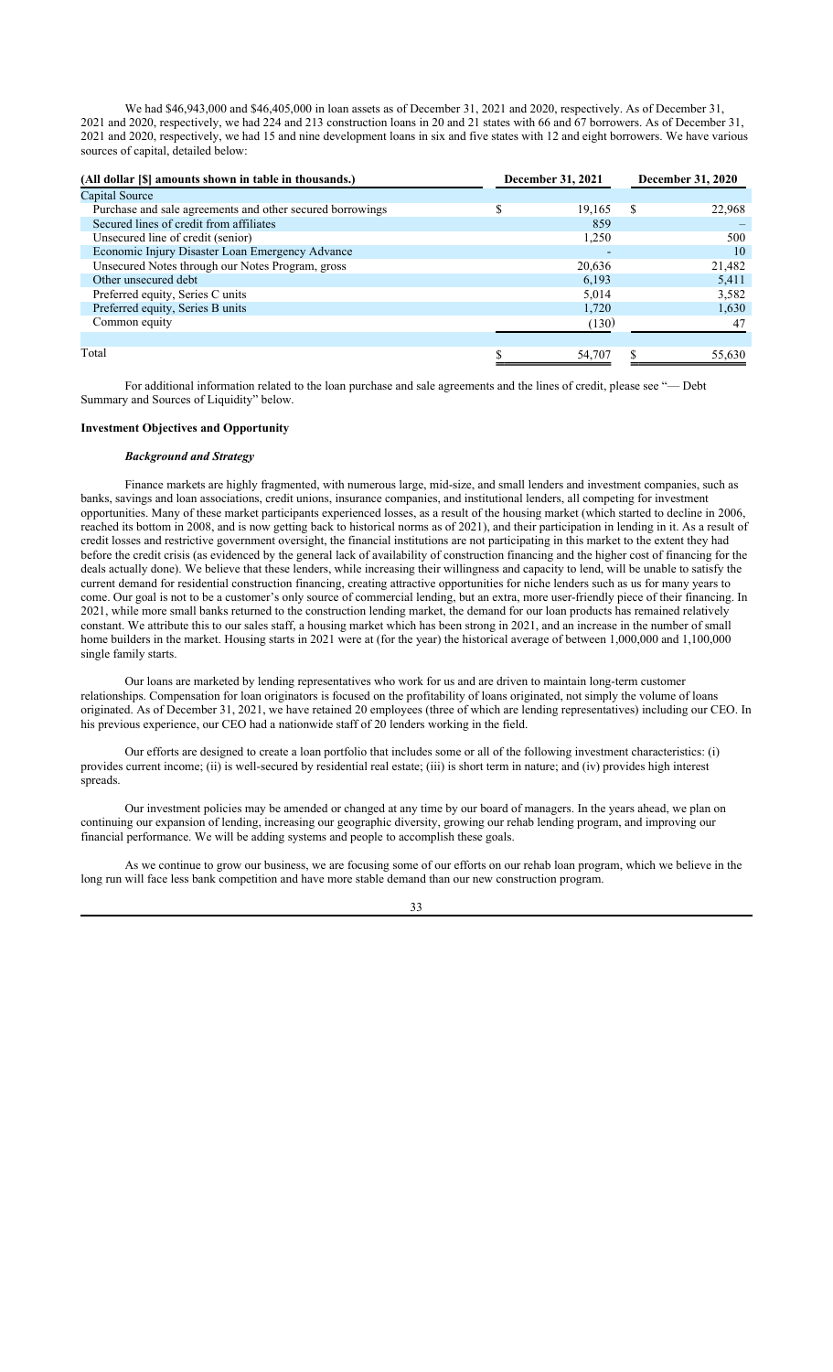We had $46,943,000 and $46,405,000 in loan assets as of December 31, 2021 and 2020, respectively. As of December 31, 2021 and 2020, respectively, we had 224 and 213 construction loans in 20 and 21 states with 66 and 67 borrowers. As of December 31, 2021 and 2020, respectively, we had 15 and nine development loans in six and five states with 12 and eight borrowers. We have various sources of capital, detailed below:

| (All dollar [$] amounts shown in table in thousands.) | December 31, 2021 | December 31, 2020 |
|---|---|---|
| Capital Source | | |
| Purchase and sale agreements and other secured borrowings | $ 19,165 | $ 22,968 |
| Secured lines of credit from affiliates | 859 | – |
| Unsecured line of credit (senior) | 1,250 | 500 |
| Economic Injury Disaster Loan Emergency Advance | - | 10 |
| Unsecured Notes through our Notes Program, gross | 20,636 | 21,482 |
| Other unsecured debt | 6,193 | 5,411 |
| Preferred equity, Series C units | 5,014 | 3,582 |
| Preferred equity, Series B units | 1,720 | 1,630 |
| Common equity | (130) | 47 |
| Total | $ 54,707 | $ 55,630 |

For additional information related to the loan purchase and sale agreements and the lines of credit, please see "— Debt Summary and Sources of Liquidity" below.

## Investment Objectives and Opportunity

### *Background and Strategy*

Finance markets are highly fragmented, with numerous large, mid-size, and small lenders and investment companies, such as banks, savings and loan associations, credit unions, insurance companies, and institutional lenders, all competing for investment opportunities. Many of these market participants experienced losses, as a result of the housing market (which started to decline in 2006, reached its bottom in 2008, and is now getting back to historical norms as of 2021), and their participation in lending in it. As a result of credit losses and restrictive government oversight, the financial institutions are not participating in this market to the extent they had before the credit crisis (as evidenced by the general lack of availability of construction financing and the higher cost of financing for the deals actually done). We believe that these lenders, while increasing their willingness and capacity to lend, will be unable to satisfy the current demand for residential construction financing, creating attractive opportunities for niche lenders such as us for many years to come. Our goal is not to be a customer's only source of commercial lending, but an extra, more user-friendly piece of their financing. In 2021, while more small banks returned to the construction lending market, the demand for our loan products has remained relatively constant. We attribute this to our sales staff, a housing market which has been strong in 2021, and an increase in the number of small home builders in the market. Housing starts in 2021 were at (for the year) the historical average of between 1,000,000 and 1,100,000 single family starts.

Our loans are marketed by lending representatives who work for us and are driven to maintain long-term customer relationships. Compensation for loan originators is focused on the profitability of loans originated, not simply the volume of loans originated. As of December 31, 2021, we have retained 20 employees (three of which are lending representatives) including our CEO. In his previous experience, our CEO had a nationwide staff of 20 lenders working in the field.

Our efforts are designed to create a loan portfolio that includes some or all of the following investment characteristics: (i) provides current income; (ii) is well-secured by residential real estate; (iii) is short term in nature; and (iv) provides high interest spreads.

Our investment policies may be amended or changed at any time by our board of managers. In the years ahead, we plan on continuing our expansion of lending, increasing our geographic diversity, growing our rehab lending program, and improving our financial performance. We will be adding systems and people to accomplish these goals.

As we continue to grow our business, we are focusing some of our efforts on our rehab loan program, which we believe in the long run will face less bank competition and have more stable demand than our new construction program.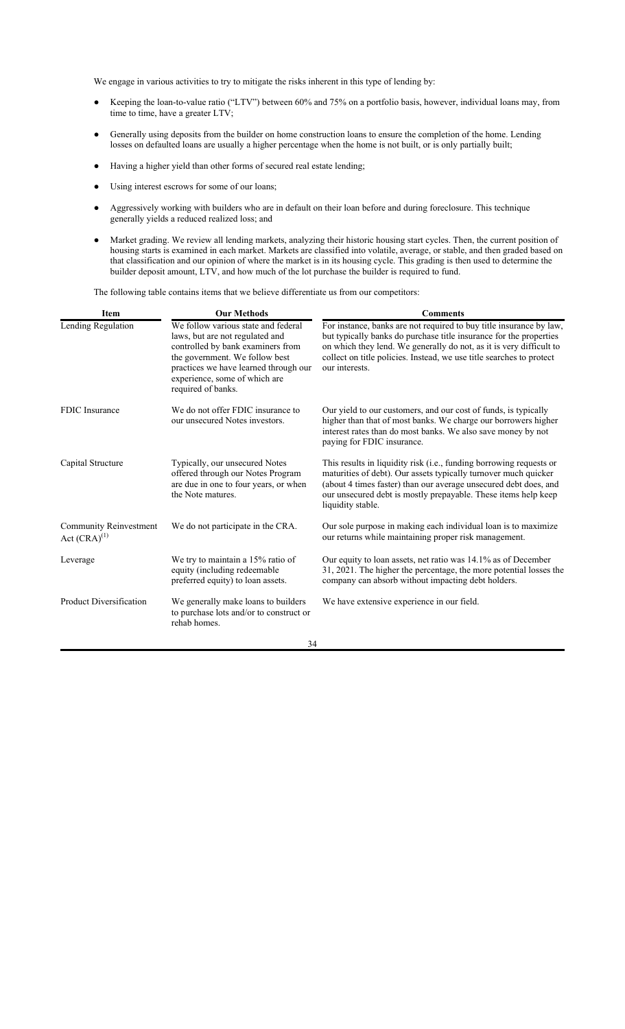We engage in various activities to try to mitigate the risks inherent in this type of lending by:

- Keeping the loan-to-value ratio ("LTV") between 60% and 75% on a portfolio basis, however, individual loans may, from time to time, have a greater LTV;
- Generally using deposits from the builder on home construction loans to ensure the completion of the home. Lending losses on defaulted loans are usually a higher percentage when the home is not built, or is only partially built;
- Having a higher yield than other forms of secured real estate lending;
- Using interest escrows for some of our loans;
- Aggressively working with builders who are in default on their loan before and during foreclosure. This technique generally yields a reduced realized loss; and
- Market grading. We review all lending markets, analyzing their historic housing start cycles. Then, the current position of housing starts is examined in each market. Markets are classified into volatile, average, or stable, and then graded based on that classification and our opinion of where the market is in its housing cycle. This grading is then used to determine the builder deposit amount, LTV, and how much of the lot purchase the builder is required to fund.

The following table contains items that we believe differentiate us from our competitors:

| Item | Our Methods | Comments |
|---|---|---|
| Lending Regulation | We follow various state and federal laws, but are not regulated and controlled by bank examiners from the government. We follow best practices we have learned through our experience, some of which are required of banks. | For instance, banks are not required to buy title insurance by law, but typically banks do purchase title insurance for the properties on which they lend. We generally do not, as it is very difficult to collect on title policies. Instead, we use title searches to protect our interests. |
| FDIC Insurance | We do not offer FDIC insurance to our unsecured Notes investors. | Our yield to our customers, and our cost of funds, is typically higher than that of most banks. We charge our borrowers higher interest rates than do most banks. We also save money by not paying for FDIC insurance. |
| Capital Structure | Typically, our unsecured Notes offered through our Notes Program are due in one to four years, or when the Note matures. | This results in liquidity risk (i.e., funding borrowing requests or maturities of debt). Our assets typically turnover much quicker (about 4 times faster) than our average unsecured debt does, and our unsecured debt is mostly prepayable. These items help keep liquidity stable. |
| Community Reinvestment Act (CRA)[1] | We do not participate in the CRA. | Our sole purpose in making each individual loan is to maximize our returns while maintaining proper risk management. |
| Leverage | We try to maintain a 15% ratio of equity (including redeemable preferred equity) to loan assets. | Our equity to loan assets, net ratio was 14.1% as of December 31, 2021. The higher the percentage, the more potential losses the company can absorb without impacting debt holders. |
| Product Diversification | We generally make loans to builders to purchase lots and/or to construct or rehab homes. | We have extensive experience in our field. |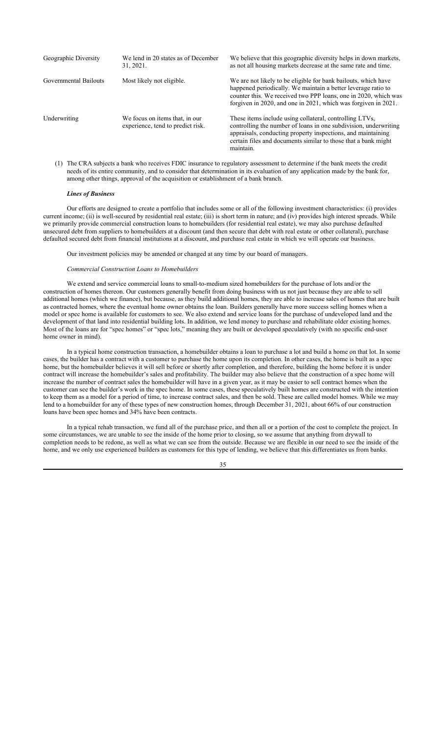| | | |
|---|---|---|
| Geographic Diversity | We lend in 20 states as of December 31, 2021. | We believe that this geographic diversity helps in down markets, as not all housing markets decrease at the same rate and time. |
| Governmental Bailouts | Most likely not eligible. | We are not likely to be eligible for bank bailouts, which have happened periodically. We maintain a better leverage ratio to counter this. We received two PPP loans, one in 2020, which was forgiven in 2020, and one in 2021, which was forgiven in 2021. |
| Underwriting | We focus on items that, in our experience, tend to predict risk. | These items include using collateral, controlling LTVs, controlling the number of loans in one subdivision, underwriting appraisals, conducting property inspections, and maintaining certain files and documents similar to those that a bank might maintain. |

(1) The CRA subjects a bank who receives FDIC insurance to regulatory assessment to determine if the bank meets the credit needs of its entire community, and to consider that determination in its evaluation of any application made by the bank for, among other things, approval of the acquisition or establishment of a bank branch.

***Lines of Business***

Our efforts are designed to create a portfolio that includes some or all of the following investment characteristics: (i) provides current income; (ii) is well-secured by residential real estate; (iii) is short term in nature; and (iv) provides high interest spreads. While we primarily provide commercial construction loans to homebuilders (for residential real estate), we may also purchase defaulted unsecured debt from suppliers to homebuilders at a discount (and then secure that debt with real estate or other collateral), purchase defaulted secured debt from financial institutions at a discount, and purchase real estate in which we will operate our business.

Our investment policies may be amended or changed at any time by our board of managers.

*Commercial Construction Loans to Homebuilders*

We extend and service commercial loans to small-to-medium sized homebuilders for the purchase of lots and/or the construction of homes thereon. Our customers generally benefit from doing business with us not just because they are able to sell additional homes (which we finance), but because, as they build additional homes, they are able to increase sales of homes that are built as contracted homes, where the eventual home owner obtains the loan. Builders generally have more success selling homes when a model or spec home is available for customers to see. We also extend and service loans for the purchase of undeveloped land and the development of that land into residential building lots. In addition, we lend money to purchase and rehabilitate older existing homes. Most of the loans are for "spec homes" or "spec lots," meaning they are built or developed speculatively (with no specific end-user home owner in mind).

In a typical home construction transaction, a homebuilder obtains a loan to purchase a lot and build a home on that lot. In some cases, the builder has a contract with a customer to purchase the home upon its completion. In other cases, the home is built as a spec home, but the homebuilder believes it will sell before or shortly after completion, and therefore, building the home before it is under contract will increase the homebuilder's sales and profitability. The builder may also believe that the construction of a spec home will increase the number of contract sales the homebuilder will have in a given year, as it may be easier to sell contract homes when the customer can see the builder's work in the spec home. In some cases, these speculatively built homes are constructed with the intention to keep them as a model for a period of time, to increase contract sales, and then be sold. These are called model homes. While we may lend to a homebuilder for any of these types of new construction homes, through December 31, 2021, about 66% of our construction loans have been spec homes and 34% have been contracts.

In a typical rehab transaction, we fund all of the purchase price, and then all or a portion of the cost to complete the project. In some circumstances, we are unable to see the inside of the home prior to closing, so we assume that anything from drywall to completion needs to be redone, as well as what we can see from the outside. Because we are flexible in our need to see the inside of the home, and we only use experienced builders as customers for this type of lending, we believe that this differentiates us from banks.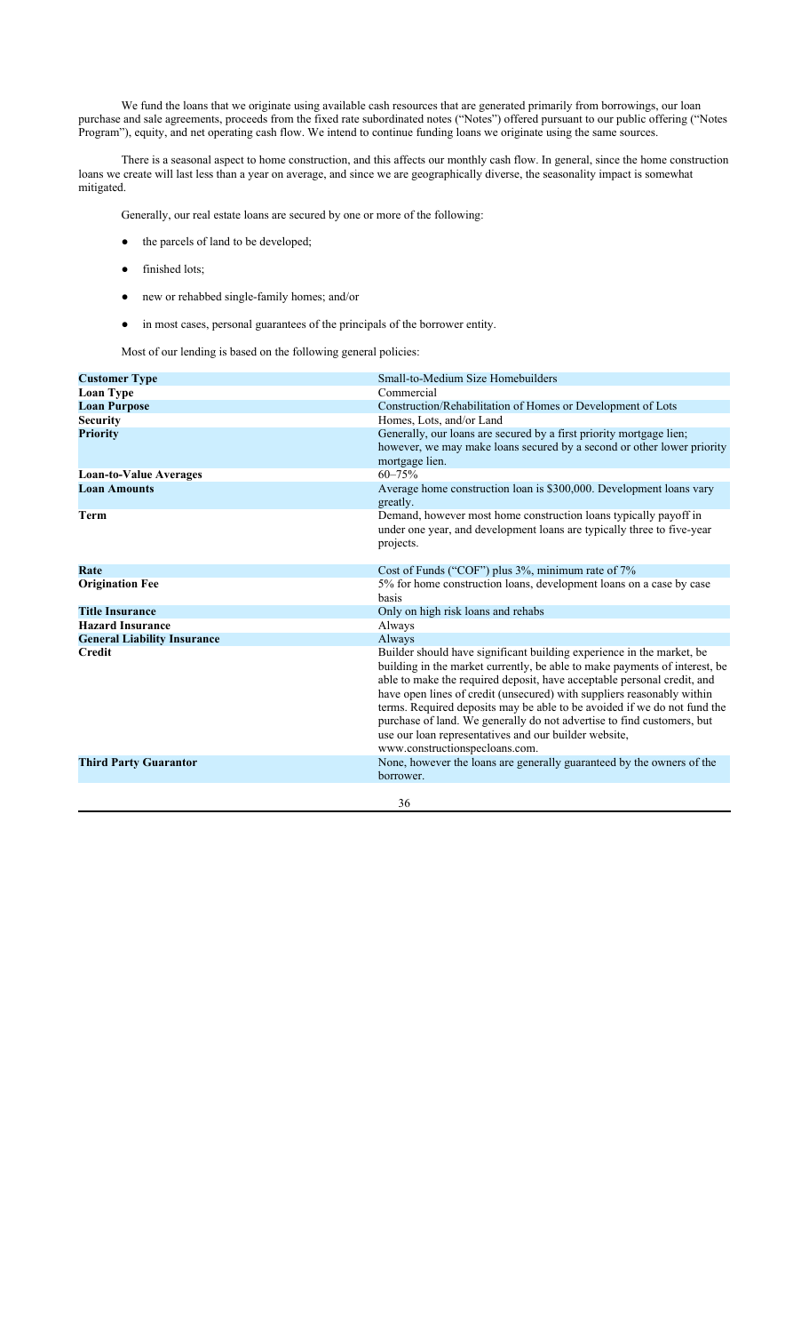We fund the loans that we originate using available cash resources that are generated primarily from borrowings, our loan purchase and sale agreements, proceeds from the fixed rate subordinated notes ("Notes") offered pursuant to our public offering ("Notes Program"), equity, and net operating cash flow. We intend to continue funding loans we originate using the same sources.

There is a seasonal aspect to home construction, and this affects our monthly cash flow. In general, since the home construction loans we create will last less than a year on average, and since we are geographically diverse, the seasonality impact is somewhat mitigated.

Generally, our real estate loans are secured by one or more of the following:

- the parcels of land to be developed;
- finished lots;
- new or rehabbed single-family homes; and/or
- in most cases, personal guarantees of the principals of the borrower entity.

Most of our lending is based on the following general policies:

| | |
|---|---|
| **Customer Type** | Small-to-Medium Size Homebuilders |
| **Loan Type** | Commercial |
| **Loan Purpose** | Construction/Rehabilitation of Homes or Development of Lots |
| **Security** | Homes, Lots, and/or Land |
| **Priority** | Generally, our loans are secured by a first priority mortgage lien; however, we may make loans secured by a second or other lower priority mortgage lien. |
| **Loan-to-Value Averages** | 60–75% |
| **Loan Amounts** | Average home construction loan is $300,000. Development loans vary greatly. |
| **Term** | Demand, however most home construction loans typically payoff in under one year, and development loans are typically three to five-year projects. |
| **Rate** | Cost of Funds ("COF") plus 3%, minimum rate of 7% |
| **Origination Fee** | 5% for home construction loans, development loans on a case by case basis |
| **Title Insurance** | Only on high risk loans and rehabs |
| **Hazard Insurance** | Always |
| **General Liability Insurance** | Always |
| **Credit** | Builder should have significant building experience in the market, be building in the market currently, be able to make payments of interest, be able to make the required deposit, have acceptable personal credit, and have open lines of credit (unsecured) with suppliers reasonably within terms. Required deposits may be able to be avoided if we do not fund the purchase of land. We generally do not advertise to find customers, but use our loan representatives and our builder website, www.constructionspecloans.com. |
| **Third Party Guarantor** | None, however the loans are generally guaranteed by the owners of the borrower. |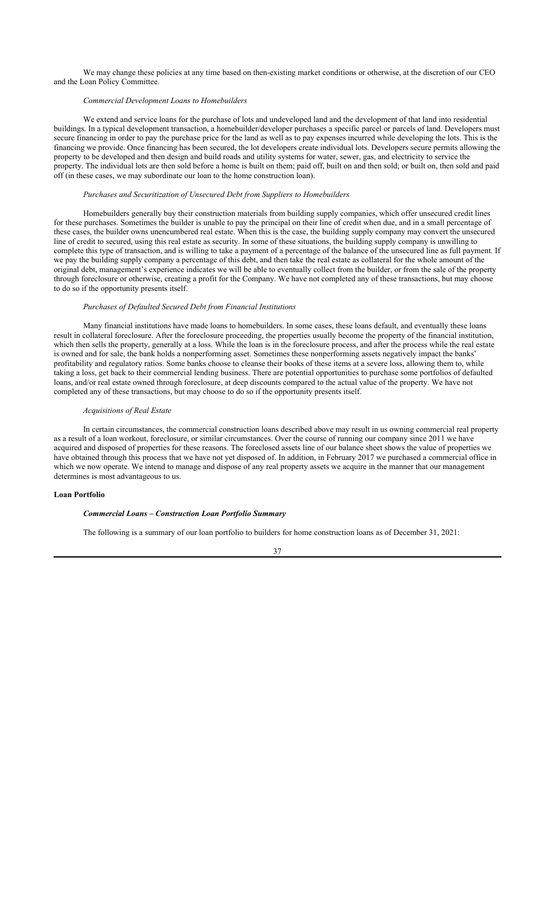We may change these policies at any time based on then-existing market conditions or otherwise, at the discretion of our CEO and the Loan Policy Committee.

*Commercial Development Loans to Homebuilders*

We extend and service loans for the purchase of lots and undeveloped land and the development of that land into residential buildings. In a typical development transaction, a homebuilder/developer purchases a specific parcel or parcels of land. Developers must secure financing in order to pay the purchase price for the land as well as to pay expenses incurred while developing the lots. This is the financing we provide. Once financing has been secured, the lot developers create individual lots. Developers secure permits allowing the property to be developed and then design and build roads and utility systems for water, sewer, gas, and electricity to service the property. The individual lots are then sold before a home is built on them; paid off, built on and then sold; or built on, then sold and paid off (in these cases, we may subordinate our loan to the home construction loan).

*Purchases and Securitization of Unsecured Debt from Suppliers to Homebuilders*

Homebuilders generally buy their construction materials from building supply companies, which offer unsecured credit lines for these purchases. Sometimes the builder is unable to pay the principal on their line of credit when due, and in a small percentage of these cases, the builder owns unencumbered real estate. When this is the case, the building supply company may convert the unsecured line of credit to secured, using this real estate as security. In some of these situations, the building supply company is unwilling to complete this type of transaction, and is willing to take a payment of a percentage of the balance of the unsecured line as full payment. If we pay the building supply company a percentage of this debt, and then take the real estate as collateral for the whole amount of the original debt, management's experience indicates we will be able to eventually collect from the builder, or from the sale of the property through foreclosure or otherwise, creating a profit for the Company. We have not completed any of these transactions, but may choose to do so if the opportunity presents itself.

*Purchases of Defaulted Secured Debt from Financial Institutions*

Many financial institutions have made loans to homebuilders. In some cases, these loans default, and eventually these loans result in collateral foreclosure. After the foreclosure proceeding, the properties usually become the property of the financial institution, which then sells the property, generally at a loss. While the loan is in the foreclosure process, and after the process while the real estate is owned and for sale, the bank holds a nonperforming asset. Sometimes these nonperforming assets negatively impact the banks' profitability and regulatory ratios. Some banks choose to cleanse their books of these items at a severe loss, allowing them to, while taking a loss, get back to their commercial lending business. There are potential opportunities to purchase some portfolios of defaulted loans, and/or real estate owned through foreclosure, at deep discounts compared to the actual value of the property. We have not completed any of these transactions, but may choose to do so if the opportunity presents itself.

*Acquisitions of Real Estate*

In certain circumstances, the commercial construction loans described above may result in us owning commercial real property as a result of a loan workout, foreclosure, or similar circumstances. Over the course of running our company since 2011 we have acquired and disposed of properties for these reasons. The foreclosed assets line of our balance sheet shows the value of properties we have obtained through this process that we have not yet disposed of. In addition, in February 2017 we purchased a commercial office in which we now operate. We intend to manage and dispose of any real property assets we acquire in the manner that our management determines is most advantageous to us.

**Loan Portfolio**

***Commercial Loans – Construction Loan Portfolio Summary***

The following is a summary of our loan portfolio to builders for home construction loans as of December 31, 2021: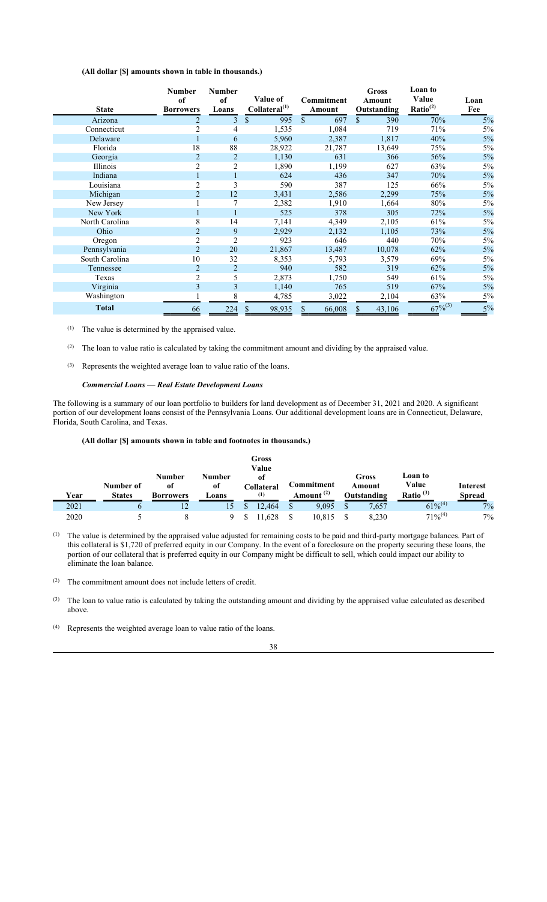**(All dollar [$] amounts shown in table in thousands.)**

| State | Number of Borrowers | Number of Loans | Value of Collateral[(1)] | Commitment Amount | Gross Amount Outstanding | Loan to Value Ratio[(2)] | Loan Fee |
|---|---|---|---|---|---|---|---|
| Arizona | 2 | 3 | $ 995 | $ 697 | $ 390 | 70% | 5% |
| Connecticut | 2 | 4 | 1,535 | 1,084 | 719 | 71% | 5% |
| Delaware | 1 | 6 | 5,960 | 2,387 | 1,817 | 40% | 5% |
| Florida | 18 | 88 | 28,922 | 21,787 | 13,649 | 75% | 5% |
| Georgia | 2 | 2 | 1,130 | 631 | 366 | 56% | 5% |
| Illinois | 2 | 2 | 1,890 | 1,199 | 627 | 63% | 5% |
| Indiana | 1 | 1 | 624 | 436 | 347 | 70% | 5% |
| Louisiana | 2 | 3 | 590 | 387 | 125 | 66% | 5% |
| Michigan | 2 | 12 | 3,431 | 2,586 | 2,299 | 75% | 5% |
| New Jersey | 1 | 7 | 2,382 | 1,910 | 1,664 | 80% | 5% |
| New York | 1 | 1 | 525 | 378 | 305 | 72% | 5% |
| North Carolina | 8 | 14 | 7,141 | 4,349 | 2,105 | 61% | 5% |
| Ohio | 2 | 9 | 2,929 | 2,132 | 1,105 | 73% | 5% |
| Oregon | 2 | 2 | 923 | 646 | 440 | 70% | 5% |
| Pennsylvania | 2 | 20 | 21,867 | 13,487 | 10,078 | 62% | 5% |
| South Carolina | 10 | 32 | 8,353 | 5,793 | 3,579 | 69% | 5% |
| Tennessee | 2 | 2 | 940 | 582 | 319 | 62% | 5% |
| Texas | 2 | 5 | 2,873 | 1,750 | 549 | 61% | 5% |
| Virginia | 3 | 3 | 1,140 | 765 | 519 | 67% | 5% |
| Washington | 1 | 8 | 4,785 | 3,022 | 2,104 | 63% | 5% |
| **Total** | 66 | 224 | $ 98,935 | $ 66,008 | $ 43,106 | 67%[(3)] | 5% |

(1) The value is determined by the appraised value.

(2) The loan to value ratio is calculated by taking the commitment amount and dividing by the appraised value.

(3) Represents the weighted average loan to value ratio of the loans.

***Commercial Loans — Real Estate Development Loans***

The following is a summary of our loan portfolio to builders for land development as of December 31, 2021 and 2020. A significant portion of our development loans consist of the Pennsylvania Loans. Our additional development loans are in Connecticut, Delaware, Florida, South Carolina, and Texas.

**(All dollar [$] amounts shown in table and footnotes in thousands.)**

| Year | Number of States | Number of Borrowers | Number of Loans | Gross Value of Collateral (1) | Commitment Amount (2) | Gross Amount Outstanding | Loan to Value Ratio (3) | Interest Spread |
|---|---|---|---|---|---|---|---|---|
| 2021 | 6 | 12 | 15 | $ 12,464 | $ 9,095 | $ 7,657 | 61%[(4)] | 7% |
| 2020 | 5 | 8 | 9 | $ 11,628 | $ 10,815 | $ 8,230 | 71%[(4)] | 7% |

(1) The value is determined by the appraised value adjusted for remaining costs to be paid and third-party mortgage balances. Part of this collateral is $1,720 of preferred equity in our Company. In the event of a foreclosure on the property securing these loans, the portion of our collateral that is preferred equity in our Company might be difficult to sell, which could impact our ability to eliminate the loan balance.

(2) The commitment amount does not include letters of credit.

(3) The loan to value ratio is calculated by taking the outstanding amount and dividing by the appraised value calculated as described above.

(4) Represents the weighted average loan to value ratio of the loans.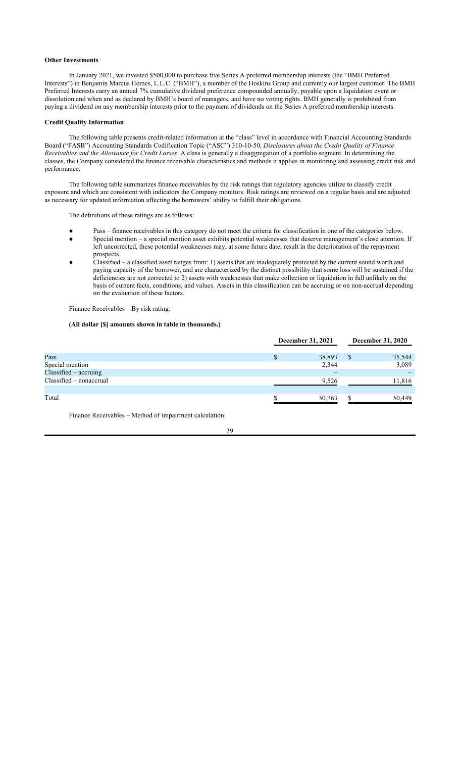### Other Investments

In January 2021, we invested $500,000 to purchase five Series A preferred membership interests (the "BMH Preferred Interests") in Benjamin Marcus Homes, L.L.C. ("BMH"), a member of the Hoskins Group and currently our largest customer. The BMH Preferred Interests carry an annual 7% cumulative dividend preference compounded annually, payable upon a liquidation event or dissolution and when and as declared by BMH's board of managers, and have no voting rights. BMH generally is prohibited from paying a dividend on any membership interests prior to the payment of dividends on the Series A preferred membership interests.

### Credit Quality Information

The following table presents credit-related information at the "class" level in accordance with Financial Accounting Standards Board ("FASB") Accounting Standards Codification Topic ("ASC") 310-10-50, *Disclosures about the Credit Quality of Finance Receivables and the Allowance for Credit Losses*. A class is generally a disaggregation of a portfolio segment. In determining the classes, the Company considered the finance receivable characteristics and methods it applies in monitoring and assessing credit risk and performance.

The following table summarizes finance receivables by the risk ratings that regulatory agencies utilize to classify credit exposure and which are consistent with indicators the Company monitors. Risk ratings are reviewed on a regular basis and are adjusted as necessary for updated information affecting the borrowers' ability to fulfill their obligations.

The definitions of these ratings are as follows:

- Pass – finance receivables in this category do not meet the criteria for classification in one of the categories below.
- Special mention – a special mention asset exhibits potential weaknesses that deserve management's close attention. If left uncorrected, these potential weaknesses may, at some future date, result in the deterioration of the repayment prospects.
- Classified – a classified asset ranges from: 1) assets that are inadequately protected by the current sound worth and paying capacity of the borrower, and are characterized by the distinct possibility that some loss will be sustained if the deficiencies are not corrected to 2) assets with weaknesses that make collection or liquidation in full unlikely on the basis of current facts, conditions, and values. Assets in this classification can be accruing or on non-accrual depending on the evaluation of these factors.

Finance Receivables – By risk rating:

**(All dollar [$] amounts shown in table in thousands.)**

| | December 31, 2021 | December 31, 2020 |
|---|---|---|
| Pass | $ 38,893 | $ 35,544 |
| Special mention | 2,344 | 3,089 |
| Classified – accruing | – | – |
| Classified – nonaccrual | 9,526 | 11,816 |
| Total | $ 50,763 | $ 50,449 |

Finance Receivables – Method of impairment calculation: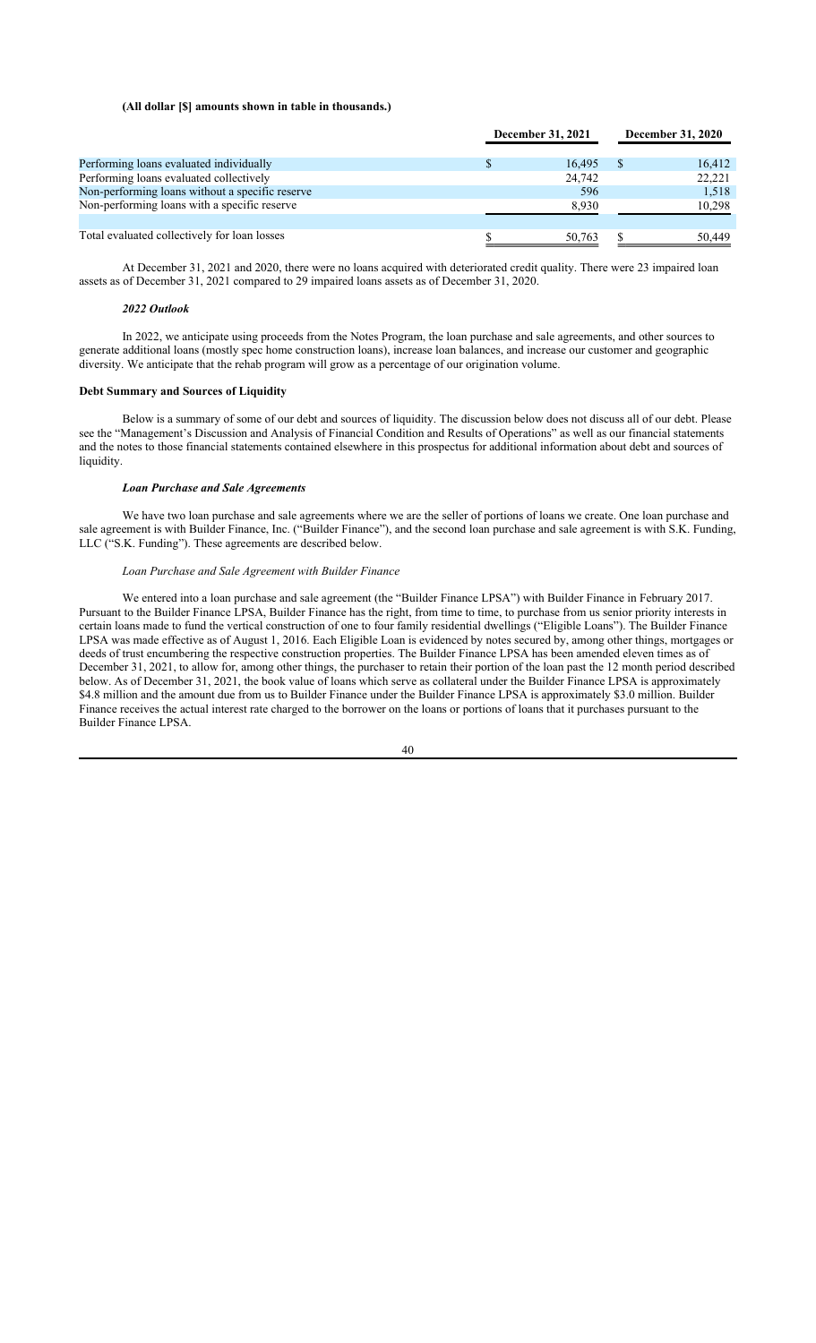**(All dollar [$] amounts shown in table in thousands.)**

| | December 31, 2021 | December 31, 2020 |
|---|---|---|
| Performing loans evaluated individually | $ 16,495 | $ 16,412 |
| Performing loans evaluated collectively | 24,742 | 22,221 |
| Non-performing loans without a specific reserve | 596 | 1,518 |
| Non-performing loans with a specific reserve | 8,930 | 10,298 |
| | | |
| Total evaluated collectively for loan losses | $ 50,763 | $ 50,449 |

At December 31, 2021 and 2020, there were no loans acquired with deteriorated credit quality. There were 23 impaired loan assets as of December 31, 2021 compared to 29 impaired loans assets as of December 31, 2020.

#### *2022 Outlook*

In 2022, we anticipate using proceeds from the Notes Program, the loan purchase and sale agreements, and other sources to generate additional loans (mostly spec home construction loans), increase loan balances, and increase our customer and geographic diversity. We anticipate that the rehab program will grow as a percentage of our origination volume.

### **Debt Summary and Sources of Liquidity**

Below is a summary of some of our debt and sources of liquidity. The discussion below does not discuss all of our debt. Please see the "Management's Discussion and Analysis of Financial Condition and Results of Operations" as well as our financial statements and the notes to those financial statements contained elsewhere in this prospectus for additional information about debt and sources of liquidity.

#### *Loan Purchase and Sale Agreements*

We have two loan purchase and sale agreements where we are the seller of portions of loans we create. One loan purchase and sale agreement is with Builder Finance, Inc. ("Builder Finance"), and the second loan purchase and sale agreement is with S.K. Funding, LLC ("S.K. Funding"). These agreements are described below.

##### *Loan Purchase and Sale Agreement with Builder Finance*

We entered into a loan purchase and sale agreement (the "Builder Finance LPSA") with Builder Finance in February 2017. Pursuant to the Builder Finance LPSA, Builder Finance has the right, from time to time, to purchase from us senior priority interests in certain loans made to fund the vertical construction of one to four family residential dwellings ("Eligible Loans"). The Builder Finance LPSA was made effective as of August 1, 2016. Each Eligible Loan is evidenced by notes secured by, among other things, mortgages or deeds of trust encumbering the respective construction properties. The Builder Finance LPSA has been amended eleven times as of December 31, 2021, to allow for, among other things, the purchaser to retain their portion of the loan past the 12 month period described below. As of December 31, 2021, the book value of loans which serve as collateral under the Builder Finance LPSA is approximately $4.8 million and the amount due from us to Builder Finance under the Builder Finance LPSA is approximately $3.0 million. Builder Finance receives the actual interest rate charged to the borrower on the loans or portions of loans that it purchases pursuant to the Builder Finance LPSA.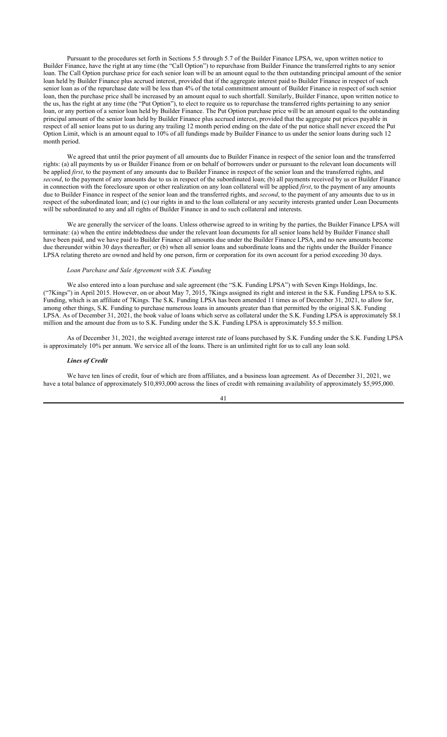Pursuant to the procedures set forth in Sections 5.5 through 5.7 of the Builder Finance LPSA, we, upon written notice to Builder Finance, have the right at any time (the "Call Option") to repurchase from Builder Finance the transferred rights to any senior loan. The Call Option purchase price for each senior loan will be an amount equal to the then outstanding principal amount of the senior loan held by Builder Finance plus accrued interest, provided that if the aggregate interest paid to Builder Finance in respect of such senior loan as of the repurchase date will be less than 4% of the total commitment amount of Builder Finance in respect of such senior loan, then the purchase price shall be increased by an amount equal to such shortfall. Similarly, Builder Finance, upon written notice to the us, has the right at any time (the "Put Option"), to elect to require us to repurchase the transferred rights pertaining to any senior loan, or any portion of a senior loan held by Builder Finance. The Put Option purchase price will be an amount equal to the outstanding principal amount of the senior loan held by Builder Finance plus accrued interest, provided that the aggregate put prices payable in respect of all senior loans put to us during any trailing 12 month period ending on the date of the put notice shall never exceed the Put Option Limit, which is an amount equal to 10% of all fundings made by Builder Finance to us under the senior loans during such 12 month period.

We agreed that until the prior payment of all amounts due to Builder Finance in respect of the senior loan and the transferred rights: (a) all payments by us or Builder Finance from or on behalf of borrowers under or pursuant to the relevant loan documents will be applied *first*, to the payment of any amounts due to Builder Finance in respect of the senior loan and the transferred rights, and *second*, to the payment of any amounts due to us in respect of the subordinated loan; (b) all payments received by us or Builder Finance in connection with the foreclosure upon or other realization on any loan collateral will be applied *first*, to the payment of any amounts due to Builder Finance in respect of the senior loan and the transferred rights, and *second*, to the payment of any amounts due to us in respect of the subordinated loan; and (c) our rights in and to the loan collateral or any security interests granted under Loan Documents will be subordinated to any and all rights of Builder Finance in and to such collateral and interests.

We are generally the servicer of the loans. Unless otherwise agreed to in writing by the parties, the Builder Finance LPSA will terminate: (a) when the entire indebtedness due under the relevant loan documents for all senior loans held by Builder Finance shall have been paid, and we have paid to Builder Finance all amounts due under the Builder Finance LPSA, and no new amounts become due thereunder within 30 days thereafter; or (b) when all senior loans and subordinate loans and the rights under the Builder Finance LPSA relating thereto are owned and held by one person, firm or corporation for its own account for a period exceeding 30 days.

*Loan Purchase and Sale Agreement with S.K. Funding*

We also entered into a loan purchase and sale agreement (the "S.K. Funding LPSA") with Seven Kings Holdings, Inc. ("7Kings") in April 2015. However, on or about May 7, 2015, 7Kings assigned its right and interest in the S.K. Funding LPSA to S.K. Funding, which is an affiliate of 7Kings. The S.K. Funding LPSA has been amended 11 times as of December 31, 2021, to allow for, among other things, S.K. Funding to purchase numerous loans in amounts greater than that permitted by the original S.K. Funding LPSA. As of December 31, 2021, the book value of loans which serve as collateral under the S.K. Funding LPSA is approximately $8.1 million and the amount due from us to S.K. Funding under the S.K. Funding LPSA is approximately $5.5 million.

As of December 31, 2021, the weighted average interest rate of loans purchased by S.K. Funding under the S.K. Funding LPSA is approximately 10% per annum. We service all of the loans. There is an unlimited right for us to call any loan sold.

***Lines of Credit***

We have ten lines of credit, four of which are from affiliates, and a business loan agreement. As of December 31, 2021, we have a total balance of approximately $10,893,000 across the lines of credit with remaining availability of approximately $5,995,000.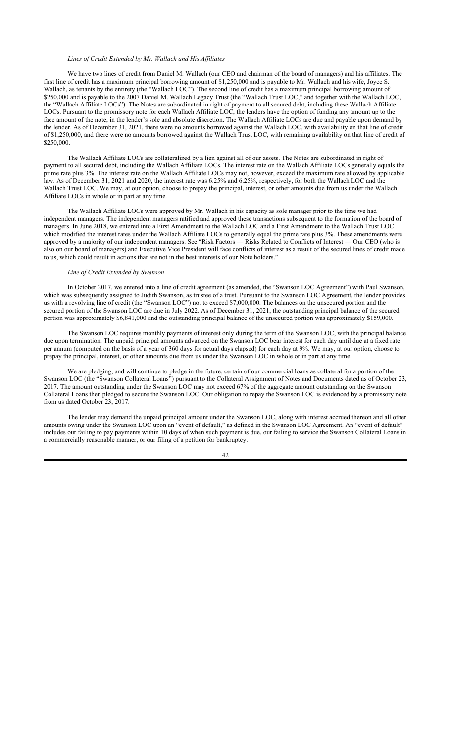*Lines of Credit Extended by Mr. Wallach and His Affiliates*

We have two lines of credit from Daniel M. Wallach (our CEO and chairman of the board of managers) and his affiliates. The first line of credit has a maximum principal borrowing amount of $1,250,000 and is payable to Mr. Wallach and his wife, Joyce S. Wallach, as tenants by the entirety (the "Wallach LOC"). The second line of credit has a maximum principal borrowing amount of $250,000 and is payable to the 2007 Daniel M. Wallach Legacy Trust (the "Wallach Trust LOC," and together with the Wallach LOC, the "Wallach Affiliate LOCs"). The Notes are subordinated in right of payment to all secured debt, including these Wallach Affiliate LOCs. Pursuant to the promissory note for each Wallach Affiliate LOC, the lenders have the option of funding any amount up to the face amount of the note, in the lender's sole and absolute discretion. The Wallach Affiliate LOCs are due and payable upon demand by the lender. As of December 31, 2021, there were no amounts borrowed against the Wallach LOC, with availability on that line of credit of $1,250,000, and there were no amounts borrowed against the Wallach Trust LOC, with remaining availability on that line of credit of $250,000.

The Wallach Affiliate LOCs are collateralized by a lien against all of our assets. The Notes are subordinated in right of payment to all secured debt, including the Wallach Affiliate LOCs. The interest rate on the Wallach Affiliate LOCs generally equals the prime rate plus 3%. The interest rate on the Wallach Affiliate LOCs may not, however, exceed the maximum rate allowed by applicable law. As of December 31, 2021 and 2020, the interest rate was 6.25% and 6.25%, respectively, for both the Wallach LOC and the Wallach Trust LOC. We may, at our option, choose to prepay the principal, interest, or other amounts due from us under the Wallach Affiliate LOCs in whole or in part at any time.

The Wallach Affiliate LOCs were approved by Mr. Wallach in his capacity as sole manager prior to the time we had independent managers. The independent managers ratified and approved these transactions subsequent to the formation of the board of managers. In June 2018, we entered into a First Amendment to the Wallach LOC and a First Amendment to the Wallach Trust LOC which modified the interest rates under the Wallach Affiliate LOCs to generally equal the prime rate plus 3%. These amendments were approved by a majority of our independent managers. See "Risk Factors — Risks Related to Conflicts of Interest — Our CEO (who is also on our board of managers) and Executive Vice President will face conflicts of interest as a result of the secured lines of credit made to us, which could result in actions that are not in the best interests of our Note holders."

*Line of Credit Extended by Swanson*

In October 2017, we entered into a line of credit agreement (as amended, the "Swanson LOC Agreement") with Paul Swanson, which was subsequently assigned to Judith Swanson, as trustee of a trust. Pursuant to the Swanson LOC Agreement, the lender provides us with a revolving line of credit (the "Swanson LOC") not to exceed $7,000,000. The balances on the unsecured portion and the secured portion of the Swanson LOC are due in July 2022. As of December 31, 2021, the outstanding principal balance of the secured portion was approximately $6,841,000 and the outstanding principal balance of the unsecured portion was approximately $159,000.

The Swanson LOC requires monthly payments of interest only during the term of the Swanson LOC, with the principal balance due upon termination. The unpaid principal amounts advanced on the Swanson LOC bear interest for each day until due at a fixed rate per annum (computed on the basis of a year of 360 days for actual days elapsed) for each day at 9%. We may, at our option, choose to prepay the principal, interest, or other amounts due from us under the Swanson LOC in whole or in part at any time.

We are pledging, and will continue to pledge in the future, certain of our commercial loans as collateral for a portion of the Swanson LOC (the "Swanson Collateral Loans") pursuant to the Collateral Assignment of Notes and Documents dated as of October 23, 2017. The amount outstanding under the Swanson LOC may not exceed 67% of the aggregate amount outstanding on the Swanson Collateral Loans then pledged to secure the Swanson LOC. Our obligation to repay the Swanson LOC is evidenced by a promissory note from us dated October 23, 2017.

The lender may demand the unpaid principal amount under the Swanson LOC, along with interest accrued thereon and all other amounts owing under the Swanson LOC upon an "event of default," as defined in the Swanson LOC Agreement. An "event of default" includes our failing to pay payments within 10 days of when such payment is due, our failing to service the Swanson Collateral Loans in a commercially reasonable manner, or our filing of a petition for bankruptcy.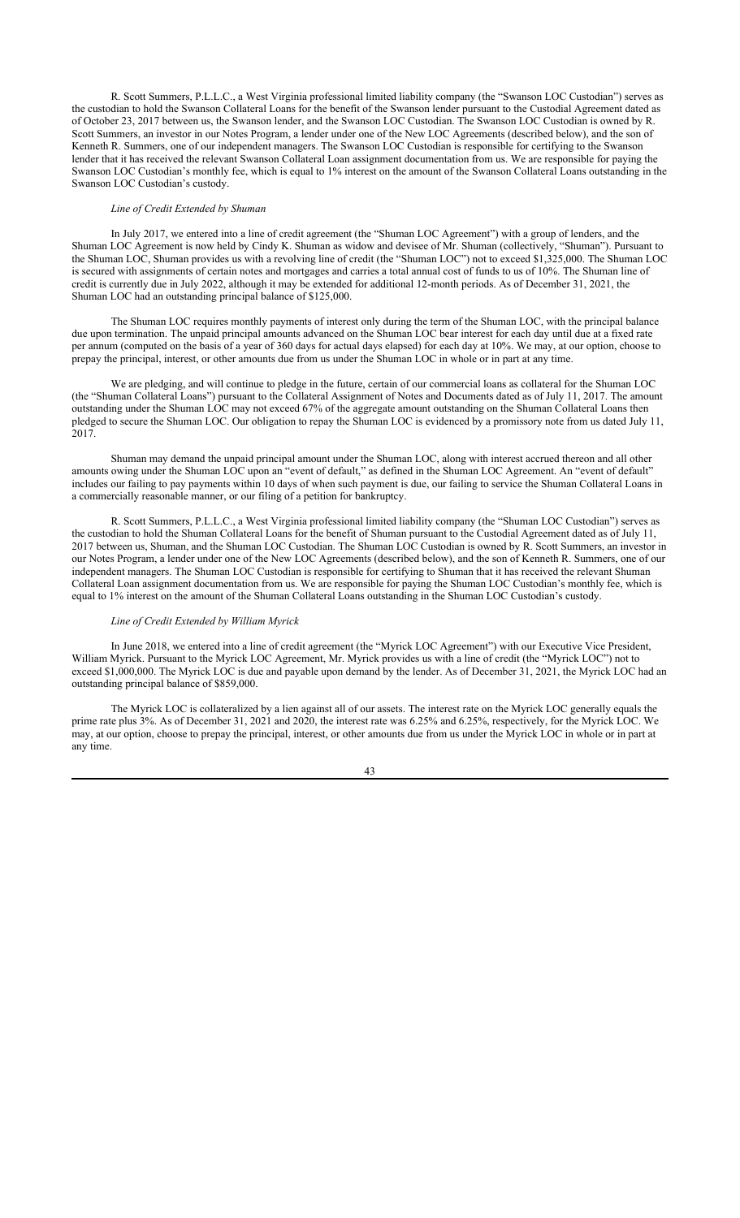R. Scott Summers, P.L.L.C., a West Virginia professional limited liability company (the "Swanson LOC Custodian") serves as the custodian to hold the Swanson Collateral Loans for the benefit of the Swanson lender pursuant to the Custodial Agreement dated as of October 23, 2017 between us, the Swanson lender, and the Swanson LOC Custodian. The Swanson LOC Custodian is owned by R. Scott Summers, an investor in our Notes Program, a lender under one of the New LOC Agreements (described below), and the son of Kenneth R. Summers, one of our independent managers. The Swanson LOC Custodian is responsible for certifying to the Swanson lender that it has received the relevant Swanson Collateral Loan assignment documentation from us. We are responsible for paying the Swanson LOC Custodian's monthly fee, which is equal to 1% interest on the amount of the Swanson Collateral Loans outstanding in the Swanson LOC Custodian's custody.

*Line of Credit Extended by Shuman*

In July 2017, we entered into a line of credit agreement (the "Shuman LOC Agreement") with a group of lenders, and the Shuman LOC Agreement is now held by Cindy K. Shuman as widow and devisee of Mr. Shuman (collectively, "Shuman"). Pursuant to the Shuman LOC, Shuman provides us with a revolving line of credit (the "Shuman LOC") not to exceed $1,325,000. The Shuman LOC is secured with assignments of certain notes and mortgages and carries a total annual cost of funds to us of 10%. The Shuman line of credit is currently due in July 2022, although it may be extended for additional 12-month periods. As of December 31, 2021, the Shuman LOC had an outstanding principal balance of $125,000.

The Shuman LOC requires monthly payments of interest only during the term of the Shuman LOC, with the principal balance due upon termination. The unpaid principal amounts advanced on the Shuman LOC bear interest for each day until due at a fixed rate per annum (computed on the basis of a year of 360 days for actual days elapsed) for each day at 10%. We may, at our option, choose to prepay the principal, interest, or other amounts due from us under the Shuman LOC in whole or in part at any time.

We are pledging, and will continue to pledge in the future, certain of our commercial loans as collateral for the Shuman LOC (the "Shuman Collateral Loans") pursuant to the Collateral Assignment of Notes and Documents dated as of July 11, 2017. The amount outstanding under the Shuman LOC may not exceed 67% of the aggregate amount outstanding on the Shuman Collateral Loans then pledged to secure the Shuman LOC. Our obligation to repay the Shuman LOC is evidenced by a promissory note from us dated July 11, 2017.

Shuman may demand the unpaid principal amount under the Shuman LOC, along with interest accrued thereon and all other amounts owing under the Shuman LOC upon an "event of default," as defined in the Shuman LOC Agreement. An "event of default" includes our failing to pay payments within 10 days of when such payment is due, our failing to service the Shuman Collateral Loans in a commercially reasonable manner, or our filing of a petition for bankruptcy.

R. Scott Summers, P.L.L.C., a West Virginia professional limited liability company (the "Shuman LOC Custodian") serves as the custodian to hold the Shuman Collateral Loans for the benefit of Shuman pursuant to the Custodial Agreement dated as of July 11, 2017 between us, Shuman, and the Shuman LOC Custodian. The Shuman LOC Custodian is owned by R. Scott Summers, an investor in our Notes Program, a lender under one of the New LOC Agreements (described below), and the son of Kenneth R. Summers, one of our independent managers. The Shuman LOC Custodian is responsible for certifying to Shuman that it has received the relevant Shuman Collateral Loan assignment documentation from us. We are responsible for paying the Shuman LOC Custodian's monthly fee, which is equal to 1% interest on the amount of the Shuman Collateral Loans outstanding in the Shuman LOC Custodian's custody.

*Line of Credit Extended by William Myrick*

In June 2018, we entered into a line of credit agreement (the "Myrick LOC Agreement") with our Executive Vice President, William Myrick. Pursuant to the Myrick LOC Agreement, Mr. Myrick provides us with a line of credit (the "Myrick LOC") not to exceed $1,000,000. The Myrick LOC is due and payable upon demand by the lender. As of December 31, 2021, the Myrick LOC had an outstanding principal balance of $859,000.

The Myrick LOC is collateralized by a lien against all of our assets. The interest rate on the Myrick LOC generally equals the prime rate plus 3%. As of December 31, 2021 and 2020, the interest rate was 6.25% and 6.25%, respectively, for the Myrick LOC. We may, at our option, choose to prepay the principal, interest, or other amounts due from us under the Myrick LOC in whole or in part at any time.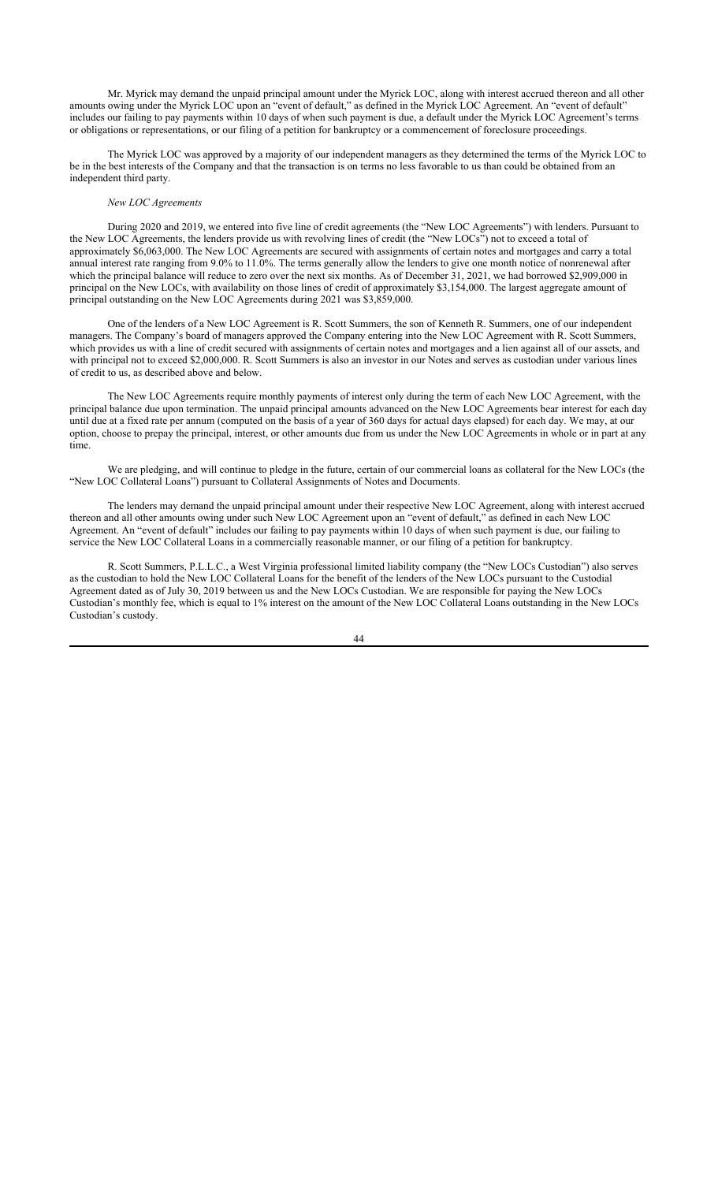Mr. Myrick may demand the unpaid principal amount under the Myrick LOC, along with interest accrued thereon and all other amounts owing under the Myrick LOC upon an "event of default," as defined in the Myrick LOC Agreement. An "event of default" includes our failing to pay payments within 10 days of when such payment is due, a default under the Myrick LOC Agreement's terms or obligations or representations, or our filing of a petition for bankruptcy or a commencement of foreclosure proceedings.

The Myrick LOC was approved by a majority of our independent managers as they determined the terms of the Myrick LOC to be in the best interests of the Company and that the transaction is on terms no less favorable to us than could be obtained from an independent third party.

*New LOC Agreements*

During 2020 and 2019, we entered into five line of credit agreements (the "New LOC Agreements") with lenders. Pursuant to the New LOC Agreements, the lenders provide us with revolving lines of credit (the "New LOCs") not to exceed a total of approximately $6,063,000. The New LOC Agreements are secured with assignments of certain notes and mortgages and carry a total annual interest rate ranging from 9.0% to 11.0%. The terms generally allow the lenders to give one month notice of nonrenewal after which the principal balance will reduce to zero over the next six months. As of December 31, 2021, we had borrowed $2,909,000 in principal on the New LOCs, with availability on those lines of credit of approximately $3,154,000. The largest aggregate amount of principal outstanding on the New LOC Agreements during 2021 was $3,859,000.

One of the lenders of a New LOC Agreement is R. Scott Summers, the son of Kenneth R. Summers, one of our independent managers. The Company's board of managers approved the Company entering into the New LOC Agreement with R. Scott Summers, which provides us with a line of credit secured with assignments of certain notes and mortgages and a lien against all of our assets, and with principal not to exceed $2,000,000. R. Scott Summers is also an investor in our Notes and serves as custodian under various lines of credit to us, as described above and below.

The New LOC Agreements require monthly payments of interest only during the term of each New LOC Agreement, with the principal balance due upon termination. The unpaid principal amounts advanced on the New LOC Agreements bear interest for each day until due at a fixed rate per annum (computed on the basis of a year of 360 days for actual days elapsed) for each day. We may, at our option, choose to prepay the principal, interest, or other amounts due from us under the New LOC Agreements in whole or in part at any time.

We are pledging, and will continue to pledge in the future, certain of our commercial loans as collateral for the New LOCs (the "New LOC Collateral Loans") pursuant to Collateral Assignments of Notes and Documents.

The lenders may demand the unpaid principal amount under their respective New LOC Agreement, along with interest accrued thereon and all other amounts owing under such New LOC Agreement upon an "event of default," as defined in each New LOC Agreement. An "event of default" includes our failing to pay payments within 10 days of when such payment is due, our failing to service the New LOC Collateral Loans in a commercially reasonable manner, or our filing of a petition for bankruptcy.

R. Scott Summers, P.L.L.C., a West Virginia professional limited liability company (the "New LOCs Custodian") also serves as the custodian to hold the New LOC Collateral Loans for the benefit of the lenders of the New LOCs pursuant to the Custodial Agreement dated as of July 30, 2019 between us and the New LOCs Custodian. We are responsible for paying the New LOCs Custodian's monthly fee, which is equal to 1% interest on the amount of the New LOC Collateral Loans outstanding in the New LOCs Custodian's custody.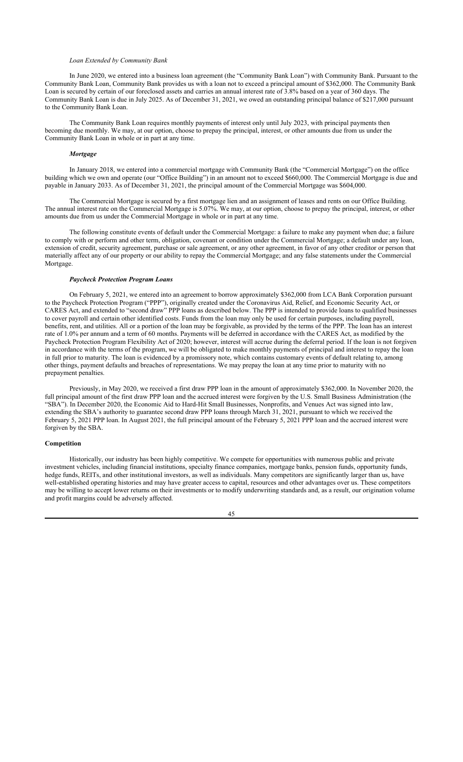*Loan Extended by Community Bank*

In June 2020, we entered into a business loan agreement (the "Community Bank Loan") with Community Bank. Pursuant to the Community Bank Loan, Community Bank provides us with a loan not to exceed a principal amount of $362,000. The Community Bank Loan is secured by certain of our foreclosed assets and carries an annual interest rate of 3.8% based on a year of 360 days. The Community Bank Loan is due in July 2025. As of December 31, 2021, we owed an outstanding principal balance of $217,000 pursuant to the Community Bank Loan.

The Community Bank Loan requires monthly payments of interest only until July 2023, with principal payments then becoming due monthly. We may, at our option, choose to prepay the principal, interest, or other amounts due from us under the Community Bank Loan in whole or in part at any time.

***Mortgage***

In January 2018, we entered into a commercial mortgage with Community Bank (the "Commercial Mortgage") on the office building which we own and operate (our "Office Building") in an amount not to exceed $660,000. The Commercial Mortgage is due and payable in January 2033. As of December 31, 2021, the principal amount of the Commercial Mortgage was $604,000.

The Commercial Mortgage is secured by a first mortgage lien and an assignment of leases and rents on our Office Building. The annual interest rate on the Commercial Mortgage is 5.07%. We may, at our option, choose to prepay the principal, interest, or other amounts due from us under the Commercial Mortgage in whole or in part at any time.

The following constitute events of default under the Commercial Mortgage: a failure to make any payment when due; a failure to comply with or perform and other term, obligation, covenant or condition under the Commercial Mortgage; a default under any loan, extension of credit, security agreement, purchase or sale agreement, or any other agreement, in favor of any other creditor or person that materially affect any of our property or our ability to repay the Commercial Mortgage; and any false statements under the Commercial Mortgage.

***Paycheck Protection Program Loans***

On February 5, 2021, we entered into an agreement to borrow approximately $362,000 from LCA Bank Corporation pursuant to the Paycheck Protection Program ("PPP"), originally created under the Coronavirus Aid, Relief, and Economic Security Act, or CARES Act, and extended to "second draw" PPP loans as described below. The PPP is intended to provide loans to qualified businesses to cover payroll and certain other identified costs. Funds from the loan may only be used for certain purposes, including payroll, benefits, rent, and utilities. All or a portion of the loan may be forgivable, as provided by the terms of the PPP. The loan has an interest rate of 1.0% per annum and a term of 60 months. Payments will be deferred in accordance with the CARES Act, as modified by the Paycheck Protection Program Flexibility Act of 2020; however, interest will accrue during the deferral period. If the loan is not forgiven in accordance with the terms of the program, we will be obligated to make monthly payments of principal and interest to repay the loan in full prior to maturity. The loan is evidenced by a promissory note, which contains customary events of default relating to, among other things, payment defaults and breaches of representations. We may prepay the loan at any time prior to maturity with no prepayment penalties.

Previously, in May 2020, we received a first draw PPP loan in the amount of approximately $362,000. In November 2020, the full principal amount of the first draw PPP loan and the accrued interest were forgiven by the U.S. Small Business Administration (the "SBA"). In December 2020, the Economic Aid to Hard-Hit Small Businesses, Nonprofits, and Venues Act was signed into law, extending the SBA's authority to guarantee second draw PPP loans through March 31, 2021, pursuant to which we received the February 5, 2021 PPP loan. In August 2021, the full principal amount of the February 5, 2021 PPP loan and the accrued interest were forgiven by the SBA.

**Competition**

Historically, our industry has been highly competitive. We compete for opportunities with numerous public and private investment vehicles, including financial institutions, specialty finance companies, mortgage banks, pension funds, opportunity funds, hedge funds, REITs, and other institutional investors, as well as individuals. Many competitors are significantly larger than us, have well-established operating histories and may have greater access to capital, resources and other advantages over us. These competitors may be willing to accept lower returns on their investments or to modify underwriting standards and, as a result, our origination volume and profit margins could be adversely affected.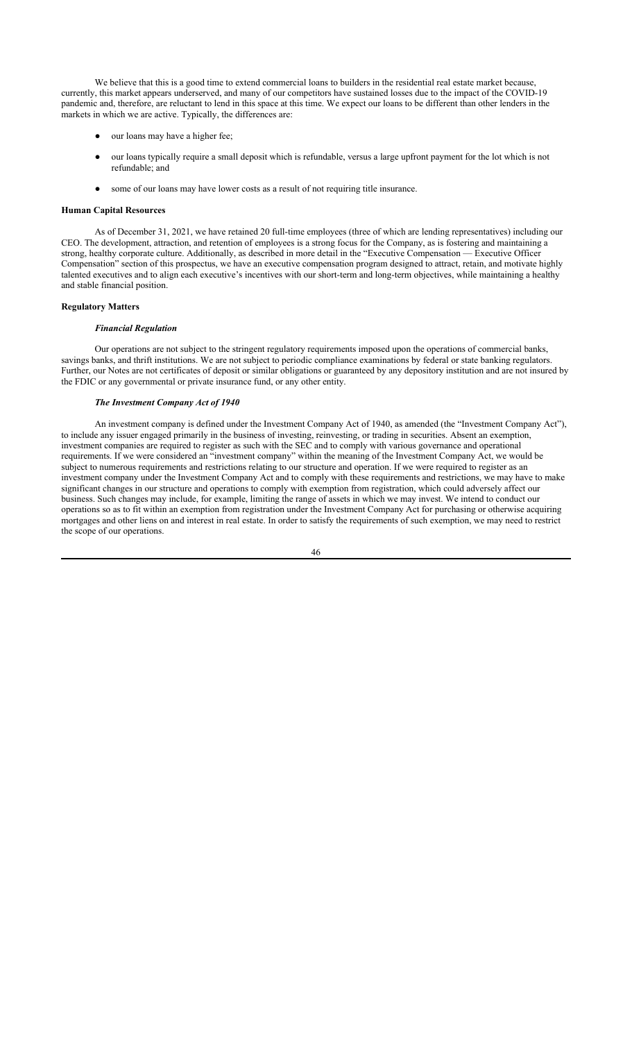We believe that this is a good time to extend commercial loans to builders in the residential real estate market because, currently, this market appears underserved, and many of our competitors have sustained losses due to the impact of the COVID-19 pandemic and, therefore, are reluctant to lend in this space at this time. We expect our loans to be different than other lenders in the markets in which we are active. Typically, the differences are:

- our loans may have a higher fee;
- our loans typically require a small deposit which is refundable, versus a large upfront payment for the lot which is not refundable; and
- some of our loans may have lower costs as a result of not requiring title insurance.

**Human Capital Resources**

As of December 31, 2021, we have retained 20 full-time employees (three of which are lending representatives) including our CEO. The development, attraction, and retention of employees is a strong focus for the Company, as is fostering and maintaining a strong, healthy corporate culture. Additionally, as described in more detail in the "Executive Compensation — Executive Officer Compensation" section of this prospectus, we have an executive compensation program designed to attract, retain, and motivate highly talented executives and to align each executive's incentives with our short-term and long-term objectives, while maintaining a healthy and stable financial position.

**Regulatory Matters**

***Financial Regulation***

Our operations are not subject to the stringent regulatory requirements imposed upon the operations of commercial banks, savings banks, and thrift institutions. We are not subject to periodic compliance examinations by federal or state banking regulators. Further, our Notes are not certificates of deposit or similar obligations or guaranteed by any depository institution and are not insured by the FDIC or any governmental or private insurance fund, or any other entity.

***The Investment Company Act of 1940***

An investment company is defined under the Investment Company Act of 1940, as amended (the "Investment Company Act"), to include any issuer engaged primarily in the business of investing, reinvesting, or trading in securities. Absent an exemption, investment companies are required to register as such with the SEC and to comply with various governance and operational requirements. If we were considered an "investment company" within the meaning of the Investment Company Act, we would be subject to numerous requirements and restrictions relating to our structure and operation. If we were required to register as an investment company under the Investment Company Act and to comply with these requirements and restrictions, we may have to make significant changes in our structure and operations to comply with exemption from registration, which could adversely affect our business. Such changes may include, for example, limiting the range of assets in which we may invest. We intend to conduct our operations so as to fit within an exemption from registration under the Investment Company Act for purchasing or otherwise acquiring mortgages and other liens on and interest in real estate. In order to satisfy the requirements of such exemption, we may need to restrict the scope of our operations.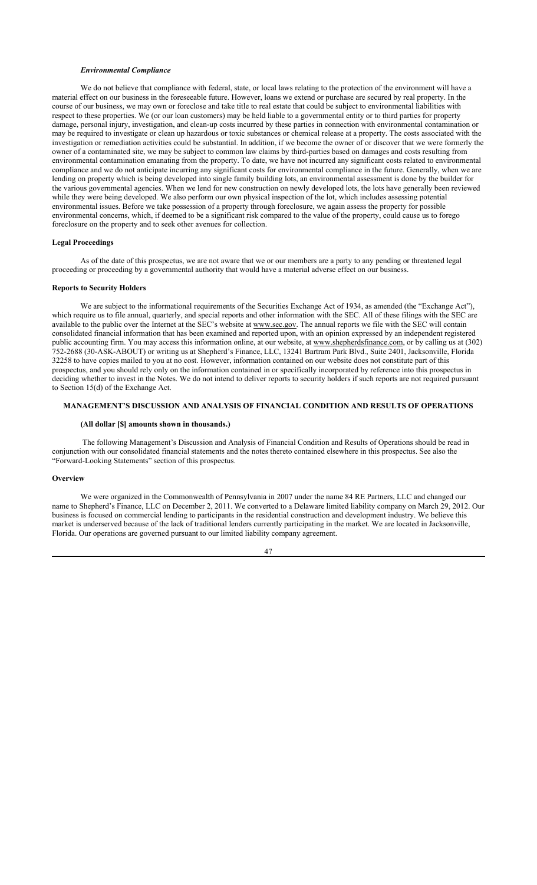***Environmental Compliance***

We do not believe that compliance with federal, state, or local laws relating to the protection of the environment will have a material effect on our business in the foreseeable future. However, loans we extend or purchase are secured by real property. In the course of our business, we may own or foreclose and take title to real estate that could be subject to environmental liabilities with respect to these properties. We (or our loan customers) may be held liable to a governmental entity or to third parties for property damage, personal injury, investigation, and clean-up costs incurred by these parties in connection with environmental contamination or may be required to investigate or clean up hazardous or toxic substances or chemical release at a property. The costs associated with the investigation or remediation activities could be substantial. In addition, if we become the owner of or discover that we were formerly the owner of a contaminated site, we may be subject to common law claims by third-parties based on damages and costs resulting from environmental contamination emanating from the property. To date, we have not incurred any significant costs related to environmental compliance and we do not anticipate incurring any significant costs for environmental compliance in the future. Generally, when we are lending on property which is being developed into single family building lots, an environmental assessment is done by the builder for the various governmental agencies. When we lend for new construction on newly developed lots, the lots have generally been reviewed while they were being developed. We also perform our own physical inspection of the lot, which includes assessing potential environmental issues. Before we take possession of a property through foreclosure, we again assess the property for possible environmental concerns, which, if deemed to be a significant risk compared to the value of the property, could cause us to forego foreclosure on the property and to seek other avenues for collection.

**Legal Proceedings**

As of the date of this prospectus, we are not aware that we or our members are a party to any pending or threatened legal proceeding or proceeding by a governmental authority that would have a material adverse effect on our business.

**Reports to Security Holders**

We are subject to the informational requirements of the Securities Exchange Act of 1934, as amended (the "Exchange Act"), which require us to file annual, quarterly, and special reports and other information with the SEC. All of these filings with the SEC are available to the public over the Internet at the SEC's website at www.sec.gov. The annual reports we file with the SEC will contain consolidated financial information that has been examined and reported upon, with an opinion expressed by an independent registered public accounting firm. You may access this information online, at our website, at www.shepherdsfinance.com, or by calling us at (302) 752-2688 (30-ASK-ABOUT) or writing us at Shepherd's Finance, LLC, 13241 Bartram Park Blvd., Suite 2401, Jacksonville, Florida 32258 to have copies mailed to you at no cost. However, information contained on our website does not constitute part of this prospectus, and you should rely only on the information contained in or specifically incorporated by reference into this prospectus in deciding whether to invest in the Notes. We do not intend to deliver reports to security holders if such reports are not required pursuant to Section 15(d) of the Exchange Act.

## MANAGEMENT'S DISCUSSION AND ANALYSIS OF FINANCIAL CONDITION AND RESULTS OF OPERATIONS

**(All dollar [$] amounts shown in thousands.)**

The following Management's Discussion and Analysis of Financial Condition and Results of Operations should be read in conjunction with our consolidated financial statements and the notes thereto contained elsewhere in this prospectus. See also the "Forward-Looking Statements" section of this prospectus.

**Overview**

We were organized in the Commonwealth of Pennsylvania in 2007 under the name 84 RE Partners, LLC and changed our name to Shepherd's Finance, LLC on December 2, 2011. We converted to a Delaware limited liability company on March 29, 2012. Our business is focused on commercial lending to participants in the residential construction and development industry. We believe this market is underserved because of the lack of traditional lenders currently participating in the market. We are located in Jacksonville, Florida. Our operations are governed pursuant to our limited liability company agreement.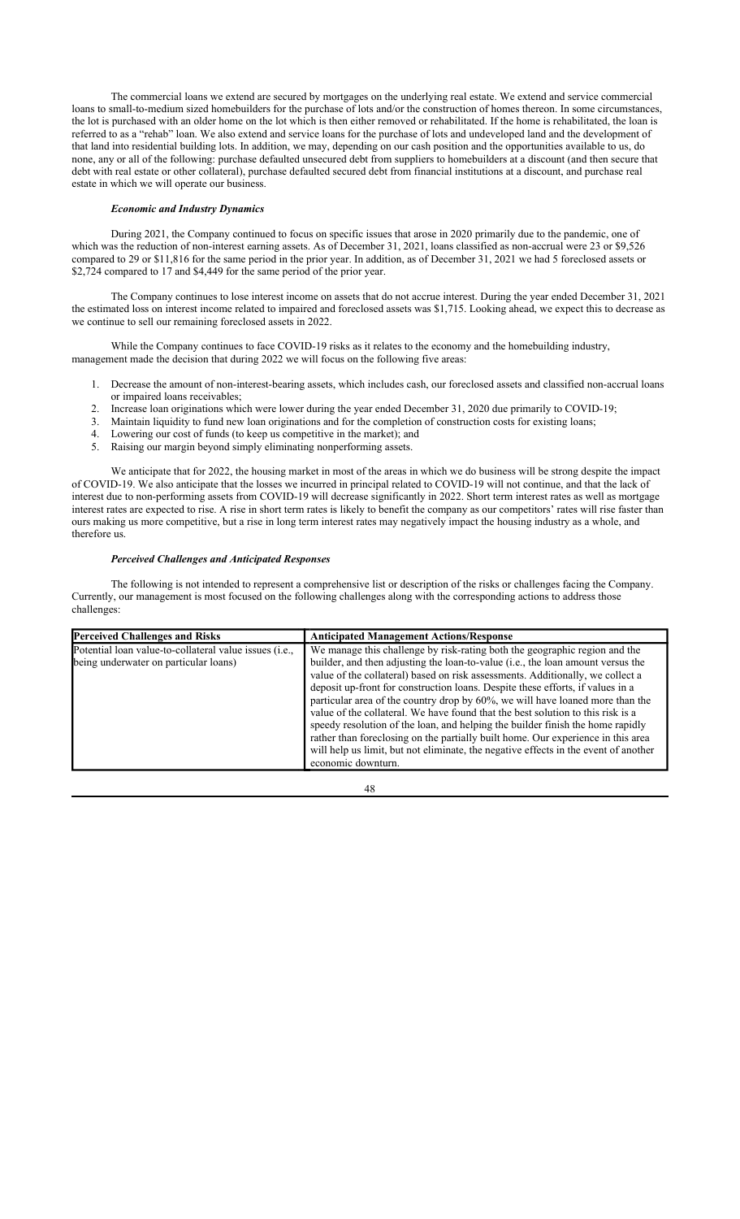The commercial loans we extend are secured by mortgages on the underlying real estate. We extend and service commercial loans to small-to-medium sized homebuilders for the purchase of lots and/or the construction of homes thereon. In some circumstances, the lot is purchased with an older home on the lot which is then either removed or rehabilitated. If the home is rehabilitated, the loan is referred to as a "rehab" loan. We also extend and service loans for the purchase of lots and undeveloped land and the development of that land into residential building lots. In addition, we may, depending on our cash position and the opportunities available to us, do none, any or all of the following: purchase defaulted unsecured debt from suppliers to homebuilders at a discount (and then secure that debt with real estate or other collateral), purchase defaulted secured debt from financial institutions at a discount, and purchase real estate in which we will operate our business.

***Economic and Industry Dynamics***

During 2021, the Company continued to focus on specific issues that arose in 2020 primarily due to the pandemic, one of which was the reduction of non-interest earning assets. As of December 31, 2021, loans classified as non-accrual were 23 or $9,526 compared to 29 or $11,816 for the same period in the prior year. In addition, as of December 31, 2021 we had 5 foreclosed assets or $2,724 compared to 17 and $4,449 for the same period of the prior year.

The Company continues to lose interest income on assets that do not accrue interest. During the year ended December 31, 2021 the estimated loss on interest income related to impaired and foreclosed assets was $1,715. Looking ahead, we expect this to decrease as we continue to sell our remaining foreclosed assets in 2022.

While the Company continues to face COVID-19 risks as it relates to the economy and the homebuilding industry, management made the decision that during 2022 we will focus on the following five areas:

1. Decrease the amount of non-interest-bearing assets, which includes cash, our foreclosed assets and classified non-accrual loans or impaired loans receivables;
2. Increase loan originations which were lower during the year ended December 31, 2020 due primarily to COVID-19;
3. Maintain liquidity to fund new loan originations and for the completion of construction costs for existing loans;
4. Lowering our cost of funds (to keep us competitive in the market); and
5. Raising our margin beyond simply eliminating nonperforming assets.

We anticipate that for 2022, the housing market in most of the areas in which we do business will be strong despite the impact of COVID-19. We also anticipate that the losses we incurred in principal related to COVID-19 will not continue, and that the lack of interest due to non-performing assets from COVID-19 will decrease significantly in 2022. Short term interest rates as well as mortgage interest rates are expected to rise. A rise in short term rates is likely to benefit the company as our competitors' rates will rise faster than ours making us more competitive, but a rise in long term interest rates may negatively impact the housing industry as a whole, and therefore us.

***Perceived Challenges and Anticipated Responses***

The following is not intended to represent a comprehensive list or description of the risks or challenges facing the Company. Currently, our management is most focused on the following challenges along with the corresponding actions to address those challenges:

| **Perceived Challenges and Risks** | **Anticipated Management Actions/Response** |
|---|---|
| Potential loan value-to-collateral value issues (i.e., being underwater on particular loans) | We manage this challenge by risk-rating both the geographic region and the builder, and then adjusting the loan-to-value (i.e., the loan amount versus the value of the collateral) based on risk assessments. Additionally, we collect a deposit up-front for construction loans. Despite these efforts, if values in a particular area of the country drop by 60%, we will have loaned more than the value of the collateral. We have found that the best solution to this risk is a speedy resolution of the loan, and helping the builder finish the home rapidly rather than foreclosing on the partially built home. Our experience in this area will help us limit, but not eliminate, the negative effects in the event of another economic downturn. |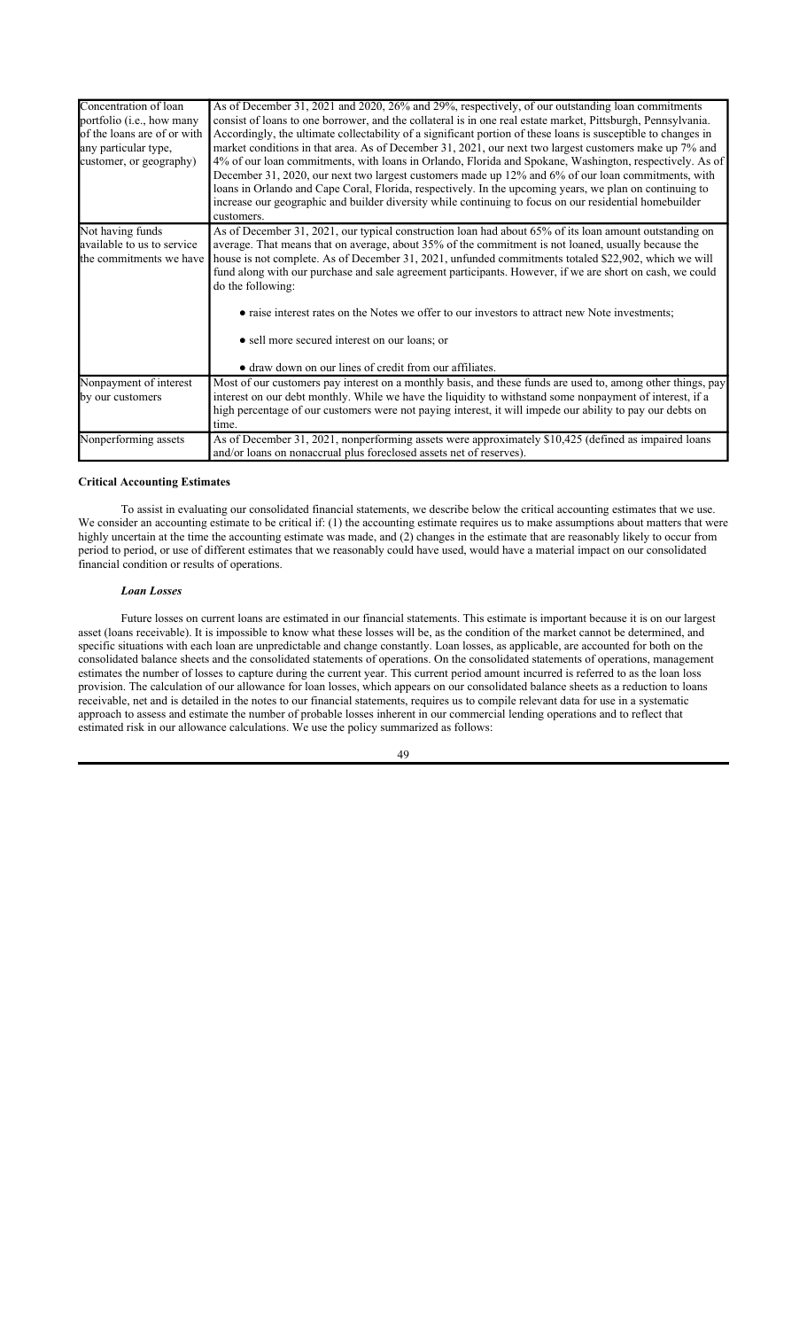| Concentration of loan portfolio (i.e., how many of the loans are of or with any particular type, customer, or geography) | As of December 31, 2021 and 2020, 26% and 29%, respectively, of our outstanding loan commitments consist of loans to one borrower, and the collateral is in one real estate market, Pittsburgh, Pennsylvania. Accordingly, the ultimate collectability of a significant portion of these loans is susceptible to changes in market conditions in that area. As of December 31, 2021, our next two largest customers make up 7% and 4% of our loan commitments, with loans in Orlando, Florida and Spokane, Washington, respectively. As of December 31, 2020, our next two largest customers made up 12% and 6% of our loan commitments, with loans in Orlando and Cape Coral, Florida, respectively. In the upcoming years, we plan on continuing to increase our geographic and builder diversity while continuing to focus on our residential homebuilder customers. |
|---|---|
| Not having funds available to us to service the commitments we have | As of December 31, 2021, our typical construction loan had about 65% of its loan amount outstanding on average. That means that on average, about 35% of the commitment is not loaned, usually because the house is not complete. As of December 31, 2021, unfunded commitments totaled $22,902, which we will fund along with our purchase and sale agreement participants. However, if we are short on cash, we could do the following: <br><br>• raise interest rates on the Notes we offer to our investors to attract new Note investments; <br><br>• sell more secured interest on our loans; or <br><br>• draw down on our lines of credit from our affiliates. |
| Nonpayment of interest by our customers | Most of our customers pay interest on a monthly basis, and these funds are used to, among other things, pay interest on our debt monthly. While we have the liquidity to withstand some nonpayment of interest, if a high percentage of our customers were not paying interest, it will impede our ability to pay our debts on time. |
| Nonperforming assets | As of December 31, 2021, nonperforming assets were approximately $10,425 (defined as impaired loans and/or loans on nonaccrual plus foreclosed assets net of reserves). |

### Critical Accounting Estimates

To assist in evaluating our consolidated financial statements, we describe below the critical accounting estimates that we use. We consider an accounting estimate to be critical if: (1) the accounting estimate requires us to make assumptions about matters that were highly uncertain at the time the accounting estimate was made, and (2) changes in the estimate that are reasonably likely to occur from period to period, or use of different estimates that we reasonably could have used, would have a material impact on our consolidated financial condition or results of operations.

#### *Loan Losses*

Future losses on current loans are estimated in our financial statements. This estimate is important because it is on our largest asset (loans receivable). It is impossible to know what these losses will be, as the condition of the market cannot be determined, and specific situations with each loan are unpredictable and change constantly. Loan losses, as applicable, are accounted for both on the consolidated balance sheets and the consolidated statements of operations. On the consolidated statements of operations, management estimates the number of losses to capture during the current year. This current period amount incurred is referred to as the loan loss provision. The calculation of our allowance for loan losses, which appears on our consolidated balance sheets as a reduction to loans receivable, net and is detailed in the notes to our financial statements, requires us to compile relevant data for use in a systematic approach to assess and estimate the number of probable losses inherent in our commercial lending operations and to reflect that estimated risk in our allowance calculations. We use the policy summarized as follows: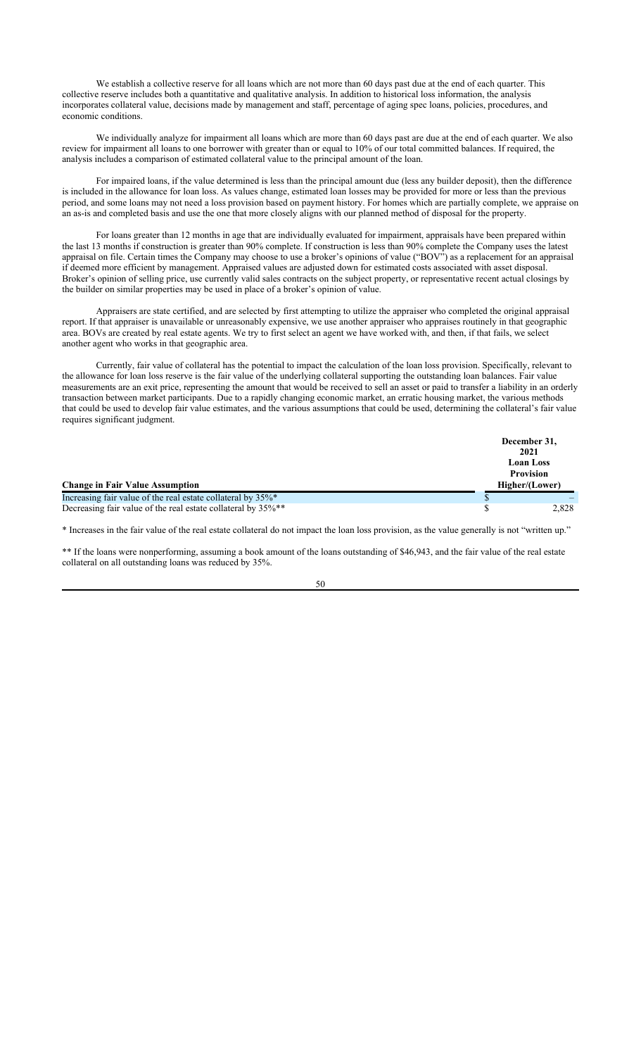We establish a collective reserve for all loans which are not more than 60 days past due at the end of each quarter. This collective reserve includes both a quantitative and qualitative analysis. In addition to historical loss information, the analysis incorporates collateral value, decisions made by management and staff, percentage of aging spec loans, policies, procedures, and economic conditions.

We individually analyze for impairment all loans which are more than 60 days past are due at the end of each quarter. We also review for impairment all loans to one borrower with greater than or equal to 10% of our total committed balances. If required, the analysis includes a comparison of estimated collateral value to the principal amount of the loan.

For impaired loans, if the value determined is less than the principal amount due (less any builder deposit), then the difference is included in the allowance for loan loss. As values change, estimated loan losses may be provided for more or less than the previous period, and some loans may not need a loss provision based on payment history. For homes which are partially complete, we appraise on an as-is and completed basis and use the one that more closely aligns with our planned method of disposal for the property.

For loans greater than 12 months in age that are individually evaluated for impairment, appraisals have been prepared within the last 13 months if construction is greater than 90% complete. If construction is less than 90% complete the Company uses the latest appraisal on file. Certain times the Company may choose to use a broker's opinions of value ("BOV") as a replacement for an appraisal if deemed more efficient by management. Appraised values are adjusted down for estimated costs associated with asset disposal. Broker's opinion of selling price, use currently valid sales contracts on the subject property, or representative recent actual closings by the builder on similar properties may be used in place of a broker's opinion of value.

Appraisers are state certified, and are selected by first attempting to utilize the appraiser who completed the original appraisal report. If that appraiser is unavailable or unreasonably expensive, we use another appraiser who appraises routinely in that geographic area. BOVs are created by real estate agents. We try to first select an agent we have worked with, and then, if that fails, we select another agent who works in that geographic area.

Currently, fair value of collateral has the potential to impact the calculation of the loan loss provision. Specifically, relevant to the allowance for loan loss reserve is the fair value of the underlying collateral supporting the outstanding loan balances. Fair value measurements are an exit price, representing the amount that would be received to sell an asset or paid to transfer a liability in an orderly transaction between market participants. Due to a rapidly changing economic market, an erratic housing market, the various methods that could be used to develop fair value estimates, and the various assumptions that could be used, determining the collateral's fair value requires significant judgment.

| Change in Fair Value Assumption | December 31, 2021 Loan Loss Provision Higher/(Lower) |
|---|---|
| Increasing fair value of the real estate collateral by 35%* | $ – |
| Decreasing fair value of the real estate collateral by 35%** | $ 2,828 |

* Increases in the fair value of the real estate collateral do not impact the loan loss provision, as the value generally is not "written up."

** If the loans were nonperforming, assuming a book amount of the loans outstanding of $46,943, and the fair value of the real estate collateral on all outstanding loans was reduced by 35%.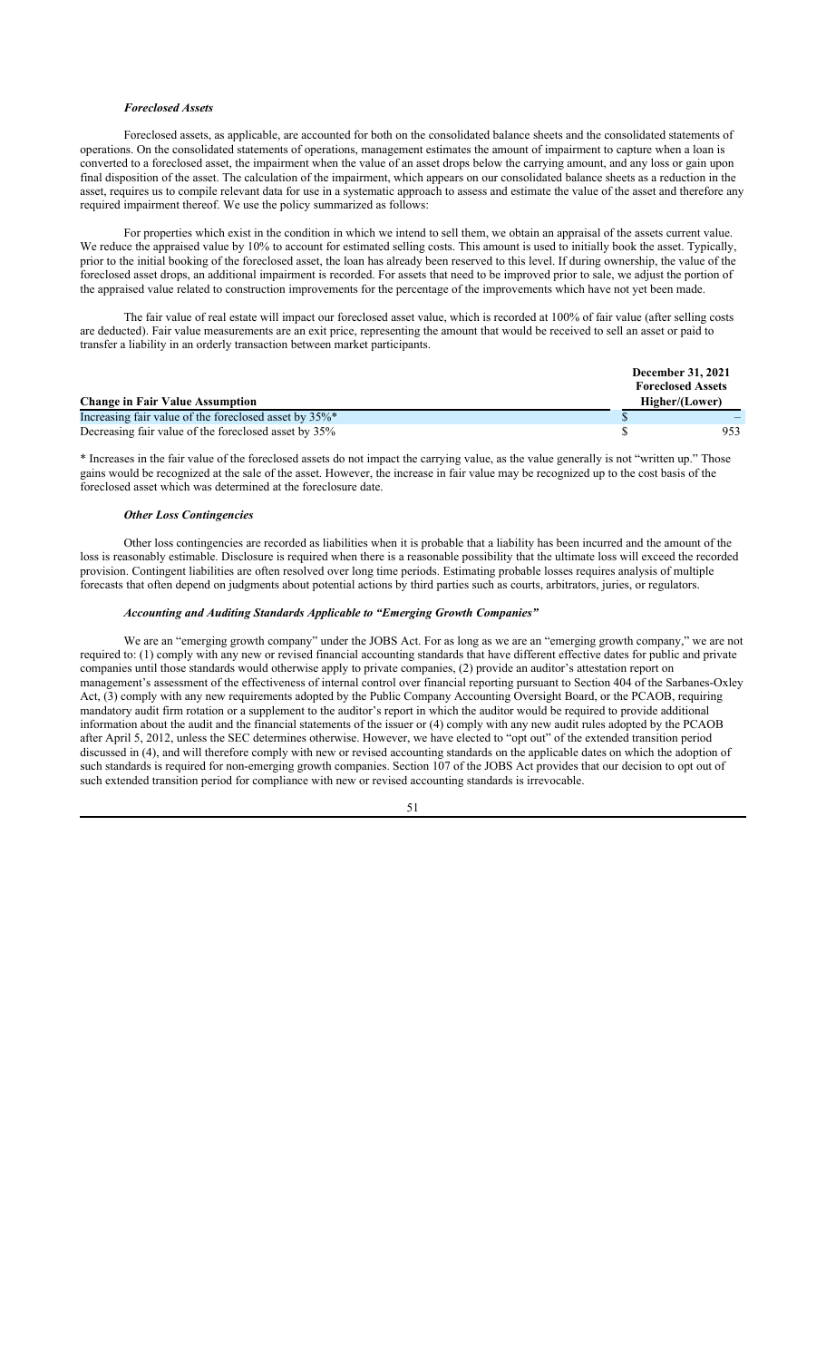***Foreclosed Assets***

Foreclosed assets, as applicable, are accounted for both on the consolidated balance sheets and the consolidated statements of operations. On the consolidated statements of operations, management estimates the amount of impairment to capture when a loan is converted to a foreclosed asset, the impairment when the value of an asset drops below the carrying amount, and any loss or gain upon final disposition of the asset. The calculation of the impairment, which appears on our consolidated balance sheets as a reduction in the asset, requires us to compile relevant data for use in a systematic approach to assess and estimate the value of the asset and therefore any required impairment thereof. We use the policy summarized as follows:

For properties which exist in the condition in which we intend to sell them, we obtain an appraisal of the assets current value. We reduce the appraised value by 10% to account for estimated selling costs. This amount is used to initially book the asset. Typically, prior to the initial booking of the foreclosed asset, the loan has already been reserved to this level. If during ownership, the value of the foreclosed asset drops, an additional impairment is recorded. For assets that need to be improved prior to sale, we adjust the portion of the appraised value related to construction improvements for the percentage of the improvements which have not yet been made.

The fair value of real estate will impact our foreclosed asset value, which is recorded at 100% of fair value (after selling costs are deducted). Fair value measurements are an exit price, representing the amount that would be received to sell an asset or paid to transfer a liability in an orderly transaction between market participants.

| Change in Fair Value Assumption | December 31, 2021 Foreclosed Assets Higher/(Lower) |
|---|---|
| Increasing fair value of the foreclosed asset by 35%* | $ – |
| Decreasing fair value of the foreclosed asset by 35% | $ 953 |

* Increases in the fair value of the foreclosed assets do not impact the carrying value, as the value generally is not "written up." Those gains would be recognized at the sale of the asset. However, the increase in fair value may be recognized up to the cost basis of the foreclosed asset which was determined at the foreclosure date.

***Other Loss Contingencies***

Other loss contingencies are recorded as liabilities when it is probable that a liability has been incurred and the amount of the loss is reasonably estimable. Disclosure is required when there is a reasonable possibility that the ultimate loss will exceed the recorded provision. Contingent liabilities are often resolved over long time periods. Estimating probable losses requires analysis of multiple forecasts that often depend on judgments about potential actions by third parties such as courts, arbitrators, juries, or regulators.

***Accounting and Auditing Standards Applicable to "Emerging Growth Companies"***

We are an "emerging growth company" under the JOBS Act. For as long as we are an "emerging growth company," we are not required to: (1) comply with any new or revised financial accounting standards that have different effective dates for public and private companies until those standards would otherwise apply to private companies, (2) provide an auditor's attestation report on management's assessment of the effectiveness of internal control over financial reporting pursuant to Section 404 of the Sarbanes-Oxley Act, (3) comply with any new requirements adopted by the Public Company Accounting Oversight Board, or the PCAOB, requiring mandatory audit firm rotation or a supplement to the auditor's report in which the auditor would be required to provide additional information about the audit and the financial statements of the issuer or (4) comply with any new audit rules adopted by the PCAOB after April 5, 2012, unless the SEC determines otherwise. However, we have elected to "opt out" of the extended transition period discussed in (4), and will therefore comply with new or revised accounting standards on the applicable dates on which the adoption of such standards is required for non-emerging growth companies. Section 107 of the JOBS Act provides that our decision to opt out of such extended transition period for compliance with new or revised accounting standards is irrevocable.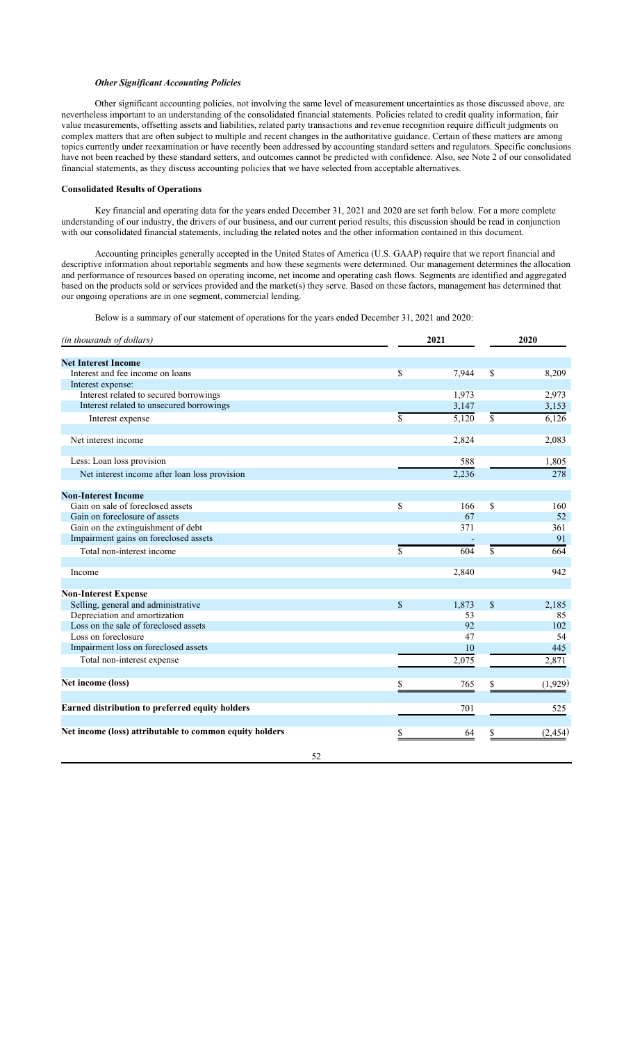***Other Significant Accounting Policies***

Other significant accounting policies, not involving the same level of measurement uncertainties as those discussed above, are nevertheless important to an understanding of the consolidated financial statements. Policies related to credit quality information, fair value measurements, offsetting assets and liabilities, related party transactions and revenue recognition require difficult judgments on complex matters that are often subject to multiple and recent changes in the authoritative guidance. Certain of these matters are among topics currently under reexamination or have recently been addressed by accounting standard setters and regulators. Specific conclusions have not been reached by these standard setters, and outcomes cannot be predicted with confidence. Also, see Note 2 of our consolidated financial statements, as they discuss accounting policies that we have selected from acceptable alternatives.

**Consolidated Results of Operations**

Key financial and operating data for the years ended December 31, 2021 and 2020 are set forth below. For a more complete understanding of our industry, the drivers of our business, and our current period results, this discussion should be read in conjunction with our consolidated financial statements, including the related notes and the other information contained in this document.

Accounting principles generally accepted in the United States of America (U.S. GAAP) require that we report financial and descriptive information about reportable segments and how these segments were determined. Our management determines the allocation and performance of resources based on operating income, net income and operating cash flows. Segments are identified and aggregated based on the products sold or services provided and the market(s) they serve. Based on these factors, management has determined that our ongoing operations are in one segment, commercial lending.

Below is a summary of our statement of operations for the years ended December 31, 2021 and 2020:

| *(in thousands of dollars)* | 2021 | 2020 |
|---|---|---|
| **Net Interest Income** | | |
| Interest and fee income on loans | $ 7,944 | $ 8,209 |
| Interest expense: | | |
| Interest related to secured borrowings | 1,973 | 2,973 |
| Interest related to unsecured borrowings | 3,147 | 3,153 |
| Interest expense | $ 5,120 | $ 6,126 |
| Net interest income | 2,824 | 2,083 |
| Less: Loan loss provision | 588 | 1,805 |
| Net interest income after loan loss provision | 2,236 | 278 |
| **Non-Interest Income** | | |
| Gain on sale of foreclosed assets | $ 166 | $ 160 |
| Gain on foreclosure of assets | 67 | 52 |
| Gain on the extinguishment of debt | 371 | 361 |
| Impairment gains on foreclosed assets | - | 91 |
| Total non-interest income | $ 604 | $ 664 |
| Income | 2,840 | 942 |
| **Non-Interest Expense** | | |
| Selling, general and administrative | $ 1,873 | $ 2,185 |
| Depreciation and amortization | 53 | 85 |
| Loss on the sale of foreclosed assets | 92 | 102 |
| Loss on foreclosure | 47 | 54 |
| Impairment loss on foreclosed assets | 10 | 445 |
| Total non-interest expense | 2,075 | 2,871 |
| **Net income (loss)** | $ 765 | $ (1,929) |
| **Earned distribution to preferred equity holders** | 701 | 525 |
| **Net income (loss) attributable to common equity holders** | $ 64 | $ (2,454) |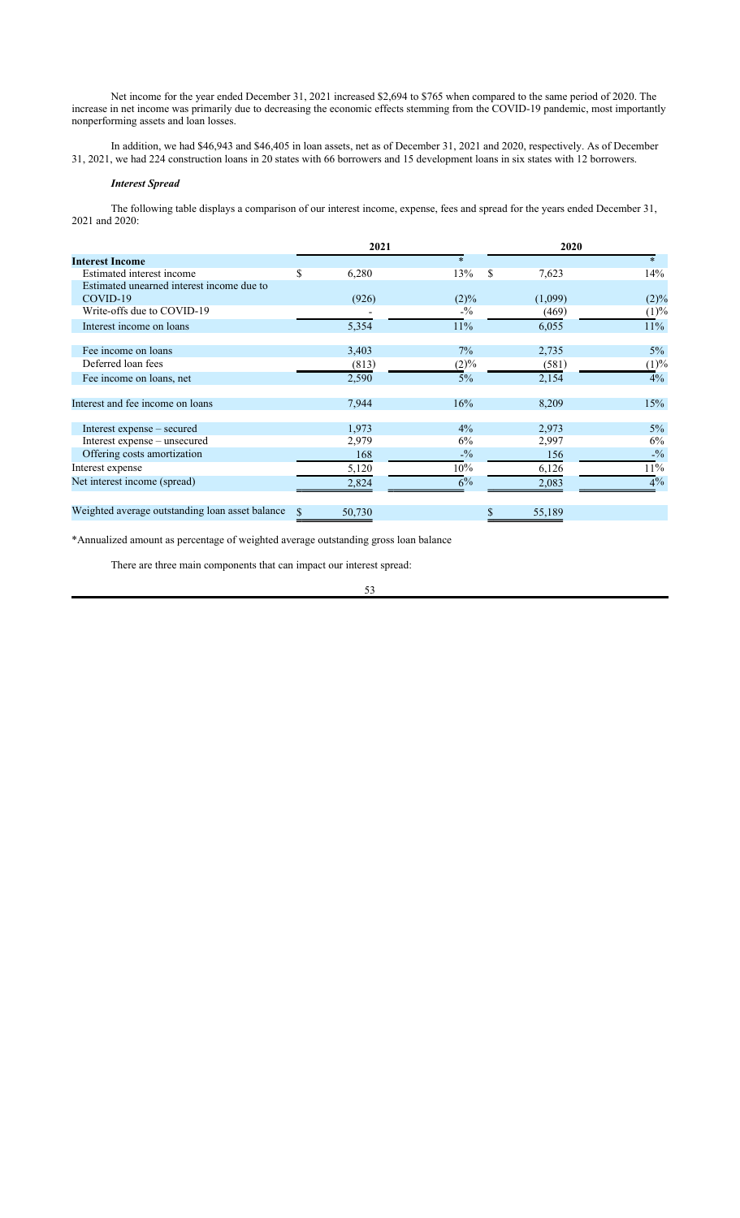Net income for the year ended December 31, 2021 increased $2,694 to $765 when compared to the same period of 2020. The increase in net income was primarily due to decreasing the economic effects stemming from the COVID-19 pandemic, most importantly nonperforming assets and loan losses.

In addition, we had $46,943 and $46,405 in loan assets, net as of December 31, 2021 and 2020, respectively. As of December 31, 2021, we had 224 construction loans in 20 states with 66 borrowers and 15 development loans in six states with 12 borrowers.

### *Interest Spread*

The following table displays a comparison of our interest income, expense, fees and spread for the years ended December 31, 2021 and 2020:

| | 2021 | * | 2020 | * |
|---|---|---|---|---|
| **Interest Income** | | | | |
| Estimated interest income | $ 6,280 | 13% | $ 7,623 | 14% |
| Estimated unearned interest income due to COVID-19 | (926) | (2)% | (1,099) | (2)% |
| Write-offs due to COVID-19 | - | -% | (469) | (1)% |
| Interest income on loans | 5,354 | 11% | 6,055 | 11% |
| | | | | |
| Fee income on loans | 3,403 | 7% | 2,735 | 5% |
| Deferred loan fees | (813) | (2)% | (581) | (1)% |
| Fee income on loans, net | 2,590 | 5% | 2,154 | 4% |
| | | | | |
| Interest and fee income on loans | 7,944 | 16% | 8,209 | 15% |
| | | | | |
| Interest expense – secured | 1,973 | 4% | 2,973 | 5% |
| Interest expense – unsecured | 2,979 | 6% | 2,997 | 6% |
| Offering costs amortization | 168 | -% | 156 | -% |
| Interest expense | 5,120 | 10% | 6,126 | 11% |
| Net interest income (spread) | 2,824 | 6% | 2,083 | 4% |
| | | | | |
| Weighted average outstanding loan asset balance | $ 50,730 | | $ 55,189 | |

*Annualized amount as percentage of weighted average outstanding gross loan balance

There are three main components that can impact our interest spread: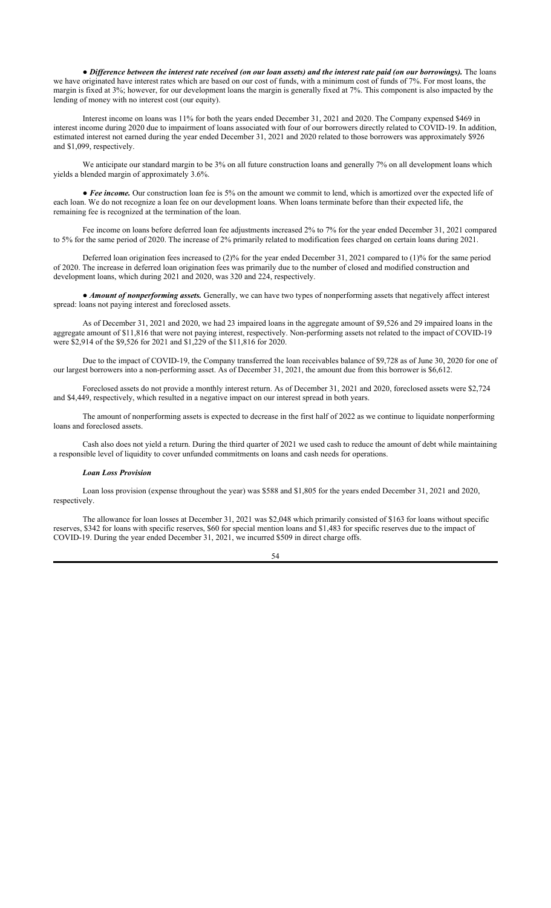● ***Difference between the interest rate received (on our loan assets) and the interest rate paid (on our borrowings).*** The loans we have originated have interest rates which are based on our cost of funds, with a minimum cost of funds of 7%. For most loans, the margin is fixed at 3%; however, for our development loans the margin is generally fixed at 7%. This component is also impacted by the lending of money with no interest cost (our equity).

Interest income on loans was 11% for both the years ended December 31, 2021 and 2020. The Company expensed $469 in interest income during 2020 due to impairment of loans associated with four of our borrowers directly related to COVID-19. In addition, estimated interest not earned during the year ended December 31, 2021 and 2020 related to those borrowers was approximately $926 and $1,099, respectively.

We anticipate our standard margin to be 3% on all future construction loans and generally 7% on all development loans which yields a blended margin of approximately 3.6%.

● ***Fee income.*** Our construction loan fee is 5% on the amount we commit to lend, which is amortized over the expected life of each loan. We do not recognize a loan fee on our development loans. When loans terminate before than their expected life, the remaining fee is recognized at the termination of the loan.

Fee income on loans before deferred loan fee adjustments increased 2% to 7% for the year ended December 31, 2021 compared to 5% for the same period of 2020. The increase of 2% primarily related to modification fees charged on certain loans during 2021.

Deferred loan origination fees increased to (2)% for the year ended December 31, 2021 compared to (1)% for the same period of 2020. The increase in deferred loan origination fees was primarily due to the number of closed and modified construction and development loans, which during 2021 and 2020, was 320 and 224, respectively.

● ***Amount of nonperforming assets.*** Generally, we can have two types of nonperforming assets that negatively affect interest spread: loans not paying interest and foreclosed assets.

As of December 31, 2021 and 2020, we had 23 impaired loans in the aggregate amount of $9,526 and 29 impaired loans in the aggregate amount of $11,816 that were not paying interest, respectively. Non-performing assets not related to the impact of COVID-19 were $2,914 of the $9,526 for 2021 and $1,229 of the $11,816 for 2020.

Due to the impact of COVID-19, the Company transferred the loan receivables balance of $9,728 as of June 30, 2020 for one of our largest borrowers into a non-performing asset. As of December 31, 2021, the amount due from this borrower is $6,612.

Foreclosed assets do not provide a monthly interest return. As of December 31, 2021 and 2020, foreclosed assets were $2,724 and $4,449, respectively, which resulted in a negative impact on our interest spread in both years.

The amount of nonperforming assets is expected to decrease in the first half of 2022 as we continue to liquidate nonperforming loans and foreclosed assets.

Cash also does not yield a return. During the third quarter of 2021 we used cash to reduce the amount of debt while maintaining a responsible level of liquidity to cover unfunded commitments on loans and cash needs for operations.

***Loan Loss Provision***

Loan loss provision (expense throughout the year) was $588 and $1,805 for the years ended December 31, 2021 and 2020, respectively.

The allowance for loan losses at December 31, 2021 was $2,048 which primarily consisted of $163 for loans without specific reserves, $342 for loans with specific reserves, $60 for special mention loans and $1,483 for specific reserves due to the impact of COVID-19. During the year ended December 31, 2021, we incurred $509 in direct charge offs.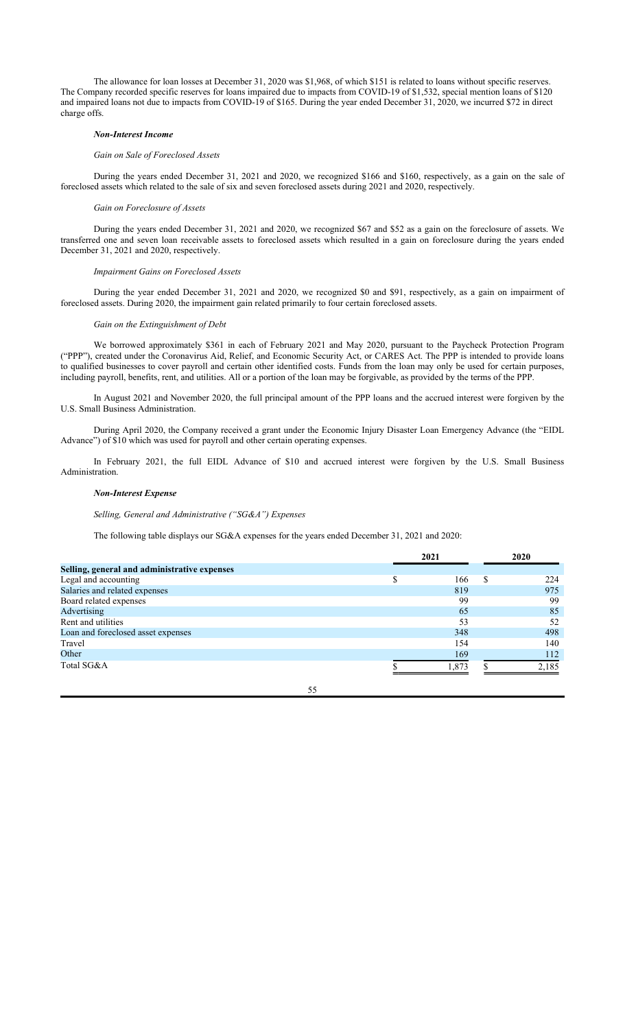The allowance for loan losses at December 31, 2020 was $1,968, of which $151 is related to loans without specific reserves. The Company recorded specific reserves for loans impaired due to impacts from COVID-19 of $1,532, special mention loans of $120 and impaired loans not due to impacts from COVID-19 of $165. During the year ended December 31, 2020, we incurred $72 in direct charge offs.

### *Non-Interest Income*

*Gain on Sale of Foreclosed Assets*

During the years ended December 31, 2021 and 2020, we recognized $166 and $160, respectively, as a gain on the sale of foreclosed assets which related to the sale of six and seven foreclosed assets during 2021 and 2020, respectively.

*Gain on Foreclosure of Assets*

During the years ended December 31, 2021 and 2020, we recognized $67 and $52 as a gain on the foreclosure of assets. We transferred one and seven loan receivable assets to foreclosed assets which resulted in a gain on foreclosure during the years ended December 31, 2021 and 2020, respectively.

*Impairment Gains on Foreclosed Assets*

During the year ended December 31, 2021 and 2020, we recognized $0 and $91, respectively, as a gain on impairment of foreclosed assets. During 2020, the impairment gain related primarily to four certain foreclosed assets.

*Gain on the Extinguishment of Debt*

We borrowed approximately $361 in each of February 2021 and May 2020, pursuant to the Paycheck Protection Program ("PPP"), created under the Coronavirus Aid, Relief, and Economic Security Act, or CARES Act. The PPP is intended to provide loans to qualified businesses to cover payroll and certain other identified costs. Funds from the loan may only be used for certain purposes, including payroll, benefits, rent, and utilities. All or a portion of the loan may be forgivable, as provided by the terms of the PPP.

In August 2021 and November 2020, the full principal amount of the PPP loans and the accrued interest were forgiven by the U.S. Small Business Administration.

During April 2020, the Company received a grant under the Economic Injury Disaster Loan Emergency Advance (the "EIDL Advance") of $10 which was used for payroll and other certain operating expenses.

In February 2021, the full EIDL Advance of $10 and accrued interest were forgiven by the U.S. Small Business Administration.

### *Non-Interest Expense*

*Selling, General and Administrative ("SG&A") Expenses*

The following table displays our SG&A expenses for the years ended December 31, 2021 and 2020:

| | 2021 | 2020 |
|---|---|---|
| **Selling, general and administrative expenses** | | |
| Legal and accounting | $ 166 | $ 224 |
| Salaries and related expenses | 819 | 975 |
| Board related expenses | 99 | 99 |
| Advertising | 65 | 85 |
| Rent and utilities | 53 | 52 |
| Loan and foreclosed asset expenses | 348 | 498 |
| Travel | 154 | 140 |
| Other | 169 | 112 |
| Total SG&A | $ 1,873 | $ 2,185 |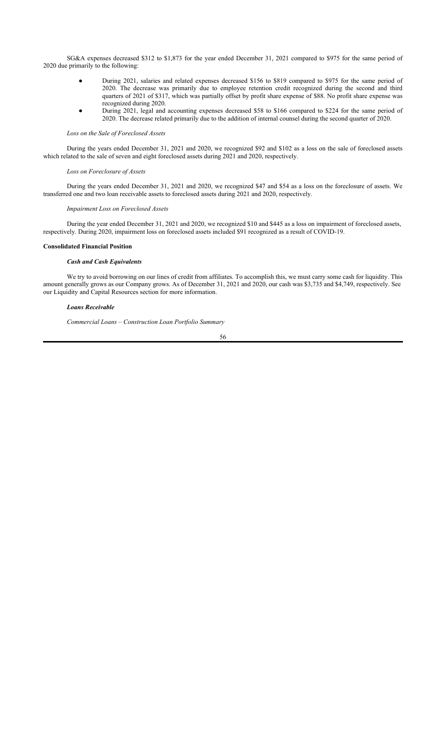SG&A expenses decreased $312 to $1,873 for the year ended December 31, 2021 compared to $975 for the same period of 2020 due primarily to the following:

- During 2021, salaries and related expenses decreased $156 to $819 compared to $975 for the same period of 2020. The decrease was primarily due to employee retention credit recognized during the second and third quarters of 2021 of $317, which was partially offset by profit share expense of $88. No profit share expense was recognized during 2020.
- During 2021, legal and accounting expenses decreased $58 to $166 compared to $224 for the same period of 2020. The decrease related primarily due to the addition of internal counsel during the second quarter of 2020.

*Loss on the Sale of Foreclosed Assets*

During the years ended December 31, 2021 and 2020, we recognized $92 and $102 as a loss on the sale of foreclosed assets which related to the sale of seven and eight foreclosed assets during 2021 and 2020, respectively.

*Loss on Foreclosure of Assets*

During the years ended December 31, 2021 and 2020, we recognized $47 and $54 as a loss on the foreclosure of assets. We transferred one and two loan receivable assets to foreclosed assets during 2021 and 2020, respectively.

*Impairment Loss on Foreclosed Assets*

During the year ended December 31, 2021 and 2020, we recognized $10 and $445 as a loss on impairment of foreclosed assets, respectively. During 2020, impairment loss on foreclosed assets included $91 recognized as a result of COVID-19.

**Consolidated Financial Position**

***Cash and Cash Equivalents***

We try to avoid borrowing on our lines of credit from affiliates. To accomplish this, we must carry some cash for liquidity. This amount generally grows as our Company grows. As of December 31, 2021 and 2020, our cash was $3,735 and $4,749, respectively. See our Liquidity and Capital Resources section for more information.

***Loans Receivable***

*Commercial Loans – Construction Loan Portfolio Summary*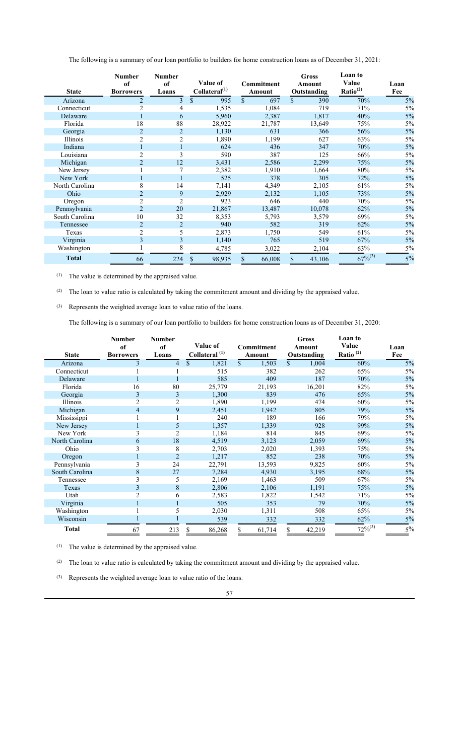The following is a summary of our loan portfolio to builders for home construction loans as of December 31, 2021:

| State | Number of Borrowers | Number of Loans | Value of Collateral[(1)] | Commitment Amount | Gross Amount Outstanding | Loan to Value Ratio[(2)] | Loan Fee |
|---|---|---|---|---|---|---|---|
| Arizona | 2 | 3 | $ 995 | $ 697 | $ 390 | 70% | 5% |
| Connecticut | 2 | 4 | 1,535 | 1,084 | 719 | 71% | 5% |
| Delaware | 1 | 6 | 5,960 | 2,387 | 1,817 | 40% | 5% |
| Florida | 18 | 88 | 28,922 | 21,787 | 13,649 | 75% | 5% |
| Georgia | 2 | 2 | 1,130 | 631 | 366 | 56% | 5% |
| Illinois | 2 | 2 | 1,890 | 1,199 | 627 | 63% | 5% |
| Indiana | 1 | 1 | 624 | 436 | 347 | 70% | 5% |
| Louisiana | 2 | 3 | 590 | 387 | 125 | 66% | 5% |
| Michigan | 2 | 12 | 3,431 | 2,586 | 2,299 | 75% | 5% |
| New Jersey | 1 | 7 | 2,382 | 1,910 | 1,664 | 80% | 5% |
| New York | 1 | 1 | 525 | 378 | 305 | 72% | 5% |
| North Carolina | 8 | 14 | 7,141 | 4,349 | 2,105 | 61% | 5% |
| Ohio | 2 | 9 | 2,929 | 2,132 | 1,105 | 73% | 5% |
| Oregon | 2 | 2 | 923 | 646 | 440 | 70% | 5% |
| Pennsylvania | 2 | 20 | 21,867 | 13,487 | 10,078 | 62% | 5% |
| South Carolina | 10 | 32 | 8,353 | 5,793 | 3,579 | 69% | 5% |
| Tennessee | 2 | 2 | 940 | 582 | 319 | 62% | 5% |
| Texas | 2 | 5 | 2,873 | 1,750 | 549 | 61% | 5% |
| Virginia | 3 | 3 | 1,140 | 765 | 519 | 67% | 5% |
| Washington | 1 | 8 | 4,785 | 3,022 | 2,104 | 63% | 5% |
| **Total** | 66 | 224 | $ 98,935 | $ 66,008 | $ 43,106 | 67%[(3)] | 5% |

(1) The value is determined by the appraised value.

(2) The loan to value ratio is calculated by taking the commitment amount and dividing by the appraised value.

(3) Represents the weighted average loan to value ratio of the loans.

The following is a summary of our loan portfolio to builders for home construction loans as of December 31, 2020:

| State | Number of Borrowers | Number of Loans | Value of Collateral [(1)] | Commitment Amount | Gross Amount Outstanding | Loan to Value Ratio [(2)] | Loan Fee |
|---|---|---|---|---|---|---|---|
| Arizona | 3 | 4 | $ 1,821 | $ 1,503 | $ 1,004 | 60% | 5% |
| Connecticut | 1 | 1 | 515 | 382 | 262 | 65% | 5% |
| Delaware | 1 | 1 | 585 | 409 | 187 | 70% | 5% |
| Florida | 16 | 80 | 25,779 | 21,193 | 16,201 | 82% | 5% |
| Georgia | 3 | 3 | 1,300 | 839 | 476 | 65% | 5% |
| Illinois | 2 | 2 | 1,890 | 1,199 | 474 | 60% | 5% |
| Michigan | 4 | 9 | 2,451 | 1,942 | 805 | 79% | 5% |
| Mississippi | 1 | 1 | 240 | 189 | 166 | 79% | 5% |
| New Jersey | 1 | 5 | 1,357 | 1,339 | 928 | 99% | 5% |
| New York | 3 | 2 | 1,184 | 814 | 845 | 69% | 5% |
| North Carolina | 6 | 18 | 4,519 | 3,123 | 2,059 | 69% | 5% |
| Ohio | 3 | 8 | 2,703 | 2,020 | 1,393 | 75% | 5% |
| Oregon | 1 | 2 | 1,217 | 852 | 238 | 70% | 5% |
| Pennsylvania | 3 | 24 | 22,791 | 13,593 | 9,825 | 60% | 5% |
| South Carolina | 8 | 27 | 7,284 | 4,930 | 3,195 | 68% | 5% |
| Tennessee | 3 | 5 | 2,169 | 1,463 | 509 | 67% | 5% |
| Texas | 3 | 8 | 2,806 | 2,106 | 1,191 | 75% | 5% |
| Utah | 2 | 6 | 2,583 | 1,822 | 1,542 | 71% | 5% |
| Virginia | 1 | 1 | 505 | 353 | 79 | 70% | 5% |
| Washington | 1 | 5 | 2,030 | 1,311 | 508 | 65% | 5% |
| Wisconsin | 1 | 1 | 539 | 332 | 332 | 62% | 5% |
| **Total** | 67 | 213 | $ 86,268 | $ 61,714 | $ 42,219 | 72%[(3)] | 5% |

(1) The value is determined by the appraised value.

(2) The loan to value ratio is calculated by taking the commitment amount and dividing by the appraised value.

(3) Represents the weighted average loan to value ratio of the loans.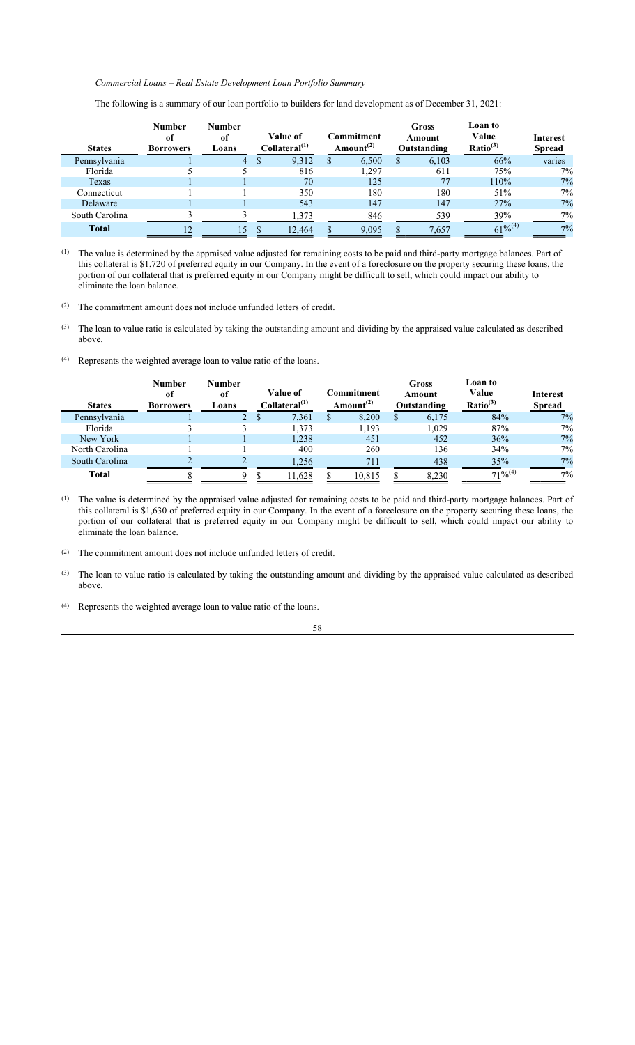*Commercial Loans – Real Estate Development Loan Portfolio Summary*

The following is a summary of our loan portfolio to builders for land development as of December 31, 2021:

| States | Number of Borrowers | Number of Loans | Value of Collateral(1) | Commitment Amount(2) | Gross Amount Outstanding | Loan to Value Ratio(3) | Interest Spread |
|---|---|---|---|---|---|---|---|
| Pennsylvania | 1 | 4 | $ 9,312 | $ 6,500 | $ 6,103 | 66% | varies |
| Florida | 5 | 5 | 816 | 1,297 | 611 | 75% | 7% |
| Texas | 1 | 1 | 70 | 125 | 77 | 110% | 7% |
| Connecticut | 1 | 1 | 350 | 180 | 180 | 51% | 7% |
| Delaware | 1 | 1 | 543 | 147 | 147 | 27% | 7% |
| South Carolina | 3 | 3 | 1,373 | 846 | 539 | 39% | 7% |
| **Total** | 12 | 15 | $ 12,464 | $ 9,095 | $ 7,657 | 61%(4) | 7% |

(1) The value is determined by the appraised value adjusted for remaining costs to be paid and third-party mortgage balances. Part of this collateral is $1,720 of preferred equity in our Company. In the event of a foreclosure on the property securing these loans, the portion of our collateral that is preferred equity in our Company might be difficult to sell, which could impact our ability to eliminate the loan balance.

(2) The commitment amount does not include unfunded letters of credit.

(3) The loan to value ratio is calculated by taking the outstanding amount and dividing by the appraised value calculated as described above.

(4) Represents the weighted average loan to value ratio of the loans.

| States | Number of Borrowers | Number of Loans | Value of Collateral(1) | Commitment Amount(2) | Gross Amount Outstanding | Loan to Value Ratio(3) | Interest Spread |
|---|---|---|---|---|---|---|---|
| Pennsylvania | 1 | 2 | $ 7,361 | $ 8,200 | $ 6,175 | 84% | 7% |
| Florida | 3 | 3 | 1,373 | 1,193 | 1,029 | 87% | 7% |
| New York | 1 | 1 | 1,238 | 451 | 452 | 36% | 7% |
| North Carolina | 1 | 1 | 400 | 260 | 136 | 34% | 7% |
| South Carolina | 2 | 2 | 1,256 | 711 | 438 | 35% | 7% |
| **Total** | 8 | 9 | $ 11,628 | $ 10,815 | $ 8,230 | 71%(4) | 7% |

(1) The value is determined by the appraised value adjusted for remaining costs to be paid and third-party mortgage balances. Part of this collateral is $1,630 of preferred equity in our Company. In the event of a foreclosure on the property securing these loans, the portion of our collateral that is preferred equity in our Company might be difficult to sell, which could impact our ability to eliminate the loan balance.

(2) The commitment amount does not include unfunded letters of credit.

(3) The loan to value ratio is calculated by taking the outstanding amount and dividing by the appraised value calculated as described above.

(4) Represents the weighted average loan to value ratio of the loans.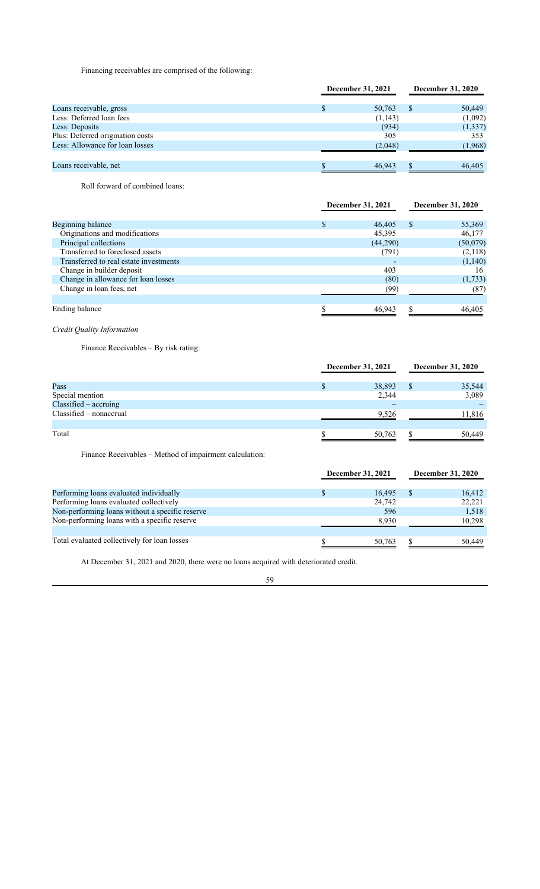Financing receivables are comprised of the following:

| | December 31, 2021 | December 31, 2020 |
|---|---|---|
| Loans receivable, gross | $ 50,763 | $ 50,449 |
| Less: Deferred loan fees | (1,143) | (1,092) |
| Less: Deposits | (934) | (1,337) |
| Plus: Deferred origination costs | 305 | 353 |
| Less: Allowance for loan losses | (2,048) | (1,968) |
| Loans receivable, net | $ 46,943 | $ 46,405 |

Roll forward of combined loans:

| | December 31, 2021 | December 31, 2020 |
|---|---|---|
| Beginning balance | $ 46,405 | $ 55,369 |
| Originations and modifications | 45,395 | 46,177 |
| Principal collections | (44,290) | (50,079) |
| Transferred to foreclosed assets | (791) | (2,118) |
| Transferred to real estate investments | - | (1,140) |
| Change in builder deposit | 403 | 16 |
| Change in allowance for loan losses | (80) | (1,733) |
| Change in loan fees, net | (99) | (87) |
| Ending balance | $ 46,943 | $ 46,405 |

*Credit Quality Information*

Finance Receivables – By risk rating:

| | December 31, 2021 | December 31, 2020 |
|---|---|---|
| Pass | $ 38,893 | $ 35,544 |
| Special mention | 2,344 | 3,089 |
| Classified – accruing | – | – |
| Classified – nonaccrual | 9,526 | 11,816 |
| Total | $ 50,763 | $ 50,449 |

Finance Receivables – Method of impairment calculation:

| | December 31, 2021 | December 31, 2020 |
|---|---|---|
| Performing loans evaluated individually | $ 16,495 | $ 16,412 |
| Performing loans evaluated collectively | 24,742 | 22,221 |
| Non-performing loans without a specific reserve | 596 | 1,518 |
| Non-performing loans with a specific reserve | 8,930 | 10,298 |
| Total evaluated collectively for loan losses | $ 50,763 | $ 50,449 |

At December 31, 2021 and 2020, there were no loans acquired with deteriorated credit.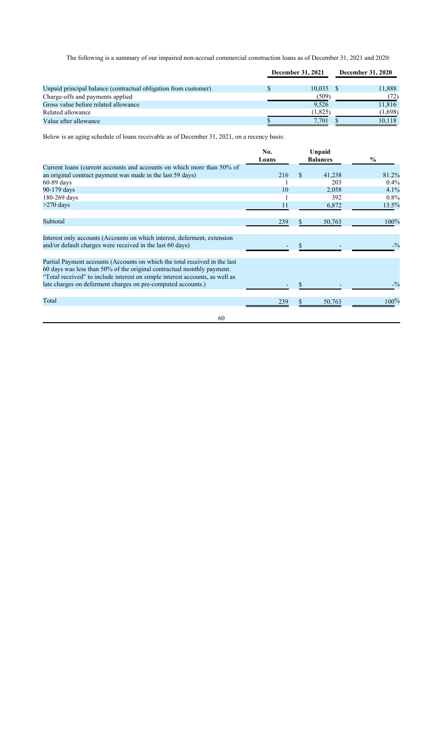The following is a summary of our impaired non-accrual commercial construction loans as of December 31, 2021 and 2020:

| | December 31, 2021 | December 31, 2020 |
|---|---|---|
| Unpaid principal balance (contractual obligation from customer) | $ 10,035 | $ 11,888 |
| Charge-offs and payments applied | (509) | (72) |
| Gross value before related allowance | 9,526 | 11,816 |
| Related allowance | (1,825) | (1,698) |
| Value after allowance | $ 7,701 | $ 10,118 |

Below is an aging schedule of loans receivable as of December 31, 2021, on a recency basis:

| | No. Loans | Unpaid Balances | % |
|---|---|---|---|
| Current loans (current accounts and accounts on which more than 50% of an original contract payment was made in the last 59 days) | 216 | $ 41,238 | 81.2% |
| 60-89 days | 1 | 203 | 0.4% |
| 90-179 days | 10 | 2,058 | 4.1% |
| 180-269 days | 1 | 392 | 0.8% |
| >270 days | 11 | 6,872 | 13.5% |
| Subtotal | 239 | $ 50,763 | 100% |
| Interest only accounts (Accounts on which interest, deferment, extension and/or default charges were received in the last 60 days) | - | $ - | -% |
| Partial Payment accounts (Accounts on which the total received in the last 60 days was less than 50% of the original contractual monthly payment. "Total received" to include interest on simple interest accounts, as well as late charges on deferment charges on pre-computed accounts.) | - | $ - | -% |
| Total | 239 | $ 50,763 | 100% |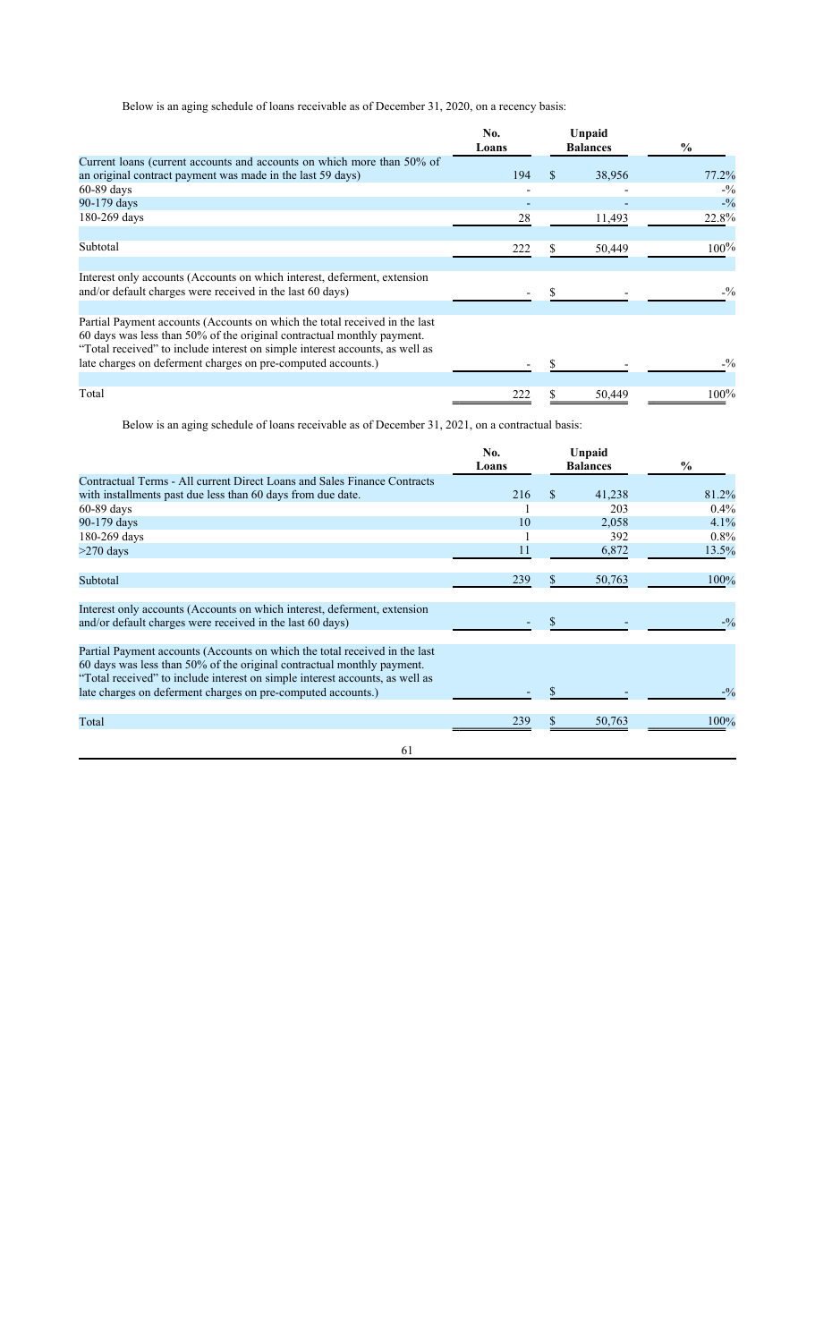Below is an aging schedule of loans receivable as of December 31, 2020, on a recency basis:

| | No. Loans | Unpaid Balances | % |
|---|---|---|---|
| Current loans (current accounts and accounts on which more than 50% of an original contract payment was made in the last 59 days) | 194 | $ 38,956 | 77.2% |
| 60-89 days | - | - | -% |
| 90-179 days | - | - | -% |
| 180-269 days | 28 | 11,493 | 22.8% |
| Subtotal | 222 | $ 50,449 | 100% |
| Interest only accounts (Accounts on which interest, deferment, extension and/or default charges were received in the last 60 days) | - | $ - | -% |
| Partial Payment accounts (Accounts on which the total received in the last 60 days was less than 50% of the original contractual monthly payment. "Total received" to include interest on simple interest accounts, as well as late charges on deferment charges on pre-computed accounts.) | - | $ - | -% |
| Total | 222 | $ 50,449 | 100% |

Below is an aging schedule of loans receivable as of December 31, 2021, on a contractual basis:

| | No. Loans | Unpaid Balances | % |
|---|---|---|---|
| Contractual Terms - All current Direct Loans and Sales Finance Contracts with installments past due less than 60 days from due date. | 216 | $ 41,238 | 81.2% |
| 60-89 days | 1 | 203 | 0.4% |
| 90-179 days | 10 | 2,058 | 4.1% |
| 180-269 days | 1 | 392 | 0.8% |
| >270 days | 11 | 6,872 | 13.5% |
| Subtotal | 239 | $ 50,763 | 100% |
| Interest only accounts (Accounts on which interest, deferment, extension and/or default charges were received in the last 60 days) | - | $ - | -% |
| Partial Payment accounts (Accounts on which the total received in the last 60 days was less than 50% of the original contractual monthly payment. "Total received" to include interest on simple interest accounts, as well as late charges on deferment charges on pre-computed accounts.) | - | $ - | -% |
| Total | 239 | $ 50,763 | 100% |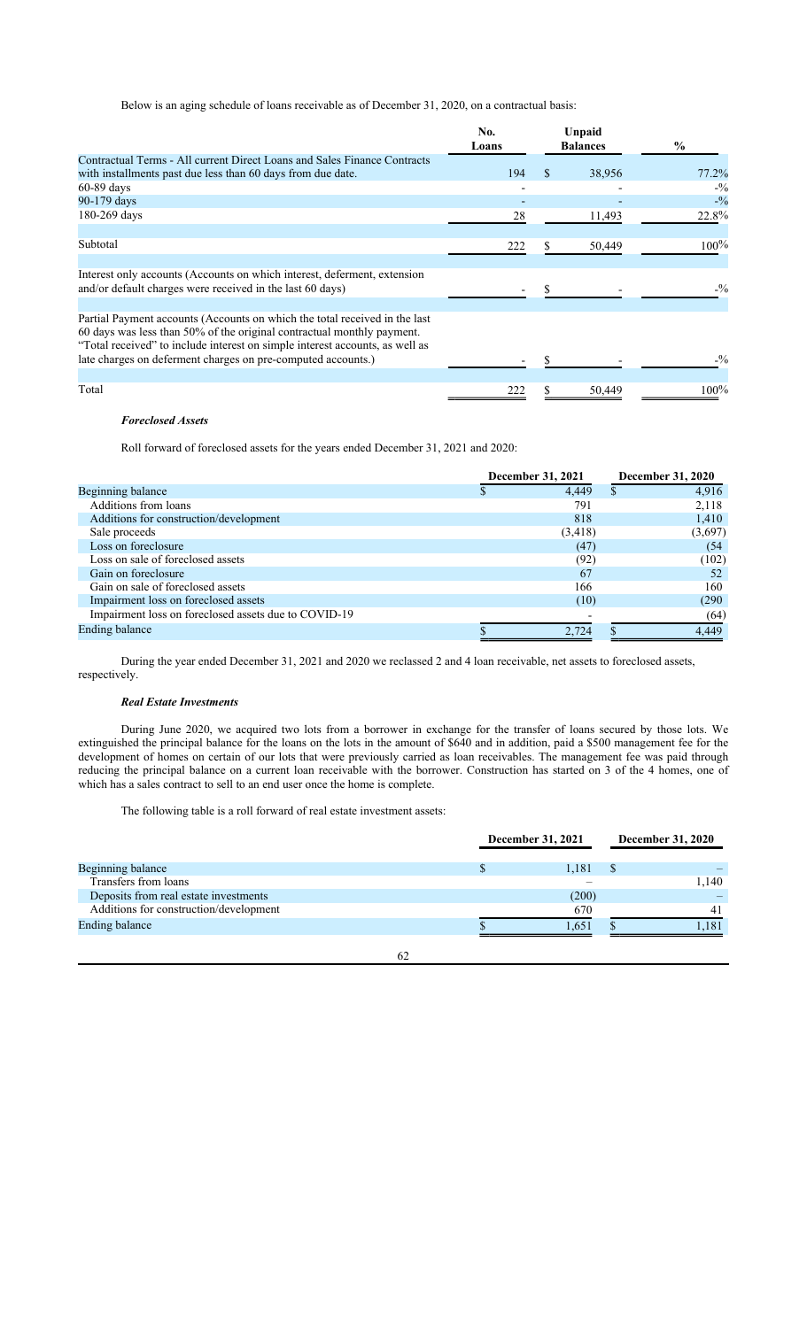Below is an aging schedule of loans receivable as of December 31, 2020, on a contractual basis:

| | No. Loans | Unpaid Balances | % |
|---|---|---|---|
| Contractual Terms - All current Direct Loans and Sales Finance Contracts with installments past due less than 60 days from due date. | 194 | $ 38,956 | 77.2% |
| 60-89 days | - | - | -% |
| 90-179 days | - | - | -% |
| 180-269 days | 28 | 11,493 | 22.8% |
| Subtotal | 222 | $ 50,449 | 100% |
| Interest only accounts (Accounts on which interest, deferment, extension and/or default charges were received in the last 60 days) | - | $ - | -% |
| Partial Payment accounts (Accounts on which the total received in the last 60 days was less than 50% of the original contractual monthly payment. "Total received" to include interest on simple interest accounts, as well as late charges on deferment charges on pre-computed accounts.) | - | $ - | -% |
| Total | 222 | $ 50,449 | 100% |

***Foreclosed Assets***

Roll forward of foreclosed assets for the years ended December 31, 2021 and 2020:

| | December 31, 2021 | December 31, 2020 |
|---|---|---|
| Beginning balance | $ 4,449 | $ 4,916 |
| Additions from loans | 791 | 2,118 |
| Additions for construction/development | 818 | 1,410 |
| Sale proceeds | (3,418) | (3,697) |
| Loss on foreclosure | (47) | (54 |
| Loss on sale of foreclosed assets | (92) | (102) |
| Gain on foreclosure | 67 | 52 |
| Gain on sale of foreclosed assets | 166 | 160 |
| Impairment loss on foreclosed assets | (10) | (290 |
| Impairment loss on foreclosed assets due to COVID-19 | - | (64) |
| Ending balance | $ 2,724 | $ 4,449 |

During the year ended December 31, 2021 and 2020 we reclassed 2 and 4 loan receivable, net assets to foreclosed assets, respectively.

***Real Estate Investments***

During June 2020, we acquired two lots from a borrower in exchange for the transfer of loans secured by those lots. We extinguished the principal balance for the loans on the lots in the amount of $640 and in addition, paid a $500 management fee for the development of homes on certain of our lots that were previously carried as loan receivables. The management fee was paid through reducing the principal balance on a current loan receivable with the borrower. Construction has started on 3 of the 4 homes, one of which has a sales contract to sell to an end user once the home is complete.

The following table is a roll forward of real estate investment assets:

| | December 31, 2021 | December 31, 2020 |
|---|---|---|
| Beginning balance | $ 1,181 | $ – |
| Transfers from loans | – | 1,140 |
| Deposits from real estate investments | (200) | – |
| Additions for construction/development | 670 | 41 |
| Ending balance | $ 1,651 | $ 1,181 |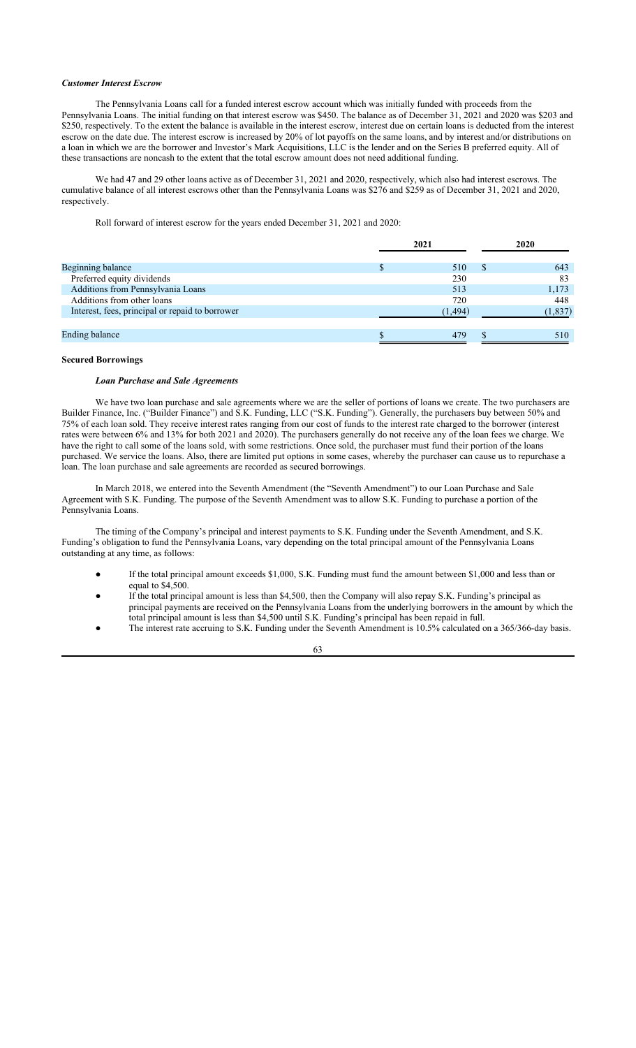### *Customer Interest Escrow*

The Pennsylvania Loans call for a funded interest escrow account which was initially funded with proceeds from the Pennsylvania Loans. The initial funding on that interest escrow was $450. The balance as of December 31, 2021 and 2020 was $203 and $250, respectively. To the extent the balance is available in the interest escrow, interest due on certain loans is deducted from the interest escrow on the date due. The interest escrow is increased by 20% of lot payoffs on the same loans, and by interest and/or distributions on a loan in which we are the borrower and Investor's Mark Acquisitions, LLC is the lender and on the Series B preferred equity. All of these transactions are noncash to the extent that the total escrow amount does not need additional funding.

We had 47 and 29 other loans active as of December 31, 2021 and 2020, respectively, which also had interest escrows. The cumulative balance of all interest escrows other than the Pennsylvania Loans was $276 and $259 as of December 31, 2021 and 2020, respectively.

Roll forward of interest escrow for the years ended December 31, 2021 and 2020:

| | 2021 | 2020 |
|---|---|---|
| Beginning balance | $ 510 | $ 643 |
| Preferred equity dividends | 230 | 83 |
| Additions from Pennsylvania Loans | 513 | 1,173 |
| Additions from other loans | 720 | 448 |
| Interest, fees, principal or repaid to borrower | (1,494) | (1,837) |
| Ending balance | $ 479 | $ 510 |

## Secured Borrowings

### *Loan Purchase and Sale Agreements*

We have two loan purchase and sale agreements where we are the seller of portions of loans we create. The two purchasers are Builder Finance, Inc. ("Builder Finance") and S.K. Funding, LLC ("S.K. Funding"). Generally, the purchasers buy between 50% and 75% of each loan sold. They receive interest rates ranging from our cost of funds to the interest rate charged to the borrower (interest rates were between 6% and 13% for both 2021 and 2020). The purchasers generally do not receive any of the loan fees we charge. We have the right to call some of the loans sold, with some restrictions. Once sold, the purchaser must fund their portion of the loans purchased. We service the loans. Also, there are limited put options in some cases, whereby the purchaser can cause us to repurchase a loan. The loan purchase and sale agreements are recorded as secured borrowings.

In March 2018, we entered into the Seventh Amendment (the "Seventh Amendment") to our Loan Purchase and Sale Agreement with S.K. Funding. The purpose of the Seventh Amendment was to allow S.K. Funding to purchase a portion of the Pennsylvania Loans.

The timing of the Company's principal and interest payments to S.K. Funding under the Seventh Amendment, and S.K. Funding's obligation to fund the Pennsylvania Loans, vary depending on the total principal amount of the Pennsylvania Loans outstanding at any time, as follows:

- If the total principal amount exceeds $1,000, S.K. Funding must fund the amount between $1,000 and less than or equal to $4,500.
- If the total principal amount is less than $4,500, then the Company will also repay S.K. Funding's principal as principal payments are received on the Pennsylvania Loans from the underlying borrowers in the amount by which the total principal amount is less than $4,500 until S.K. Funding's principal has been repaid in full.
- The interest rate accruing to S.K. Funding under the Seventh Amendment is 10.5% calculated on a 365/366-day basis.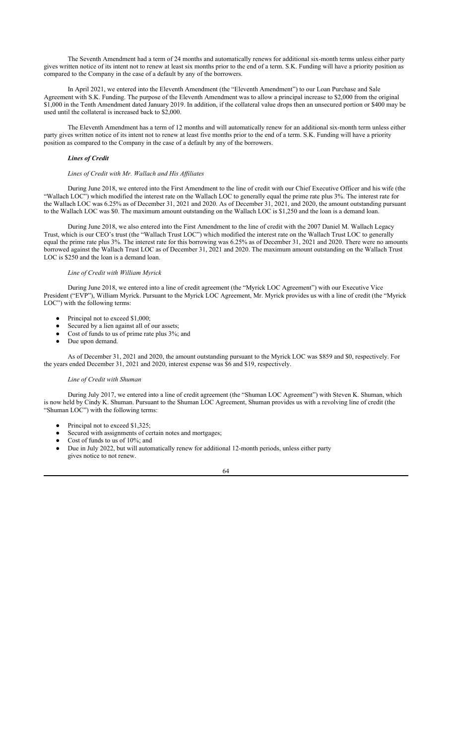The Seventh Amendment had a term of 24 months and automatically renews for additional six-month terms unless either party gives written notice of its intent not to renew at least six months prior to the end of a term. S.K. Funding will have a priority position as compared to the Company in the case of a default by any of the borrowers.

In April 2021, we entered into the Eleventh Amendment (the "Eleventh Amendment") to our Loan Purchase and Sale Agreement with S.K. Funding. The purpose of the Eleventh Amendment was to allow a principal increase to $2,000 from the original $1,000 in the Tenth Amendment dated January 2019. In addition, if the collateral value drops then an unsecured portion or $400 may be used until the collateral is increased back to $2,000.

The Eleventh Amendment has a term of 12 months and will automatically renew for an additional six-month term unless either party gives written notice of its intent not to renew at least five months prior to the end of a term. S.K. Funding will have a priority position as compared to the Company in the case of a default by any of the borrowers.

### ***Lines of Credit***

#### *Lines of Credit with Mr. Wallach and His Affiliates*

During June 2018, we entered into the First Amendment to the line of credit with our Chief Executive Officer and his wife (the "Wallach LOC") which modified the interest rate on the Wallach LOC to generally equal the prime rate plus 3%. The interest rate for the Wallach LOC was 6.25% as of December 31, 2021 and 2020. As of December 31, 2021, and 2020, the amount outstanding pursuant to the Wallach LOC was $0. The maximum amount outstanding on the Wallach LOC is $1,250 and the loan is a demand loan.

During June 2018, we also entered into the First Amendment to the line of credit with the 2007 Daniel M. Wallach Legacy Trust, which is our CEO's trust (the "Wallach Trust LOC") which modified the interest rate on the Wallach Trust LOC to generally equal the prime rate plus 3%. The interest rate for this borrowing was 6.25% as of December 31, 2021 and 2020. There were no amounts borrowed against the Wallach Trust LOC as of December 31, 2021 and 2020. The maximum amount outstanding on the Wallach Trust LOC is $250 and the loan is a demand loan.

#### *Line of Credit with William Myrick*

During June 2018, we entered into a line of credit agreement (the "Myrick LOC Agreement") with our Executive Vice President ("EVP"), William Myrick. Pursuant to the Myrick LOC Agreement, Mr. Myrick provides us with a line of credit (the "Myrick LOC") with the following terms:

- Principal not to exceed $1,000;
- Secured by a lien against all of our assets;
- Cost of funds to us of prime rate plus 3%; and
- Due upon demand.

As of December 31, 2021 and 2020, the amount outstanding pursuant to the Myrick LOC was $859 and $0, respectively. For the years ended December 31, 2021 and 2020, interest expense was $6 and $19, respectively.

#### *Line of Credit with Shuman*

During July 2017, we entered into a line of credit agreement (the "Shuman LOC Agreement") with Steven K. Shuman, which is now held by Cindy K. Shuman. Pursuant to the Shuman LOC Agreement, Shuman provides us with a revolving line of credit (the "Shuman LOC") with the following terms:

- Principal not to exceed $1,325;
- Secured with assignments of certain notes and mortgages;
- Cost of funds to us of 10%; and
- Due in July 2022, but will automatically renew for additional 12-month periods, unless either party gives notice to not renew.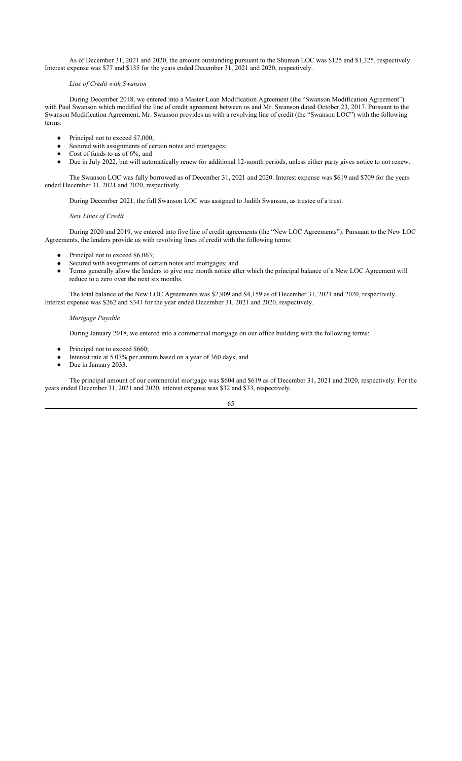As of December 31, 2021 and 2020, the amount outstanding pursuant to the Shuman LOC was $125 and $1,325, respectively. Interest expense was $77 and $135 for the years ended December 31, 2021 and 2020, respectively.

*Line of Credit with Swanson*

During December 2018, we entered into a Master Loan Modification Agreement (the "Swanson Modification Agreement") with Paul Swanson which modified the line of credit agreement between us and Mr. Swanson dated October 23, 2017. Pursuant to the Swanson Modification Agreement, Mr. Swanson provides us with a revolving line of credit (the "Swanson LOC") with the following terms:

- Principal not to exceed $7,000;
- Secured with assignments of certain notes and mortgages;
- Cost of funds to us of 6%; and
- Due in July 2022, but will automatically renew for additional 12-month periods, unless either party gives notice to not renew.

The Swanson LOC was fully borrowed as of December 31, 2021 and 2020. Interest expense was $619 and $709 for the years ended December 31, 2021 and 2020, respectively.

During December 2021, the full Swanson LOC was assigned to Judith Swanson, as trustee of a trust.

*New Lines of Credit*

During 2020 and 2019, we entered into five line of credit agreements (the "New LOC Agreements"). Pursuant to the New LOC Agreements, the lenders provide us with revolving lines of credit with the following terms:

- Principal not to exceed $6,063;
- Secured with assignments of certain notes and mortgages; and
- Terms generally allow the lenders to give one month notice after which the principal balance of a New LOC Agreement will reduce to a zero over the next six months.

The total balance of the New LOC Agreements was $2,909 and $4,159 as of December 31, 2021 and 2020, respectively. Interest expense was $262 and $341 for the year ended December 31, 2021 and 2020, respectively.

*Mortgage Payable*

During January 2018, we entered into a commercial mortgage on our office building with the following terms:

- Principal not to exceed $660;
- Interest rate at 5.07% per annum based on a year of 360 days; and
- Due in January 2033.

The principal amount of our commercial mortgage was $604 and $619 as of December 31, 2021 and 2020, respectively. For the years ended December 31, 2021 and 2020, interest expense was $32 and $33, respectively.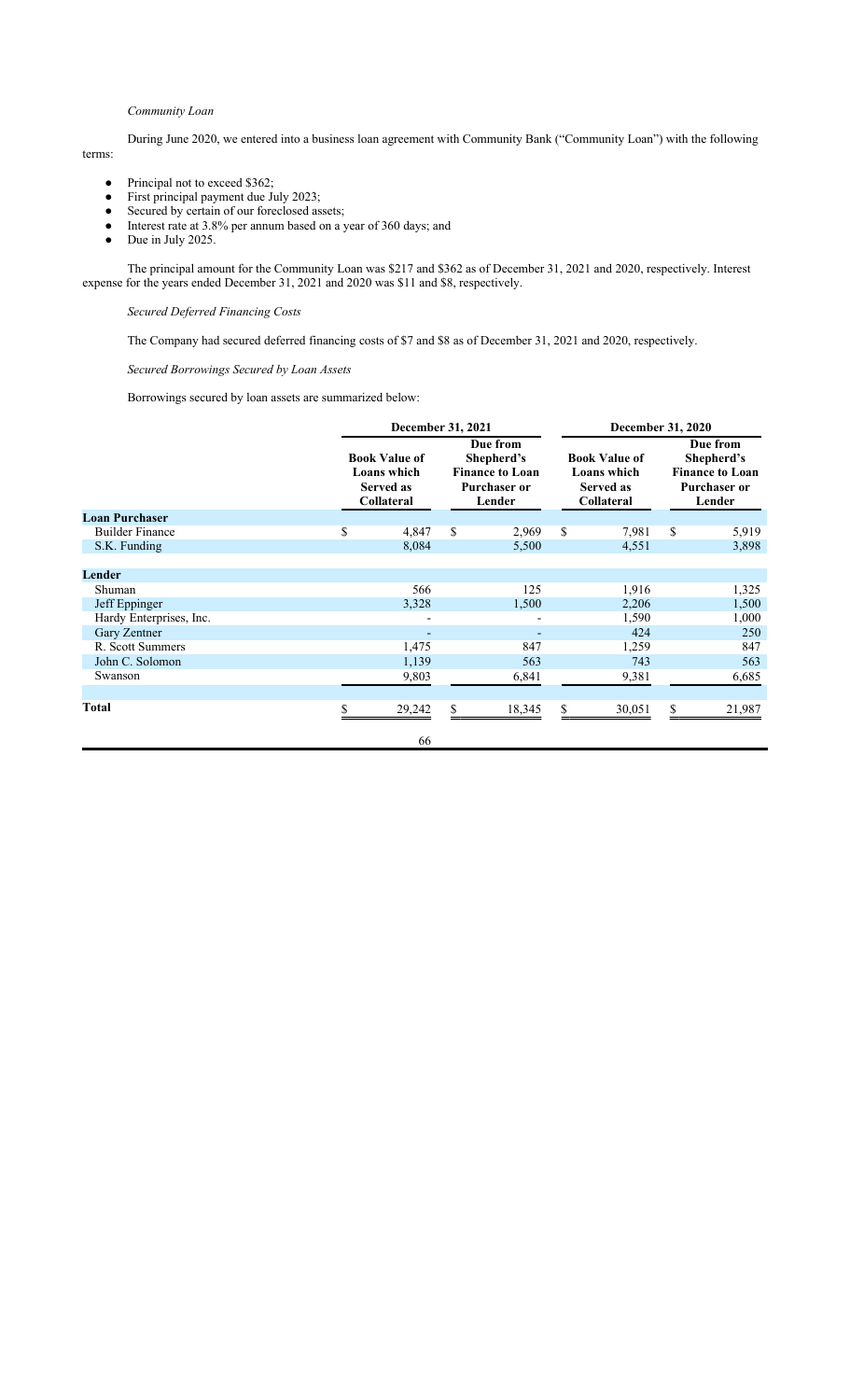*Community Loan*

During June 2020, we entered into a business loan agreement with Community Bank ("Community Loan") with the following terms:

- Principal not to exceed \$362;
- First principal payment due July 2023;
- Secured by certain of our foreclosed assets;
- Interest rate at 3.8% per annum based on a year of 360 days; and
- Due in July 2025.

The principal amount for the Community Loan was \$217 and \$362 as of December 31, 2021 and 2020, respectively. Interest expense for the years ended December 31, 2021 and 2020 was \$11 and \$8, respectively.

*Secured Deferred Financing Costs*

The Company had secured deferred financing costs of \$7 and \$8 as of December 31, 2021 and 2020, respectively.

*Secured Borrowings Secured by Loan Assets*

Borrowings secured by loan assets are summarized below:

| | December 31, 2021 | | December 31, 2020 | |
|---|---|---|---|---|
| | **Book Value of Loans which Served as Collateral** | **Due from Shepherd's Finance to Loan Purchaser or Lender** | **Book Value of Loans which Served as Collateral** | **Due from Shepherd's Finance to Loan Purchaser or Lender** |
| **Loan Purchaser** | | | | |
| Builder Finance | \$ 4,847 | \$ 2,969 | \$ 7,981 | \$ 5,919 |
| S.K. Funding | 8,084 | 5,500 | 4,551 | 3,898 |
| **Lender** | | | | |
| Shuman | 566 | 125 | 1,916 | 1,325 |
| Jeff Eppinger | 3,328 | 1,500 | 2,206 | 1,500 |
| Hardy Enterprises, Inc. | - | - | 1,590 | 1,000 |
| Gary Zentner | - | - | 424 | 250 |
| R. Scott Summers | 1,475 | 847 | 1,259 | 847 |
| John C. Solomon | 1,139 | 563 | 743 | 563 |
| Swanson | 9,803 | 6,841 | 9,381 | 6,685 |
| **Total** | \$ 29,242 | \$ 18,345 | \$ 30,051 | \$ 21,987 |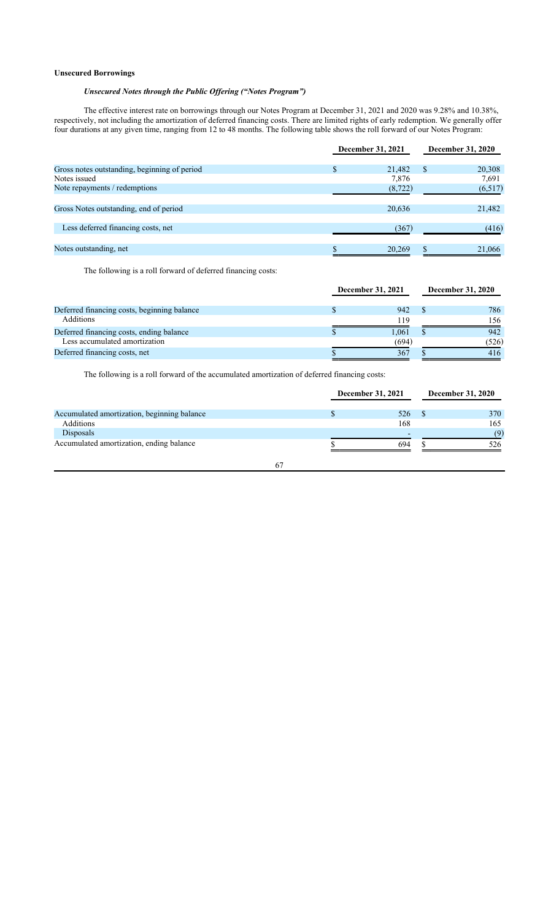**Unsecured Borrowings**

***Unsecured Notes through the Public Offering ("Notes Program")***

The effective interest rate on borrowings through our Notes Program at December 31, 2021 and 2020 was 9.28% and 10.38%, respectively, not including the amortization of deferred financing costs. There are limited rights of early redemption. We generally offer four durations at any given time, ranging from 12 to 48 months. The following table shows the roll forward of our Notes Program:

| | December 31, 2021 | December 31, 2020 |
|---|---|---|
| Gross notes outstanding, beginning of period | $ 21,482 | $ 20,308 |
| Notes issued | 7,876 | 7,691 |
| Note repayments / redemptions | (8,722) | (6,517) |
| Gross Notes outstanding, end of period | 20,636 | 21,482 |
| Less deferred financing costs, net | (367) | (416) |
| Notes outstanding, net | $ 20,269 | $ 21,066 |

The following is a roll forward of deferred financing costs:

| | December 31, 2021 | December 31, 2020 |
|---|---|---|
| Deferred financing costs, beginning balance | $ 942 | $ 786 |
| Additions | 119 | 156 |
| Deferred financing costs, ending balance | $ 1,061 | $ 942 |
| Less accumulated amortization | (694) | (526) |
| Deferred financing costs, net | $ 367 | $ 416 |

The following is a roll forward of the accumulated amortization of deferred financing costs:

| | December 31, 2021 | December 31, 2020 |
|---|---|---|
| Accumulated amortization, beginning balance | $ 526 | $ 370 |
| Additions | 168 | 165 |
| Disposals | - | (9) |
| Accumulated amortization, ending balance | $ 694 | $ 526 |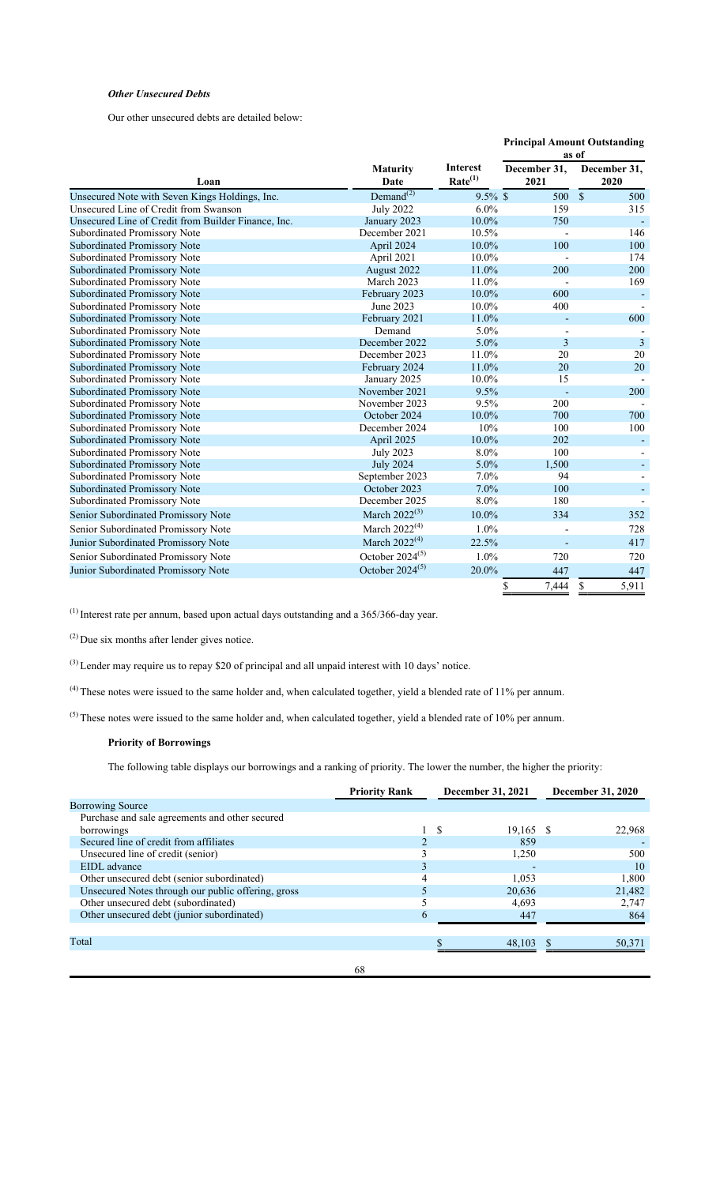### *Other Unsecured Debts*

Our other unsecured debts are detailed below:

| Loan | Maturity Date | Interest Rate[(1)] | Principal Amount Outstanding as of December 31, 2021 | Principal Amount Outstanding as of December 31, 2020 |
|---|---|---|---|---|
| Unsecured Note with Seven Kings Holdings, Inc. | Demand[(2)] | 9.5% | $ 500 | $ 500 |
| Unsecured Line of Credit from Swanson | July 2022 | 6.0% | 159 | 315 |
| Unsecured Line of Credit from Builder Finance, Inc. | January 2023 | 10.0% | 750 | - |
| Subordinated Promissory Note | December 2021 | 10.5% | - | 146 |
| Subordinated Promissory Note | April 2024 | 10.0% | 100 | 100 |
| Subordinated Promissory Note | April 2021 | 10.0% | - | 174 |
| Subordinated Promissory Note | August 2022 | 11.0% | 200 | 200 |
| Subordinated Promissory Note | March 2023 | 11.0% | - | 169 |
| Subordinated Promissory Note | February 2023 | 10.0% | 600 | - |
| Subordinated Promissory Note | June 2023 | 10.0% | 400 | - |
| Subordinated Promissory Note | February 2021 | 11.0% | - | 600 |
| Subordinated Promissory Note | Demand | 5.0% | - | - |
| Subordinated Promissory Note | December 2022 | 5.0% | 3 | 3 |
| Subordinated Promissory Note | December 2023 | 11.0% | 20 | 20 |
| Subordinated Promissory Note | February 2024 | 11.0% | 20 | 20 |
| Subordinated Promissory Note | January 2025 | 10.0% | 15 | - |
| Subordinated Promissory Note | November 2021 | 9.5% | - | 200 |
| Subordinated Promissory Note | November 2023 | 9.5% | 200 | - |
| Subordinated Promissory Note | October 2024 | 10.0% | 700 | 700 |
| Subordinated Promissory Note | December 2024 | 10% | 100 | 100 |
| Subordinated Promissory Note | April 2025 | 10.0% | 202 | - |
| Subordinated Promissory Note | July 2023 | 8.0% | 100 | - |
| Subordinated Promissory Note | July 2024 | 5.0% | 1,500 | - |
| Subordinated Promissory Note | September 2023 | 7.0% | 94 | - |
| Subordinated Promissory Note | October 2023 | 7.0% | 100 | - |
| Subordinated Promissory Note | December 2025 | 8.0% | 180 | - |
| Senior Subordinated Promissory Note | March 2022[(3)] | 10.0% | 334 | 352 |
| Senior Subordinated Promissory Note | March 2022[(4)] | 1.0% | - | 728 |
| Junior Subordinated Promissory Note | March 2022[(4)] | 22.5% | - | 417 |
| Senior Subordinated Promissory Note | October 2024[(5)] | 1.0% | 720 | 720 |
| Junior Subordinated Promissory Note | October 2024[(5)] | 20.0% | 447 | 447 |
| | | | $ 7,444 | $ 5,911 |

[(1)] Interest rate per annum, based upon actual days outstanding and a 365/366-day year.

[(2)] Due six months after lender gives notice.

[(3)] Lender may require us to repay $20 of principal and all unpaid interest with 10 days' notice.

[(4)] These notes were issued to the same holder and, when calculated together, yield a blended rate of 11% per annum.

[(5)] These notes were issued to the same holder and, when calculated together, yield a blended rate of 10% per annum.

### **Priority of Borrowings**

The following table displays our borrowings and a ranking of priority. The lower the number, the higher the priority:

| | Priority Rank | December 31, 2021 | December 31, 2020 |
|---|---|---|---|
| Borrowing Source | | | |
| Purchase and sale agreements and other secured borrowings | 1 | $ 19,165 | $ 22,968 |
| Secured line of credit from affiliates | 2 | 859 | - |
| Unsecured line of credit (senior) | 3 | 1,250 | 500 |
| EIDL advance | 3 | - | 10 |
| Other unsecured debt (senior subordinated) | 4 | 1,053 | 1,800 |
| Unsecured Notes through our public offering, gross | 5 | 20,636 | 21,482 |
| Other unsecured debt (subordinated) | 5 | 4,693 | 2,747 |
| Other unsecured debt (junior subordinated) | 6 | 447 | 864 |
| Total | | $ 48,103 | $ 50,371 |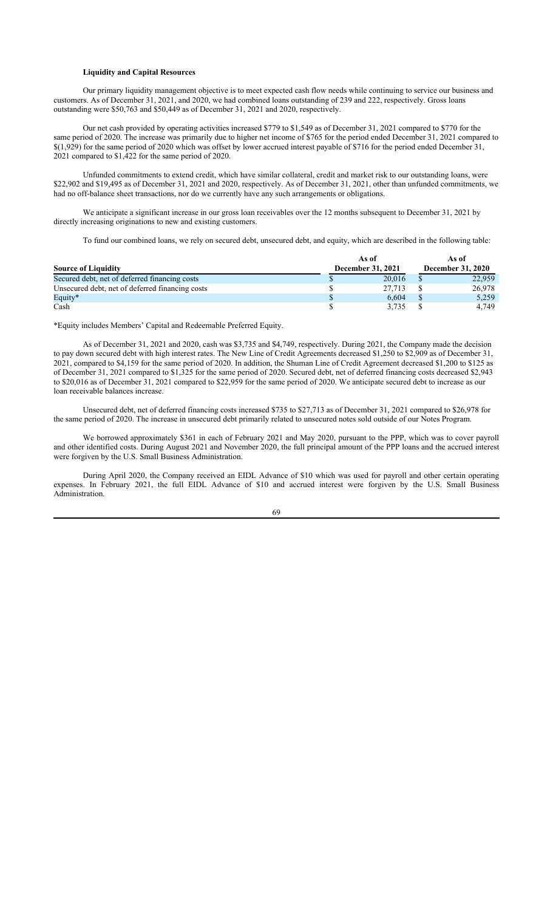### Liquidity and Capital Resources

Our primary liquidity management objective is to meet expected cash flow needs while continuing to service our business and customers. As of December 31, 2021, and 2020, we had combined loans outstanding of 239 and 222, respectively. Gross loans outstanding were $50,763 and $50,449 as of December 31, 2021 and 2020, respectively.

Our net cash provided by operating activities increased $779 to $1,549 as of December 31, 2021 compared to $770 for the same period of 2020. The increase was primarily due to higher net income of $765 for the period ended December 31, 2021 compared to $(1,929) for the same period of 2020 which was offset by lower accrued interest payable of $716 for the period ended December 31, 2021 compared to $1,422 for the same period of 2020.

Unfunded commitments to extend credit, which have similar collateral, credit and market risk to our outstanding loans, were $22,902 and $19,495 as of December 31, 2021 and 2020, respectively. As of December 31, 2021, other than unfunded commitments, we had no off-balance sheet transactions, nor do we currently have any such arrangements or obligations.

We anticipate a significant increase in our gross loan receivables over the 12 months subsequent to December 31, 2021 by directly increasing originations to new and existing customers.

To fund our combined loans, we rely on secured debt, unsecured debt, and equity, which are described in the following table:

| Source of Liquidity | As of December 31, 2021 | As of December 31, 2020 |
|---|---|---|
| Secured debt, net of deferred financing costs | $ 20,016 | $ 22,959 |
| Unsecured debt, net of deferred financing costs | $ 27,713 | $ 26,978 |
| Equity* | $ 6,604 | $ 5,259 |
| Cash | $ 3,735 | $ 4,749 |

*Equity includes Members' Capital and Redeemable Preferred Equity.

As of December 31, 2021 and 2020, cash was $3,735 and $4,749, respectively. During 2021, the Company made the decision to pay down secured debt with high interest rates. The New Line of Credit Agreements decreased $1,250 to $2,909 as of December 31, 2021, compared to $4,159 for the same period of 2020. In addition, the Shuman Line of Credit Agreement decreased $1,200 to $125 as of December 31, 2021 compared to $1,325 for the same period of 2020. Secured debt, net of deferred financing costs decreased $2,943 to $20,016 as of December 31, 2021 compared to $22,959 for the same period of 2020. We anticipate secured debt to increase as our loan receivable balances increase.

Unsecured debt, net of deferred financing costs increased $735 to $27,713 as of December 31, 2021 compared to $26,978 for the same period of 2020. The increase in unsecured debt primarily related to unsecured notes sold outside of our Notes Program.

We borrowed approximately $361 in each of February 2021 and May 2020, pursuant to the PPP, which was to cover payroll and other identified costs. During August 2021 and November 2020, the full principal amount of the PPP loans and the accrued interest were forgiven by the U.S. Small Business Administration.

During April 2020, the Company received an EIDL Advance of $10 which was used for payroll and other certain operating expenses. In February 2021, the full EIDL Advance of $10 and accrued interest were forgiven by the U.S. Small Business Administration.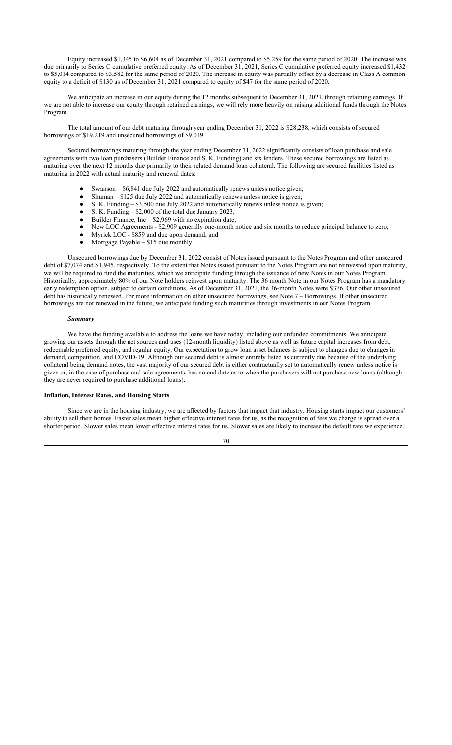Equity increased $1,345 to $6,604 as of December 31, 2021 compared to $5,259 for the same period of 2020. The increase was due primarily to Series C cumulative preferred equity. As of December 31, 2021, Series C cumulative preferred equity increased $1,432 to $5,014 compared to $3,582 for the same period of 2020. The increase in equity was partially offset by a decrease in Class A common equity to a deficit of $130 as of December 31, 2021 compared to equity of $47 for the same period of 2020.

We anticipate an increase in our equity during the 12 months subsequent to December 31, 2021, through retaining earnings. If we are not able to increase our equity through retained earnings, we will rely more heavily on raising additional funds through the Notes Program.

The total amount of our debt maturing through year ending December 31, 2022 is $28,238, which consists of secured borrowings of $19,219 and unsecured borrowings of $9,019.

Secured borrowings maturing through the year ending December 31, 2022 significantly consists of loan purchase and sale agreements with two loan purchasers (Builder Finance and S. K. Funding) and six lenders. These secured borrowings are listed as maturing over the next 12 months due primarily to their related demand loan collateral. The following are secured facilities listed as maturing in 2022 with actual maturity and renewal dates:

- Swanson – $6,841 due July 2022 and automatically renews unless notice given;
- Shuman – $125 due July 2022 and automatically renews unless notice is given;
- S. K. Funding – $3,500 due July 2022 and automatically renews unless notice is given;
- S. K. Funding – $2,000 of the total due January 2023;
- Builder Finance, Inc – $2,969 with no expiration date;
- New LOC Agreements - $2,909 generally one-month notice and six months to reduce principal balance to zero;
- Myrick LOC - $859 and due upon demand; and
- Mortgage Payable – $15 due monthly.

Unsecured borrowings due by December 31, 2022 consist of Notes issued pursuant to the Notes Program and other unsecured debt of $7,074 and $1,945, respectively. To the extent that Notes issued pursuant to the Notes Program are not reinvested upon maturity, we will be required to fund the maturities, which we anticipate funding through the issuance of new Notes in our Notes Program. Historically, approximately 80% of our Note holders reinvest upon maturity. The 36 month Note in our Notes Program has a mandatory early redemption option, subject to certain conditions. As of December 31, 2021, the 36-month Notes were $376. Our other unsecured debt has historically renewed. For more information on other unsecured borrowings, see Note 7 – Borrowings. If other unsecured borrowings are not renewed in the future, we anticipate funding such maturities through investments in our Notes Program.

***Summary***

We have the funding available to address the loans we have today, including our unfunded commitments. We anticipate growing our assets through the net sources and uses (12-month liquidity) listed above as well as future capital increases from debt, redeemable preferred equity, and regular equity. Our expectation to grow loan asset balances is subject to changes due to changes in demand, competition, and COVID-19. Although our secured debt is almost entirely listed as currently due because of the underlying collateral being demand notes, the vast majority of our secured debt is either contractually set to automatically renew unless notice is given or, in the case of purchase and sale agreements, has no end date as to when the purchasers will not purchase new loans (although they are never required to purchase additional loans).

**Inflation, Interest Rates, and Housing Starts**

Since we are in the housing industry, we are affected by factors that impact that industry. Housing starts impact our customers' ability to sell their homes. Faster sales mean higher effective interest rates for us, as the recognition of fees we charge is spread over a shorter period. Slower sales mean lower effective interest rates for us. Slower sales are likely to increase the default rate we experience.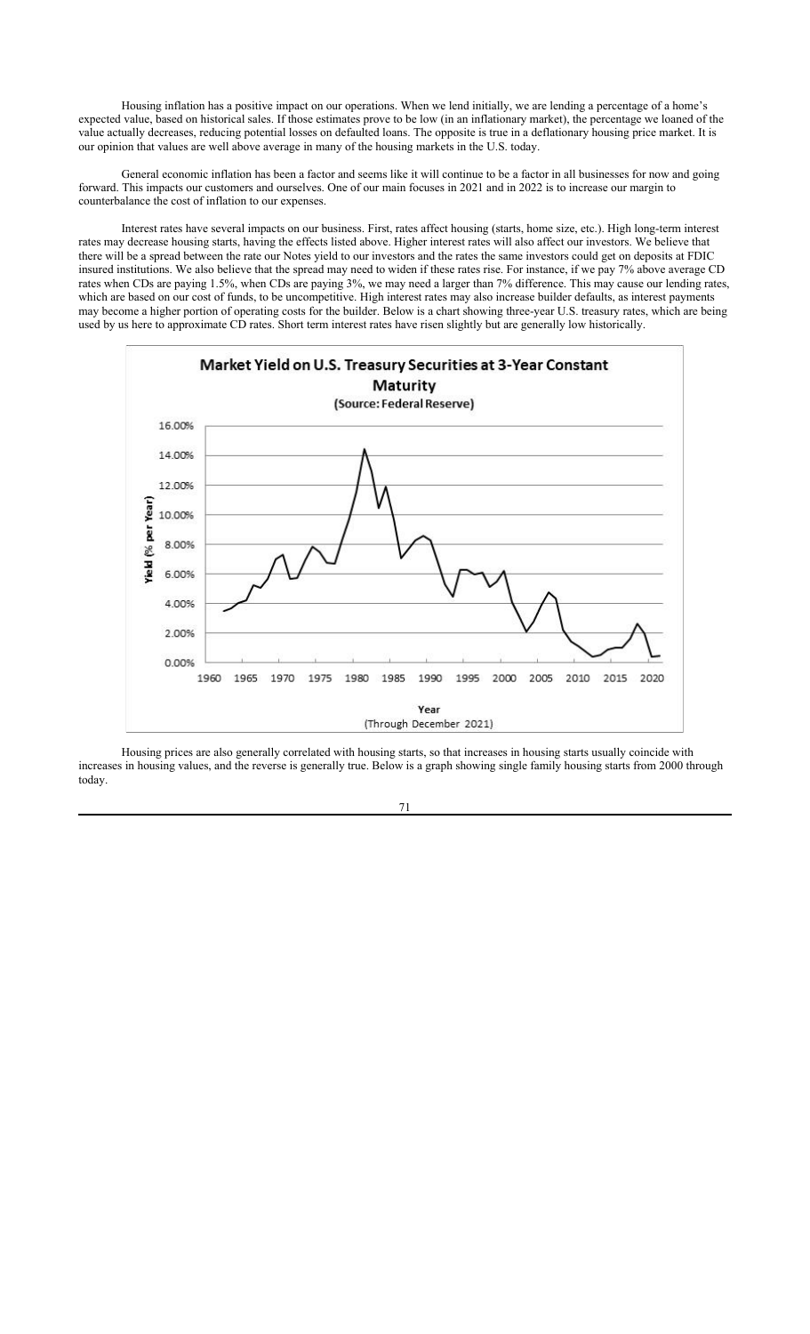Housing inflation has a positive impact on our operations. When we lend initially, we are lending a percentage of a home's expected value, based on historical sales. If those estimates prove to be low (in an inflationary market), the percentage we loaned of the value actually decreases, reducing potential losses on defaulted loans. The opposite is true in a deflationary housing price market. It is our opinion that values are well above average in many of the housing markets in the U.S. today.

General economic inflation has been a factor and seems like it will continue to be a factor in all businesses for now and going forward. This impacts our customers and ourselves. One of our main focuses in 2021 and in 2022 is to increase our margin to counterbalance the cost of inflation to our expenses.

Interest rates have several impacts on our business. First, rates affect housing (starts, home size, etc.). High long-term interest rates may decrease housing starts, having the effects listed above. Higher interest rates will also affect our investors. We believe that there will be a spread between the rate our Notes yield to our investors and the rates the same investors could get on deposits at FDIC insured institutions. We also believe that the spread may need to widen if these rates rise. For instance, if we pay 7% above average CD rates when CDs are paying 1.5%, when CDs are paying 3%, we may need a larger than 7% difference. This may cause our lending rates, which are based on our cost of funds, to be uncompetitive. High interest rates may also increase builder defaults, as interest payments may become a higher portion of operating costs for the builder. Below is a chart showing three-year U.S. treasury rates, which are being used by us here to approximate CD rates. Short term interest rates have risen slightly but are generally low historically.

**Market Yield on U.S. Treasury Securities at 3-Year Constant Maturity**
(Source: Federal Reserve)

Yield (% per Year)

Year
(Through December 2021)

Housing prices are also generally correlated with housing starts, so that increases in housing starts usually coincide with increases in housing values, and the reverse is generally true. Below is a graph showing single family housing starts from 2000 through today.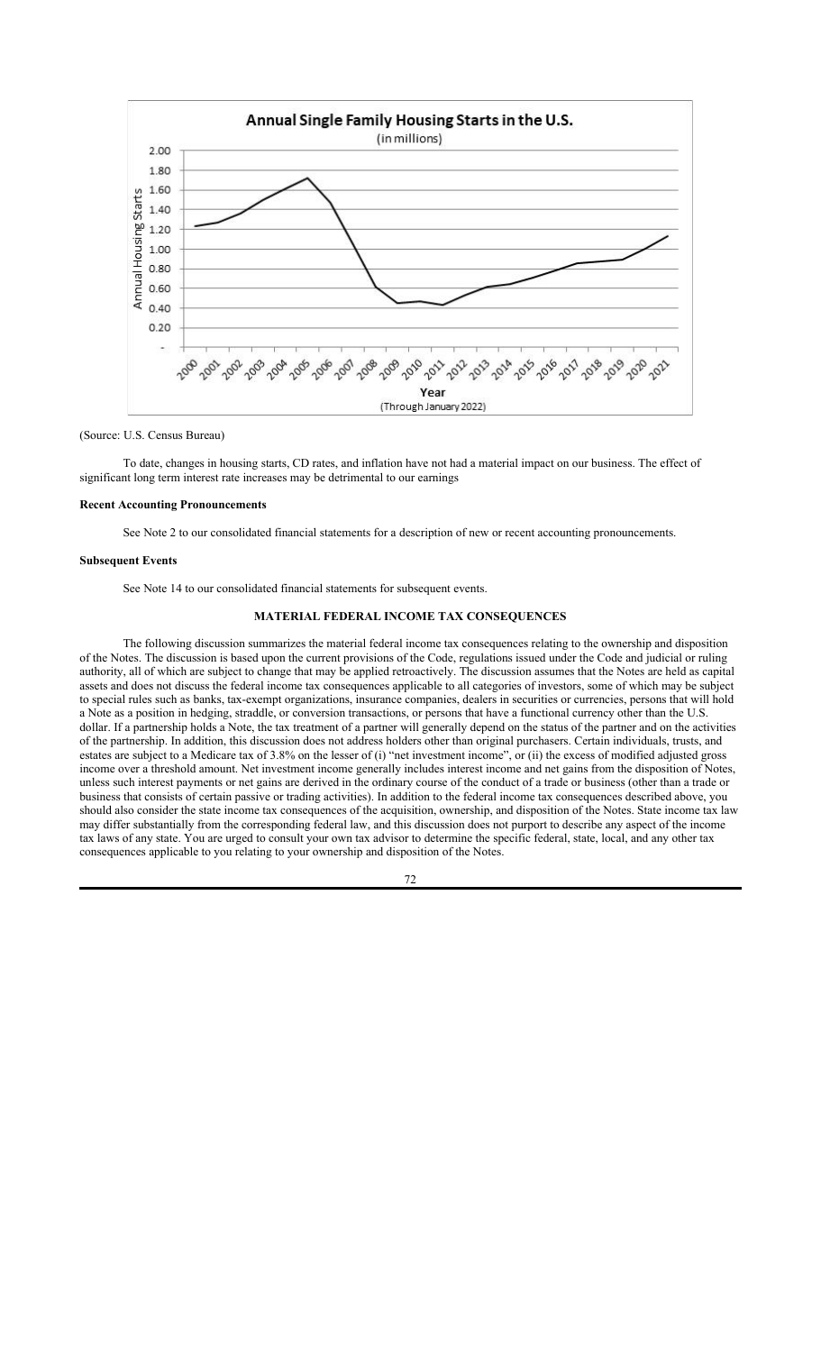(Source: U.S. Census Bureau)

To date, changes in housing starts, CD rates, and inflation have not had a material impact on our business. The effect of significant long term interest rate increases may be detrimental to our earnings

**Recent Accounting Pronouncements**

See Note 2 to our consolidated financial statements for a description of new or recent accounting pronouncements.

**Subsequent Events**

See Note 14 to our consolidated financial statements for subsequent events.

## MATERIAL FEDERAL INCOME TAX CONSEQUENCES

The following discussion summarizes the material federal income tax consequences relating to the ownership and disposition of the Notes. The discussion is based upon the current provisions of the Code, regulations issued under the Code and judicial or ruling authority, all of which are subject to change that may be applied retroactively. The discussion assumes that the Notes are held as capital assets and does not discuss the federal income tax consequences applicable to all categories of investors, some of which may be subject to special rules such as banks, tax-exempt organizations, insurance companies, dealers in securities or currencies, persons that will hold a Note as a position in hedging, straddle, or conversion transactions, or persons that have a functional currency other than the U.S. dollar. If a partnership holds a Note, the tax treatment of a partner will generally depend on the status of the partner and on the activities of the partnership. In addition, this discussion does not address holders other than original purchasers. Certain individuals, trusts, and estates are subject to a Medicare tax of 3.8% on the lesser of (i) "net investment income", or (ii) the excess of modified adjusted gross income over a threshold amount. Net investment income generally includes interest income and net gains from the disposition of Notes, unless such interest payments or net gains are derived in the ordinary course of the conduct of a trade or business (other than a trade or business that consists of certain passive or trading activities). In addition to the federal income tax consequences described above, you should also consider the state income tax consequences of the acquisition, ownership, and disposition of the Notes. State income tax law may differ substantially from the corresponding federal law, and this discussion does not purport to describe any aspect of the income tax laws of any state. You are urged to consult your own tax advisor to determine the specific federal, state, local, and any other tax consequences applicable to you relating to your ownership and disposition of the Notes.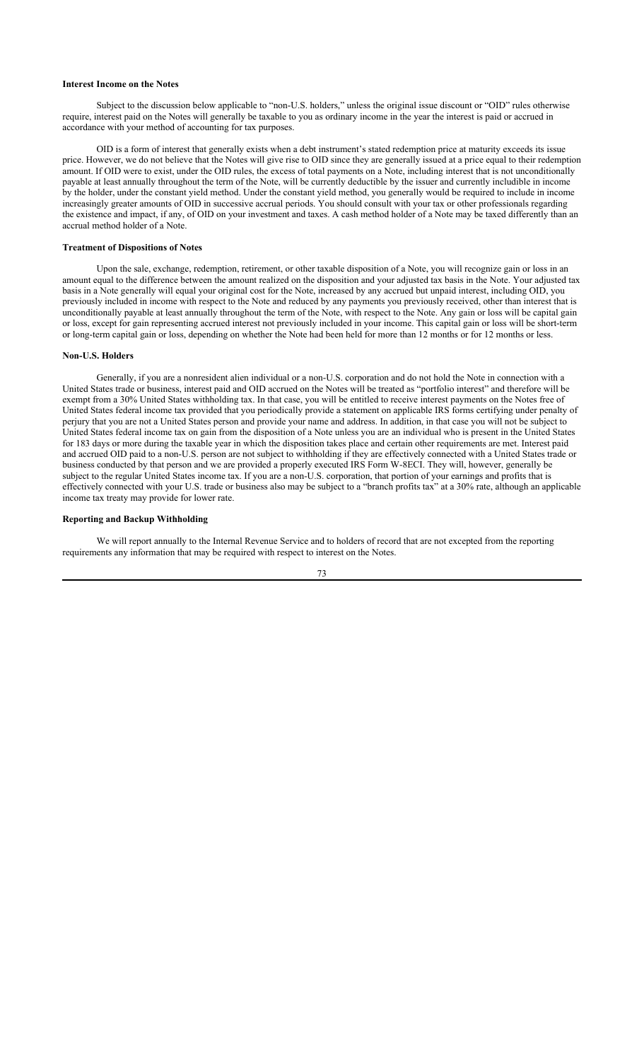**Interest Income on the Notes**

Subject to the discussion below applicable to "non-U.S. holders," unless the original issue discount or "OID" rules otherwise require, interest paid on the Notes will generally be taxable to you as ordinary income in the year the interest is paid or accrued in accordance with your method of accounting for tax purposes.

OID is a form of interest that generally exists when a debt instrument's stated redemption price at maturity exceeds its issue price. However, we do not believe that the Notes will give rise to OID since they are generally issued at a price equal to their redemption amount. If OID were to exist, under the OID rules, the excess of total payments on a Note, including interest that is not unconditionally payable at least annually throughout the term of the Note, will be currently deductible by the issuer and currently includible in income by the holder, under the constant yield method. Under the constant yield method, you generally would be required to include in income increasingly greater amounts of OID in successive accrual periods. You should consult with your tax or other professionals regarding the existence and impact, if any, of OID on your investment and taxes. A cash method holder of a Note may be taxed differently than an accrual method holder of a Note.

**Treatment of Dispositions of Notes**

Upon the sale, exchange, redemption, retirement, or other taxable disposition of a Note, you will recognize gain or loss in an amount equal to the difference between the amount realized on the disposition and your adjusted tax basis in the Note. Your adjusted tax basis in a Note generally will equal your original cost for the Note, increased by any accrued but unpaid interest, including OID, you previously included in income with respect to the Note and reduced by any payments you previously received, other than interest that is unconditionally payable at least annually throughout the term of the Note, with respect to the Note. Any gain or loss will be capital gain or loss, except for gain representing accrued interest not previously included in your income. This capital gain or loss will be short-term or long-term capital gain or loss, depending on whether the Note had been held for more than 12 months or for 12 months or less.

**Non-U.S. Holders**

Generally, if you are a nonresident alien individual or a non-U.S. corporation and do not hold the Note in connection with a United States trade or business, interest paid and OID accrued on the Notes will be treated as "portfolio interest" and therefore will be exempt from a 30% United States withholding tax. In that case, you will be entitled to receive interest payments on the Notes free of United States federal income tax provided that you periodically provide a statement on applicable IRS forms certifying under penalty of perjury that you are not a United States person and provide your name and address. In addition, in that case you will not be subject to United States federal income tax on gain from the disposition of a Note unless you are an individual who is present in the United States for 183 days or more during the taxable year in which the disposition takes place and certain other requirements are met. Interest paid and accrued OID paid to a non-U.S. person are not subject to withholding if they are effectively connected with a United States trade or business conducted by that person and we are provided a properly executed IRS Form W-8ECI. They will, however, generally be subject to the regular United States income tax. If you are a non-U.S. corporation, that portion of your earnings and profits that is effectively connected with your U.S. trade or business also may be subject to a "branch profits tax" at a 30% rate, although an applicable income tax treaty may provide for lower rate.

**Reporting and Backup Withholding**

We will report annually to the Internal Revenue Service and to holders of record that are not excepted from the reporting requirements any information that may be required with respect to interest on the Notes.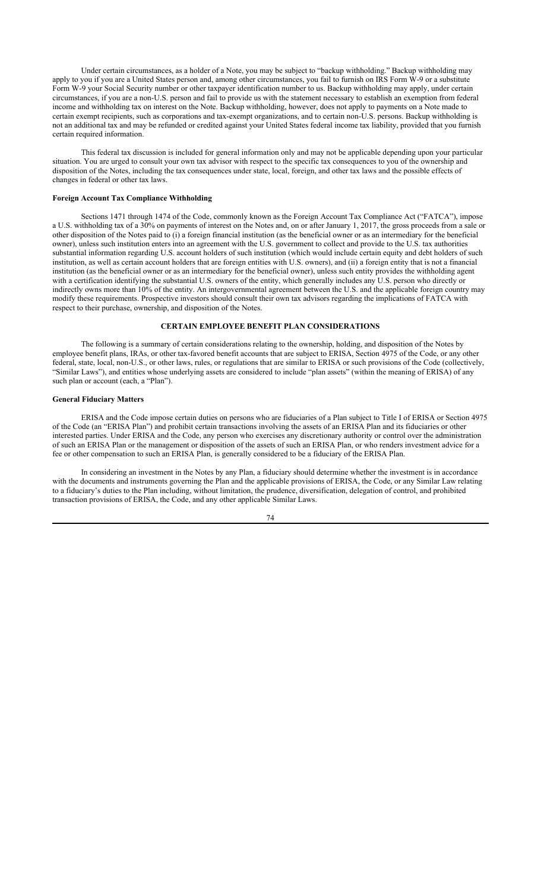Under certain circumstances, as a holder of a Note, you may be subject to "backup withholding." Backup withholding may apply to you if you are a United States person and, among other circumstances, you fail to furnish on IRS Form W-9 or a substitute Form W-9 your Social Security number or other taxpayer identification number to us. Backup withholding may apply, under certain circumstances, if you are a non-U.S. person and fail to provide us with the statement necessary to establish an exemption from federal income and withholding tax on interest on the Note. Backup withholding, however, does not apply to payments on a Note made to certain exempt recipients, such as corporations and tax-exempt organizations, and to certain non-U.S. persons. Backup withholding is not an additional tax and may be refunded or credited against your United States federal income tax liability, provided that you furnish certain required information.

This federal tax discussion is included for general information only and may not be applicable depending upon your particular situation. You are urged to consult your own tax advisor with respect to the specific tax consequences to you of the ownership and disposition of the Notes, including the tax consequences under state, local, foreign, and other tax laws and the possible effects of changes in federal or other tax laws.

**Foreign Account Tax Compliance Withholding**

Sections 1471 through 1474 of the Code, commonly known as the Foreign Account Tax Compliance Act ("FATCA"), impose a U.S. withholding tax of a 30% on payments of interest on the Notes and, on or after January 1, 2017, the gross proceeds from a sale or other disposition of the Notes paid to (i) a foreign financial institution (as the beneficial owner or as an intermediary for the beneficial owner), unless such institution enters into an agreement with the U.S. government to collect and provide to the U.S. tax authorities substantial information regarding U.S. account holders of such institution (which would include certain equity and debt holders of such institution, as well as certain account holders that are foreign entities with U.S. owners), and (ii) a foreign entity that is not a financial institution (as the beneficial owner or as an intermediary for the beneficial owner), unless such entity provides the withholding agent with a certification identifying the substantial U.S. owners of the entity, which generally includes any U.S. person who directly or indirectly owns more than 10% of the entity. An intergovernmental agreement between the U.S. and the applicable foreign country may modify these requirements. Prospective investors should consult their own tax advisors regarding the implications of FATCA with respect to their purchase, ownership, and disposition of the Notes.

## CERTAIN EMPLOYEE BENEFIT PLAN CONSIDERATIONS

The following is a summary of certain considerations relating to the ownership, holding, and disposition of the Notes by employee benefit plans, IRAs, or other tax-favored benefit accounts that are subject to ERISA, Section 4975 of the Code, or any other federal, state, local, non-U.S., or other laws, rules, or regulations that are similar to ERISA or such provisions of the Code (collectively, "Similar Laws"), and entities whose underlying assets are considered to include "plan assets" (within the meaning of ERISA) of any such plan or account (each, a "Plan").

**General Fiduciary Matters**

ERISA and the Code impose certain duties on persons who are fiduciaries of a Plan subject to Title I of ERISA or Section 4975 of the Code (an "ERISA Plan") and prohibit certain transactions involving the assets of an ERISA Plan and its fiduciaries or other interested parties. Under ERISA and the Code, any person who exercises any discretionary authority or control over the administration of such an ERISA Plan or the management or disposition of the assets of such an ERISA Plan, or who renders investment advice for a fee or other compensation to such an ERISA Plan, is generally considered to be a fiduciary of the ERISA Plan.

In considering an investment in the Notes by any Plan, a fiduciary should determine whether the investment is in accordance with the documents and instruments governing the Plan and the applicable provisions of ERISA, the Code, or any Similar Law relating to a fiduciary's duties to the Plan including, without limitation, the prudence, diversification, delegation of control, and prohibited transaction provisions of ERISA, the Code, and any other applicable Similar Laws.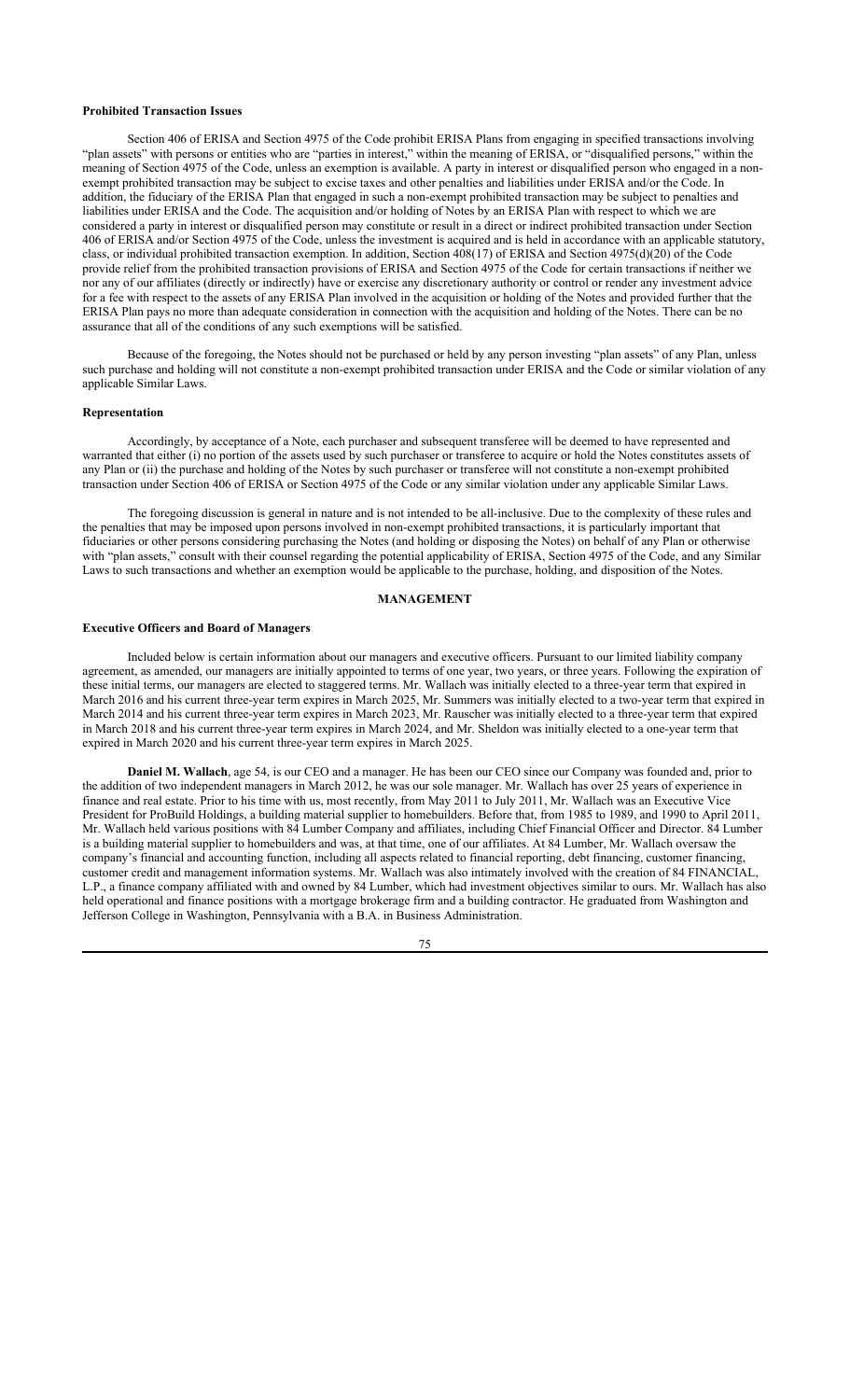**Prohibited Transaction Issues**

Section 406 of ERISA and Section 4975 of the Code prohibit ERISA Plans from engaging in specified transactions involving "plan assets" with persons or entities who are "parties in interest," within the meaning of ERISA, or "disqualified persons," within the meaning of Section 4975 of the Code, unless an exemption is available. A party in interest or disqualified person who engaged in a non-exempt prohibited transaction may be subject to excise taxes and other penalties and liabilities under ERISA and/or the Code. In addition, the fiduciary of the ERISA Plan that engaged in such a non-exempt prohibited transaction may be subject to penalties and liabilities under ERISA and the Code. The acquisition and/or holding of Notes by an ERISA Plan with respect to which we are considered a party in interest or disqualified person may constitute or result in a direct or indirect prohibited transaction under Section 406 of ERISA and/or Section 4975 of the Code, unless the investment is acquired and is held in accordance with an applicable statutory, class, or individual prohibited transaction exemption. In addition, Section 408(17) of ERISA and Section 4975(d)(20) of the Code provide relief from the prohibited transaction provisions of ERISA and Section 4975 of the Code for certain transactions if neither we nor any of our affiliates (directly or indirectly) have or exercise any discretionary authority or control or render any investment advice for a fee with respect to the assets of any ERISA Plan involved in the acquisition or holding of the Notes and provided further that the ERISA Plan pays no more than adequate consideration in connection with the acquisition and holding of the Notes. There can be no assurance that all of the conditions of any such exemptions will be satisfied.

Because of the foregoing, the Notes should not be purchased or held by any person investing "plan assets" of any Plan, unless such purchase and holding will not constitute a non-exempt prohibited transaction under ERISA and the Code or similar violation of any applicable Similar Laws.

**Representation**

Accordingly, by acceptance of a Note, each purchaser and subsequent transferee will be deemed to have represented and warranted that either (i) no portion of the assets used by such purchaser or transferee to acquire or hold the Notes constitutes assets of any Plan or (ii) the purchase and holding of the Notes by such purchaser or transferee will not constitute a non-exempt prohibited transaction under Section 406 of ERISA or Section 4975 of the Code or any similar violation under any applicable Similar Laws.

The foregoing discussion is general in nature and is not intended to be all-inclusive. Due to the complexity of these rules and the penalties that may be imposed upon persons involved in non-exempt prohibited transactions, it is particularly important that fiduciaries or other persons considering purchasing the Notes (and holding or disposing the Notes) on behalf of any Plan or otherwise with "plan assets," consult with their counsel regarding the potential applicability of ERISA, Section 4975 of the Code, and any Similar Laws to such transactions and whether an exemption would be applicable to the purchase, holding, and disposition of the Notes.

## MANAGEMENT

**Executive Officers and Board of Managers**

Included below is certain information about our managers and executive officers. Pursuant to our limited liability company agreement, as amended, our managers are initially appointed to terms of one year, two years, or three years. Following the expiration of these initial terms, our managers are elected to staggered terms. Mr. Wallach was initially elected to a three-year term that expired in March 2016 and his current three-year term expires in March 2025, Mr. Summers was initially elected to a two-year term that expired in March 2014 and his current three-year term expires in March 2023, Mr. Rauscher was initially elected to a three-year term that expired in March 2018 and his current three-year term expires in March 2024, and Mr. Sheldon was initially elected to a one-year term that expired in March 2020 and his current three-year term expires in March 2025.

**Daniel M. Wallach**, age 54, is our CEO and a manager. He has been our CEO since our Company was founded and, prior to the addition of two independent managers in March 2012, he was our sole manager. Mr. Wallach has over 25 years of experience in finance and real estate. Prior to his time with us, most recently, from May 2011 to July 2011, Mr. Wallach was an Executive Vice President for ProBuild Holdings, a building material supplier to homebuilders. Before that, from 1985 to 1989, and 1990 to April 2011, Mr. Wallach held various positions with 84 Lumber Company and affiliates, including Chief Financial Officer and Director. 84 Lumber is a building material supplier to homebuilders and was, at that time, one of our affiliates. At 84 Lumber, Mr. Wallach oversaw the company's financial and accounting function, including all aspects related to financial reporting, debt financing, customer financing, customer credit and management information systems. Mr. Wallach was also intimately involved with the creation of 84 FINANCIAL, L.P., a finance company affiliated with and owned by 84 Lumber, which had investment objectives similar to ours. Mr. Wallach has also held operational and finance positions with a mortgage brokerage firm and a building contractor. He graduated from Washington and Jefferson College in Washington, Pennsylvania with a B.A. in Business Administration.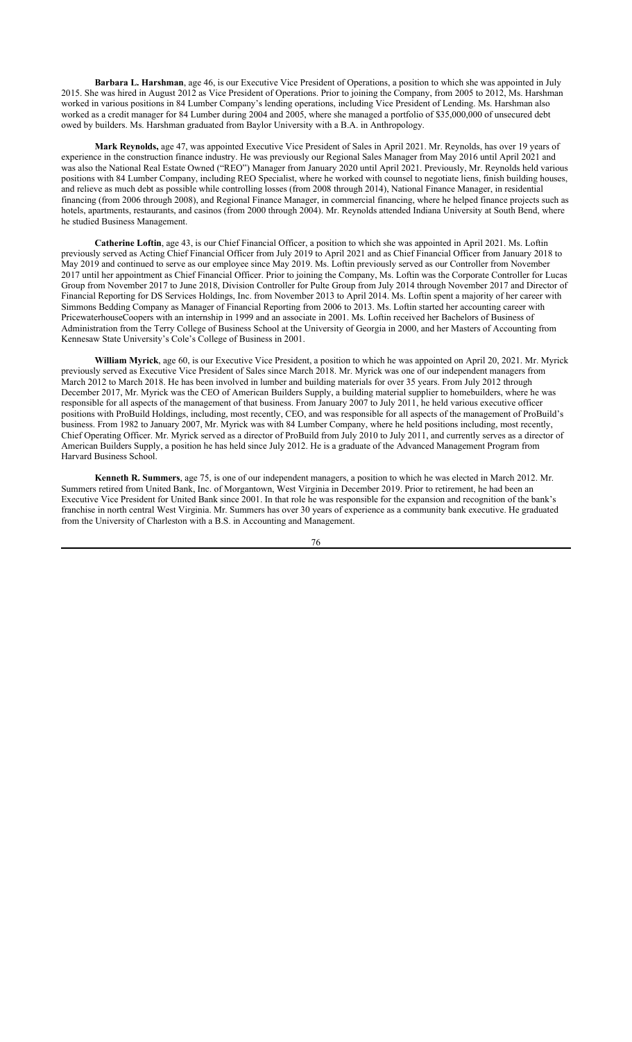**Barbara L. Harshman**, age 46, is our Executive Vice President of Operations, a position to which she was appointed in July 2015. She was hired in August 2012 as Vice President of Operations. Prior to joining the Company, from 2005 to 2012, Ms. Harshman worked in various positions in 84 Lumber Company's lending operations, including Vice President of Lending. Ms. Harshman also worked as a credit manager for 84 Lumber during 2004 and 2005, where she managed a portfolio of $35,000,000 of unsecured debt owed by builders. Ms. Harshman graduated from Baylor University with a B.A. in Anthropology.

**Mark Reynolds,** age 47, was appointed Executive Vice President of Sales in April 2021. Mr. Reynolds, has over 19 years of experience in the construction finance industry. He was previously our Regional Sales Manager from May 2016 until April 2021 and was also the National Real Estate Owned ("REO") Manager from January 2020 until April 2021. Previously, Mr. Reynolds held various positions with 84 Lumber Company, including REO Specialist, where he worked with counsel to negotiate liens, finish building houses, and relieve as much debt as possible while controlling losses (from 2008 through 2014), National Finance Manager, in residential financing (from 2006 through 2008), and Regional Finance Manager, in commercial financing, where he helped finance projects such as hotels, apartments, restaurants, and casinos (from 2000 through 2004). Mr. Reynolds attended Indiana University at South Bend, where he studied Business Management.

**Catherine Loftin**, age 43, is our Chief Financial Officer, a position to which she was appointed in April 2021. Ms. Loftin previously served as Acting Chief Financial Officer from July 2019 to April 2021 and as Chief Financial Officer from January 2018 to May 2019 and continued to serve as our employee since May 2019. Ms. Loftin previously served as our Controller from November 2017 until her appointment as Chief Financial Officer. Prior to joining the Company, Ms. Loftin was the Corporate Controller for Lucas Group from November 2017 to June 2018, Division Controller for Pulte Group from July 2014 through November 2017 and Director of Financial Reporting for DS Services Holdings, Inc. from November 2013 to April 2014. Ms. Loftin spent a majority of her career with Simmons Bedding Company as Manager of Financial Reporting from 2006 to 2013. Ms. Loftin started her accounting career with PricewaterhouseCoopers with an internship in 1999 and an associate in 2001. Ms. Loftin received her Bachelors of Business of Administration from the Terry College of Business School at the University of Georgia in 2000, and her Masters of Accounting from Kennesaw State University's Cole's College of Business in 2001.

**William Myrick**, age 60, is our Executive Vice President, a position to which he was appointed on April 20, 2021. Mr. Myrick previously served as Executive Vice President of Sales since March 2018. Mr. Myrick was one of our independent managers from March 2012 to March 2018. He has been involved in lumber and building materials for over 35 years. From July 2012 through December 2017, Mr. Myrick was the CEO of American Builders Supply, a building material supplier to homebuilders, where he was responsible for all aspects of the management of that business. From January 2007 to July 2011, he held various executive officer positions with ProBuild Holdings, including, most recently, CEO, and was responsible for all aspects of the management of ProBuild's business. From 1982 to January 2007, Mr. Myrick was with 84 Lumber Company, where he held positions including, most recently, Chief Operating Officer. Mr. Myrick served as a director of ProBuild from July 2010 to July 2011, and currently serves as a director of American Builders Supply, a position he has held since July 2012. He is a graduate of the Advanced Management Program from Harvard Business School.

**Kenneth R. Summers**, age 75, is one of our independent managers, a position to which he was elected in March 2012. Mr. Summers retired from United Bank, Inc. of Morgantown, West Virginia in December 2019. Prior to retirement, he had been an Executive Vice President for United Bank since 2001. In that role he was responsible for the expansion and recognition of the bank's franchise in north central West Virginia. Mr. Summers has over 30 years of experience as a community bank executive. He graduated from the University of Charleston with a B.S. in Accounting and Management.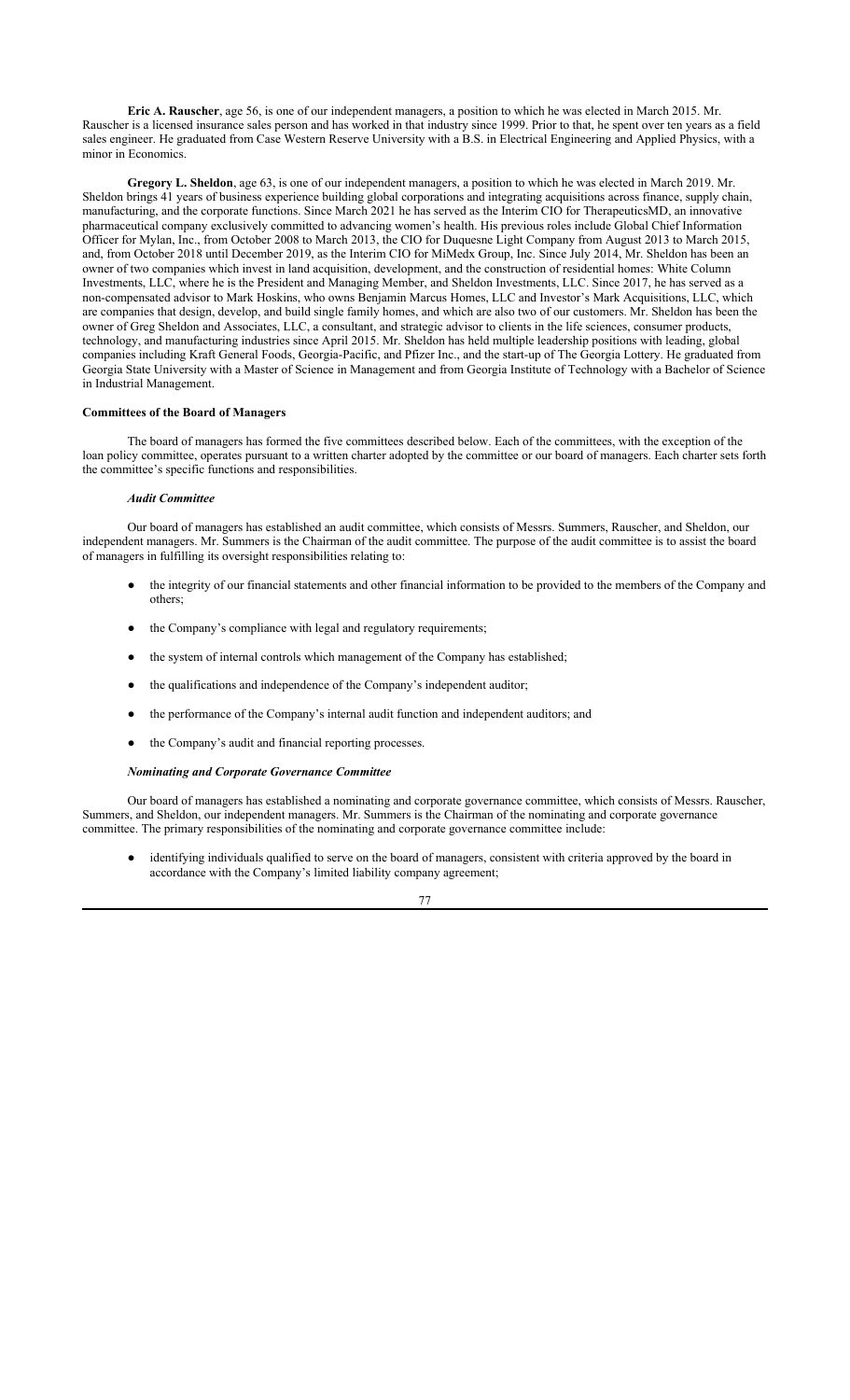**Eric A. Rauscher**, age 56, is one of our independent managers, a position to which he was elected in March 2015. Mr. Rauscher is a licensed insurance sales person and has worked in that industry since 1999. Prior to that, he spent over ten years as a field sales engineer. He graduated from Case Western Reserve University with a B.S. in Electrical Engineering and Applied Physics, with a minor in Economics.

**Gregory L. Sheldon**, age 63, is one of our independent managers, a position to which he was elected in March 2019. Mr. Sheldon brings 41 years of business experience building global corporations and integrating acquisitions across finance, supply chain, manufacturing, and the corporate functions. Since March 2021 he has served as the Interim CIO for TherapeuticsMD, an innovative pharmaceutical company exclusively committed to advancing women's health. His previous roles include Global Chief Information Officer for Mylan, Inc., from October 2008 to March 2013, the CIO for Duquesne Light Company from August 2013 to March 2015, and, from October 2018 until December 2019, as the Interim CIO for MiMedx Group, Inc. Since July 2014, Mr. Sheldon has been an owner of two companies which invest in land acquisition, development, and the construction of residential homes: White Column Investments, LLC, where he is the President and Managing Member, and Sheldon Investments, LLC. Since 2017, he has served as a non-compensated advisor to Mark Hoskins, who owns Benjamin Marcus Homes, LLC and Investor's Mark Acquisitions, LLC, which are companies that design, develop, and build single family homes, and which are also two of our customers. Mr. Sheldon has been the owner of Greg Sheldon and Associates, LLC, a consultant, and strategic advisor to clients in the life sciences, consumer products, technology, and manufacturing industries since April 2015. Mr. Sheldon has held multiple leadership positions with leading, global companies including Kraft General Foods, Georgia-Pacific, and Pfizer Inc., and the start-up of The Georgia Lottery. He graduated from Georgia State University with a Master of Science in Management and from Georgia Institute of Technology with a Bachelor of Science in Industrial Management.

### Committees of the Board of Managers

The board of managers has formed the five committees described below. Each of the committees, with the exception of the loan policy committee, operates pursuant to a written charter adopted by the committee or our board of managers. Each charter sets forth the committee's specific functions and responsibilities.

#### *Audit Committee*

Our board of managers has established an audit committee, which consists of Messrs. Summers, Rauscher, and Sheldon, our independent managers. Mr. Summers is the Chairman of the audit committee. The purpose of the audit committee is to assist the board of managers in fulfilling its oversight responsibilities relating to:

- the integrity of our financial statements and other financial information to be provided to the members of the Company and others;
- the Company's compliance with legal and regulatory requirements;
- the system of internal controls which management of the Company has established;
- the qualifications and independence of the Company's independent auditor;
- the performance of the Company's internal audit function and independent auditors; and
- the Company's audit and financial reporting processes.

#### *Nominating and Corporate Governance Committee*

Our board of managers has established a nominating and corporate governance committee, which consists of Messrs. Rauscher, Summers, and Sheldon, our independent managers. Mr. Summers is the Chairman of the nominating and corporate governance committee. The primary responsibilities of the nominating and corporate governance committee include:

- identifying individuals qualified to serve on the board of managers, consistent with criteria approved by the board in accordance with the Company's limited liability company agreement;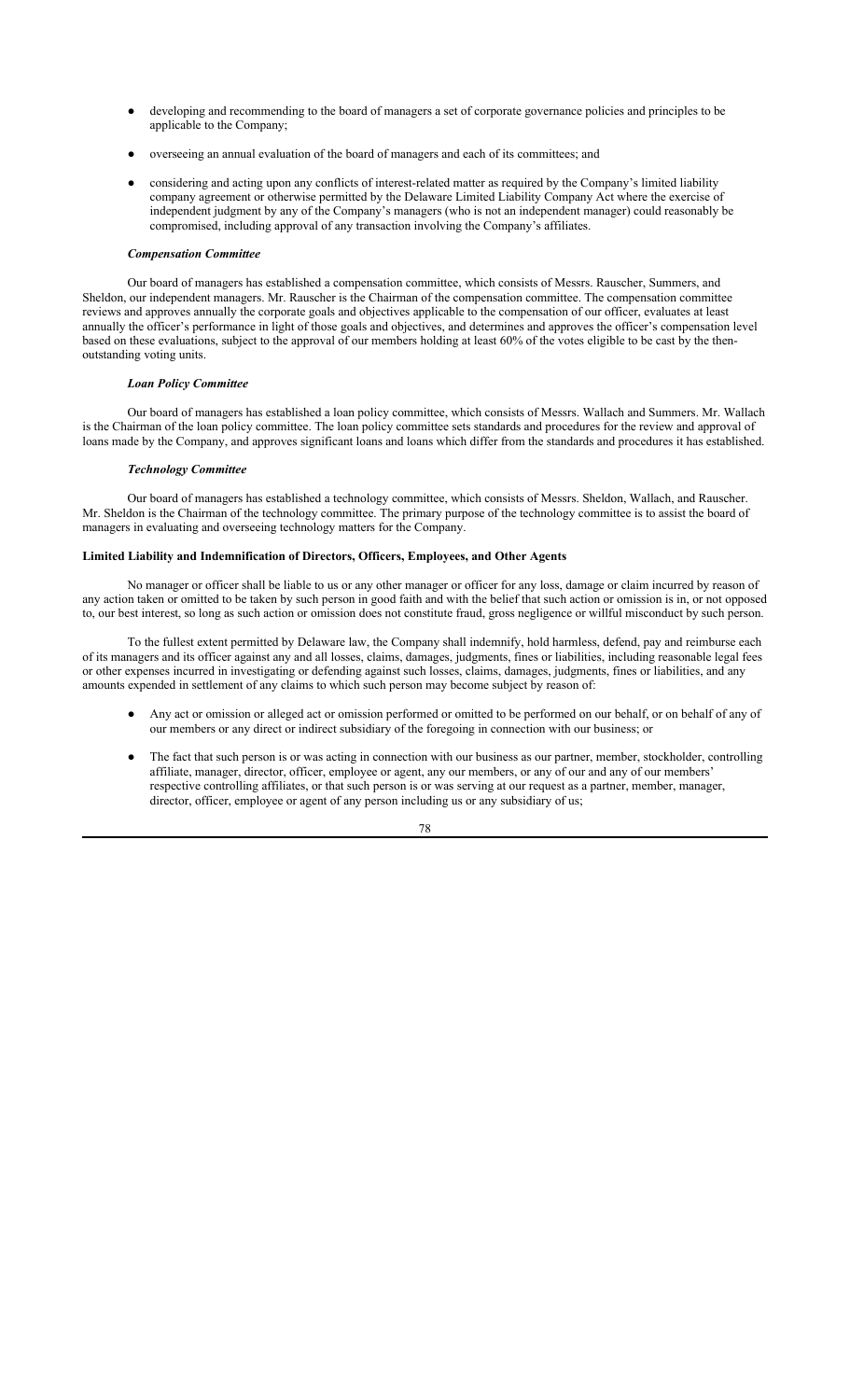- developing and recommending to the board of managers a set of corporate governance policies and principles to be applicable to the Company;
- overseeing an annual evaluation of the board of managers and each of its committees; and
- considering and acting upon any conflicts of interest-related matter as required by the Company's limited liability company agreement or otherwise permitted by the Delaware Limited Liability Company Act where the exercise of independent judgment by any of the Company's managers (who is not an independent manager) could reasonably be compromised, including approval of any transaction involving the Company's affiliates.

***Compensation Committee***

Our board of managers has established a compensation committee, which consists of Messrs. Rauscher, Summers, and Sheldon, our independent managers. Mr. Rauscher is the Chairman of the compensation committee. The compensation committee reviews and approves annually the corporate goals and objectives applicable to the compensation of our officer, evaluates at least annually the officer's performance in light of those goals and objectives, and determines and approves the officer's compensation level based on these evaluations, subject to the approval of our members holding at least 60% of the votes eligible to be cast by the then-outstanding voting units.

***Loan Policy Committee***

Our board of managers has established a loan policy committee, which consists of Messrs. Wallach and Summers. Mr. Wallach is the Chairman of the loan policy committee. The loan policy committee sets standards and procedures for the review and approval of loans made by the Company, and approves significant loans and loans which differ from the standards and procedures it has established.

***Technology Committee***

Our board of managers has established a technology committee, which consists of Messrs. Sheldon, Wallach, and Rauscher. Mr. Sheldon is the Chairman of the technology committee. The primary purpose of the technology committee is to assist the board of managers in evaluating and overseeing technology matters for the Company.

**Limited Liability and Indemnification of Directors, Officers, Employees, and Other Agents**

No manager or officer shall be liable to us or any other manager or officer for any loss, damage or claim incurred by reason of any action taken or omitted to be taken by such person in good faith and with the belief that such action or omission is in, or not opposed to, our best interest, so long as such action or omission does not constitute fraud, gross negligence or willful misconduct by such person.

To the fullest extent permitted by Delaware law, the Company shall indemnify, hold harmless, defend, pay and reimburse each of its managers and its officer against any and all losses, claims, damages, judgments, fines or liabilities, including reasonable legal fees or other expenses incurred in investigating or defending against such losses, claims, damages, judgments, fines or liabilities, and any amounts expended in settlement of any claims to which such person may become subject by reason of:

- Any act or omission or alleged act or omission performed or omitted to be performed on our behalf, or on behalf of any of our members or any direct or indirect subsidiary of the foregoing in connection with our business; or
- The fact that such person is or was acting in connection with our business as our partner, member, stockholder, controlling affiliate, manager, director, officer, employee or agent, any our members, or any of our and any of our members' respective controlling affiliates, or that such person is or was serving at our request as a partner, member, manager, director, officer, employee or agent of any person including us or any subsidiary of us;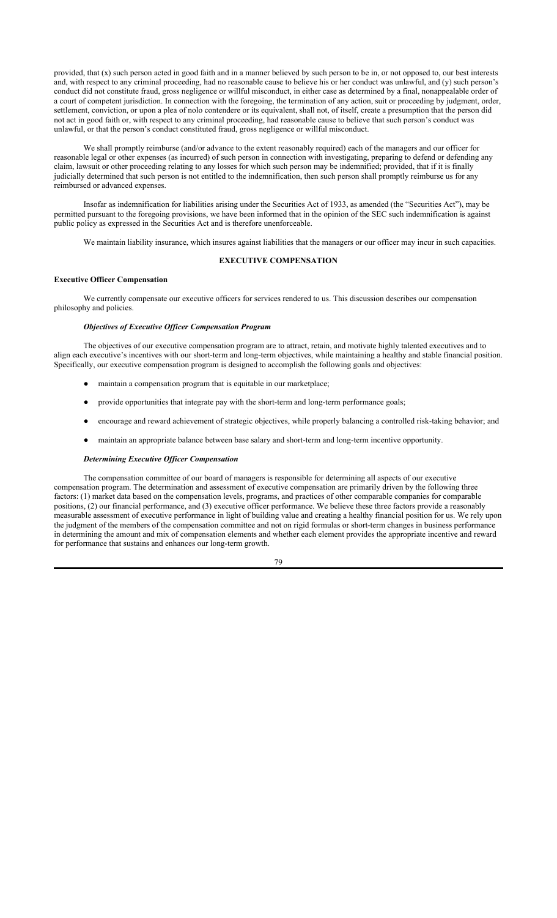provided, that (x) such person acted in good faith and in a manner believed by such person to be in, or not opposed to, our best interests and, with respect to any criminal proceeding, had no reasonable cause to believe his or her conduct was unlawful, and (y) such person's conduct did not constitute fraud, gross negligence or willful misconduct, in either case as determined by a final, nonappealable order of a court of competent jurisdiction. In connection with the foregoing, the termination of any action, suit or proceeding by judgment, order, settlement, conviction, or upon a plea of nolo contendere or its equivalent, shall not, of itself, create a presumption that the person did not act in good faith or, with respect to any criminal proceeding, had reasonable cause to believe that such person's conduct was unlawful, or that the person's conduct constituted fraud, gross negligence or willful misconduct.

We shall promptly reimburse (and/or advance to the extent reasonably required) each of the managers and our officer for reasonable legal or other expenses (as incurred) of such person in connection with investigating, preparing to defend or defending any claim, lawsuit or other proceeding relating to any losses for which such person may be indemnified; provided, that if it is finally judicially determined that such person is not entitled to the indemnification, then such person shall promptly reimburse us for any reimbursed or advanced expenses.

Insofar as indemnification for liabilities arising under the Securities Act of 1933, as amended (the "Securities Act"), may be permitted pursuant to the foregoing provisions, we have been informed that in the opinion of the SEC such indemnification is against public policy as expressed in the Securities Act and is therefore unenforceable.

We maintain liability insurance, which insures against liabilities that the managers or our officer may incur in such capacities.

## EXECUTIVE COMPENSATION

### Executive Officer Compensation

We currently compensate our executive officers for services rendered to us. This discussion describes our compensation philosophy and policies.

#### *Objectives of Executive Officer Compensation Program*

The objectives of our executive compensation program are to attract, retain, and motivate highly talented executives and to align each executive's incentives with our short-term and long-term objectives, while maintaining a healthy and stable financial position. Specifically, our executive compensation program is designed to accomplish the following goals and objectives:

- maintain a compensation program that is equitable in our marketplace;
- provide opportunities that integrate pay with the short-term and long-term performance goals;
- encourage and reward achievement of strategic objectives, while properly balancing a controlled risk-taking behavior; and
- maintain an appropriate balance between base salary and short-term and long-term incentive opportunity.

#### *Determining Executive Officer Compensation*

The compensation committee of our board of managers is responsible for determining all aspects of our executive compensation program. The determination and assessment of executive compensation are primarily driven by the following three factors: (1) market data based on the compensation levels, programs, and practices of other comparable companies for comparable positions, (2) our financial performance, and (3) executive officer performance. We believe these three factors provide a reasonably measurable assessment of executive performance in light of building value and creating a healthy financial position for us. We rely upon the judgment of the members of the compensation committee and not on rigid formulas or short-term changes in business performance in determining the amount and mix of compensation elements and whether each element provides the appropriate incentive and reward for performance that sustains and enhances our long-term growth.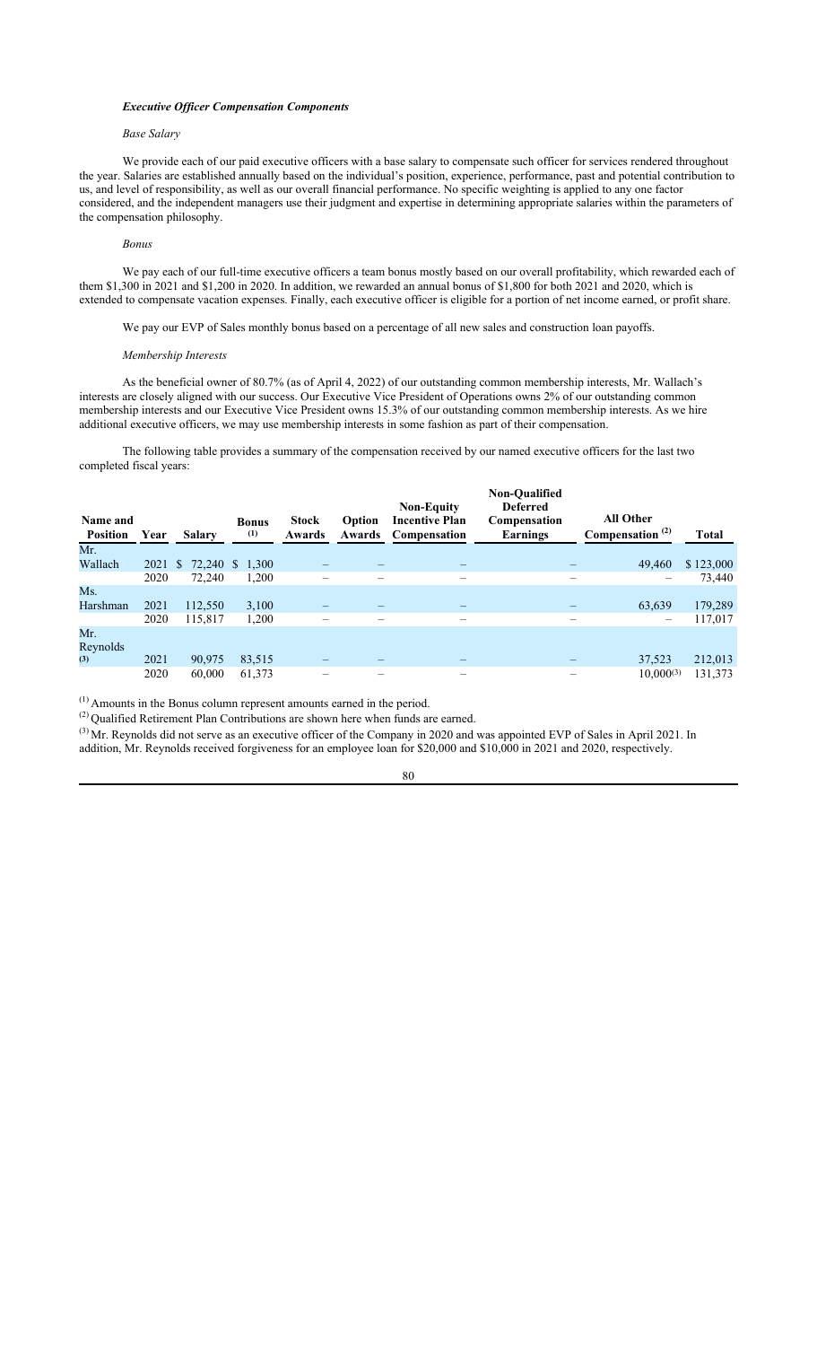### *Executive Officer Compensation Components*

*Base Salary*

We provide each of our paid executive officers with a base salary to compensate such officer for services rendered throughout the year. Salaries are established annually based on the individual's position, experience, performance, past and potential contribution to us, and level of responsibility, as well as our overall financial performance. No specific weighting is applied to any one factor considered, and the independent managers use their judgment and expertise in determining appropriate salaries within the parameters of the compensation philosophy.

*Bonus*

We pay each of our full-time executive officers a team bonus mostly based on our overall profitability, which rewarded each of them $1,300 in 2021 and $1,200 in 2020. In addition, we rewarded an annual bonus of $1,800 for both 2021 and 2020, which is extended to compensate vacation expenses. Finally, each executive officer is eligible for a portion of net income earned, or profit share.

We pay our EVP of Sales monthly bonus based on a percentage of all new sales and construction loan payoffs.

*Membership Interests*

As the beneficial owner of 80.7% (as of April 4, 2022) of our outstanding common membership interests, Mr. Wallach's interests are closely aligned with our success. Our Executive Vice President of Operations owns 2% of our outstanding common membership interests and our Executive Vice President owns 15.3% of our outstanding common membership interests. As we hire additional executive officers, we may use membership interests in some fashion as part of their compensation.

The following table provides a summary of the compensation received by our named executive officers for the last two completed fiscal years:

| Name and Position | Year | Salary | Bonus [1] | Stock Awards | Option Awards | Non-Equity Incentive Plan Compensation | Non-Qualified Deferred Compensation Earnings | All Other Compensation [2] | Total |
|---|---|---|---|---|---|---|---|---|---|
| Mr. Wallach | 2021 | $ 72,240 | $ 1,300 | – | – | – | – | 49,460 | $ 123,000 |
| | 2020 | 72,240 | 1,200 | – | – | – | – | – | 73,440 |
| Ms. Harshman | 2021 | 112,550 | 3,100 | – | – | – | – | 63,639 | 179,289 |
| | 2020 | 115,817 | 1,200 | – | – | – | – | – | 117,017 |
| Mr. Reynolds [3] | 2021 | 90,975 | 83,515 | – | – | – | – | 37,523 | 212,013 |
| | 2020 | 60,000 | 61,373 | – | – | – | – | 10,000[3] | 131,373 |

[1] Amounts in the Bonus column represent amounts earned in the period.

[2] Qualified Retirement Plan Contributions are shown here when funds are earned.

[3] Mr. Reynolds did not serve as an executive officer of the Company in 2020 and was appointed EVP of Sales in April 2021. In addition, Mr. Reynolds received forgiveness for an employee loan for $20,000 and $10,000 in 2021 and 2020, respectively.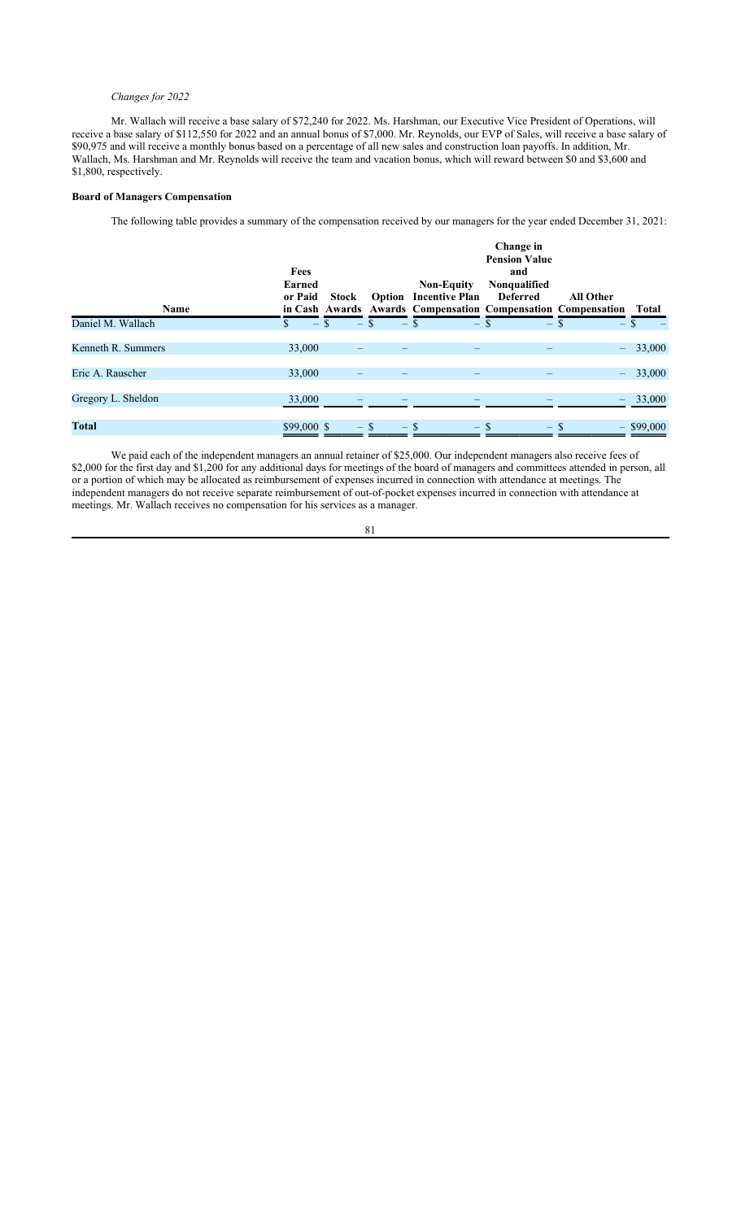*Changes for 2022*

Mr. Wallach will receive a base salary of $72,240 for 2022. Ms. Harshman, our Executive Vice President of Operations, will receive a base salary of $112,550 for 2022 and an annual bonus of $7,000. Mr. Reynolds, our EVP of Sales, will receive a base salary of $90,975 and will receive a monthly bonus based on a percentage of all new sales and construction loan payoffs. In addition, Mr. Wallach, Ms. Harshman and Mr. Reynolds will receive the team and vacation bonus, which will reward between $0 and $3,600 and $1,800, respectively.

**Board of Managers Compensation**

The following table provides a summary of the compensation received by our managers for the year ended December 31, 2021:

| Name | Fees Earned or Paid in Cash | Stock Awards | Option Awards | Non-Equity Incentive Plan Compensation | Change in Pension Value and Nonqualified Deferred Compensation | All Other Compensation | Total |
|---|---|---|---|---|---|---|---|
| Daniel M. Wallach | $ – | $ – | $ – | $ – | $ – | $ – | $ – |
| Kenneth R. Summers | 33,000 | – | – | – | – | – | 33,000 |
| Eric A. Rauscher | 33,000 | – | – | – | – | – | 33,000 |
| Gregory L. Sheldon | 33,000 | – | – | – | – | – | 33,000 |
| **Total** | $99,000 | $ – | $ – | $ – | $ – | $ – | $99,000 |

We paid each of the independent managers an annual retainer of $25,000. Our independent managers also receive fees of $2,000 for the first day and $1,200 for any additional days for meetings of the board of managers and committees attended in person, all or a portion of which may be allocated as reimbursement of expenses incurred in connection with attendance at meetings. The independent managers do not receive separate reimbursement of out-of-pocket expenses incurred in connection with attendance at meetings. Mr. Wallach receives no compensation for his services as a manager.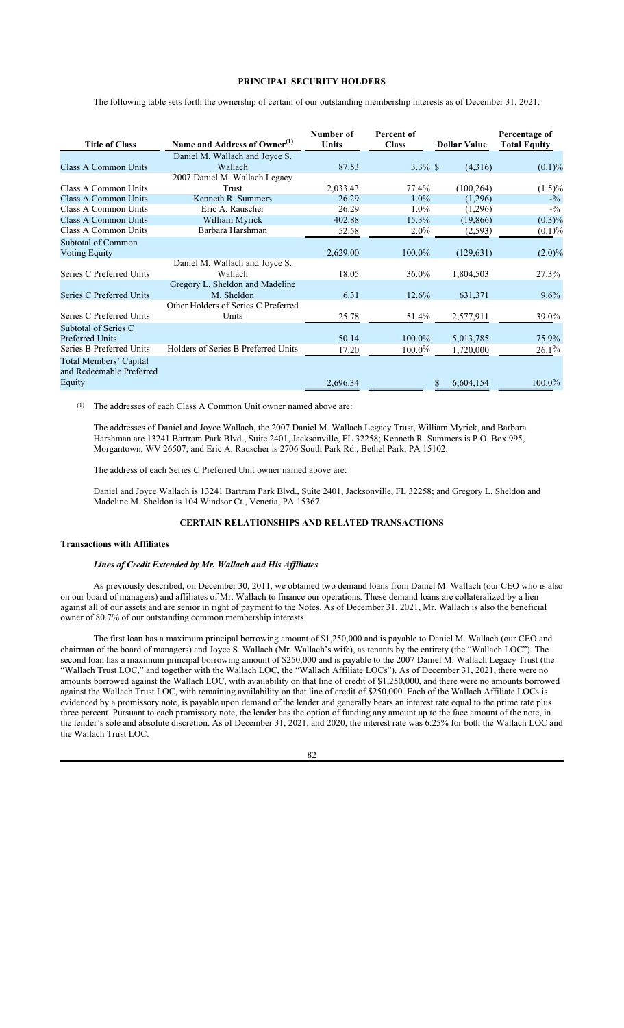## PRINCIPAL SECURITY HOLDERS

The following table sets forth the ownership of certain of our outstanding membership interests as of December 31, 2021:

| Title of Class | Name and Address of Owner[(1)] | Number of Units | Percent of Class | Dollar Value | Percentage of Total Equity |
|---|---|---|---|---|---|
| Class A Common Units | Daniel M. Wallach and Joyce S. Wallach | 87.53 | 3.3% | $ (4,316) | (0.1)% |
| Class A Common Units | 2007 Daniel M. Wallach Legacy Trust | 2,033.43 | 77.4% | (100,264) | (1.5)% |
| Class A Common Units | Kenneth R. Summers | 26.29 | 1.0% | (1,296) | -% |
| Class A Common Units | Eric A. Rauscher | 26.29 | 1.0% | (1,296) | -% |
| Class A Common Units | William Myrick | 402.88 | 15.3% | (19,866) | (0.3)% |
| Class A Common Units | Barbara Harshman | 52.58 | 2.0% | (2,593) | (0.1)% |
| Subtotal of Common Voting Equity | | 2,629.00 | 100.0% | (129,631) | (2.0)% |
| Series C Preferred Units | Daniel M. Wallach and Joyce S. Wallach | 18.05 | 36.0% | 1,804,503 | 27.3% |
| Series C Preferred Units | Gregory L. Sheldon and Madeline M. Sheldon | 6.31 | 12.6% | 631,371 | 9.6% |
| Series C Preferred Units | Other Holders of Series C Preferred Units | 25.78 | 51.4% | 2,577,911 | 39.0% |
| Subtotal of Series C Preferred Units | | 50.14 | 100.0% | 5,013,785 | 75.9% |
| Series B Preferred Units | Holders of Series B Preferred Units | 17.20 | 100.0% | 1,720,000 | 26.1% |
| Total Members' Capital and Redeemable Preferred Equity | | 2,696.34 | | $ 6,604,154 | 100.0% |

(1) The addresses of each Class A Common Unit owner named above are:

The addresses of Daniel and Joyce Wallach, the 2007 Daniel M. Wallach Legacy Trust, William Myrick, and Barbara Harshman are 13241 Bartram Park Blvd., Suite 2401, Jacksonville, FL 32258; Kenneth R. Summers is P.O. Box 995, Morgantown, WV 26507; and Eric A. Rauscher is 2706 South Park Rd., Bethel Park, PA 15102.

The address of each Series C Preferred Unit owner named above are:

Daniel and Joyce Wallach is 13241 Bartram Park Blvd., Suite 2401, Jacksonville, FL 32258; and Gregory L. Sheldon and Madeline M. Sheldon is 104 Windsor Ct., Venetia, PA 15367.

## CERTAIN RELATIONSHIPS AND RELATED TRANSACTIONS

### Transactions with Affiliates

#### *Lines of Credit Extended by Mr. Wallach and His Affiliates*

As previously described, on December 30, 2011, we obtained two demand loans from Daniel M. Wallach (our CEO who is also on our board of managers) and affiliates of Mr. Wallach to finance our operations. These demand loans are collateralized by a lien against all of our assets and are senior in right of payment to the Notes. As of December 31, 2021, Mr. Wallach is also the beneficial owner of 80.7% of our outstanding common membership interests.

The first loan has a maximum principal borrowing amount of $1,250,000 and is payable to Daniel M. Wallach (our CEO and chairman of the board of managers) and Joyce S. Wallach (Mr. Wallach's wife), as tenants by the entirety (the "Wallach LOC"). The second loan has a maximum principal borrowing amount of $250,000 and is payable to the 2007 Daniel M. Wallach Legacy Trust (the "Wallach Trust LOC," and together with the Wallach LOC, the "Wallach Affiliate LOCs"). As of December 31, 2021, there were no amounts borrowed against the Wallach LOC, with availability on that line of credit of $1,250,000, and there were no amounts borrowed against the Wallach Trust LOC, with remaining availability on that line of credit of $250,000. Each of the Wallach Affiliate LOCs is evidenced by a promissory note, is payable upon demand of the lender and generally bears an interest rate equal to the prime rate plus three percent. Pursuant to each promissory note, the lender has the option of funding any amount up to the face amount of the note, in the lender's sole and absolute discretion. As of December 31, 2021, and 2020, the interest rate was 6.25% for both the Wallach LOC and the Wallach Trust LOC.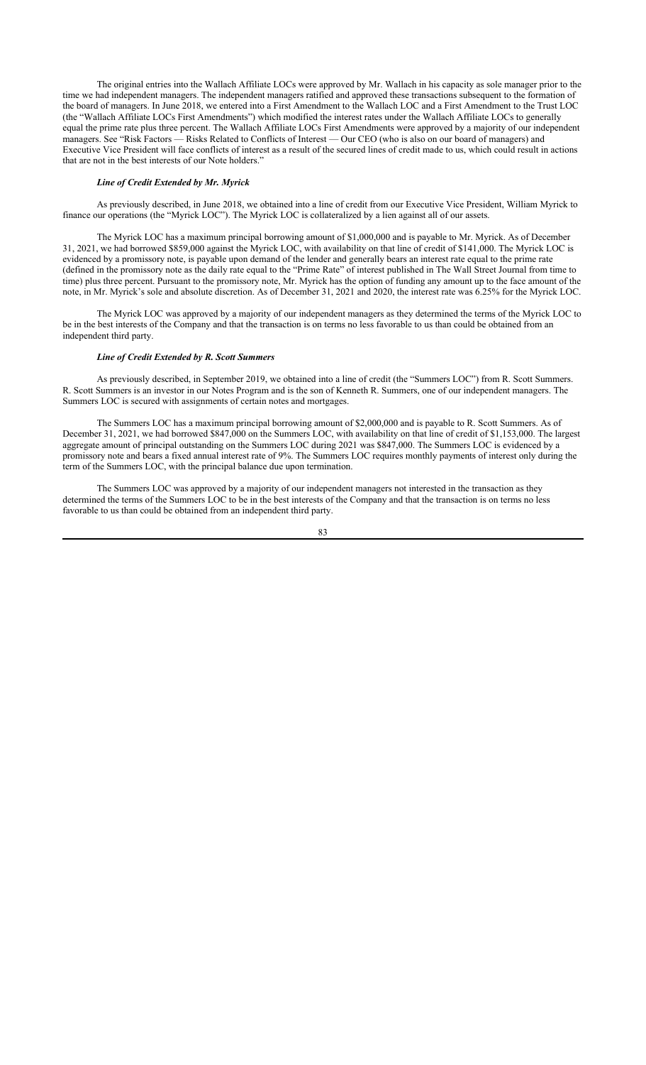The original entries into the Wallach Affiliate LOCs were approved by Mr. Wallach in his capacity as sole manager prior to the time we had independent managers. The independent managers ratified and approved these transactions subsequent to the formation of the board of managers. In June 2018, we entered into a First Amendment to the Wallach LOC and a First Amendment to the Trust LOC (the "Wallach Affiliate LOCs First Amendments") which modified the interest rates under the Wallach Affiliate LOCs to generally equal the prime rate plus three percent. The Wallach Affiliate LOCs First Amendments were approved by a majority of our independent managers. See "Risk Factors — Risks Related to Conflicts of Interest — Our CEO (who is also on our board of managers) and Executive Vice President will face conflicts of interest as a result of the secured lines of credit made to us, which could result in actions that are not in the best interests of our Note holders."

### *Line of Credit Extended by Mr. Myrick*

As previously described, in June 2018, we obtained into a line of credit from our Executive Vice President, William Myrick to finance our operations (the "Myrick LOC"). The Myrick LOC is collateralized by a lien against all of our assets.

The Myrick LOC has a maximum principal borrowing amount of $1,000,000 and is payable to Mr. Myrick. As of December 31, 2021, we had borrowed $859,000 against the Myrick LOC, with availability on that line of credit of $141,000. The Myrick LOC is evidenced by a promissory note, is payable upon demand of the lender and generally bears an interest rate equal to the prime rate (defined in the promissory note as the daily rate equal to the "Prime Rate" of interest published in The Wall Street Journal from time to time) plus three percent. Pursuant to the promissory note, Mr. Myrick has the option of funding any amount up to the face amount of the note, in Mr. Myrick's sole and absolute discretion. As of December 31, 2021 and 2020, the interest rate was 6.25% for the Myrick LOC.

The Myrick LOC was approved by a majority of our independent managers as they determined the terms of the Myrick LOC to be in the best interests of the Company and that the transaction is on terms no less favorable to us than could be obtained from an independent third party.

### *Line of Credit Extended by R. Scott Summers*

As previously described, in September 2019, we obtained into a line of credit (the "Summers LOC") from R. Scott Summers. R. Scott Summers is an investor in our Notes Program and is the son of Kenneth R. Summers, one of our independent managers. The Summers LOC is secured with assignments of certain notes and mortgages.

The Summers LOC has a maximum principal borrowing amount of $2,000,000 and is payable to R. Scott Summers. As of December 31, 2021, we had borrowed $847,000 on the Summers LOC, with availability on that line of credit of $1,153,000. The largest aggregate amount of principal outstanding on the Summers LOC during 2021 was $847,000. The Summers LOC is evidenced by a promissory note and bears a fixed annual interest rate of 9%. The Summers LOC requires monthly payments of interest only during the term of the Summers LOC, with the principal balance due upon termination.

The Summers LOC was approved by a majority of our independent managers not interested in the transaction as they determined the terms of the Summers LOC to be in the best interests of the Company and that the transaction is on terms no less favorable to us than could be obtained from an independent third party.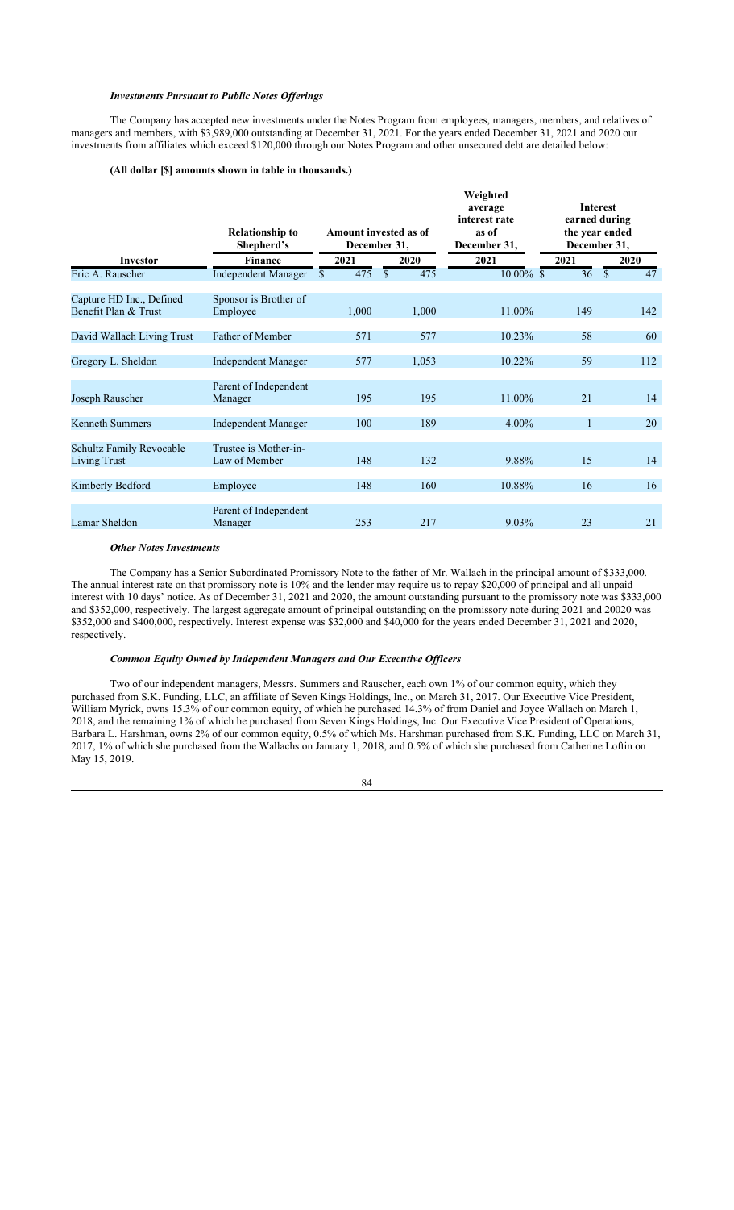### *Investments Pursuant to Public Notes Offerings*

The Company has accepted new investments under the Notes Program from employees, managers, members, and relatives of managers and members, with $3,989,000 outstanding at December 31, 2021. For the years ended December 31, 2021 and 2020 our investments from affiliates which exceed $120,000 through our Notes Program and other unsecured debt are detailed below:

**(All dollar [$] amounts shown in table in thousands.)**

| Investor | Relationship to Shepherd's Finance | Amount invested as of December 31, | | Weighted average interest rate as of December 31, | Interest earned during the year ended December 31, | |
|---|---|---|---|---|---|---|
| | | 2021 | 2020 | 2021 | 2021 | 2020 |
| Eric A. Rauscher | Independent Manager | $ 475 | $ 475 | 10.00% | $ 36 | $ 47 |
| Capture HD Inc., Defined Benefit Plan & Trust | Sponsor is Brother of Employee | 1,000 | 1,000 | 11.00% | 149 | 142 |
| David Wallach Living Trust | Father of Member | 571 | 577 | 10.23% | 58 | 60 |
| Gregory L. Sheldon | Independent Manager | 577 | 1,053 | 10.22% | 59 | 112 |
| Joseph Rauscher | Parent of Independent Manager | 195 | 195 | 11.00% | 21 | 14 |
| Kenneth Summers | Independent Manager | 100 | 189 | 4.00% | 1 | 20 |
| Schultz Family Revocable Living Trust | Trustee is Mother-in-Law of Member | 148 | 132 | 9.88% | 15 | 14 |
| Kimberly Bedford | Employee | 148 | 160 | 10.88% | 16 | 16 |
| Lamar Sheldon | Parent of Independent Manager | 253 | 217 | 9.03% | 23 | 21 |

### *Other Notes Investments*

The Company has a Senior Subordinated Promissory Note to the father of Mr. Wallach in the principal amount of $333,000. The annual interest rate on that promissory note is 10% and the lender may require us to repay $20,000 of principal and all unpaid interest with 10 days' notice. As of December 31, 2021 and 2020, the amount outstanding pursuant to the promissory note was $333,000 and $352,000, respectively. The largest aggregate amount of principal outstanding on the promissory note during 2021 and 20020 was $352,000 and $400,000, respectively. Interest expense was $32,000 and $40,000 for the years ended December 31, 2021 and 2020, respectively.

### *Common Equity Owned by Independent Managers and Our Executive Officers*

Two of our independent managers, Messrs. Summers and Rauscher, each own 1% of our common equity, which they purchased from S.K. Funding, LLC, an affiliate of Seven Kings Holdings, Inc., on March 31, 2017. Our Executive Vice President, William Myrick, owns 15.3% of our common equity, of which he purchased 14.3% of from Daniel and Joyce Wallach on March 1, 2018, and the remaining 1% of which he purchased from Seven Kings Holdings, Inc. Our Executive Vice President of Operations, Barbara L. Harshman, owns 2% of our common equity, 0.5% of which Ms. Harshman purchased from S.K. Funding, LLC on March 31, 2017, 1% of which she purchased from the Wallachs on January 1, 2018, and 0.5% of which she purchased from Catherine Loftin on May 15, 2019.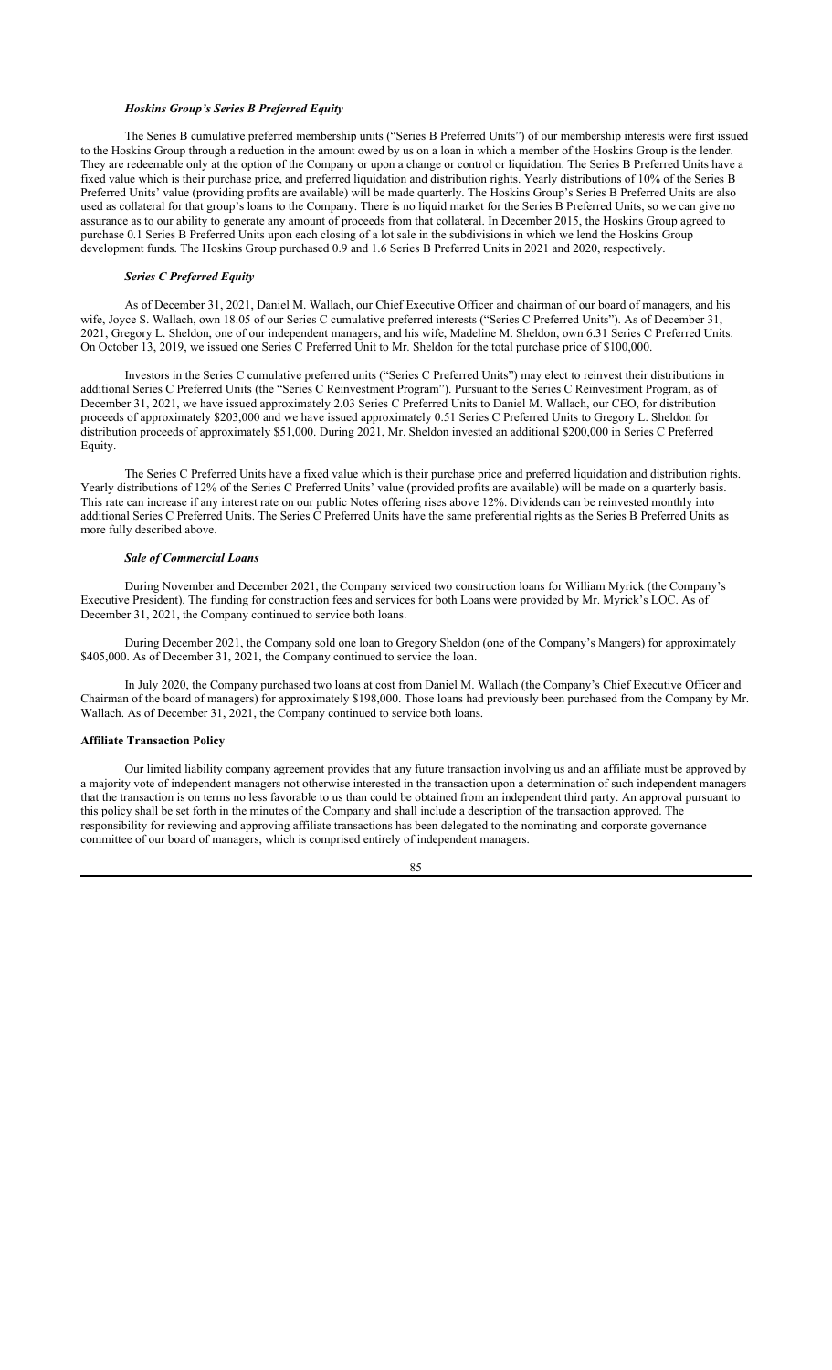***Hoskins Group's Series B Preferred Equity***

The Series B cumulative preferred membership units ("Series B Preferred Units") of our membership interests were first issued to the Hoskins Group through a reduction in the amount owed by us on a loan in which a member of the Hoskins Group is the lender. They are redeemable only at the option of the Company or upon a change or control or liquidation. The Series B Preferred Units have a fixed value which is their purchase price, and preferred liquidation and distribution rights. Yearly distributions of 10% of the Series B Preferred Units' value (providing profits are available) will be made quarterly. The Hoskins Group's Series B Preferred Units are also used as collateral for that group's loans to the Company. There is no liquid market for the Series B Preferred Units, so we can give no assurance as to our ability to generate any amount of proceeds from that collateral. In December 2015, the Hoskins Group agreed to purchase 0.1 Series B Preferred Units upon each closing of a lot sale in the subdivisions in which we lend the Hoskins Group development funds. The Hoskins Group purchased 0.9 and 1.6 Series B Preferred Units in 2021 and 2020, respectively.

***Series C Preferred Equity***

As of December 31, 2021, Daniel M. Wallach, our Chief Executive Officer and chairman of our board of managers, and his wife, Joyce S. Wallach, own 18.05 of our Series C cumulative preferred interests ("Series C Preferred Units"). As of December 31, 2021, Gregory L. Sheldon, one of our independent managers, and his wife, Madeline M. Sheldon, own 6.31 Series C Preferred Units. On October 13, 2019, we issued one Series C Preferred Unit to Mr. Sheldon for the total purchase price of $100,000.

Investors in the Series C cumulative preferred units ("Series C Preferred Units") may elect to reinvest their distributions in additional Series C Preferred Units (the "Series C Reinvestment Program"). Pursuant to the Series C Reinvestment Program, as of December 31, 2021, we have issued approximately 2.03 Series C Preferred Units to Daniel M. Wallach, our CEO, for distribution proceeds of approximately $203,000 and we have issued approximately 0.51 Series C Preferred Units to Gregory L. Sheldon for distribution proceeds of approximately $51,000. During 2021, Mr. Sheldon invested an additional $200,000 in Series C Preferred Equity.

The Series C Preferred Units have a fixed value which is their purchase price and preferred liquidation and distribution rights. Yearly distributions of 12% of the Series C Preferred Units' value (provided profits are available) will be made on a quarterly basis. This rate can increase if any interest rate on our public Notes offering rises above 12%. Dividends can be reinvested monthly into additional Series C Preferred Units. The Series C Preferred Units have the same preferential rights as the Series B Preferred Units as more fully described above.

***Sale of Commercial Loans***

During November and December 2021, the Company serviced two construction loans for William Myrick (the Company's Executive President). The funding for construction fees and services for both Loans were provided by Mr. Myrick's LOC. As of December 31, 2021, the Company continued to service both loans.

During December 2021, the Company sold one loan to Gregory Sheldon (one of the Company's Mangers) for approximately $405,000. As of December 31, 2021, the Company continued to service the loan.

In July 2020, the Company purchased two loans at cost from Daniel M. Wallach (the Company's Chief Executive Officer and Chairman of the board of managers) for approximately $198,000. Those loans had previously been purchased from the Company by Mr. Wallach. As of December 31, 2021, the Company continued to service both loans.

**Affiliate Transaction Policy**

Our limited liability company agreement provides that any future transaction involving us and an affiliate must be approved by a majority vote of independent managers not otherwise interested in the transaction upon a determination of such independent managers that the transaction is on terms no less favorable to us than could be obtained from an independent third party. An approval pursuant to this policy shall be set forth in the minutes of the Company and shall include a description of the transaction approved. The responsibility for reviewing and approving affiliate transactions has been delegated to the nominating and corporate governance committee of our board of managers, which is comprised entirely of independent managers.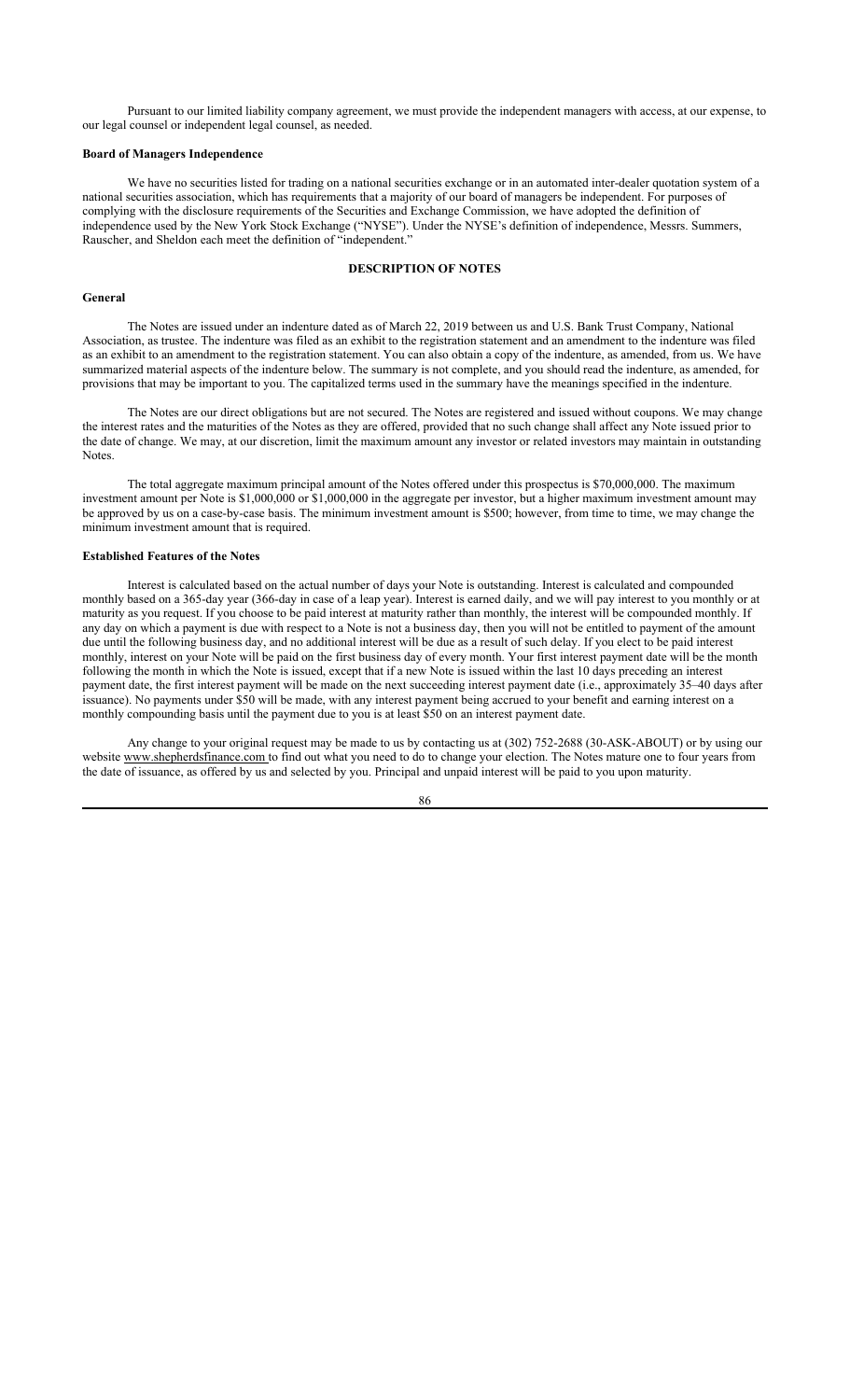Pursuant to our limited liability company agreement, we must provide the independent managers with access, at our expense, to our legal counsel or independent legal counsel, as needed.

**Board of Managers Independence**

We have no securities listed for trading on a national securities exchange or in an automated inter-dealer quotation system of a national securities association, which has requirements that a majority of our board of managers be independent. For purposes of complying with the disclosure requirements of the Securities and Exchange Commission, we have adopted the definition of independence used by the New York Stock Exchange ("NYSE"). Under the NYSE's definition of independence, Messrs. Summers, Rauscher, and Sheldon each meet the definition of "independent."

## DESCRIPTION OF NOTES

**General**

The Notes are issued under an indenture dated as of March 22, 2019 between us and U.S. Bank Trust Company, National Association, as trustee. The indenture was filed as an exhibit to the registration statement and an amendment to the indenture was filed as an exhibit to an amendment to the registration statement. You can also obtain a copy of the indenture, as amended, from us. We have summarized material aspects of the indenture below. The summary is not complete, and you should read the indenture, as amended, for provisions that may be important to you. The capitalized terms used in the summary have the meanings specified in the indenture.

The Notes are our direct obligations but are not secured. The Notes are registered and issued without coupons. We may change the interest rates and the maturities of the Notes as they are offered, provided that no such change shall affect any Note issued prior to the date of change. We may, at our discretion, limit the maximum amount any investor or related investors may maintain in outstanding Notes.

The total aggregate maximum principal amount of the Notes offered under this prospectus is $70,000,000. The maximum investment amount per Note is $1,000,000 or $1,000,000 in the aggregate per investor, but a higher maximum investment amount may be approved by us on a case-by-case basis. The minimum investment amount is $500; however, from time to time, we may change the minimum investment amount that is required.

**Established Features of the Notes**

Interest is calculated based on the actual number of days your Note is outstanding. Interest is calculated and compounded monthly based on a 365-day year (366-day in case of a leap year). Interest is earned daily, and we will pay interest to you monthly or at maturity as you request. If you choose to be paid interest at maturity rather than monthly, the interest will be compounded monthly. If any day on which a payment is due with respect to a Note is not a business day, then you will not be entitled to payment of the amount due until the following business day, and no additional interest will be due as a result of such delay. If you elect to be paid interest monthly, interest on your Note will be paid on the first business day of every month. Your first interest payment date will be the month following the month in which the Note is issued, except that if a new Note is issued within the last 10 days preceding an interest payment date, the first interest payment will be made on the next succeeding interest payment date (i.e., approximately 35–40 days after issuance). No payments under $50 will be made, with any interest payment being accrued to your benefit and earning interest on a monthly compounding basis until the payment due to you is at least $50 on an interest payment date.

Any change to your original request may be made to us by contacting us at (302) 752-2688 (30-ASK-ABOUT) or by using our website www.shepherdsfinance.com to find out what you need to do to change your election. The Notes mature one to four years from the date of issuance, as offered by us and selected by you. Principal and unpaid interest will be paid to you upon maturity.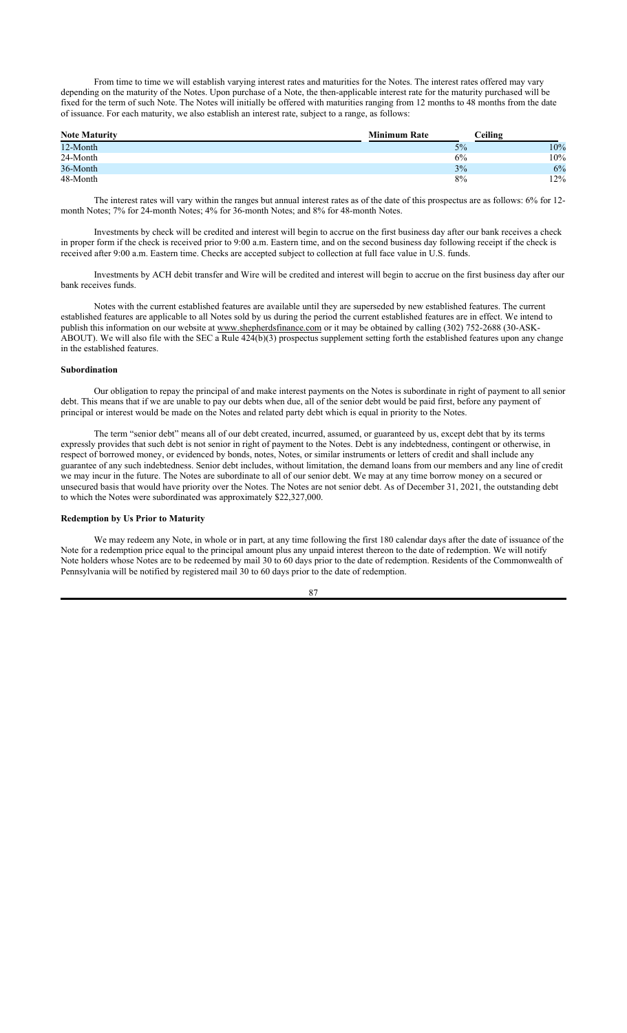From time to time we will establish varying interest rates and maturities for the Notes. The interest rates offered may vary depending on the maturity of the Notes. Upon purchase of a Note, the then-applicable interest rate for the maturity purchased will be fixed for the term of such Note. The Notes will initially be offered with maturities ranging from 12 months to 48 months from the date of issuance. For each maturity, we also establish an interest rate, subject to a range, as follows:

| Note Maturity | Minimum Rate | Ceiling |
|---|---|---|
| 12-Month | 5% | 10% |
| 24-Month | 6% | 10% |
| 36-Month | 3% | 6% |
| 48-Month | 8% | 12% |

The interest rates will vary within the ranges but annual interest rates as of the date of this prospectus are as follows: 6% for 12-month Notes; 7% for 24-month Notes; 4% for 36-month Notes; and 8% for 48-month Notes.

Investments by check will be credited and interest will begin to accrue on the first business day after our bank receives a check in proper form if the check is received prior to 9:00 a.m. Eastern time, and on the second business day following receipt if the check is received after 9:00 a.m. Eastern time. Checks are accepted subject to collection at full face value in U.S. funds.

Investments by ACH debit transfer and Wire will be credited and interest will begin to accrue on the first business day after our bank receives funds.

Notes with the current established features are available until they are superseded by new established features. The current established features are applicable to all Notes sold by us during the period the current established features are in effect. We intend to publish this information on our website at www.shepherdsfinance.com or it may be obtained by calling (302) 752-2688 (30-ASK-ABOUT). We will also file with the SEC a Rule 424(b)(3) prospectus supplement setting forth the established features upon any change in the established features.

**Subordination**

Our obligation to repay the principal of and make interest payments on the Notes is subordinate in right of payment to all senior debt. This means that if we are unable to pay our debts when due, all of the senior debt would be paid first, before any payment of principal or interest would be made on the Notes and related party debt which is equal in priority to the Notes.

The term "senior debt" means all of our debt created, incurred, assumed, or guaranteed by us, except debt that by its terms expressly provides that such debt is not senior in right of payment to the Notes. Debt is any indebtedness, contingent or otherwise, in respect of borrowed money, or evidenced by bonds, notes, Notes, or similar instruments or letters of credit and shall include any guarantee of any such indebtedness. Senior debt includes, without limitation, the demand loans from our members and any line of credit we may incur in the future. The Notes are subordinate to all of our senior debt. We may at any time borrow money on a secured or unsecured basis that would have priority over the Notes. The Notes are not senior debt. As of December 31, 2021, the outstanding debt to which the Notes were subordinated was approximately $22,327,000.

**Redemption by Us Prior to Maturity**

We may redeem any Note, in whole or in part, at any time following the first 180 calendar days after the date of issuance of the Note for a redemption price equal to the principal amount plus any unpaid interest thereon to the date of redemption. We will notify Note holders whose Notes are to be redeemed by mail 30 to 60 days prior to the date of redemption. Residents of the Commonwealth of Pennsylvania will be notified by registered mail 30 to 60 days prior to the date of redemption.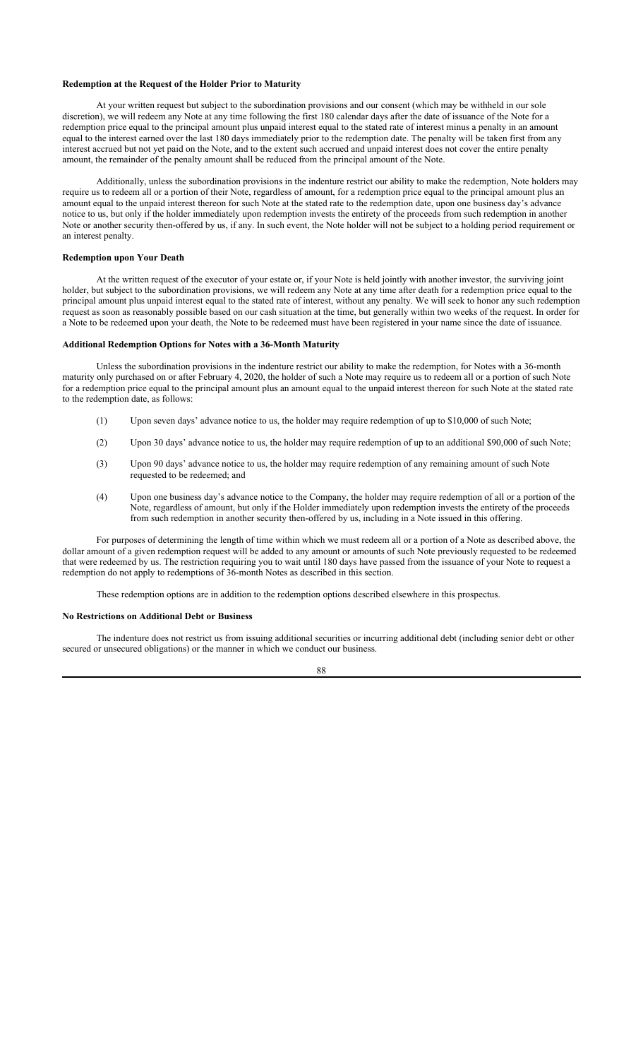**Redemption at the Request of the Holder Prior to Maturity**

At your written request but subject to the subordination provisions and our consent (which may be withheld in our sole discretion), we will redeem any Note at any time following the first 180 calendar days after the date of issuance of the Note for a redemption price equal to the principal amount plus unpaid interest equal to the stated rate of interest minus a penalty in an amount equal to the interest earned over the last 180 days immediately prior to the redemption date. The penalty will be taken first from any interest accrued but not yet paid on the Note, and to the extent such accrued and unpaid interest does not cover the entire penalty amount, the remainder of the penalty amount shall be reduced from the principal amount of the Note.

Additionally, unless the subordination provisions in the indenture restrict our ability to make the redemption, Note holders may require us to redeem all or a portion of their Note, regardless of amount, for a redemption price equal to the principal amount plus an amount equal to the unpaid interest thereon for such Note at the stated rate to the redemption date, upon one business day's advance notice to us, but only if the holder immediately upon redemption invests the entirety of the proceeds from such redemption in another Note or another security then-offered by us, if any. In such event, the Note holder will not be subject to a holding period requirement or an interest penalty.

**Redemption upon Your Death**

At the written request of the executor of your estate or, if your Note is held jointly with another investor, the surviving joint holder, but subject to the subordination provisions, we will redeem any Note at any time after death for a redemption price equal to the principal amount plus unpaid interest equal to the stated rate of interest, without any penalty. We will seek to honor any such redemption request as soon as reasonably possible based on our cash situation at the time, but generally within two weeks of the request. In order for a Note to be redeemed upon your death, the Note to be redeemed must have been registered in your name since the date of issuance.

**Additional Redemption Options for Notes with a 36-Month Maturity**

Unless the subordination provisions in the indenture restrict our ability to make the redemption, for Notes with a 36-month maturity only purchased on or after February 4, 2020, the holder of such a Note may require us to redeem all or a portion of such Note for a redemption price equal to the principal amount plus an amount equal to the unpaid interest thereon for such Note at the stated rate to the redemption date, as follows:

(1) Upon seven days' advance notice to us, the holder may require redemption of up to $10,000 of such Note;

(2) Upon 30 days' advance notice to us, the holder may require redemption of up to an additional $90,000 of such Note;

(3) Upon 90 days' advance notice to us, the holder may require redemption of any remaining amount of such Note requested to be redeemed; and

(4) Upon one business day's advance notice to the Company, the holder may require redemption of all or a portion of the Note, regardless of amount, but only if the Holder immediately upon redemption invests the entirety of the proceeds from such redemption in another security then-offered by us, including in a Note issued in this offering.

For purposes of determining the length of time within which we must redeem all or a portion of a Note as described above, the dollar amount of a given redemption request will be added to any amount or amounts of such Note previously requested to be redeemed that were redeemed by us. The restriction requiring you to wait until 180 days have passed from the issuance of your Note to request a redemption do not apply to redemptions of 36-month Notes as described in this section.

These redemption options are in addition to the redemption options described elsewhere in this prospectus.

**No Restrictions on Additional Debt or Business**

The indenture does not restrict us from issuing additional securities or incurring additional debt (including senior debt or other secured or unsecured obligations) or the manner in which we conduct our business.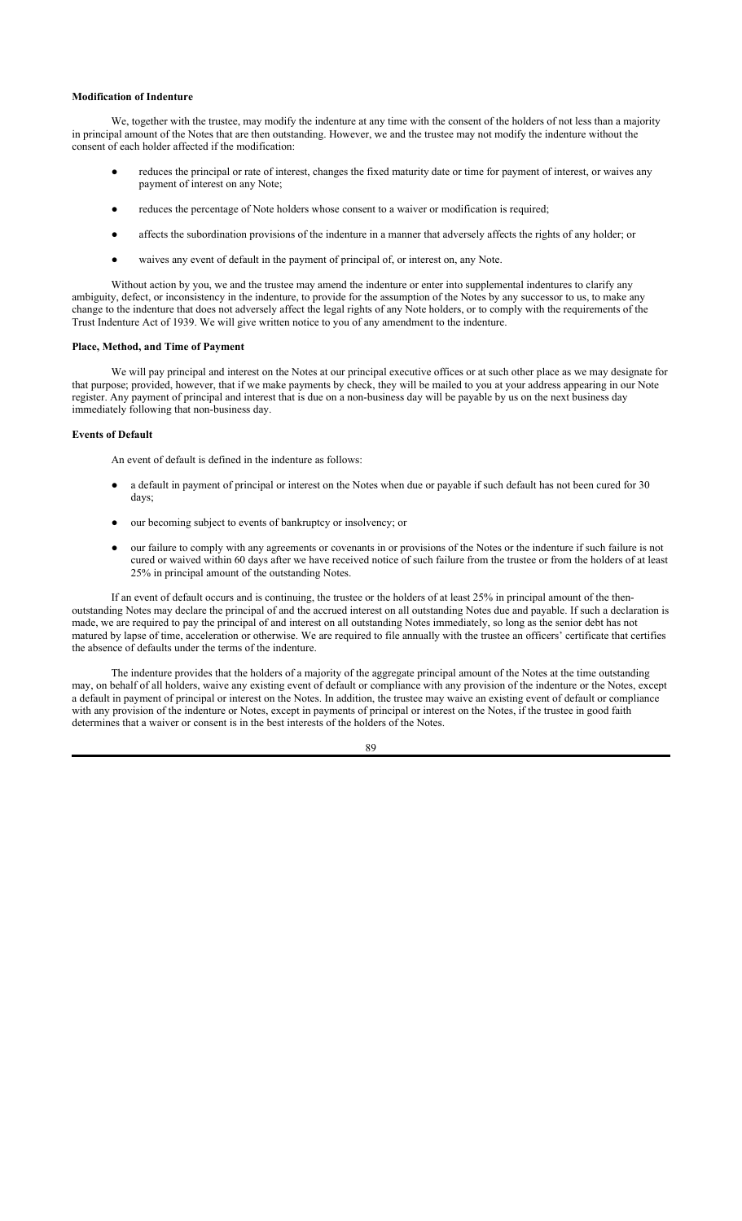**Modification of Indenture**

We, together with the trustee, may modify the indenture at any time with the consent of the holders of not less than a majority in principal amount of the Notes that are then outstanding. However, we and the trustee may not modify the indenture without the consent of each holder affected if the modification:

- reduces the principal or rate of interest, changes the fixed maturity date or time for payment of interest, or waives any payment of interest on any Note;
- reduces the percentage of Note holders whose consent to a waiver or modification is required;
- affects the subordination provisions of the indenture in a manner that adversely affects the rights of any holder; or
- waives any event of default in the payment of principal of, or interest on, any Note.

Without action by you, we and the trustee may amend the indenture or enter into supplemental indentures to clarify any ambiguity, defect, or inconsistency in the indenture, to provide for the assumption of the Notes by any successor to us, to make any change to the indenture that does not adversely affect the legal rights of any Note holders, or to comply with the requirements of the Trust Indenture Act of 1939. We will give written notice to you of any amendment to the indenture.

**Place, Method, and Time of Payment**

We will pay principal and interest on the Notes at our principal executive offices or at such other place as we may designate for that purpose; provided, however, that if we make payments by check, they will be mailed to you at your address appearing in our Note register. Any payment of principal and interest that is due on a non-business day will be payable by us on the next business day immediately following that non-business day.

**Events of Default**

An event of default is defined in the indenture as follows:

- a default in payment of principal or interest on the Notes when due or payable if such default has not been cured for 30 days;
- our becoming subject to events of bankruptcy or insolvency; or
- our failure to comply with any agreements or covenants in or provisions of the Notes or the indenture if such failure is not cured or waived within 60 days after we have received notice of such failure from the trustee or from the holders of at least 25% in principal amount of the outstanding Notes.

If an event of default occurs and is continuing, the trustee or the holders of at least 25% in principal amount of the then-outstanding Notes may declare the principal of and the accrued interest on all outstanding Notes due and payable. If such a declaration is made, we are required to pay the principal of and interest on all outstanding Notes immediately, so long as the senior debt has not matured by lapse of time, acceleration or otherwise. We are required to file annually with the trustee an officers' certificate that certifies the absence of defaults under the terms of the indenture.

The indenture provides that the holders of a majority of the aggregate principal amount of the Notes at the time outstanding may, on behalf of all holders, waive any existing event of default or compliance with any provision of the indenture or the Notes, except a default in payment of principal or interest on the Notes. In addition, the trustee may waive an existing event of default or compliance with any provision of the indenture or Notes, except in payments of principal or interest on the Notes, if the trustee in good faith determines that a waiver or consent is in the best interests of the holders of the Notes.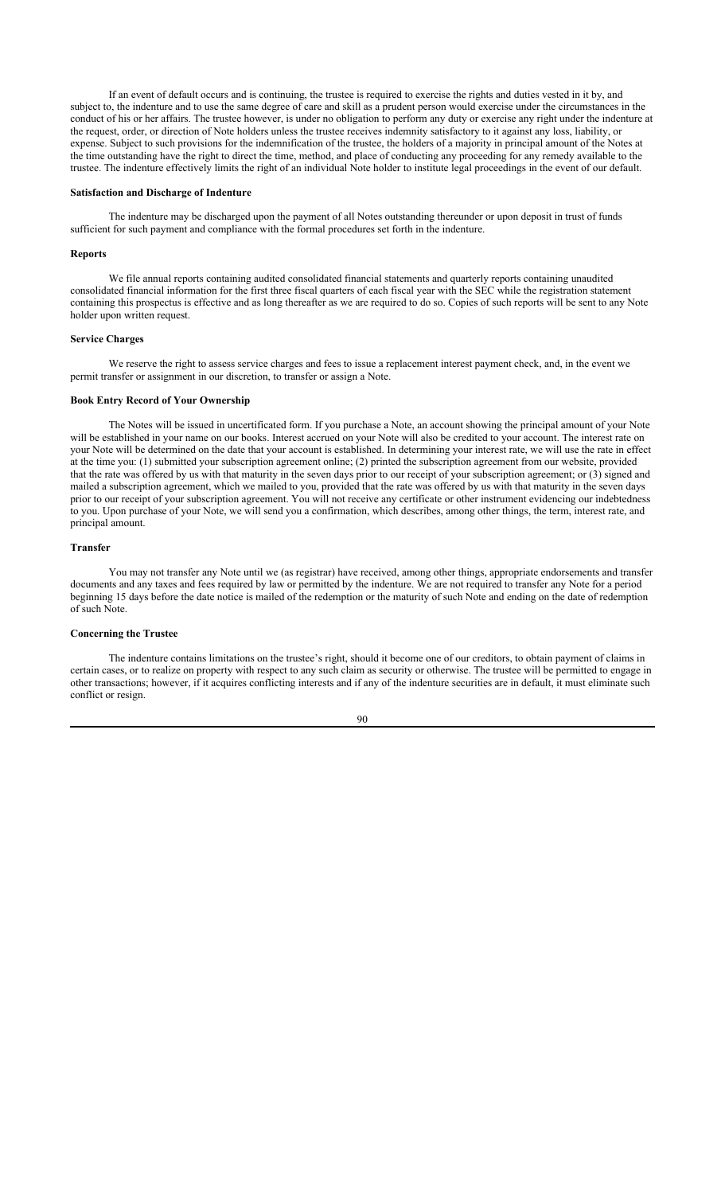If an event of default occurs and is continuing, the trustee is required to exercise the rights and duties vested in it by, and subject to, the indenture and to use the same degree of care and skill as a prudent person would exercise under the circumstances in the conduct of his or her affairs. The trustee however, is under no obligation to perform any duty or exercise any right under the indenture at the request, order, or direction of Note holders unless the trustee receives indemnity satisfactory to it against any loss, liability, or expense. Subject to such provisions for the indemnification of the trustee, the holders of a majority in principal amount of the Notes at the time outstanding have the right to direct the time, method, and place of conducting any proceeding for any remedy available to the trustee. The indenture effectively limits the right of an individual Note holder to institute legal proceedings in the event of our default.

#### Satisfaction and Discharge of Indenture

The indenture may be discharged upon the payment of all Notes outstanding thereunder or upon deposit in trust of funds sufficient for such payment and compliance with the formal procedures set forth in the indenture.

#### Reports

We file annual reports containing audited consolidated financial statements and quarterly reports containing unaudited consolidated financial information for the first three fiscal quarters of each fiscal year with the SEC while the registration statement containing this prospectus is effective and as long thereafter as we are required to do so. Copies of such reports will be sent to any Note holder upon written request.

#### Service Charges

We reserve the right to assess service charges and fees to issue a replacement interest payment check, and, in the event we permit transfer or assignment in our discretion, to transfer or assign a Note.

#### Book Entry Record of Your Ownership

The Notes will be issued in uncertificated form. If you purchase a Note, an account showing the principal amount of your Note will be established in your name on our books. Interest accrued on your Note will also be credited to your account. The interest rate on your Note will be determined on the date that your account is established. In determining your interest rate, we will use the rate in effect at the time you: (1) submitted your subscription agreement online; (2) printed the subscription agreement from our website, provided that the rate was offered by us with that maturity in the seven days prior to our receipt of your subscription agreement; or (3) signed and mailed a subscription agreement, which we mailed to you, provided that the rate was offered by us with that maturity in the seven days prior to our receipt of your subscription agreement. You will not receive any certificate or other instrument evidencing our indebtedness to you. Upon purchase of your Note, we will send you a confirmation, which describes, among other things, the term, interest rate, and principal amount.

#### Transfer

You may not transfer any Note until we (as registrar) have received, among other things, appropriate endorsements and transfer documents and any taxes and fees required by law or permitted by the indenture. We are not required to transfer any Note for a period beginning 15 days before the date notice is mailed of the redemption or the maturity of such Note and ending on the date of redemption of such Note.

#### Concerning the Trustee

The indenture contains limitations on the trustee's right, should it become one of our creditors, to obtain payment of claims in certain cases, or to realize on property with respect to any such claim as security or otherwise. The trustee will be permitted to engage in other transactions; however, if it acquires conflicting interests and if any of the indenture securities are in default, it must eliminate such conflict or resign.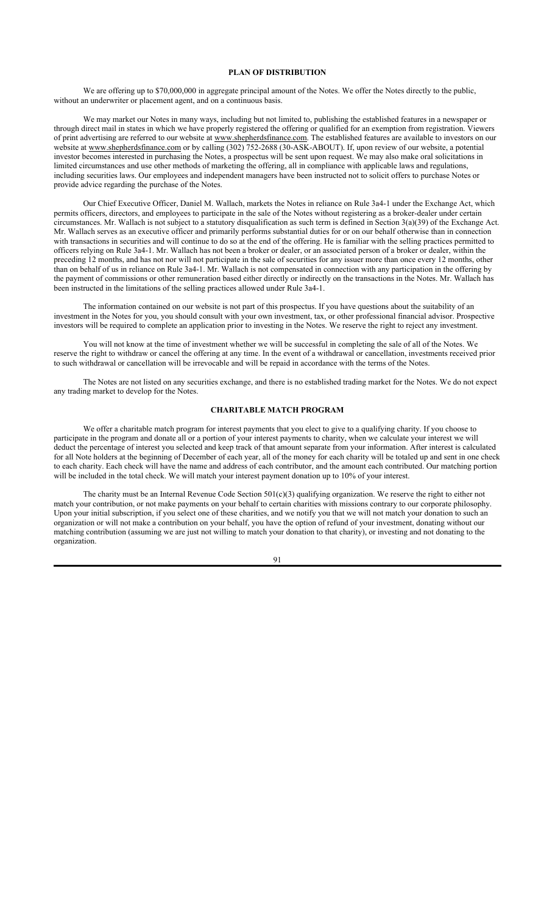## PLAN OF DISTRIBUTION

We are offering up to $70,000,000 in aggregate principal amount of the Notes. We offer the Notes directly to the public, without an underwriter or placement agent, and on a continuous basis.

We may market our Notes in many ways, including but not limited to, publishing the established features in a newspaper or through direct mail in states in which we have properly registered the offering or qualified for an exemption from registration. Viewers of print advertising are referred to our website at www.shepherdsfinance.com. The established features are available to investors on our website at www.shepherdsfinance.com or by calling (302) 752-2688 (30-ASK-ABOUT). If, upon review of our website, a potential investor becomes interested in purchasing the Notes, a prospectus will be sent upon request. We may also make oral solicitations in limited circumstances and use other methods of marketing the offering, all in compliance with applicable laws and regulations, including securities laws. Our employees and independent managers have been instructed not to solicit offers to purchase Notes or provide advice regarding the purchase of the Notes.

Our Chief Executive Officer, Daniel M. Wallach, markets the Notes in reliance on Rule 3a4-1 under the Exchange Act, which permits officers, directors, and employees to participate in the sale of the Notes without registering as a broker-dealer under certain circumstances. Mr. Wallach is not subject to a statutory disqualification as such term is defined in Section 3(a)(39) of the Exchange Act. Mr. Wallach serves as an executive officer and primarily performs substantial duties for or on our behalf otherwise than in connection with transactions in securities and will continue to do so at the end of the offering. He is familiar with the selling practices permitted to officers relying on Rule 3a4-1. Mr. Wallach has not been a broker or dealer, or an associated person of a broker or dealer, within the preceding 12 months, and has not nor will not participate in the sale of securities for any issuer more than once every 12 months, other than on behalf of us in reliance on Rule 3a4-1. Mr. Wallach is not compensated in connection with any participation in the offering by the payment of commissions or other remuneration based either directly or indirectly on the transactions in the Notes. Mr. Wallach has been instructed in the limitations of the selling practices allowed under Rule 3a4-1.

The information contained on our website is not part of this prospectus. If you have questions about the suitability of an investment in the Notes for you, you should consult with your own investment, tax, or other professional financial advisor. Prospective investors will be required to complete an application prior to investing in the Notes. We reserve the right to reject any investment.

You will not know at the time of investment whether we will be successful in completing the sale of all of the Notes. We reserve the right to withdraw or cancel the offering at any time. In the event of a withdrawal or cancellation, investments received prior to such withdrawal or cancellation will be irrevocable and will be repaid in accordance with the terms of the Notes.

The Notes are not listed on any securities exchange, and there is no established trading market for the Notes. We do not expect any trading market to develop for the Notes.

## CHARITABLE MATCH PROGRAM

We offer a charitable match program for interest payments that you elect to give to a qualifying charity. If you choose to participate in the program and donate all or a portion of your interest payments to charity, when we calculate your interest we will deduct the percentage of interest you selected and keep track of that amount separate from your information. After interest is calculated for all Note holders at the beginning of December of each year, all of the money for each charity will be totaled up and sent in one check to each charity. Each check will have the name and address of each contributor, and the amount each contributed. Our matching portion will be included in the total check. We will match your interest payment donation up to 10% of your interest.

The charity must be an Internal Revenue Code Section 501(c)(3) qualifying organization. We reserve the right to either not match your contribution, or not make payments on your behalf to certain charities with missions contrary to our corporate philosophy. Upon your initial subscription, if you select one of these charities, and we notify you that we will not match your donation to such an organization or will not make a contribution on your behalf, you have the option of refund of your investment, donating without our matching contribution (assuming we are just not willing to match your donation to that charity), or investing and not donating to the organization.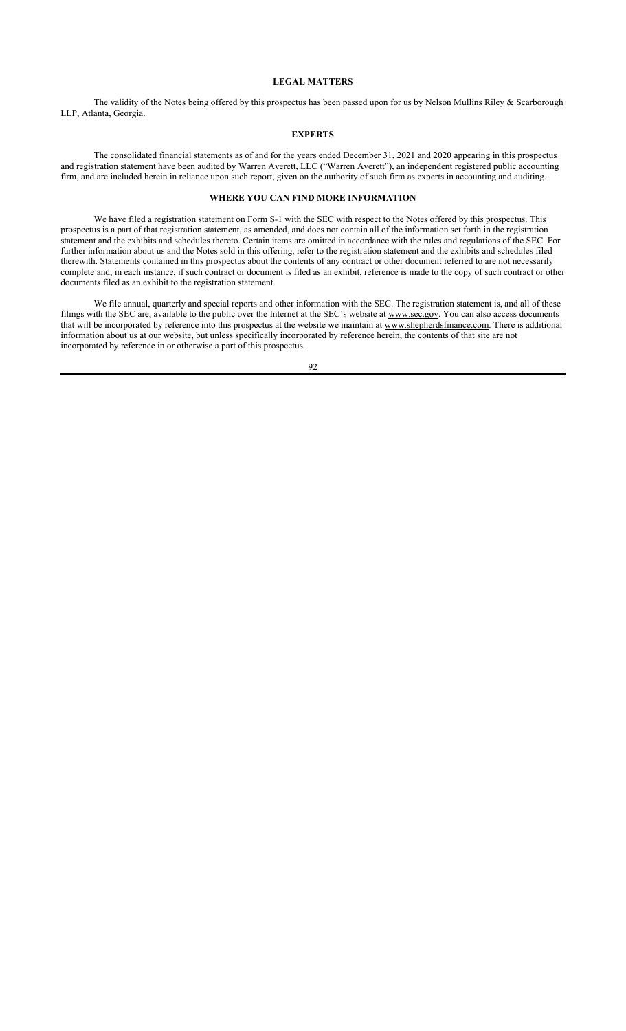## LEGAL MATTERS

The validity of the Notes being offered by this prospectus has been passed upon for us by Nelson Mullins Riley & Scarborough LLP, Atlanta, Georgia.

## EXPERTS

The consolidated financial statements as of and for the years ended December 31, 2021 and 2020 appearing in this prospectus and registration statement have been audited by Warren Averett, LLC ("Warren Averett"), an independent registered public accounting firm, and are included herein in reliance upon such report, given on the authority of such firm as experts in accounting and auditing.

## WHERE YOU CAN FIND MORE INFORMATION

We have filed a registration statement on Form S-1 with the SEC with respect to the Notes offered by this prospectus. This prospectus is a part of that registration statement, as amended, and does not contain all of the information set forth in the registration statement and the exhibits and schedules thereto. Certain items are omitted in accordance with the rules and regulations of the SEC. For further information about us and the Notes sold in this offering, refer to the registration statement and the exhibits and schedules filed therewith. Statements contained in this prospectus about the contents of any contract or other document referred to are not necessarily complete and, in each instance, if such contract or document is filed as an exhibit, reference is made to the copy of such contract or other documents filed as an exhibit to the registration statement.

We file annual, quarterly and special reports and other information with the SEC. The registration statement is, and all of these filings with the SEC are, available to the public over the Internet at the SEC's website at www.sec.gov. You can also access documents that will be incorporated by reference into this prospectus at the website we maintain at www.shepherdsfinance.com. There is additional information about us at our website, but unless specifically incorporated by reference herein, the contents of that site are not incorporated by reference in or otherwise a part of this prospectus.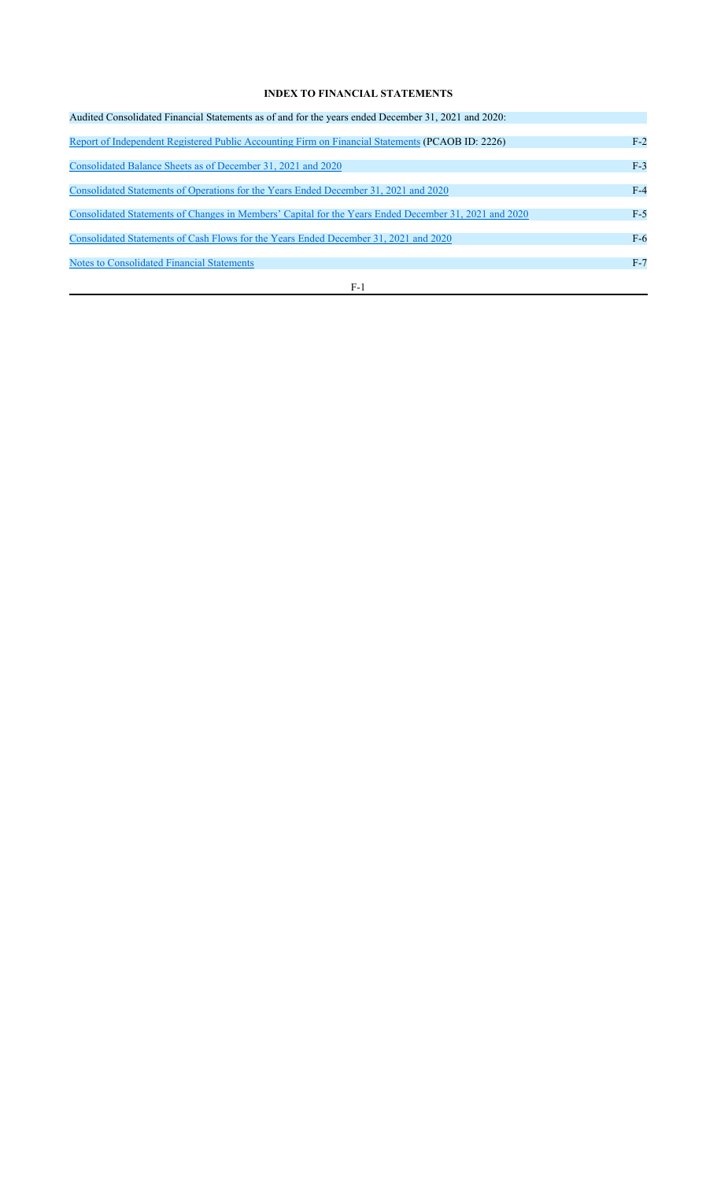# INDEX TO FINANCIAL STATEMENTS

| Audited Consolidated Financial Statements as of and for the years ended December 31, 2021 and 2020: | |
|---|---|
| Report of Independent Registered Public Accounting Firm on Financial Statements (PCAOB ID: 2226) | F-2 |
| Consolidated Balance Sheets as of December 31, 2021 and 2020 | F-3 |
| Consolidated Statements of Operations for the Years Ended December 31, 2021 and 2020 | F-4 |
| Consolidated Statements of Changes in Members' Capital for the Years Ended December 31, 2021 and 2020 | F-5 |
| Consolidated Statements of Cash Flows for the Years Ended December 31, 2021 and 2020 | F-6 |
| Notes to Consolidated Financial Statements | F-7 |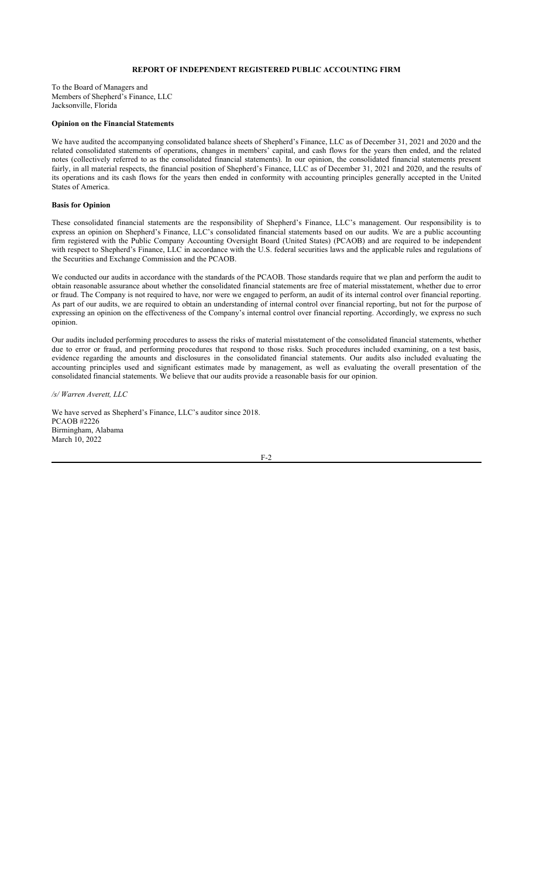# REPORT OF INDEPENDENT REGISTERED PUBLIC ACCOUNTING FIRM

To the Board of Managers and
Members of Shepherd's Finance, LLC
Jacksonville, Florida

**Opinion on the Financial Statements**

We have audited the accompanying consolidated balance sheets of Shepherd's Finance, LLC as of December 31, 2021 and 2020 and the related consolidated statements of operations, changes in members' capital, and cash flows for the years then ended, and the related notes (collectively referred to as the consolidated financial statements). In our opinion, the consolidated financial statements present fairly, in all material respects, the financial position of Shepherd's Finance, LLC as of December 31, 2021 and 2020, and the results of its operations and its cash flows for the years then ended in conformity with accounting principles generally accepted in the United States of America.

**Basis for Opinion**

These consolidated financial statements are the responsibility of Shepherd's Finance, LLC's management. Our responsibility is to express an opinion on Shepherd's Finance, LLC's consolidated financial statements based on our audits. We are a public accounting firm registered with the Public Company Accounting Oversight Board (United States) (PCAOB) and are required to be independent with respect to Shepherd's Finance, LLC in accordance with the U.S. federal securities laws and the applicable rules and regulations of the Securities and Exchange Commission and the PCAOB.

We conducted our audits in accordance with the standards of the PCAOB. Those standards require that we plan and perform the audit to obtain reasonable assurance about whether the consolidated financial statements are free of material misstatement, whether due to error or fraud. The Company is not required to have, nor were we engaged to perform, an audit of its internal control over financial reporting. As part of our audits, we are required to obtain an understanding of internal control over financial reporting, but not for the purpose of expressing an opinion on the effectiveness of the Company's internal control over financial reporting. Accordingly, we express no such opinion.

Our audits included performing procedures to assess the risks of material misstatement of the consolidated financial statements, whether due to error or fraud, and performing procedures that respond to those risks. Such procedures included examining, on a test basis, evidence regarding the amounts and disclosures in the consolidated financial statements. Our audits also included evaluating the accounting principles used and significant estimates made by management, as well as evaluating the overall presentation of the consolidated financial statements. We believe that our audits provide a reasonable basis for our opinion.

*/s/ Warren Averett, LLC*

We have served as Shepherd's Finance, LLC's auditor since 2018.
PCAOB #2226
Birmingham, Alabama
March 10, 2022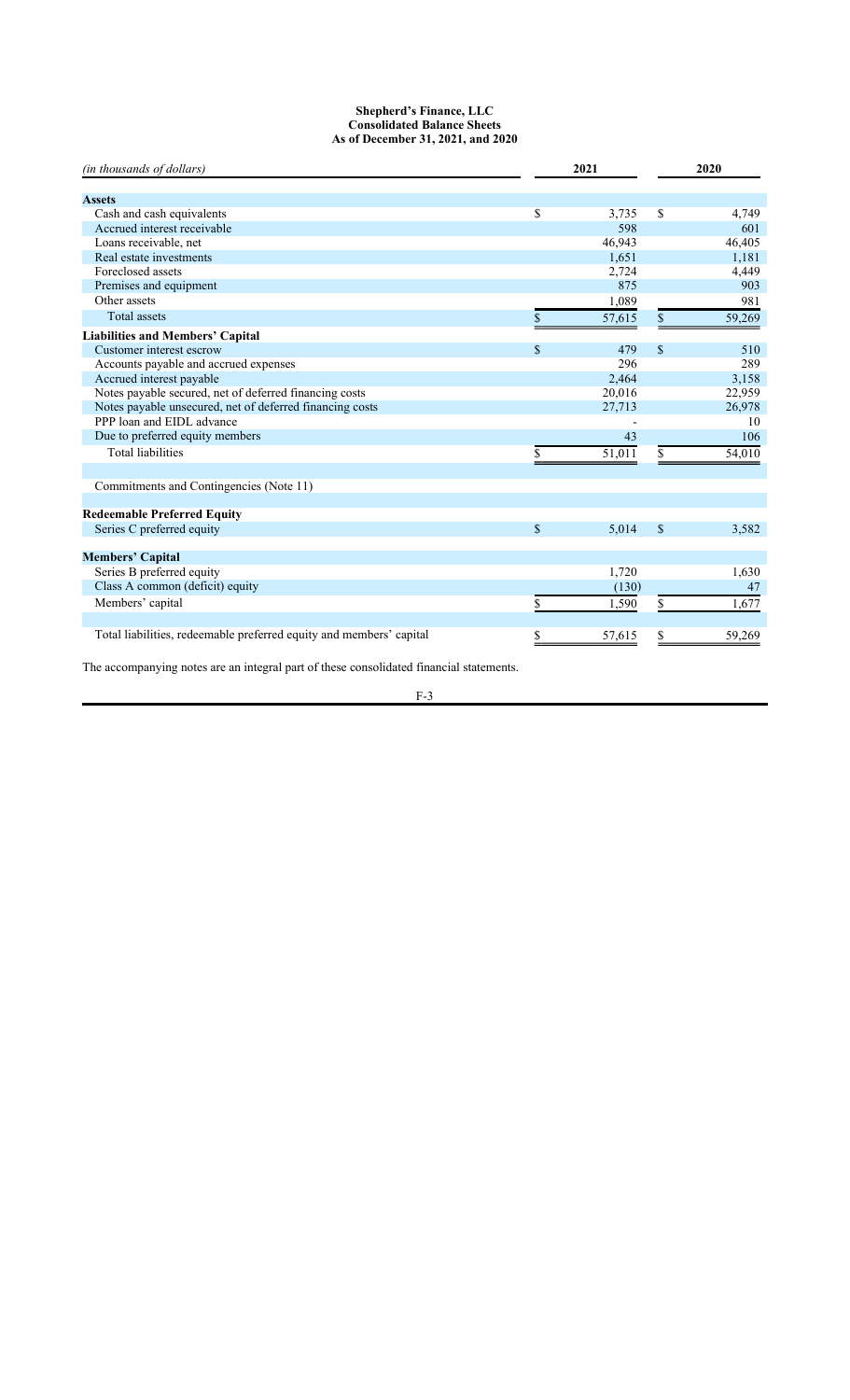**Shepherd's Finance, LLC**
**Consolidated Balance Sheets**
**As of December 31, 2021, and 2020**

| *(in thousands of dollars)* | 2021 | 2020 |
|---|---|---|
| **Assets** | | |
| Cash and cash equivalents | $ 3,735 | $ 4,749 |
| Accrued interest receivable | 598 | 601 |
| Loans receivable, net | 46,943 | 46,405 |
| Real estate investments | 1,651 | 1,181 |
| Foreclosed assets | 2,724 | 4,449 |
| Premises and equipment | 875 | 903 |
| Other assets | 1,089 | 981 |
| Total assets | $ 57,615 | $ 59,269 |
| **Liabilities and Members' Capital** | | |
| Customer interest escrow | $ 479 | $ 510 |
| Accounts payable and accrued expenses | 296 | 289 |
| Accrued interest payable | 2,464 | 3,158 |
| Notes payable secured, net of deferred financing costs | 20,016 | 22,959 |
| Notes payable unsecured, net of deferred financing costs | 27,713 | 26,978 |
| PPP loan and EIDL advance | - | 10 |
| Due to preferred equity members | 43 | 106 |
| Total liabilities | $ 51,011 | $ 54,010 |
| | | |
| Commitments and Contingencies (Note 11) | | |
| | | |
| **Redeemable Preferred Equity** | | |
| Series C preferred equity | $ 5,014 | $ 3,582 |
| | | |
| **Members' Capital** | | |
| Series B preferred equity | 1,720 | 1,630 |
| Class A common (deficit) equity | (130) | 47 |
| Members' capital | $ 1,590 | $ 1,677 |
| | | |
| Total liabilities, redeemable preferred equity and members' capital | $ 57,615 | $ 59,269 |

The accompanying notes are an integral part of these consolidated financial statements.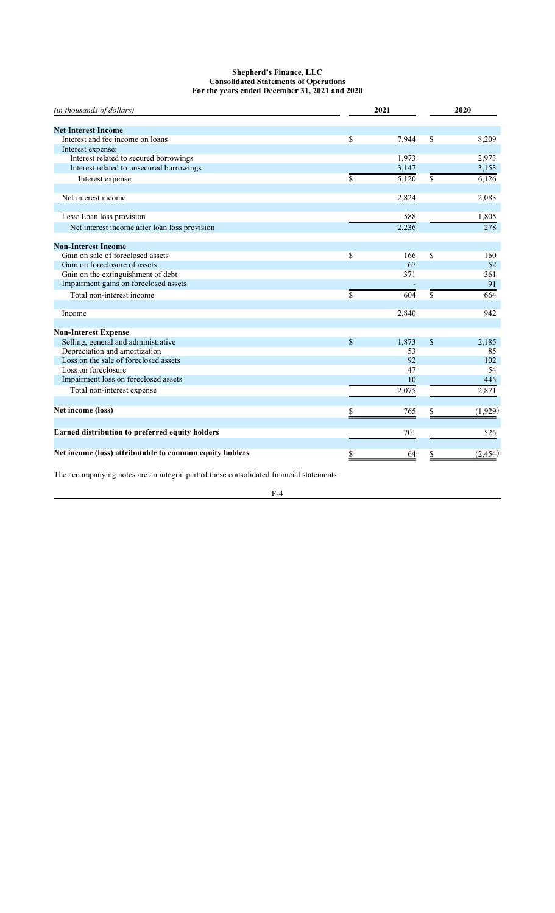**Shepherd's Finance, LLC**
**Consolidated Statements of Operations**
**For the years ended December 31, 2021 and 2020**

| *(in thousands of dollars)* | 2021 | 2020 |
|---|---|---|
| **Net Interest Income** | | |
| Interest and fee income on loans | $ 7,944 | $ 8,209 |
| Interest expense: | | |
| Interest related to secured borrowings | 1,973 | 2,973 |
| Interest related to unsecured borrowings | 3,147 | 3,153 |
| Interest expense | $ 5,120 | $ 6,126 |
| | | |
| Net interest income | 2,824 | 2,083 |
| | | |
| Less: Loan loss provision | 588 | 1,805 |
| Net interest income after loan loss provision | 2,236 | 278 |
| | | |
| **Non-Interest Income** | | |
| Gain on sale of foreclosed assets | $ 166 | $ 160 |
| Gain on foreclosure of assets | 67 | 52 |
| Gain on the extinguishment of debt | 371 | 361 |
| Impairment gains on foreclosed assets | - | 91 |
| Total non-interest income | $ 604 | $ 664 |
| | | |
| Income | 2,840 | 942 |
| | | |
| **Non-Interest Expense** | | |
| Selling, general and administrative | $ 1,873 | $ 2,185 |
| Depreciation and amortization | 53 | 85 |
| Loss on the sale of foreclosed assets | 92 | 102 |
| Loss on foreclosure | 47 | 54 |
| Impairment loss on foreclosed assets | 10 | 445 |
| Total non-interest expense | 2,075 | 2,871 |
| | | |
| **Net income (loss)** | $ 765 | $ (1,929) |
| | | |
| **Earned distribution to preferred equity holders** | 701 | 525 |
| | | |
| **Net income (loss) attributable to common equity holders** | $ 64 | $ (2,454) |

The accompanying notes are an integral part of these consolidated financial statements.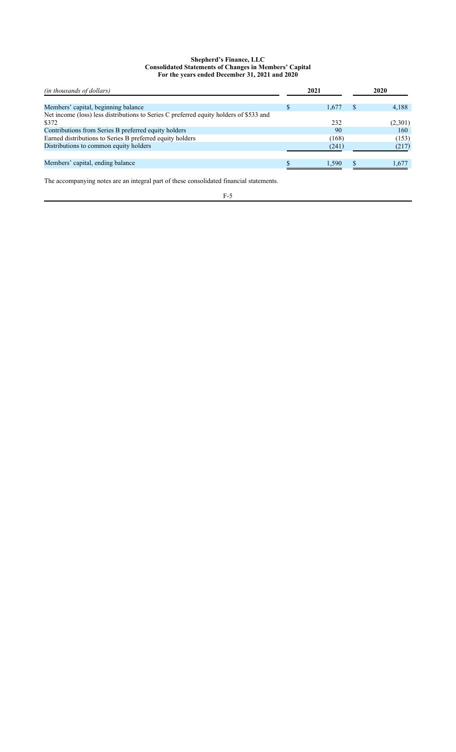**Shepherd's Finance, LLC**
**Consolidated Statements of Changes in Members' Capital**
**For the years ended December 31, 2021 and 2020**

| *(in thousands of dollars)* | 2021 | 2020 |
|---|---|---|
| Members' capital, beginning balance | $ 1,677 | $ 4,188 |
| Net income (loss) less distributions to Series C preferred equity holders of $533 and $372 | 232 | (2,301) |
| Contributions from Series B preferred equity holders | 90 | 160 |
| Earned distributions to Series B preferred equity holders | (168) | (153) |
| Distributions to common equity holders | (241) | (217) |
| Members' capital, ending balance | $ 1,590 | $ 1,677 |

The accompanying notes are an integral part of these consolidated financial statements.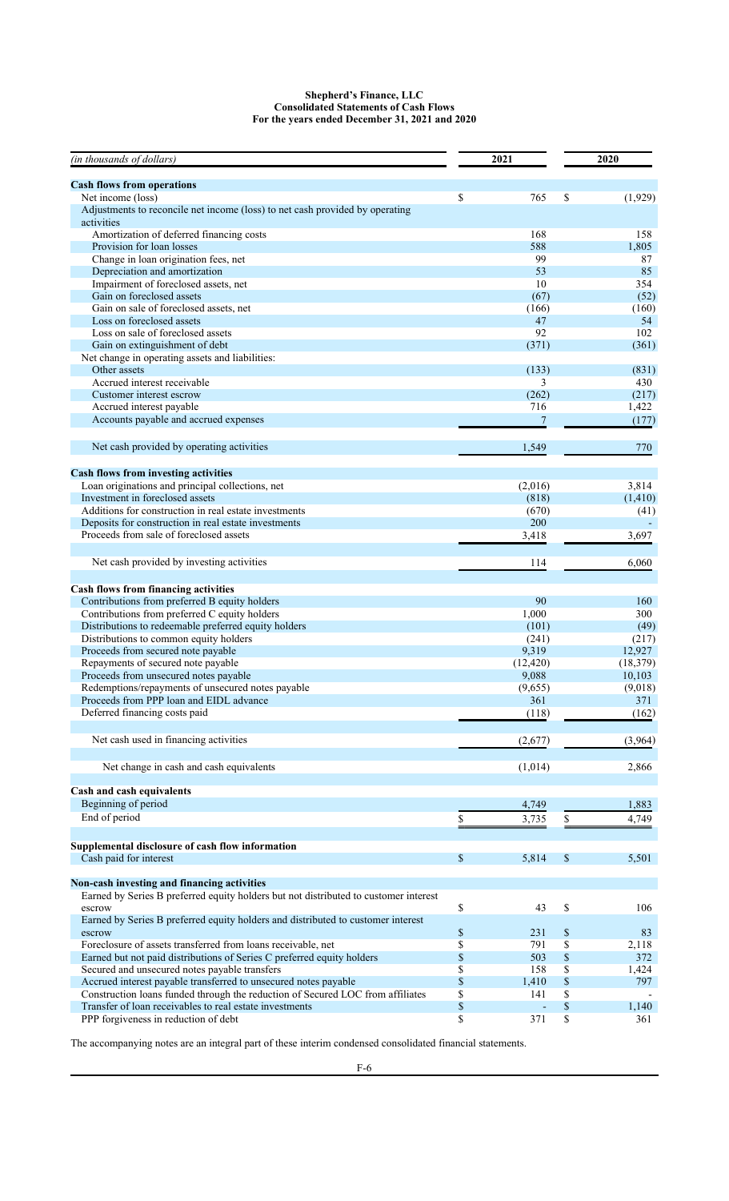**Shepherd's Finance, LLC**
**Consolidated Statements of Cash Flows**
**For the years ended December 31, 2021 and 2020**

| *(in thousands of dollars)* | 2021 | 2020 |
|---|---|---|
| **Cash flows from operations** | | |
| Net income (loss) | $ 765 | $ (1,929) |
| Adjustments to reconcile net income (loss) to net cash provided by operating activities | | |
| Amortization of deferred financing costs | 168 | 158 |
| Provision for loan losses | 588 | 1,805 |
| Change in loan origination fees, net | 99 | 87 |
| Depreciation and amortization | 53 | 85 |
| Impairment of foreclosed assets, net | 10 | 354 |
| Gain on foreclosed assets | (67) | (52) |
| Gain on sale of foreclosed assets, net | (166) | (160) |
| Loss on foreclosed assets | 47 | 54 |
| Loss on sale of foreclosed assets | 92 | 102 |
| Gain on extinguishment of debt | (371) | (361) |
| Net change in operating assets and liabilities: | | |
| Other assets | (133) | (831) |
| Accrued interest receivable | 3 | 430 |
| Customer interest escrow | (262) | (217) |
| Accrued interest payable | 716 | 1,422 |
| Accounts payable and accrued expenses | 7 | (177) |
| Net cash provided by operating activities | 1,549 | 770 |
| **Cash flows from investing activities** | | |
| Loan originations and principal collections, net | (2,016) | 3,814 |
| Investment in foreclosed assets | (818) | (1,410) |
| Additions for construction in real estate investments | (670) | (41) |
| Deposits for construction in real estate investments | 200 | - |
| Proceeds from sale of foreclosed assets | 3,418 | 3,697 |
| Net cash provided by investing activities | 114 | 6,060 |
| **Cash flows from financing activities** | | |
| Contributions from preferred B equity holders | 90 | 160 |
| Contributions from preferred C equity holders | 1,000 | 300 |
| Distributions to redeemable preferred equity holders | (101) | (49) |
| Distributions to common equity holders | (241) | (217) |
| Proceeds from secured note payable | 9,319 | 12,927 |
| Repayments of secured note payable | (12,420) | (18,379) |
| Proceeds from unsecured notes payable | 9,088 | 10,103 |
| Redemptions/repayments of unsecured notes payable | (9,655) | (9,018) |
| Proceeds from PPP loan and EIDL advance | 361 | 371 |
| Deferred financing costs paid | (118) | (162) |
| Net cash used in financing activities | (2,677) | (3,964) |
| Net change in cash and cash equivalents | (1,014) | 2,866 |
| **Cash and cash equivalents** | | |
| Beginning of period | 4,749 | 1,883 |
| End of period | $ 3,735 | $ 4,749 |
| **Supplemental disclosure of cash flow information** | | |
| Cash paid for interest | $ 5,814 | $ 5,501 |
| **Non-cash investing and financing activities** | | |
| Earned by Series B preferred equity holders but not distributed to customer interest escrow | $ 43 | $ 106 |
| Earned by Series B preferred equity holders and distributed to customer interest escrow | $ 231 | $ 83 |
| Foreclosure of assets transferred from loans receivable, net | $ 791 | $ 2,118 |
| Earned but not paid distributions of Series C preferred equity holders | $ 503 | $ 372 |
| Secured and unsecured notes payable transfers | $ 158 | $ 1,424 |
| Accrued interest payable transferred to unsecured notes payable | $ 1,410 | $ 797 |
| Construction loans funded through the reduction of Secured LOC from affiliates | $ 141 | $ - |
| Transfer of loan receivables to real estate investments | $ - | $ 1,140 |
| PPP forgiveness in reduction of debt | $ 371 | $ 361 |

The accompanying notes are an integral part of these interim condensed consolidated financial statements.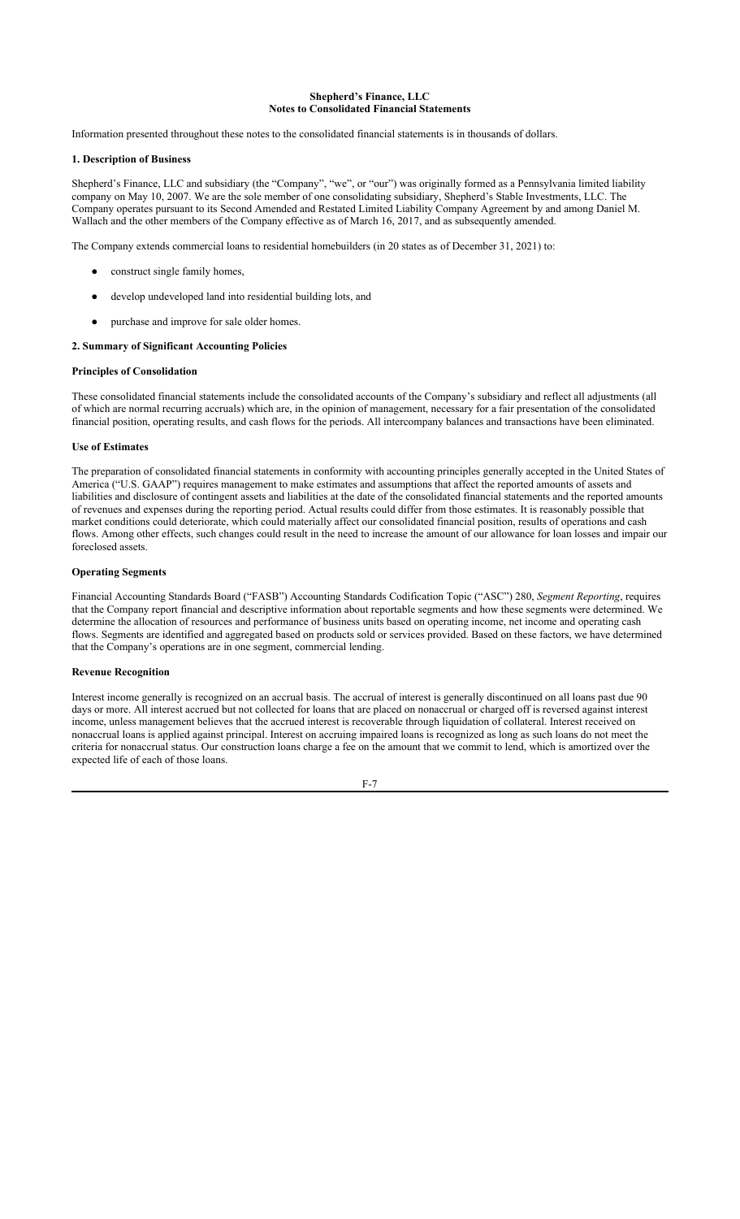**Shepherd's Finance, LLC**
**Notes to Consolidated Financial Statements**

Information presented throughout these notes to the consolidated financial statements is in thousands of dollars.

### 1. Description of Business

Shepherd's Finance, LLC and subsidiary (the "Company", "we", or "our") was originally formed as a Pennsylvania limited liability company on May 10, 2007. We are the sole member of one consolidating subsidiary, Shepherd's Stable Investments, LLC. The Company operates pursuant to its Second Amended and Restated Limited Liability Company Agreement by and among Daniel M. Wallach and the other members of the Company effective as of March 16, 2017, and as subsequently amended.

The Company extends commercial loans to residential homebuilders (in 20 states as of December 31, 2021) to:

- construct single family homes,
- develop undeveloped land into residential building lots, and
- purchase and improve for sale older homes.

### 2. Summary of Significant Accounting Policies

#### Principles of Consolidation

These consolidated financial statements include the consolidated accounts of the Company's subsidiary and reflect all adjustments (all of which are normal recurring accruals) which are, in the opinion of management, necessary for a fair presentation of the consolidated financial position, operating results, and cash flows for the periods. All intercompany balances and transactions have been eliminated.

#### Use of Estimates

The preparation of consolidated financial statements in conformity with accounting principles generally accepted in the United States of America ("U.S. GAAP") requires management to make estimates and assumptions that affect the reported amounts of assets and liabilities and disclosure of contingent assets and liabilities at the date of the consolidated financial statements and the reported amounts of revenues and expenses during the reporting period. Actual results could differ from those estimates. It is reasonably possible that market conditions could deteriorate, which could materially affect our consolidated financial position, results of operations and cash flows. Among other effects, such changes could result in the need to increase the amount of our allowance for loan losses and impair our foreclosed assets.

#### Operating Segments

Financial Accounting Standards Board ("FASB") Accounting Standards Codification Topic ("ASC") 280, *Segment Reporting*, requires that the Company report financial and descriptive information about reportable segments and how these segments were determined. We determine the allocation of resources and performance of business units based on operating income, net income and operating cash flows. Segments are identified and aggregated based on products sold or services provided. Based on these factors, we have determined that the Company's operations are in one segment, commercial lending.

#### Revenue Recognition

Interest income generally is recognized on an accrual basis. The accrual of interest is generally discontinued on all loans past due 90 days or more. All interest accrued but not collected for loans that are placed on nonaccrual or charged off is reversed against interest income, unless management believes that the accrued interest is recoverable through liquidation of collateral. Interest received on nonaccrual loans is applied against principal. Interest on accruing impaired loans is recognized as long as such loans do not meet the criteria for nonaccrual status. Our construction loans charge a fee on the amount that we commit to lend, which is amortized over the expected life of each of those loans.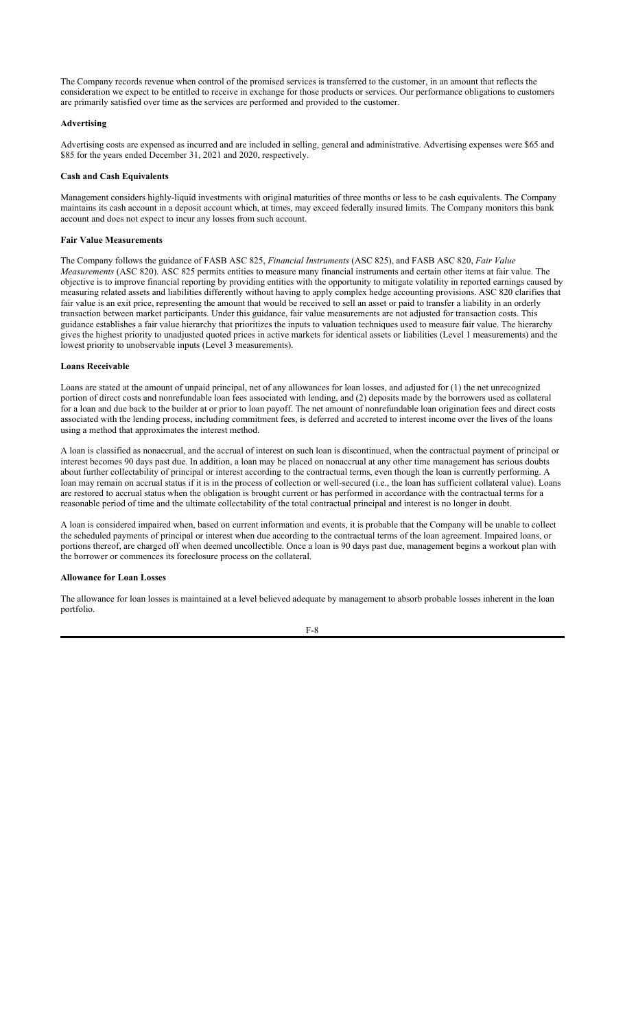The Company records revenue when control of the promised services is transferred to the customer, in an amount that reflects the consideration we expect to be entitled to receive in exchange for those products or services. Our performance obligations to customers are primarily satisfied over time as the services are performed and provided to the customer.

**Advertising**

Advertising costs are expensed as incurred and are included in selling, general and administrative. Advertising expenses were $65 and $85 for the years ended December 31, 2021 and 2020, respectively.

**Cash and Cash Equivalents**

Management considers highly-liquid investments with original maturities of three months or less to be cash equivalents. The Company maintains its cash account in a deposit account which, at times, may exceed federally insured limits. The Company monitors this bank account and does not expect to incur any losses from such account.

**Fair Value Measurements**

The Company follows the guidance of FASB ASC 825, *Financial Instruments* (ASC 825), and FASB ASC 820, *Fair Value Measurements* (ASC 820). ASC 825 permits entities to measure many financial instruments and certain other items at fair value. The objective is to improve financial reporting by providing entities with the opportunity to mitigate volatility in reported earnings caused by measuring related assets and liabilities differently without having to apply complex hedge accounting provisions. ASC 820 clarifies that fair value is an exit price, representing the amount that would be received to sell an asset or paid to transfer a liability in an orderly transaction between market participants. Under this guidance, fair value measurements are not adjusted for transaction costs. This guidance establishes a fair value hierarchy that prioritizes the inputs to valuation techniques used to measure fair value. The hierarchy gives the highest priority to unadjusted quoted prices in active markets for identical assets or liabilities (Level 1 measurements) and the lowest priority to unobservable inputs (Level 3 measurements).

**Loans Receivable**

Loans are stated at the amount of unpaid principal, net of any allowances for loan losses, and adjusted for (1) the net unrecognized portion of direct costs and nonrefundable loan fees associated with lending, and (2) deposits made by the borrowers used as collateral for a loan and due back to the builder at or prior to loan payoff. The net amount of nonrefundable loan origination fees and direct costs associated with the lending process, including commitment fees, is deferred and accreted to interest income over the lives of the loans using a method that approximates the interest method.

A loan is classified as nonaccrual, and the accrual of interest on such loan is discontinued, when the contractual payment of principal or interest becomes 90 days past due. In addition, a loan may be placed on nonaccrual at any other time management has serious doubts about further collectability of principal or interest according to the contractual terms, even though the loan is currently performing. A loan may remain on accrual status if it is in the process of collection or well-secured (i.e., the loan has sufficient collateral value). Loans are restored to accrual status when the obligation is brought current or has performed in accordance with the contractual terms for a reasonable period of time and the ultimate collectability of the total contractual principal and interest is no longer in doubt.

A loan is considered impaired when, based on current information and events, it is probable that the Company will be unable to collect the scheduled payments of principal or interest when due according to the contractual terms of the loan agreement. Impaired loans, or portions thereof, are charged off when deemed uncollectible. Once a loan is 90 days past due, management begins a workout plan with the borrower or commences its foreclosure process on the collateral.

**Allowance for Loan Losses**

The allowance for loan losses is maintained at a level believed adequate by management to absorb probable losses inherent in the loan portfolio.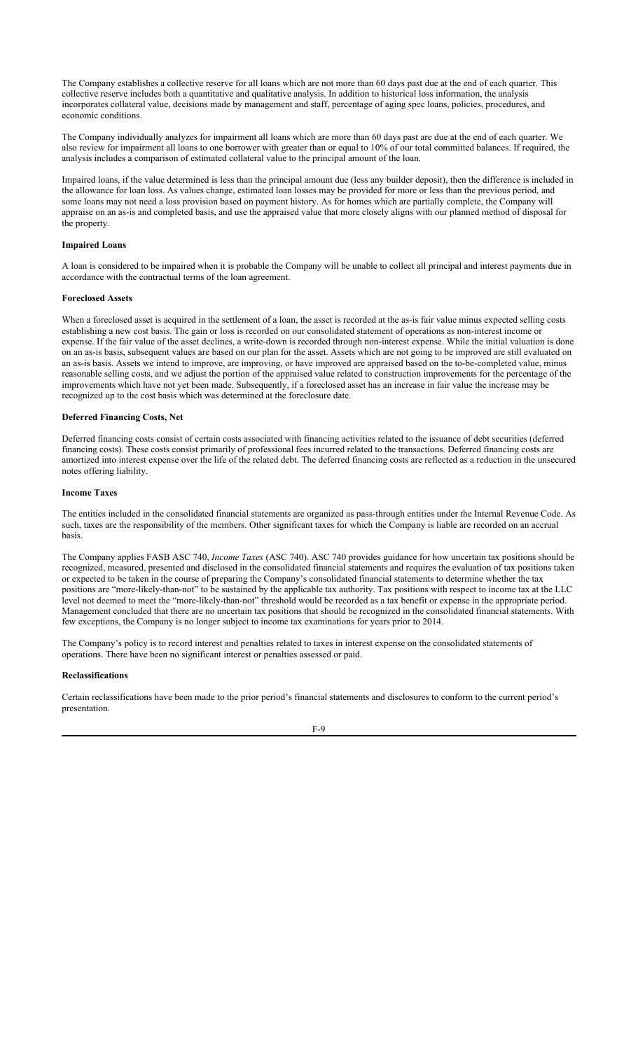The Company establishes a collective reserve for all loans which are not more than 60 days past due at the end of each quarter. This collective reserve includes both a quantitative and qualitative analysis. In addition to historical loss information, the analysis incorporates collateral value, decisions made by management and staff, percentage of aging spec loans, policies, procedures, and economic conditions.

The Company individually analyzes for impairment all loans which are more than 60 days past are due at the end of each quarter. We also review for impairment all loans to one borrower with greater than or equal to 10% of our total committed balances. If required, the analysis includes a comparison of estimated collateral value to the principal amount of the loan.

Impaired loans, if the value determined is less than the principal amount due (less any builder deposit), then the difference is included in the allowance for loan loss. As values change, estimated loan losses may be provided for more or less than the previous period, and some loans may not need a loss provision based on payment history. As for homes which are partially complete, the Company will appraise on an as-is and completed basis, and use the appraised value that more closely aligns with our planned method of disposal for the property.

**Impaired Loans**

A loan is considered to be impaired when it is probable the Company will be unable to collect all principal and interest payments due in accordance with the contractual terms of the loan agreement.

**Foreclosed Assets**

When a foreclosed asset is acquired in the settlement of a loan, the asset is recorded at the as-is fair value minus expected selling costs establishing a new cost basis. The gain or loss is recorded on our consolidated statement of operations as non-interest income or expense. If the fair value of the asset declines, a write-down is recorded through non-interest expense. While the initial valuation is done on an as-is basis, subsequent values are based on our plan for the asset. Assets which are not going to be improved are still evaluated on an as-is basis. Assets we intend to improve, are improving, or have improved are appraised based on the to-be-completed value, minus reasonable selling costs, and we adjust the portion of the appraised value related to construction improvements for the percentage of the improvements which have not yet been made. Subsequently, if a foreclosed asset has an increase in fair value the increase may be recognized up to the cost basis which was determined at the foreclosure date.

**Deferred Financing Costs, Net**

Deferred financing costs consist of certain costs associated with financing activities related to the issuance of debt securities (deferred financing costs). These costs consist primarily of professional fees incurred related to the transactions. Deferred financing costs are amortized into interest expense over the life of the related debt. The deferred financing costs are reflected as a reduction in the unsecured notes offering liability.

**Income Taxes**

The entities included in the consolidated financial statements are organized as pass-through entities under the Internal Revenue Code. As such, taxes are the responsibility of the members. Other significant taxes for which the Company is liable are recorded on an accrual basis.

The Company applies FASB ASC 740, *Income Taxes* (ASC 740). ASC 740 provides guidance for how uncertain tax positions should be recognized, measured, presented and disclosed in the consolidated financial statements and requires the evaluation of tax positions taken or expected to be taken in the course of preparing the Company's consolidated financial statements to determine whether the tax positions are "more-likely-than-not" to be sustained by the applicable tax authority. Tax positions with respect to income tax at the LLC level not deemed to meet the "more-likely-than-not" threshold would be recorded as a tax benefit or expense in the appropriate period. Management concluded that there are no uncertain tax positions that should be recognized in the consolidated financial statements. With few exceptions, the Company is no longer subject to income tax examinations for years prior to 2014.

The Company's policy is to record interest and penalties related to taxes in interest expense on the consolidated statements of operations. There have been no significant interest or penalties assessed or paid.

**Reclassifications**

Certain reclassifications have been made to the prior period's financial statements and disclosures to conform to the current period's presentation.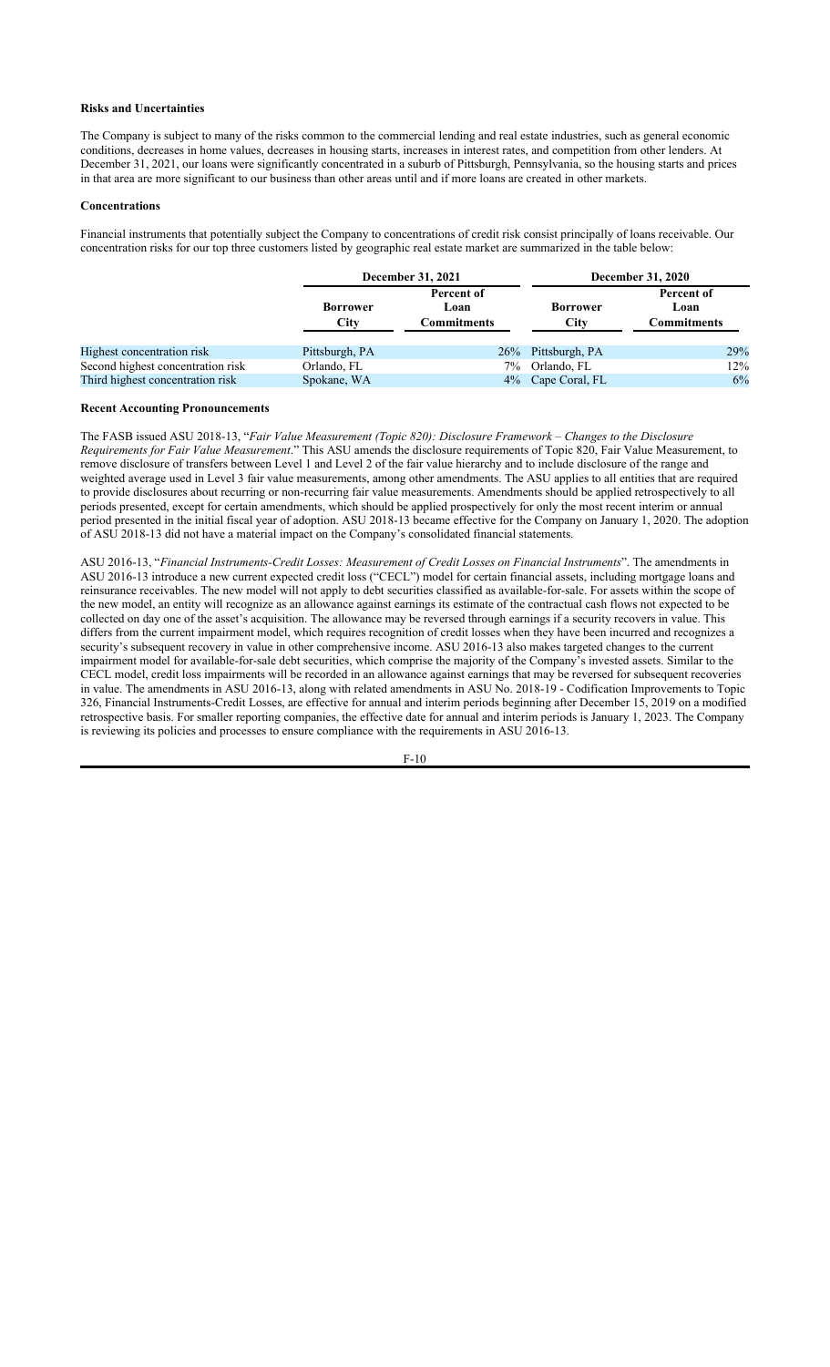**Risks and Uncertainties**

The Company is subject to many of the risks common to the commercial lending and real estate industries, such as general economic conditions, decreases in home values, decreases in housing starts, increases in interest rates, and competition from other lenders. At December 31, 2021, our loans were significantly concentrated in a suburb of Pittsburgh, Pennsylvania, so the housing starts and prices in that area are more significant to our business than other areas until and if more loans are created in other markets.

**Concentrations**

Financial instruments that potentially subject the Company to concentrations of credit risk consist principally of loans receivable. Our concentration risks for our top three customers listed by geographic real estate market are summarized in the table below:

| | December 31, 2021 | | December 31, 2020 | |
|---|---|---|---|---|
| | Borrower City | Percent of Loan Commitments | Borrower City | Percent of Loan Commitments |
| Highest concentration risk | Pittsburgh, PA | 26% | Pittsburgh, PA | 29% |
| Second highest concentration risk | Orlando, FL | 7% | Orlando, FL | 12% |
| Third highest concentration risk | Spokane, WA | 4% | Cape Coral, FL | 6% |

**Recent Accounting Pronouncements**

The FASB issued ASU 2018-13, "*Fair Value Measurement (Topic 820): Disclosure Framework – Changes to the Disclosure Requirements for Fair Value Measurement*." This ASU amends the disclosure requirements of Topic 820, Fair Value Measurement, to remove disclosure of transfers between Level 1 and Level 2 of the fair value hierarchy and to include disclosure of the range and weighted average used in Level 3 fair value measurements, among other amendments. The ASU applies to all entities that are required to provide disclosures about recurring or non-recurring fair value measurements. Amendments should be applied retrospectively to all periods presented, except for certain amendments, which should be applied prospectively for only the most recent interim or annual period presented in the initial fiscal year of adoption. ASU 2018-13 became effective for the Company on January 1, 2020. The adoption of ASU 2018-13 did not have a material impact on the Company's consolidated financial statements.

ASU 2016-13, "*Financial Instruments-Credit Losses: Measurement of Credit Losses on Financial Instruments*". The amendments in ASU 2016-13 introduce a new current expected credit loss ("CECL") model for certain financial assets, including mortgage loans and reinsurance receivables. The new model will not apply to debt securities classified as available-for-sale. For assets within the scope of the new model, an entity will recognize as an allowance against earnings its estimate of the contractual cash flows not expected to be collected on day one of the asset's acquisition. The allowance may be reversed through earnings if a security recovers in value. This differs from the current impairment model, which requires recognition of credit losses when they have been incurred and recognizes a security's subsequent recovery in value in other comprehensive income. ASU 2016-13 also makes targeted changes to the current impairment model for available-for-sale debt securities, which comprise the majority of the Company's invested assets. Similar to the CECL model, credit loss impairments will be recorded in an allowance against earnings that may be reversed for subsequent recoveries in value. The amendments in ASU 2016-13, along with related amendments in ASU No. 2018-19 - Codification Improvements to Topic 326, Financial Instruments-Credit Losses, are effective for annual and interim periods beginning after December 15, 2019 on a modified retrospective basis. For smaller reporting companies, the effective date for annual and interim periods is January 1, 2023. The Company is reviewing its policies and processes to ensure compliance with the requirements in ASU 2016-13.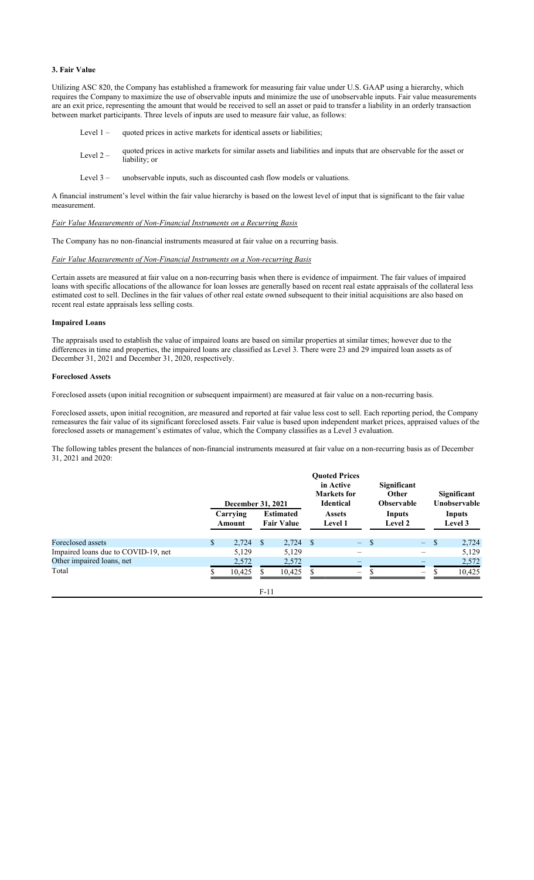### 3. Fair Value

Utilizing ASC 820, the Company has established a framework for measuring fair value under U.S. GAAP using a hierarchy, which requires the Company to maximize the use of observable inputs and minimize the use of unobservable inputs. Fair value measurements are an exit price, representing the amount that would be received to sell an asset or paid to transfer a liability in an orderly transaction between market participants. Three levels of inputs are used to measure fair value, as follows:

- Level 1 – quoted prices in active markets for identical assets or liabilities;
- Level 2 – quoted prices in active markets for similar assets and liabilities and inputs that are observable for the asset or liability; or
- Level 3 – unobservable inputs, such as discounted cash flow models or valuations.

A financial instrument's level within the fair value hierarchy is based on the lowest level of input that is significant to the fair value measurement.

*Fair Value Measurements of Non-Financial Instruments on a Recurring Basis*

The Company has no non-financial instruments measured at fair value on a recurring basis.

*Fair Value Measurements of Non-Financial Instruments on a Non-recurring Basis*

Certain assets are measured at fair value on a non-recurring basis when there is evidence of impairment. The fair values of impaired loans with specific allocations of the allowance for loan losses are generally based on recent real estate appraisals of the collateral less estimated cost to sell. Declines in the fair values of other real estate owned subsequent to their initial acquisitions are also based on recent real estate appraisals less selling costs.

**Impaired Loans**

The appraisals used to establish the value of impaired loans are based on similar properties at similar times; however due to the differences in time and properties, the impaired loans are classified as Level 3. There were 23 and 29 impaired loan assets as of December 31, 2021 and December 31, 2020, respectively.

**Foreclosed Assets**

Foreclosed assets (upon initial recognition or subsequent impairment) are measured at fair value on a non-recurring basis.

Foreclosed assets, upon initial recognition, are measured and reported at fair value less cost to sell. Each reporting period, the Company remeasures the fair value of its significant foreclosed assets. Fair value is based upon independent market prices, appraised values of the foreclosed assets or management's estimates of value, which the Company classifies as a Level 3 evaluation.

The following tables present the balances of non-financial instruments measured at fair value on a non-recurring basis as of December 31, 2021 and 2020:

| | December 31, 2021 | | Quoted Prices in Active Markets for Identical Assets | Significant Other Observable Inputs | Significant Unobservable Inputs |
|---|---|---|---|---|---|
| | Carrying Amount | Estimated Fair Value | Level 1 | Level 2 | Level 3 |
| Foreclosed assets | $ 2,724 | $ 2,724 | $ – | $ – | $ 2,724 |
| Impaired loans due to COVID-19, net | 5,129 | 5,129 | – | – | 5,129 |
| Other impaired loans, net | 2,572 | 2,572 | – | – | 2,572 |
| Total | $ 10,425 | $ 10,425 | $ – | $ – | $ 10,425 |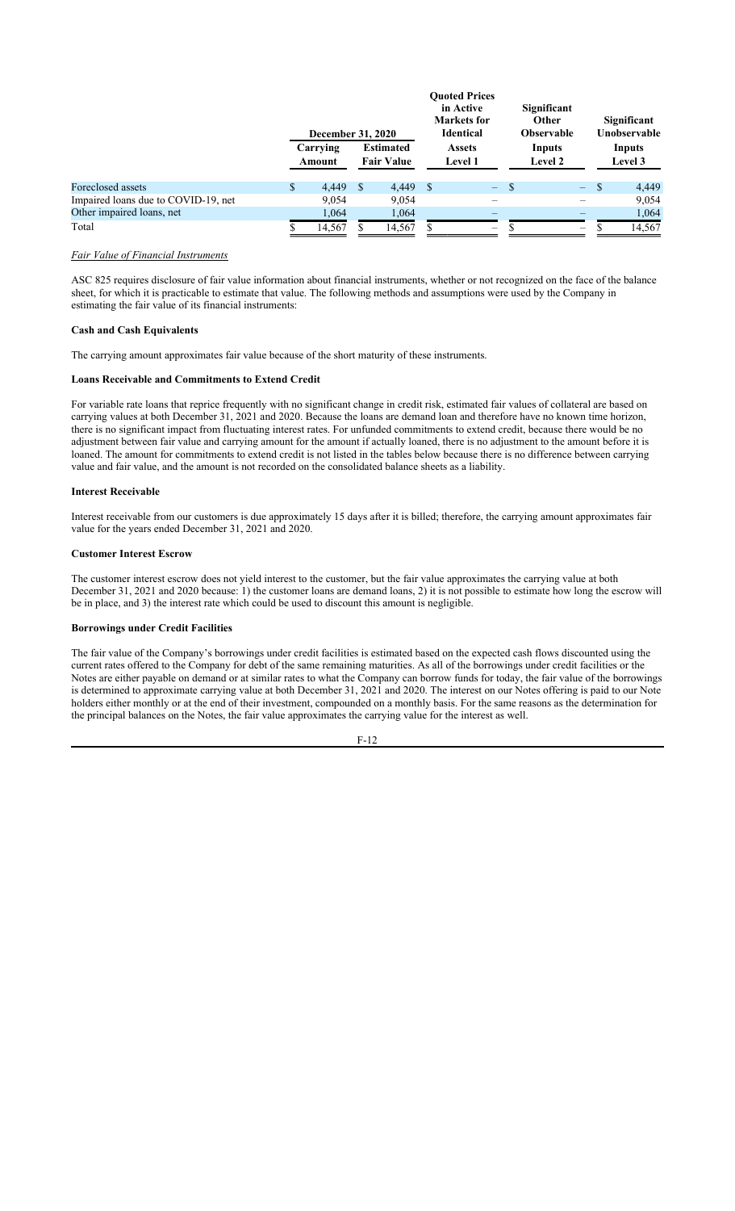| | December 31, 2020 | | Quoted Prices in Active Markets for Identical Assets | Significant Other Observable Inputs | Significant Unobservable Inputs |
|---|---|---|---|---|---|
| | Carrying Amount | Estimated Fair Value | Level 1 | Level 2 | Level 3 |
| Foreclosed assets | $ 4,449 | $ 4,449 | $ – | $ – | $ 4,449 |
| Impaired loans due to COVID-19, net | 9,054 | 9,054 | – | – | 9,054 |
| Other impaired loans, net | 1,064 | 1,064 | – | – | 1,064 |
| Total | $ 14,567 | $ 14,567 | $ – | $ – | $ 14,567 |

*Fair Value of Financial Instruments*

ASC 825 requires disclosure of fair value information about financial instruments, whether or not recognized on the face of the balance sheet, for which it is practicable to estimate that value. The following methods and assumptions were used by the Company in estimating the fair value of its financial instruments:

**Cash and Cash Equivalents**

The carrying amount approximates fair value because of the short maturity of these instruments.

**Loans Receivable and Commitments to Extend Credit**

For variable rate loans that reprice frequently with no significant change in credit risk, estimated fair values of collateral are based on carrying values at both December 31, 2021 and 2020. Because the loans are demand loan and therefore have no known time horizon, there is no significant impact from fluctuating interest rates. For unfunded commitments to extend credit, because there would be no adjustment between fair value and carrying amount for the amount if actually loaned, there is no adjustment to the amount before it is loaned. The amount for commitments to extend credit is not listed in the tables below because there is no difference between carrying value and fair value, and the amount is not recorded on the consolidated balance sheets as a liability.

**Interest Receivable**

Interest receivable from our customers is due approximately 15 days after it is billed; therefore, the carrying amount approximates fair value for the years ended December 31, 2021 and 2020.

**Customer Interest Escrow**

The customer interest escrow does not yield interest to the customer, but the fair value approximates the carrying value at both December 31, 2021 and 2020 because: 1) the customer loans are demand loans, 2) it is not possible to estimate how long the escrow will be in place, and 3) the interest rate which could be used to discount this amount is negligible.

**Borrowings under Credit Facilities**

The fair value of the Company's borrowings under credit facilities is estimated based on the expected cash flows discounted using the current rates offered to the Company for debt of the same remaining maturities. As all of the borrowings under credit facilities or the Notes are either payable on demand or at similar rates to what the Company can borrow funds for today, the fair value of the borrowings is determined to approximate carrying value at both December 31, 2021 and 2020. The interest on our Notes offering is paid to our Note holders either monthly or at the end of their investment, compounded on a monthly basis. For the same reasons as the determination for the principal balances on the Notes, the fair value approximates the carrying value for the interest as well.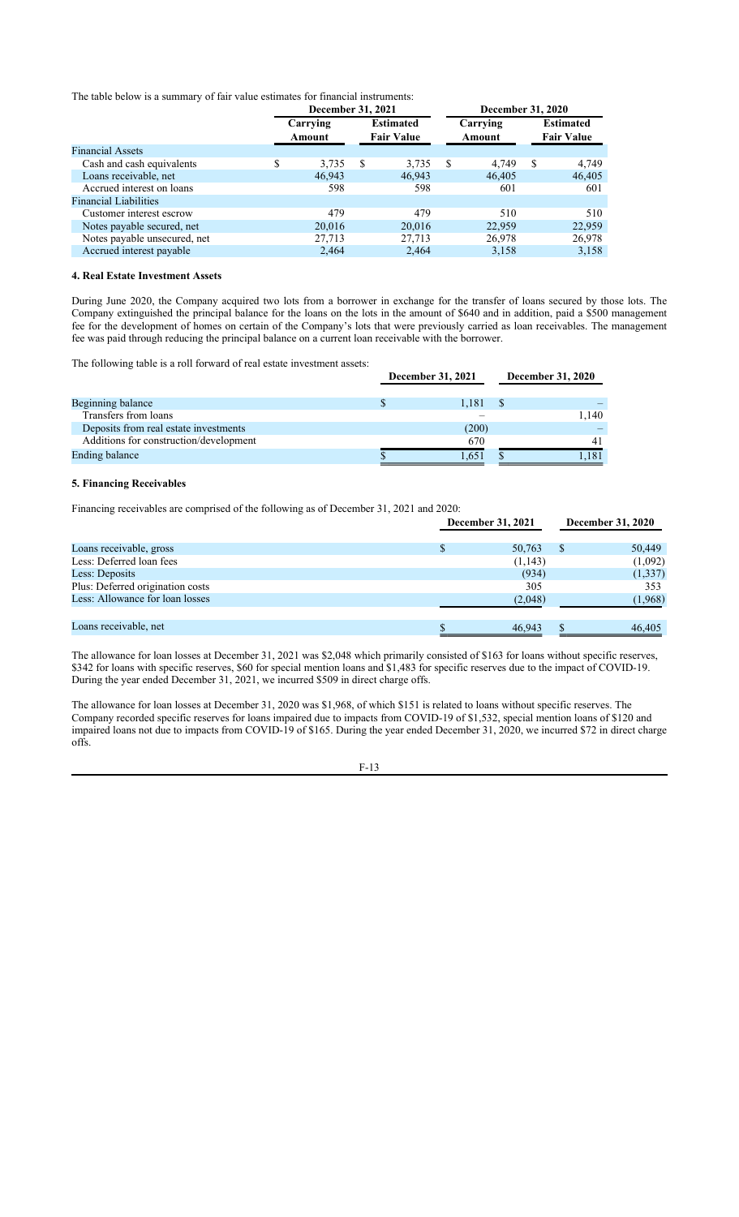The table below is a summary of fair value estimates for financial instruments:

| | December 31, 2021 | | December 31, 2020 | |
|---|---|---|---|---|
| | Carrying Amount | Estimated Fair Value | Carrying Amount | Estimated Fair Value |
| Financial Assets | | | | |
| Cash and cash equivalents | $ 3,735 | $ 3,735 | $ 4,749 | $ 4,749 |
| Loans receivable, net | 46,943 | 46,943 | 46,405 | 46,405 |
| Accrued interest on loans | 598 | 598 | 601 | 601 |
| Financial Liabilities | | | | |
| Customer interest escrow | 479 | 479 | 510 | 510 |
| Notes payable secured, net | 20,016 | 20,016 | 22,959 | 22,959 |
| Notes payable unsecured, net | 27,713 | 27,713 | 26,978 | 26,978 |
| Accrued interest payable | 2,464 | 2,464 | 3,158 | 3,158 |

#### 4. Real Estate Investment Assets

During June 2020, the Company acquired two lots from a borrower in exchange for the transfer of loans secured by those lots. The Company extinguished the principal balance for the loans on the lots in the amount of $640 and in addition, paid a $500 management fee for the development of homes on certain of the Company's lots that were previously carried as loan receivables. The management fee was paid through reducing the principal balance on a current loan receivable with the borrower.

The following table is a roll forward of real estate investment assets:

| | December 31, 2021 | December 31, 2020 |
|---|---|---|
| Beginning balance | $ 1,181 | $ – |
| Transfers from loans | – | 1,140 |
| Deposits from real estate investments | (200) | – |
| Additions for construction/development | 670 | 41 |
| Ending balance | $ 1,651 | $ 1,181 |

#### 5. Financing Receivables

Financing receivables are comprised of the following as of December 31, 2021 and 2020:

| | December 31, 2021 | December 31, 2020 |
|---|---|---|
| Loans receivable, gross | $ 50,763 | $ 50,449 |
| Less: Deferred loan fees | (1,143) | (1,092) |
| Less: Deposits | (934) | (1,337) |
| Plus: Deferred origination costs | 305 | 353 |
| Less: Allowance for loan losses | (2,048) | (1,968) |
| Loans receivable, net | $ 46,943 | $ 46,405 |

The allowance for loan losses at December 31, 2021 was $2,048 which primarily consisted of $163 for loans without specific reserves, $342 for loans with specific reserves, $60 for special mention loans and $1,483 for specific reserves due to the impact of COVID-19. During the year ended December 31, 2021, we incurred $509 in direct charge offs.

The allowance for loan losses at December 31, 2020 was $1,968, of which $151 is related to loans without specific reserves. The Company recorded specific reserves for loans impaired due to impacts from COVID-19 of $1,532, special mention loans of $120 and impaired loans not due to impacts from COVID-19 of $165. During the year ended December 31, 2020, we incurred $72 in direct charge offs.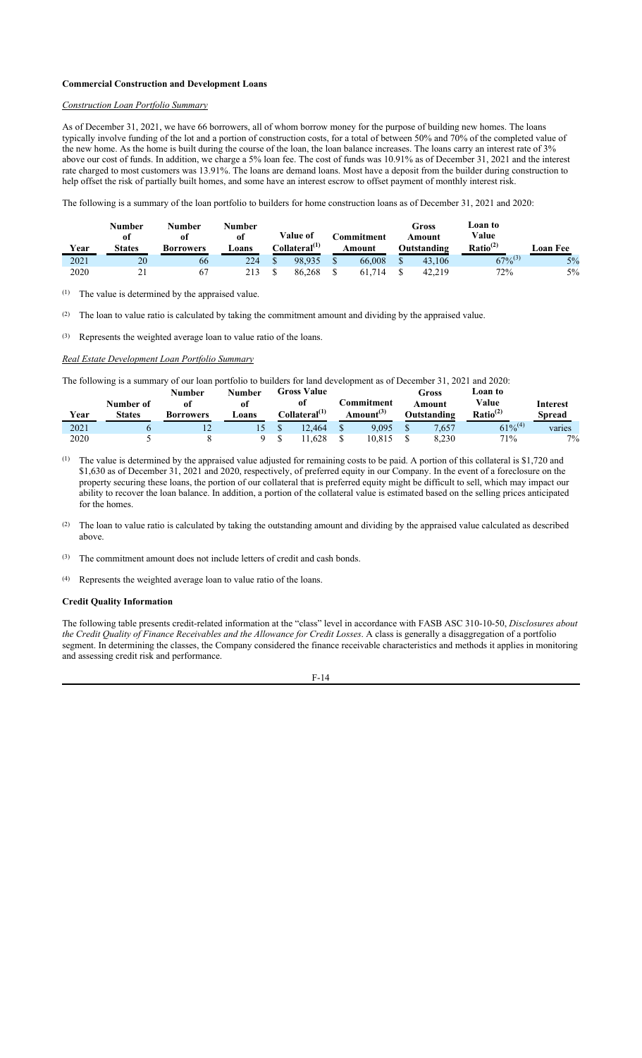**Commercial Construction and Development Loans**

*Construction Loan Portfolio Summary*

As of December 31, 2021, we have 66 borrowers, all of whom borrow money for the purpose of building new homes. The loans typically involve funding of the lot and a portion of construction costs, for a total of between 50% and 70% of the completed value of the new home. As the home is built during the course of the loan, the loan balance increases. The loans carry an interest rate of 3% above our cost of funds. In addition, we charge a 5% loan fee. The cost of funds was 10.91% as of December 31, 2021 and the interest rate charged to most customers was 13.91%. The loans are demand loans. Most have a deposit from the builder during construction to help offset the risk of partially built homes, and some have an interest escrow to offset payment of monthly interest risk.

The following is a summary of the loan portfolio to builders for home construction loans as of December 31, 2021 and 2020:

| Year | Number of States | Number of Borrowers | Number of Loans | Value of Collateral(1) | Commitment Amount | Gross Amount Outstanding | Loan to Value Ratio(2) | Loan Fee |
|---|---|---|---|---|---|---|---|---|
| 2021 | 20 | 66 | 224 | $ 98,935 | $ 66,008 | $ 43,106 | 67%(3) | 5% |
| 2020 | 21 | 67 | 213 | $ 86,268 | $ 61,714 | $ 42,219 | 72% | 5% |

(1) The value is determined by the appraised value.

(2) The loan to value ratio is calculated by taking the commitment amount and dividing by the appraised value.

(3) Represents the weighted average loan to value ratio of the loans.

*Real Estate Development Loan Portfolio Summary*

The following is a summary of our loan portfolio to builders for land development as of December 31, 2021 and 2020:

| Year | Number of States | Number of Borrowers | Number of Loans | Gross Value of Collateral(1) | Commitment Amount(3) | Gross Amount Outstanding | Loan to Value Ratio(2) | Interest Spread |
|---|---|---|---|---|---|---|---|---|
| 2021 | 6 | 12 | 15 | $ 12,464 | $ 9,095 | $ 7,657 | 61%(4) | varies |
| 2020 | 5 | 8 | 9 | $ 11,628 | $ 10,815 | $ 8,230 | 71% | 7% |

(1) The value is determined by the appraised value adjusted for remaining costs to be paid. A portion of this collateral is $1,720 and $1,630 as of December 31, 2021 and 2020, respectively, of preferred equity in our Company. In the event of a foreclosure on the property securing these loans, the portion of our collateral that is preferred equity might be difficult to sell, which may impact our ability to recover the loan balance. In addition, a portion of the collateral value is estimated based on the selling prices anticipated for the homes.

(2) The loan to value ratio is calculated by taking the outstanding amount and dividing by the appraised value calculated as described above.

(3) The commitment amount does not include letters of credit and cash bonds.

(4) Represents the weighted average loan to value ratio of the loans.

**Credit Quality Information**

The following table presents credit-related information at the "class" level in accordance with FASB ASC 310-10-50, *Disclosures about the Credit Quality of Finance Receivables and the Allowance for Credit Losses*. A class is generally a disaggregation of a portfolio segment. In determining the classes, the Company considered the finance receivable characteristics and methods it applies in monitoring and assessing credit risk and performance.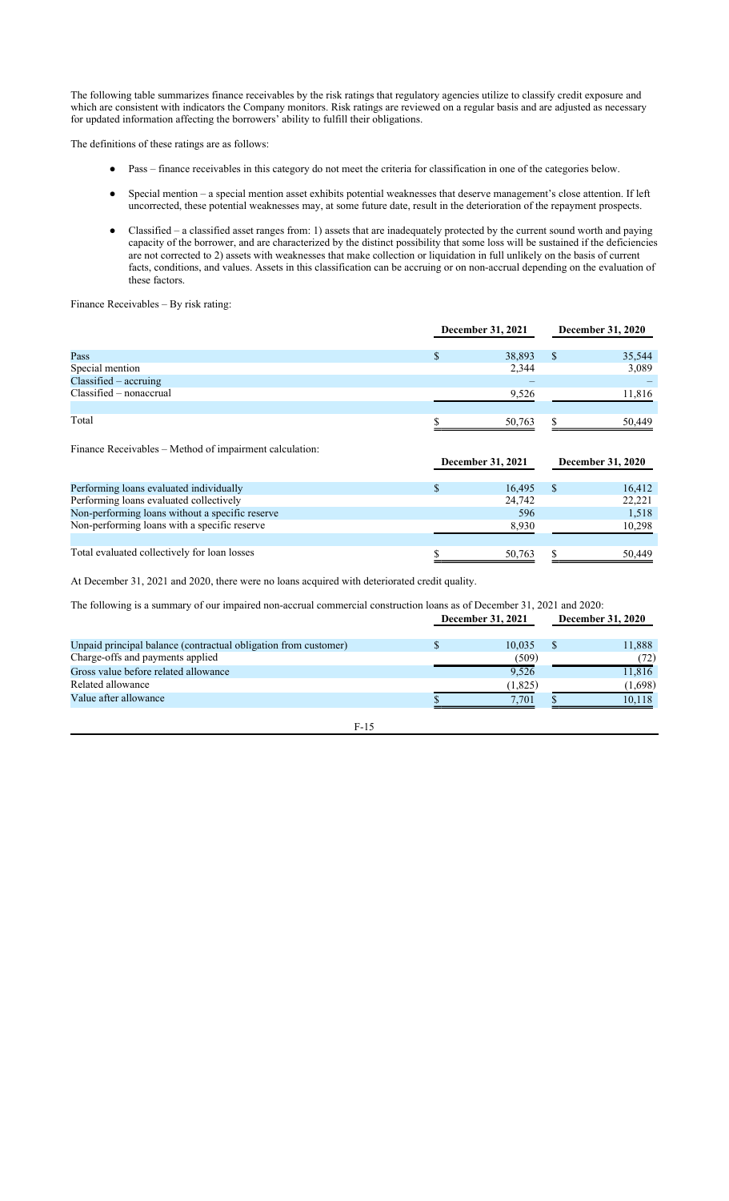The following table summarizes finance receivables by the risk ratings that regulatory agencies utilize to classify credit exposure and which are consistent with indicators the Company monitors. Risk ratings are reviewed on a regular basis and are adjusted as necessary for updated information affecting the borrowers' ability to fulfill their obligations.

The definitions of these ratings are as follows:

- Pass – finance receivables in this category do not meet the criteria for classification in one of the categories below.
- Special mention – a special mention asset exhibits potential weaknesses that deserve management's close attention. If left uncorrected, these potential weaknesses may, at some future date, result in the deterioration of the repayment prospects.
- Classified – a classified asset ranges from: 1) assets that are inadequately protected by the current sound worth and paying capacity of the borrower, and are characterized by the distinct possibility that some loss will be sustained if the deficiencies are not corrected to 2) assets with weaknesses that make collection or liquidation in full unlikely on the basis of current facts, conditions, and values. Assets in this classification can be accruing or on non-accrual depending on the evaluation of these factors.

Finance Receivables – By risk rating:

| | December 31, 2021 | December 31, 2020 |
|---|---|---|
| Pass | $ 38,893 | $ 35,544 |
| Special mention | 2,344 | 3,089 |
| Classified – accruing | – | – |
| Classified – nonaccrual | 9,526 | 11,816 |
| Total | $ 50,763 | $ 50,449 |

Finance Receivables – Method of impairment calculation:

| | December 31, 2021 | December 31, 2020 |
|---|---|---|
| Performing loans evaluated individually | $ 16,495 | $ 16,412 |
| Performing loans evaluated collectively | 24,742 | 22,221 |
| Non-performing loans without a specific reserve | 596 | 1,518 |
| Non-performing loans with a specific reserve | 8,930 | 10,298 |
| Total evaluated collectively for loan losses | $ 50,763 | $ 50,449 |

At December 31, 2021 and 2020, there were no loans acquired with deteriorated credit quality.

The following is a summary of our impaired non-accrual commercial construction loans as of December 31, 2021 and 2020:

| | December 31, 2021 | December 31, 2020 |
|---|---|---|
| Unpaid principal balance (contractual obligation from customer) | $ 10,035 | $ 11,888 |
| Charge-offs and payments applied | (509) | (72) |
| Gross value before related allowance | 9,526 | 11,816 |
| Related allowance | (1,825) | (1,698) |
| Value after allowance | $ 7,701 | $ 10,118 |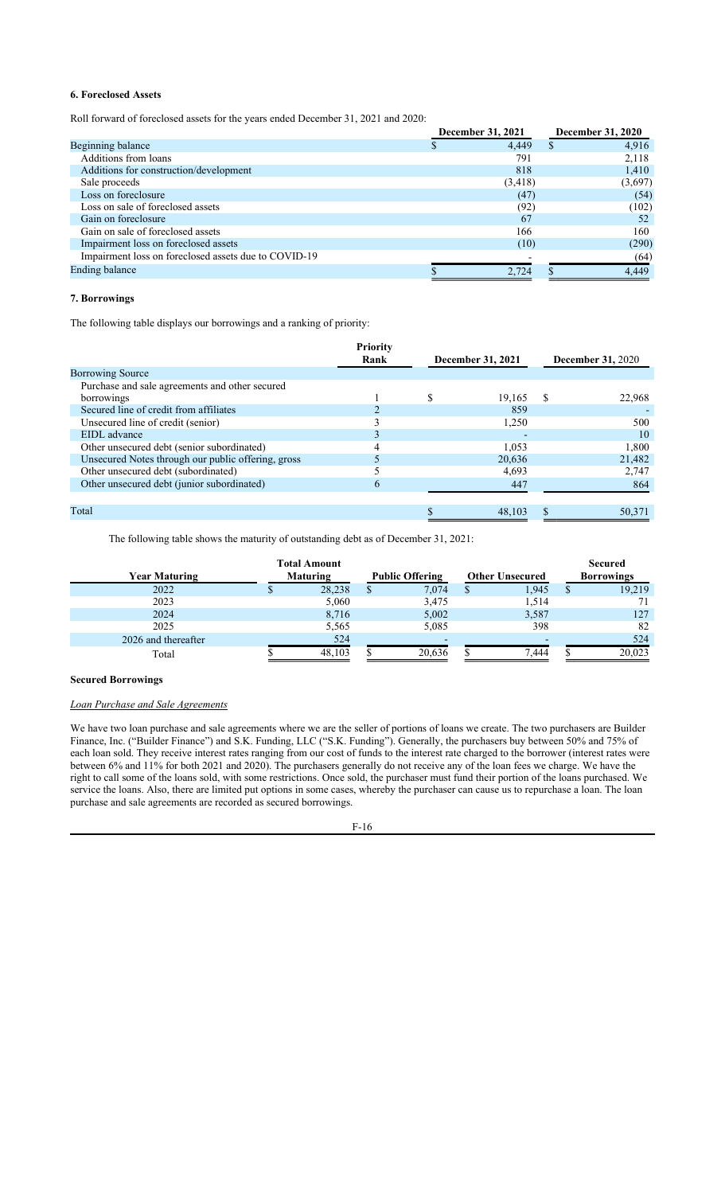### 6. Foreclosed Assets

Roll forward of foreclosed assets for the years ended December 31, 2021 and 2020:

| | December 31, 2021 | December 31, 2020 |
|---|---|---|
| Beginning balance | $ 4,449 | $ 4,916 |
| Additions from loans | 791 | 2,118 |
| Additions for construction/development | 818 | 1,410 |
| Sale proceeds | (3,418) | (3,697) |
| Loss on foreclosure | (47) | (54) |
| Loss on sale of foreclosed assets | (92) | (102) |
| Gain on foreclosure | 67 | 52 |
| Gain on sale of foreclosed assets | 166 | 160 |
| Impairment loss on foreclosed assets | (10) | (290) |
| Impairment loss on foreclosed assets due to COVID-19 | - | (64) |
| Ending balance | $ 2,724 | $ 4,449 |

### 7. Borrowings

The following table displays our borrowings and a ranking of priority:

| | Priority Rank | December 31, 2021 | December 31, 2020 |
|---|---|---|---|
| Borrowing Source | | | |
| Purchase and sale agreements and other secured borrowings | 1 | $ 19,165 | $ 22,968 |
| Secured line of credit from affiliates | 2 | 859 | - |
| Unsecured line of credit (senior) | 3 | 1,250 | 500 |
| EIDL advance | 3 | - | 10 |
| Other unsecured debt (senior subordinated) | 4 | 1,053 | 1,800 |
| Unsecured Notes through our public offering, gross | 5 | 20,636 | 21,482 |
| Other unsecured debt (subordinated) | 5 | 4,693 | 2,747 |
| Other unsecured debt (junior subordinated) | 6 | 447 | 864 |
| Total | | $ 48,103 | $ 50,371 |

The following table shows the maturity of outstanding debt as of December 31, 2021:

| Year Maturing | Total Amount Maturing | Public Offering | Other Unsecured | Secured Borrowings |
|---|---|---|---|---|
| 2022 | $ 28,238 | $ 7,074 | $ 1,945 | $ 19,219 |
| 2023 | 5,060 | 3,475 | 1,514 | 71 |
| 2024 | 8,716 | 5,002 | 3,587 | 127 |
| 2025 | 5,565 | 5,085 | 398 | 82 |
| 2026 and thereafter | 524 | - | - | 524 |
| Total | $ 48,103 | $ 20,636 | $ 7,444 | $ 20,023 |

#### Secured Borrowings

*Loan Purchase and Sale Agreements*

We have two loan purchase and sale agreements where we are the seller of portions of loans we create. The two purchasers are Builder Finance, Inc. ("Builder Finance") and S.K. Funding, LLC ("S.K. Funding"). Generally, the purchasers buy between 50% and 75% of each loan sold. They receive interest rates ranging from our cost of funds to the interest rate charged to the borrower (interest rates were between 6% and 11% for both 2021 and 2020). The purchasers generally do not receive any of the loan fees we charge. We have the right to call some of the loans sold, with some restrictions. Once sold, the purchaser must fund their portion of the loans purchased. We service the loans. Also, there are limited put options in some cases, whereby the purchaser can cause us to repurchase a loan. The loan purchase and sale agreements are recorded as secured borrowings.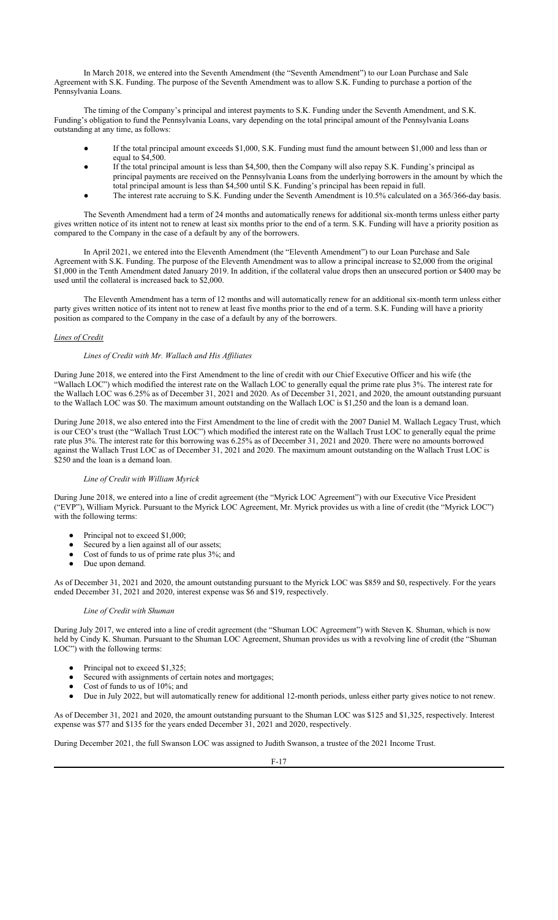In March 2018, we entered into the Seventh Amendment (the "Seventh Amendment") to our Loan Purchase and Sale Agreement with S.K. Funding. The purpose of the Seventh Amendment was to allow S.K. Funding to purchase a portion of the Pennsylvania Loans.

The timing of the Company's principal and interest payments to S.K. Funding under the Seventh Amendment, and S.K. Funding's obligation to fund the Pennsylvania Loans, vary depending on the total principal amount of the Pennsylvania Loans outstanding at any time, as follows:

- If the total principal amount exceeds $1,000, S.K. Funding must fund the amount between $1,000 and less than or equal to $4,500.
- If the total principal amount is less than $4,500, then the Company will also repay S.K. Funding's principal as principal payments are received on the Pennsylvania Loans from the underlying borrowers in the amount by which the total principal amount is less than $4,500 until S.K. Funding's principal has been repaid in full.
- The interest rate accruing to S.K. Funding under the Seventh Amendment is 10.5% calculated on a 365/366-day basis.

The Seventh Amendment had a term of 24 months and automatically renews for additional six-month terms unless either party gives written notice of its intent not to renew at least six months prior to the end of a term. S.K. Funding will have a priority position as compared to the Company in the case of a default by any of the borrowers.

In April 2021, we entered into the Eleventh Amendment (the "Eleventh Amendment") to our Loan Purchase and Sale Agreement with S.K. Funding. The purpose of the Eleventh Amendment was to allow a principal increase to $2,000 from the original $1,000 in the Tenth Amendment dated January 2019. In addition, if the collateral value drops then an unsecured portion or $400 may be used until the collateral is increased back to $2,000.

The Eleventh Amendment has a term of 12 months and will automatically renew for an additional six-month term unless either party gives written notice of its intent not to renew at least five months prior to the end of a term. S.K. Funding will have a priority position as compared to the Company in the case of a default by any of the borrowers.

*Lines of Credit*

*Lines of Credit with Mr. Wallach and His Affiliates*

During June 2018, we entered into the First Amendment to the line of credit with our Chief Executive Officer and his wife (the "Wallach LOC") which modified the interest rate on the Wallach LOC to generally equal the prime rate plus 3%. The interest rate for the Wallach LOC was 6.25% as of December 31, 2021 and 2020. As of December 31, 2021, and 2020, the amount outstanding pursuant to the Wallach LOC was $0. The maximum amount outstanding on the Wallach LOC is $1,250 and the loan is a demand loan.

During June 2018, we also entered into the First Amendment to the line of credit with the 2007 Daniel M. Wallach Legacy Trust, which is our CEO's trust (the "Wallach Trust LOC") which modified the interest rate on the Wallach Trust LOC to generally equal the prime rate plus 3%. The interest rate for this borrowing was 6.25% as of December 31, 2021 and 2020. There were no amounts borrowed against the Wallach Trust LOC as of December 31, 2021 and 2020. The maximum amount outstanding on the Wallach Trust LOC is $250 and the loan is a demand loan.

*Line of Credit with William Myrick*

During June 2018, we entered into a line of credit agreement (the "Myrick LOC Agreement") with our Executive Vice President ("EVP"), William Myrick. Pursuant to the Myrick LOC Agreement, Mr. Myrick provides us with a line of credit (the "Myrick LOC") with the following terms:

- Principal not to exceed $1,000;
- Secured by a lien against all of our assets;
- Cost of funds to us of prime rate plus 3%; and
- Due upon demand.

As of December 31, 2021 and 2020, the amount outstanding pursuant to the Myrick LOC was $859 and $0, respectively. For the years ended December 31, 2021 and 2020, interest expense was $6 and $19, respectively.

*Line of Credit with Shuman*

During July 2017, we entered into a line of credit agreement (the "Shuman LOC Agreement") with Steven K. Shuman, which is now held by Cindy K. Shuman. Pursuant to the Shuman LOC Agreement, Shuman provides us with a revolving line of credit (the "Shuman LOC") with the following terms:

- Principal not to exceed $1,325;
- Secured with assignments of certain notes and mortgages;
- Cost of funds to us of 10%; and
- Due in July 2022, but will automatically renew for additional 12-month periods, unless either party gives notice to not renew.

As of December 31, 2021 and 2020, the amount outstanding pursuant to the Shuman LOC was $125 and $1,325, respectively. Interest expense was $77 and $135 for the years ended December 31, 2021 and 2020, respectively.

During December 2021, the full Swanson LOC was assigned to Judith Swanson, a trustee of the 2021 Income Trust.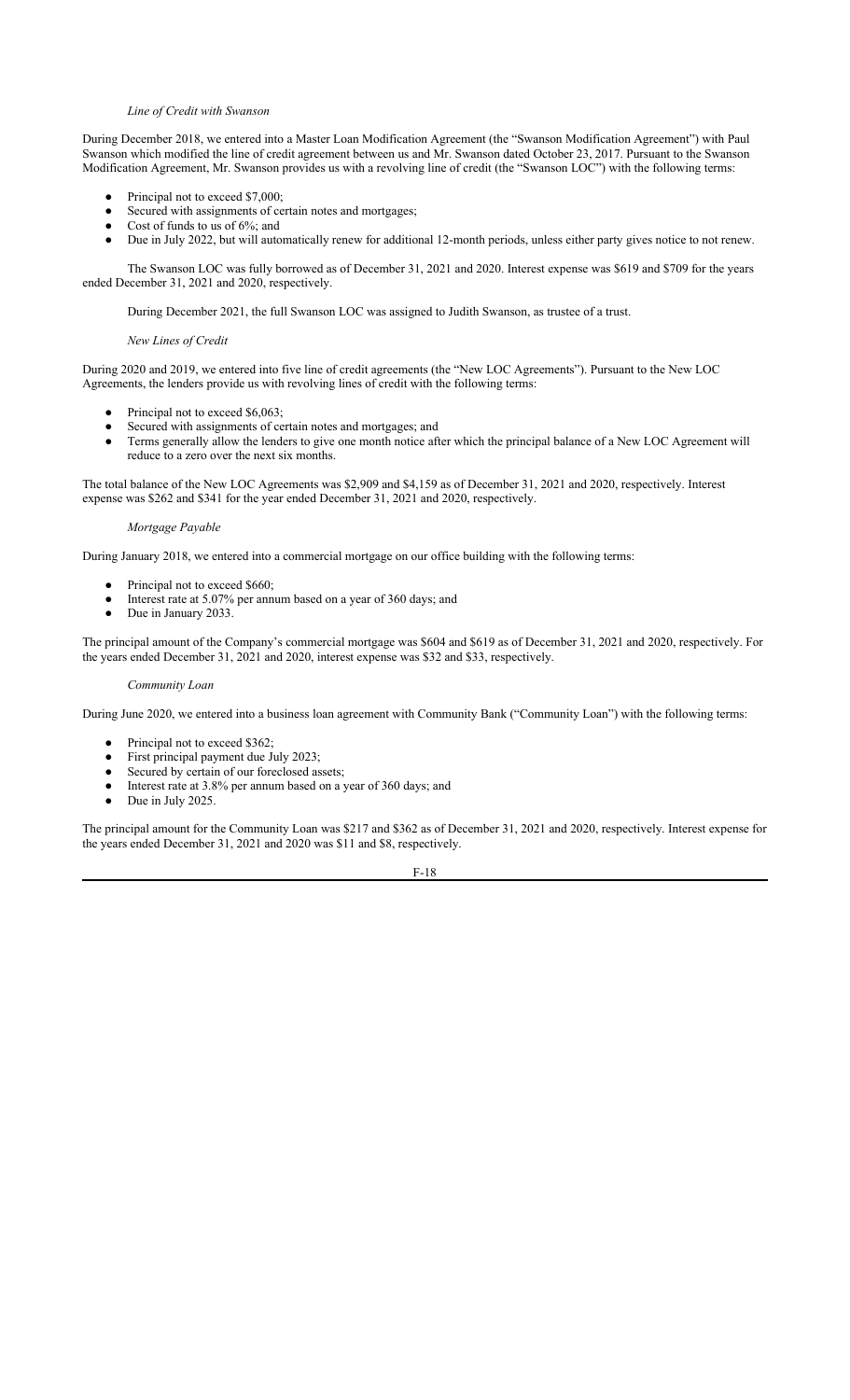*Line of Credit with Swanson*

During December 2018, we entered into a Master Loan Modification Agreement (the "Swanson Modification Agreement") with Paul Swanson which modified the line of credit agreement between us and Mr. Swanson dated October 23, 2017. Pursuant to the Swanson Modification Agreement, Mr. Swanson provides us with a revolving line of credit (the "Swanson LOC") with the following terms:

- Principal not to exceed $7,000;
- Secured with assignments of certain notes and mortgages;
- Cost of funds to us of 6%; and
- Due in July 2022, but will automatically renew for additional 12-month periods, unless either party gives notice to not renew.

The Swanson LOC was fully borrowed as of December 31, 2021 and 2020. Interest expense was $619 and $709 for the years ended December 31, 2021 and 2020, respectively.

During December 2021, the full Swanson LOC was assigned to Judith Swanson, as trustee of a trust.

*New Lines of Credit*

During 2020 and 2019, we entered into five line of credit agreements (the "New LOC Agreements"). Pursuant to the New LOC Agreements, the lenders provide us with revolving lines of credit with the following terms:

- Principal not to exceed $6,063;
- Secured with assignments of certain notes and mortgages; and
- Terms generally allow the lenders to give one month notice after which the principal balance of a New LOC Agreement will reduce to a zero over the next six months.

The total balance of the New LOC Agreements was $2,909 and $4,159 as of December 31, 2021 and 2020, respectively. Interest expense was $262 and $341 for the year ended December 31, 2021 and 2020, respectively.

*Mortgage Payable*

During January 2018, we entered into a commercial mortgage on our office building with the following terms:

- Principal not to exceed $660;
- Interest rate at 5.07% per annum based on a year of 360 days; and
- Due in January 2033.

The principal amount of the Company's commercial mortgage was $604 and $619 as of December 31, 2021 and 2020, respectively. For the years ended December 31, 2021 and 2020, interest expense was $32 and $33, respectively.

*Community Loan*

During June 2020, we entered into a business loan agreement with Community Bank ("Community Loan") with the following terms:

- Principal not to exceed $362;
- First principal payment due July 2023;
- Secured by certain of our foreclosed assets;
- Interest rate at 3.8% per annum based on a year of 360 days; and
- Due in July 2025.

The principal amount for the Community Loan was $217 and $362 as of December 31, 2021 and 2020, respectively. Interest expense for the years ended December 31, 2021 and 2020 was $11 and $8, respectively.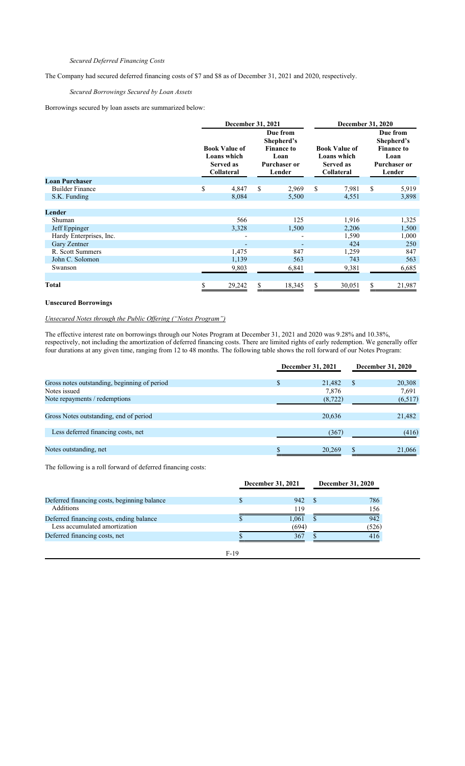*Secured Deferred Financing Costs*

The Company had secured deferred financing costs of $7 and $8 as of December 31, 2021 and 2020, respectively.

*Secured Borrowings Secured by Loan Assets*

Borrowings secured by loan assets are summarized below:

| | December 31, 2021 | | December 31, 2020 | |
|---|---|---|---|---|
| | Book Value of Loans which Served as Collateral | Due from Shepherd's Finance to Loan Purchaser or Lender | Book Value of Loans which Served as Collateral | Due from Shepherd's Finance to Loan Purchaser or Lender |
| **Loan Purchaser** | | | | |
| Builder Finance | $ 4,847 | $ 2,969 | $ 7,981 | $ 5,919 |
| S.K. Funding | 8,084 | 5,500 | 4,551 | 3,898 |
| **Lender** | | | | |
| Shuman | 566 | 125 | 1,916 | 1,325 |
| Jeff Eppinger | 3,328 | 1,500 | 2,206 | 1,500 |
| Hardy Enterprises, Inc. | - | - | 1,590 | 1,000 |
| Gary Zentner | - | - | 424 | 250 |
| R. Scott Summers | 1,475 | 847 | 1,259 | 847 |
| John C. Solomon | 1,139 | 563 | 743 | 563 |
| Swanson | 9,803 | 6,841 | 9,381 | 6,685 |
| **Total** | $ 29,242 | $ 18,345 | $ 30,051 | $ 21,987 |

**Unsecured Borrowings**

<u>Unsecured Notes through the Public Offering ("Notes Program")</u>

The effective interest rate on borrowings through our Notes Program at December 31, 2021 and 2020 was 9.28% and 10.38%, respectively, not including the amortization of deferred financing costs. There are limited rights of early redemption. We generally offer four durations at any given time, ranging from 12 to 48 months. The following table shows the roll forward of our Notes Program:

| | December 31, 2021 | December 31, 2020 |
|---|---|---|
| Gross notes outstanding, beginning of period | $ 21,482 | $ 20,308 |
| Notes issued | 7,876 | 7,691 |
| Note repayments / redemptions | (8,722) | (6,517) |
| Gross Notes outstanding, end of period | 20,636 | 21,482 |
| Less deferred financing costs, net | (367) | (416) |
| Notes outstanding, net | $ 20,269 | $ 21,066 |

The following is a roll forward of deferred financing costs:

| | December 31, 2021 | December 31, 2020 |
|---|---|---|
| Deferred financing costs, beginning balance | $ 942 | $ 786 |
| Additions | 119 | 156 |
| Deferred financing costs, ending balance | $ 1,061 | $ 942 |
| Less accumulated amortization | (694) | (526) |
| Deferred financing costs, net | $ 367 | $ 416 |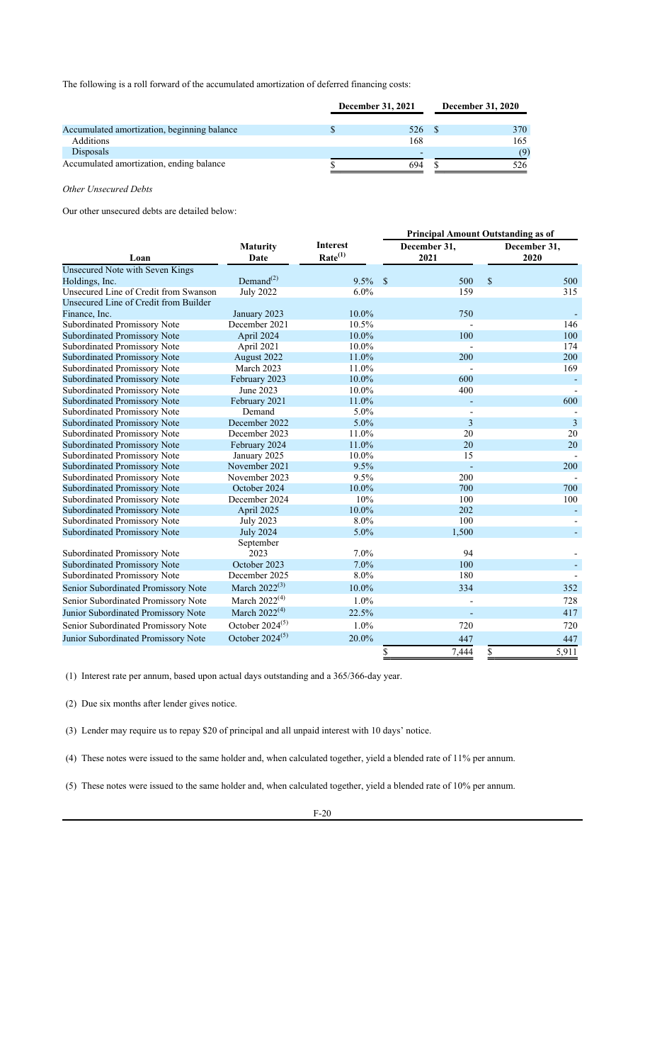The following is a roll forward of the accumulated amortization of deferred financing costs:

| | December 31, 2021 | December 31, 2020 |
|---|---|---|
| Accumulated amortization, beginning balance | $ 526 | $ 370 |
| Additions | 168 | 165 |
| Disposals | - | (9) |
| Accumulated amortization, ending balance | $ 694 | $ 526 |

*Other Unsecured Debts*

Our other unsecured debts are detailed below:

| | | | Principal Amount Outstanding as of | |
|---|---|---|---|---|
| Loan | Maturity Date | Interest Rate[(1)] | December 31, 2021 | December 31, 2020 |
| Unsecured Note with Seven Kings Holdings, Inc. | Demand[(2)] | 9.5% | $ 500 | $ 500 |
| Unsecured Line of Credit from Swanson | July 2022 | 6.0% | 159 | 315 |
| Unsecured Line of Credit from Builder Finance, Inc. | January 2023 | 10.0% | 750 | - |
| Subordinated Promissory Note | December 2021 | 10.5% | - | 146 |
| Subordinated Promissory Note | April 2024 | 10.0% | 100 | 100 |
| Subordinated Promissory Note | April 2021 | 10.0% | - | 174 |
| Subordinated Promissory Note | August 2022 | 11.0% | 200 | 200 |
| Subordinated Promissory Note | March 2023 | 11.0% | - | 169 |
| Subordinated Promissory Note | February 2023 | 10.0% | 600 | - |
| Subordinated Promissory Note | June 2023 | 10.0% | 400 | - |
| Subordinated Promissory Note | February 2021 | 11.0% | - | 600 |
| Subordinated Promissory Note | Demand | 5.0% | - | - |
| Subordinated Promissory Note | December 2022 | 5.0% | 3 | 3 |
| Subordinated Promissory Note | December 2023 | 11.0% | 20 | 20 |
| Subordinated Promissory Note | February 2024 | 11.0% | 20 | 20 |
| Subordinated Promissory Note | January 2025 | 10.0% | 15 | - |
| Subordinated Promissory Note | November 2021 | 9.5% | - | 200 |
| Subordinated Promissory Note | November 2023 | 9.5% | 200 | - |
| Subordinated Promissory Note | October 2024 | 10.0% | 700 | 700 |
| Subordinated Promissory Note | December 2024 | 10% | 100 | 100 |
| Subordinated Promissory Note | April 2025 | 10.0% | 202 | - |
| Subordinated Promissory Note | July 2023 | 8.0% | 100 | - |
| Subordinated Promissory Note | July 2024 | 5.0% | 1,500 | - |
| Subordinated Promissory Note | September 2023 | 7.0% | 94 | - |
| Subordinated Promissory Note | October 2023 | 7.0% | 100 | - |
| Subordinated Promissory Note | December 2025 | 8.0% | 180 | - |
| Senior Subordinated Promissory Note | March 2022[(3)] | 10.0% | 334 | 352 |
| Senior Subordinated Promissory Note | March 2022[(4)] | 1.0% | - | 728 |
| Junior Subordinated Promissory Note | March 2022[(4)] | 22.5% | - | 417 |
| Senior Subordinated Promissory Note | October 2024[(5)] | 1.0% | 720 | 720 |
| Junior Subordinated Promissory Note | October 2024[(5)] | 20.0% | 447 | 447 |
| | | | $ 7,444 | $ 5,911 |

(1) Interest rate per annum, based upon actual days outstanding and a 365/366-day year.

(2) Due six months after lender gives notice.

(3) Lender may require us to repay $20 of principal and all unpaid interest with 10 days' notice.

(4) These notes were issued to the same holder and, when calculated together, yield a blended rate of 11% per annum.

(5) These notes were issued to the same holder and, when calculated together, yield a blended rate of 10% per annum.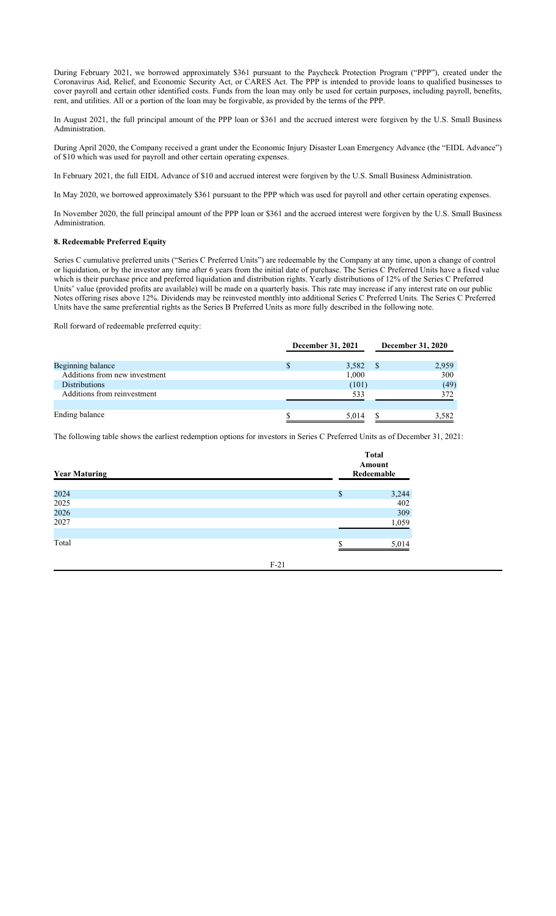During February 2021, we borrowed approximately $361 pursuant to the Paycheck Protection Program ("PPP"), created under the Coronavirus Aid, Relief, and Economic Security Act, or CARES Act. The PPP is intended to provide loans to qualified businesses to cover payroll and certain other identified costs. Funds from the loan may only be used for certain purposes, including payroll, benefits, rent, and utilities. All or a portion of the loan may be forgivable, as provided by the terms of the PPP.

In August 2021, the full principal amount of the PPP loan or $361 and the accrued interest were forgiven by the U.S. Small Business Administration.

During April 2020, the Company received a grant under the Economic Injury Disaster Loan Emergency Advance (the "EIDL Advance") of $10 which was used for payroll and other certain operating expenses.

In February 2021, the full EIDL Advance of $10 and accrued interest were forgiven by the U.S. Small Business Administration.

In May 2020, we borrowed approximately $361 pursuant to the PPP which was used for payroll and other certain operating expenses.

In November 2020, the full principal amount of the PPP loan or $361 and the accrued interest were forgiven by the U.S. Small Business Administration.

### 8. Redeemable Preferred Equity

Series C cumulative preferred units ("Series C Preferred Units") are redeemable by the Company at any time, upon a change of control or liquidation, or by the investor any time after 6 years from the initial date of purchase. The Series C Preferred Units have a fixed value which is their purchase price and preferred liquidation and distribution rights. Yearly distributions of 12% of the Series C Preferred Units' value (provided profits are available) will be made on a quarterly basis. This rate may increase if any interest rate on our public Notes offering rises above 12%. Dividends may be reinvested monthly into additional Series C Preferred Units. The Series C Preferred Units have the same preferential rights as the Series B Preferred Units as more fully described in the following note.

Roll forward of redeemable preferred equity:

| | December 31, 2021 | December 31, 2020 |
|---|---|---|
| Beginning balance | $ 3,582 | $ 2,959 |
| Additions from new investment | 1,000 | 300 |
| Distributions | (101) | (49) |
| Additions from reinvestment | 533 | 372 |
| Ending balance | $ 5,014 | $ 3,582 |

The following table shows the earliest redemption options for investors in Series C Preferred Units as of December 31, 2021:

| Year Maturing | Total Amount Redeemable |
|---|---|
| 2024 | $ 3,244 |
| 2025 | 402 |
| 2026 | 309 |
| 2027 | 1,059 |
| Total | $ 5,014 |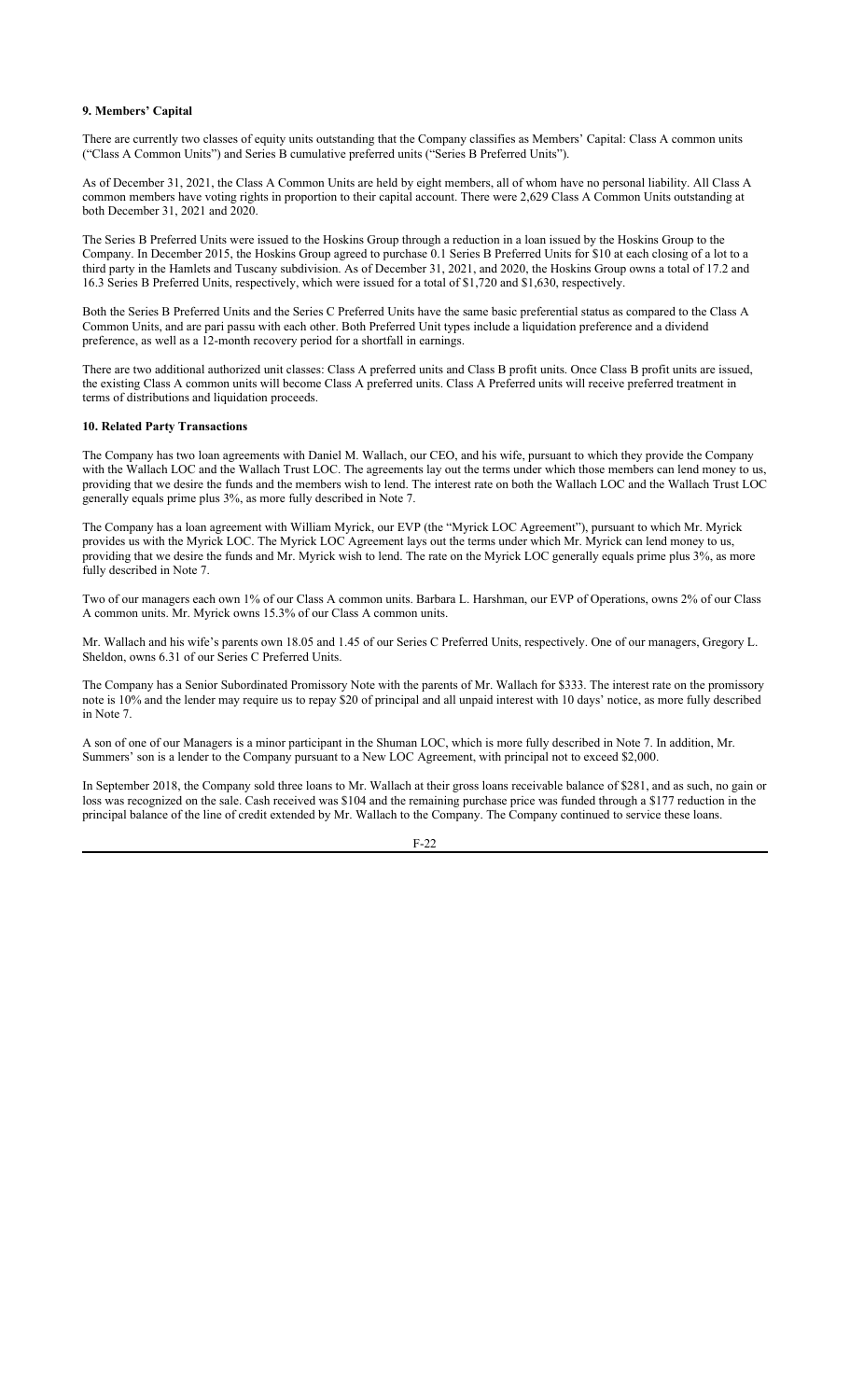### 9. Members' Capital

There are currently two classes of equity units outstanding that the Company classifies as Members' Capital: Class A common units ("Class A Common Units") and Series B cumulative preferred units ("Series B Preferred Units").

As of December 31, 2021, the Class A Common Units are held by eight members, all of whom have no personal liability. All Class A common members have voting rights in proportion to their capital account. There were 2,629 Class A Common Units outstanding at both December 31, 2021 and 2020.

The Series B Preferred Units were issued to the Hoskins Group through a reduction in a loan issued by the Hoskins Group to the Company. In December 2015, the Hoskins Group agreed to purchase 0.1 Series B Preferred Units for $10 at each closing of a lot to a third party in the Hamlets and Tuscany subdivision. As of December 31, 2021, and 2020, the Hoskins Group owns a total of 17.2 and 16.3 Series B Preferred Units, respectively, which were issued for a total of $1,720 and $1,630, respectively.

Both the Series B Preferred Units and the Series C Preferred Units have the same basic preferential status as compared to the Class A Common Units, and are pari passu with each other. Both Preferred Unit types include a liquidation preference and a dividend preference, as well as a 12-month recovery period for a shortfall in earnings.

There are two additional authorized unit classes: Class A preferred units and Class B profit units. Once Class B profit units are issued, the existing Class A common units will become Class A preferred units. Class A Preferred units will receive preferred treatment in terms of distributions and liquidation proceeds.

### 10. Related Party Transactions

The Company has two loan agreements with Daniel M. Wallach, our CEO, and his wife, pursuant to which they provide the Company with the Wallach LOC and the Wallach Trust LOC. The agreements lay out the terms under which those members can lend money to us, providing that we desire the funds and the members wish to lend. The interest rate on both the Wallach LOC and the Wallach Trust LOC generally equals prime plus 3%, as more fully described in Note 7.

The Company has a loan agreement with William Myrick, our EVP (the "Myrick LOC Agreement"), pursuant to which Mr. Myrick provides us with the Myrick LOC. The Myrick LOC Agreement lays out the terms under which Mr. Myrick can lend money to us, providing that we desire the funds and Mr. Myrick wish to lend. The rate on the Myrick LOC generally equals prime plus 3%, as more fully described in Note 7.

Two of our managers each own 1% of our Class A common units. Barbara L. Harshman, our EVP of Operations, owns 2% of our Class A common units. Mr. Myrick owns 15.3% of our Class A common units.

Mr. Wallach and his wife's parents own 18.05 and 1.45 of our Series C Preferred Units, respectively. One of our managers, Gregory L. Sheldon, owns 6.31 of our Series C Preferred Units.

The Company has a Senior Subordinated Promissory Note with the parents of Mr. Wallach for $333. The interest rate on the promissory note is 10% and the lender may require us to repay $20 of principal and all unpaid interest with 10 days' notice, as more fully described in Note 7.

A son of one of our Managers is a minor participant in the Shuman LOC, which is more fully described in Note 7. In addition, Mr. Summers' son is a lender to the Company pursuant to a New LOC Agreement, with principal not to exceed $2,000.

In September 2018, the Company sold three loans to Mr. Wallach at their gross loans receivable balance of $281, and as such, no gain or loss was recognized on the sale. Cash received was $104 and the remaining purchase price was funded through a $177 reduction in the principal balance of the line of credit extended by Mr. Wallach to the Company. The Company continued to service these loans.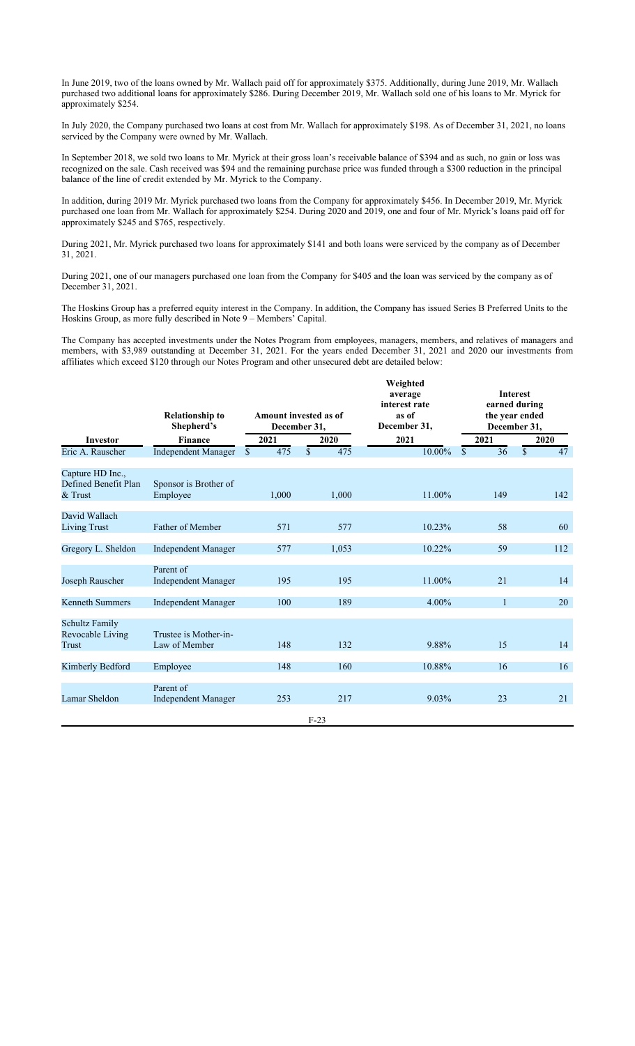In June 2019, two of the loans owned by Mr. Wallach paid off for approximately $375. Additionally, during June 2019, Mr. Wallach purchased two additional loans for approximately $286. During December 2019, Mr. Wallach sold one of his loans to Mr. Myrick for approximately $254.

In July 2020, the Company purchased two loans at cost from Mr. Wallach for approximately $198. As of December 31, 2021, no loans serviced by the Company were owned by Mr. Wallach.

In September 2018, we sold two loans to Mr. Myrick at their gross loan's receivable balance of $394 and as such, no gain or loss was recognized on the sale. Cash received was $94 and the remaining purchase price was funded through a $300 reduction in the principal balance of the line of credit extended by Mr. Myrick to the Company.

In addition, during 2019 Mr. Myrick purchased two loans from the Company for approximately $456. In December 2019, Mr. Myrick purchased one loan from Mr. Wallach for approximately $254. During 2020 and 2019, one and four of Mr. Myrick's loans paid off for approximately $245 and $765, respectively.

During 2021, Mr. Myrick purchased two loans for approximately $141 and both loans were serviced by the company as of December 31, 2021.

During 2021, one of our managers purchased one loan from the Company for $405 and the loan was serviced by the company as of December 31, 2021.

The Hoskins Group has a preferred equity interest in the Company. In addition, the Company has issued Series B Preferred Units to the Hoskins Group, as more fully described in Note 9 – Members' Capital.

The Company has accepted investments under the Notes Program from employees, managers, members, and relatives of managers and members, with $3,989 outstanding at December 31, 2021. For the years ended December 31, 2021 and 2020 our investments from affiliates which exceed $120 through our Notes Program and other unsecured debt are detailed below:

| Investor | Relationship to Shepherd's Finance | Amount invested as of December 31, 2021 | Amount invested as of December 31, 2020 | Weighted average interest rate as of December 31, 2021 | Interest earned during the year ended December 31, 2021 | Interest earned during the year ended December 31, 2020 |
|---|---|---|---|---|---|---|
| Eric A. Rauscher | Independent Manager | $ 475 | $ 475 | 10.00% | $ 36 | $ 47 |
| Capture HD Inc., Defined Benefit Plan & Trust | Sponsor is Brother of Employee | 1,000 | 1,000 | 11.00% | 149 | 142 |
| David Wallach Living Trust | Father of Member | 571 | 577 | 10.23% | 58 | 60 |
| Gregory L. Sheldon | Independent Manager | 577 | 1,053 | 10.22% | 59 | 112 |
| Joseph Rauscher | Parent of Independent Manager | 195 | 195 | 11.00% | 21 | 14 |
| Kenneth Summers | Independent Manager | 100 | 189 | 4.00% | 1 | 20 |
| Schultz Family Revocable Living Trust | Trustee is Mother-in-Law of Member | 148 | 132 | 9.88% | 15 | 14 |
| Kimberly Bedford | Employee | 148 | 160 | 10.88% | 16 | 16 |
| Lamar Sheldon | Parent of Independent Manager | 253 | 217 | 9.03% | 23 | 21 |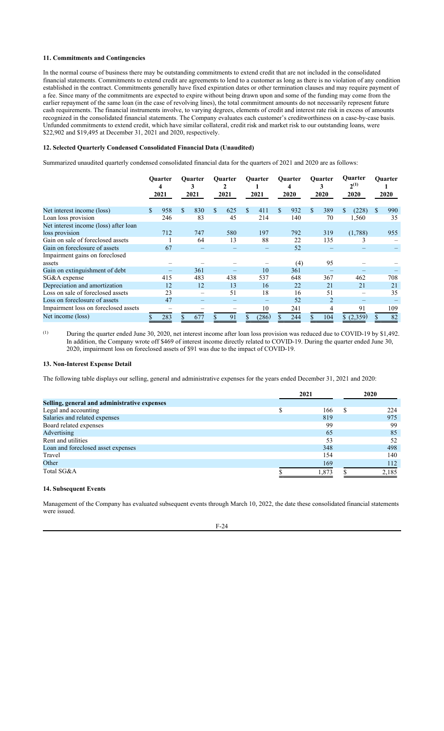**11. Commitments and Contingencies**

In the normal course of business there may be outstanding commitments to extend credit that are not included in the consolidated financial statements. Commitments to extend credit are agreements to lend to a customer as long as there is no violation of any condition established in the contract. Commitments generally have fixed expiration dates or other termination clauses and may require payment of a fee. Since many of the commitments are expected to expire without being drawn upon and some of the funding may come from the earlier repayment of the same loan (in the case of revolving lines), the total commitment amounts do not necessarily represent future cash requirements. The financial instruments involve, to varying degrees, elements of credit and interest rate risk in excess of amounts recognized in the consolidated financial statements. The Company evaluates each customer's creditworthiness on a case-by-case basis. Unfunded commitments to extend credit, which have similar collateral, credit risk and market risk to our outstanding loans, were $22,902 and $19,495 at December 31, 2021 and 2020, respectively.

**12. Selected Quarterly Condensed Consolidated Financial Data (Unaudited)**

Summarized unaudited quarterly condensed consolidated financial data for the quarters of 2021 and 2020 are as follows:

| | Quarter 4 2021 | Quarter 3 2021 | Quarter 2 2021 | Quarter 1 2021 | Quarter 4 2020 | Quarter 3 2020 | Quarter 2[(1)] 2020 | Quarter 1 2020 |
|---|---|---|---|---|---|---|---|---|
| Net interest income (loss) | $ 958 | $ 830 | $ 625 | $ 411 | $ 932 | $ 389 | $ (228) | $ 990 |
| Loan loss provision | 246 | 83 | 45 | 214 | 140 | 70 | 1,560 | 35 |
| Net interest income (loss) after loan loss provision | 712 | 747 | 580 | 197 | 792 | 319 | (1,788) | 955 |
| Gain on sale of foreclosed assets | 1 | 64 | 13 | 88 | 22 | 135 | 3 | – |
| Gain on foreclosure of assets | 67 | – | – | – | 52 | – | – | – |
| Impairment gains on foreclosed assets | – | – | – | – | (4) | 95 | – | – |
| Gain on extinguishment of debt | – | 361 | – | 10 | 361 | – | – | – |
| SG&A expense | 415 | 483 | 438 | 537 | 648 | 367 | 462 | 708 |
| Depreciation and amortization | 12 | 12 | 13 | 16 | 22 | 21 | 21 | 21 |
| Loss on sale of foreclosed assets | 23 | – | 51 | 18 | 16 | 51 | – | 35 |
| Loss on foreclosure of assets | 47 | – | – | – | 52 | 2 | – | – |
| Impairment loss on foreclosed assets | – | – | – | 10 | 241 | 4 | 91 | 109 |
| Net income (loss) | $ 283 | $ 677 | $ 91 | $ (286) | $ 244 | $ 104 | $ (2,359) | $ 82 |

(1) During the quarter ended June 30, 2020, net interest income after loan loss provision was reduced due to COVID-19 by $1,492. In addition, the Company wrote off $469 of interest income directly related to COVID-19. During the quarter ended June 30, 2020, impairment loss on foreclosed assets of $91 was due to the impact of COVID-19.

**13. Non-Interest Expense Detail**

The following table displays our selling, general and administrative expenses for the years ended December 31, 2021 and 2020:

| | 2021 | 2020 |
|---|---|---|
| **Selling, general and administrative expenses** | | |
| Legal and accounting | $ 166 | $ 224 |
| Salaries and related expenses | 819 | 975 |
| Board related expenses | 99 | 99 |
| Advertising | 65 | 85 |
| Rent and utilities | 53 | 52 |
| Loan and foreclosed asset expenses | 348 | 498 |
| Travel | 154 | 140 |
| Other | 169 | 112 |
| Total SG&A | $ 1,873 | $ 2,185 |

**14. Subsequent Events**

Management of the Company has evaluated subsequent events through March 10, 2022, the date these consolidated financial statements were issued.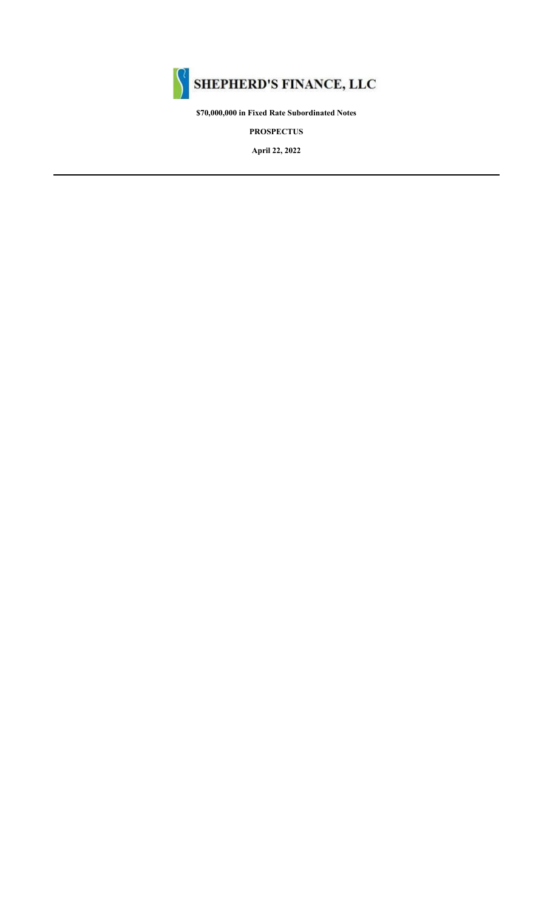# SHEPHERD'S FINANCE, LLC

**$70,000,000 in Fixed Rate Subordinated Notes**

**PROSPECTUS**

**April 22, 2022**

---